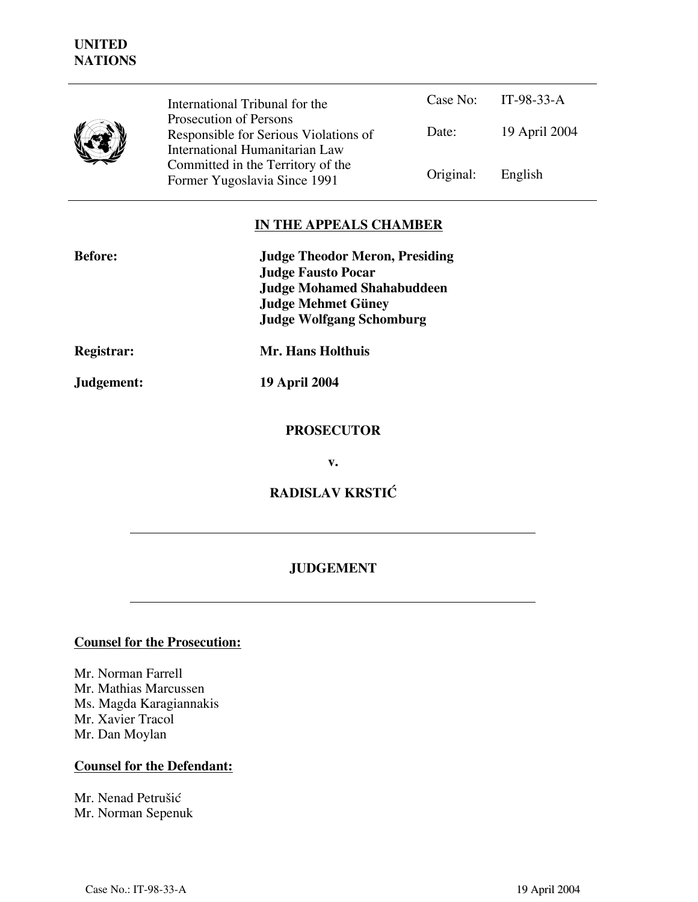**UNITED NATIONS**

| | | |
|---|---|---|
| International Tribunal for the Prosecution of Persons Responsible for Serious Violations of International Humanitarian Law Committed in the Territory of the Former Yugoslavia Since 1991 | Case No: | IT-98-33-A |
| | Date: | 19 April 2004 |
| | Original: | English |

## IN THE APPEALS CHAMBER

| | |
|---|---|
| **Before:** | **Judge Theodor Meron, Presiding** |
| | **Judge Fausto Pocar** |
| | **Judge Mohamed Shahabuddeen** |
| | **Judge Mehmet Güney** |
| | **Judge Wolfgang Schomburg** |
| **Registrar:** | **Mr. Hans Holthuis** |
| **Judgement:** | **19 April 2004** |

**PROSECUTOR**

**v.**

**RADISLAV KRSTIĆ**

# JUDGEMENT

**Counsel for the Prosecution:**

Mr. Norman Farrell
Mr. Mathias Marcussen
Ms. Magda Karagiannakis
Mr. Xavier Tracol
Mr. Dan Moylan

**Counsel for the Defendant:**

Mr. Nenad Petrušić
Mr. Norman Sepenuk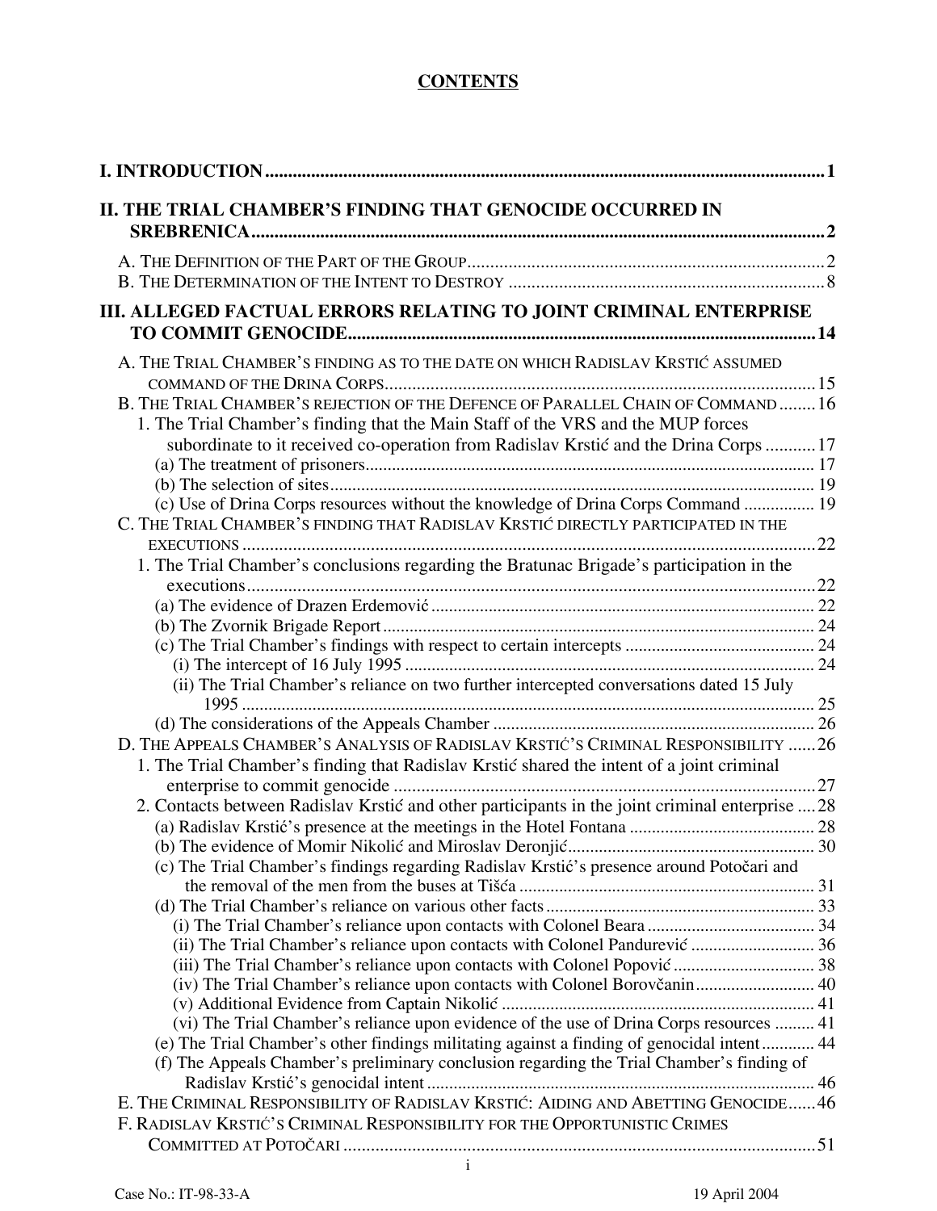# CONTENTS

**I. INTRODUCTION** ........................................................................................................................ **1**

**II. THE TRIAL CHAMBER'S FINDING THAT GENOCIDE OCCURRED IN SREBRENICA** ........................................................................................................................ **2**

A. THE DEFINITION OF THE PART OF THE GROUP ........................................................................ 2
B. THE DETERMINATION OF THE INTENT TO DESTROY ................................................................ 8

**III. ALLEGED FACTUAL ERRORS RELATING TO JOINT CRIMINAL ENTERPRISE TO COMMIT GENOCIDE** ........................................................................................................ **14**

A. THE TRIAL CHAMBER'S FINDING AS TO THE DATE ON WHICH RADISLAV KRSTIĆ ASSUMED COMMAND OF THE DRINA CORPS ........................................................................................ 15
B. THE TRIAL CHAMBER'S REJECTION OF THE DEFENCE OF PARALLEL CHAIN OF COMMAND ........ 16
1. The Trial Chamber's finding that the Main Staff of the VRS and the MUP forces subordinate to it received co-operation from Radislav Krstić and the Drina Corps ........... 17
(a) The treatment of prisoners ........................................................................................... 17
(b) The selection of sites ................................................................................................... 19
(c) Use of Drina Corps resources without the knowledge of Drina Corps Command ................ 19
C. THE TRIAL CHAMBER'S FINDING THAT RADISLAV KRSTIĆ DIRECTLY PARTICIPATED IN THE EXECUTIONS .................................................................................................................. 22
1. The Trial Chamber's conclusions regarding the Bratunac Brigade's participation in the executions ........................................................................................................................ 22
(a) The evidence of Drazen Erdemović ................................................................................ 22
(b) The Zvornik Brigade Report ........................................................................................... 24
(c) The Trial Chamber's findings with respect to certain intercepts .......................................... 24
(i) The intercept of 16 July 1995 .......................................................................................... 24
(ii) The Trial Chamber's reliance on two further intercepted conversations dated 15 July 1995 ................................................................................................................................ 25
(d) The considerations of the Appeals Chamber ................................................................... 26
D. THE APPEALS CHAMBER'S ANALYSIS OF RADISLAV KRSTIĆ'S CRIMINAL RESPONSIBILITY ...... 26
1. The Trial Chamber's finding that Radislav Krstić shared the intent of a joint criminal enterprise to commit genocide ............................................................................................. 27
2. Contacts between Radislav Krstić and other participants in the joint criminal enterprise .... 28
(a) Radislav Krstić's presence at the meetings in the Hotel Fontana .......................................... 28
(b) The evidence of Momir Nikolić and Miroslav Deronjić ....................................................... 30
(c) The Trial Chamber's findings regarding Radislav Krstić's presence around Potočari and the removal of the men from the buses at Tišća .................................................................. 31
(d) The Trial Chamber's reliance on various other facts ............................................................ 33
(i) The Trial Chamber's reliance upon contacts with Colonel Beara ...................................... 34
(ii) The Trial Chamber's reliance upon contacts with Colonel Pandurević ............................ 36
(iii) The Trial Chamber's reliance upon contacts with Colonel Popović ................................ 38
(iv) The Trial Chamber's reliance upon contacts with Colonel Borovčanin ........................... 40
(v) Additional Evidence from Captain Nikolić ...................................................................... 41
(vi) The Trial Chamber's reliance upon evidence of the use of Drina Corps resources ......... 41
(e) The Trial Chamber's other findings militating against a finding of genocidal intent ............ 44
(f) The Appeals Chamber's preliminary conclusion regarding the Trial Chamber's finding of Radislav Krstić's genocidal intent ....................................................................................... 46
E. THE CRIMINAL RESPONSIBILITY OF RADISLAV KRSTIĆ: AIDING AND ABETTING GENOCIDE ...... 46
F. RADISLAV KRSTIĆ'S CRIMINAL RESPONSIBILITY FOR THE OPPORTUNISTIC CRIMES COMMITTED AT POTOČARI ........................................................................................................ 51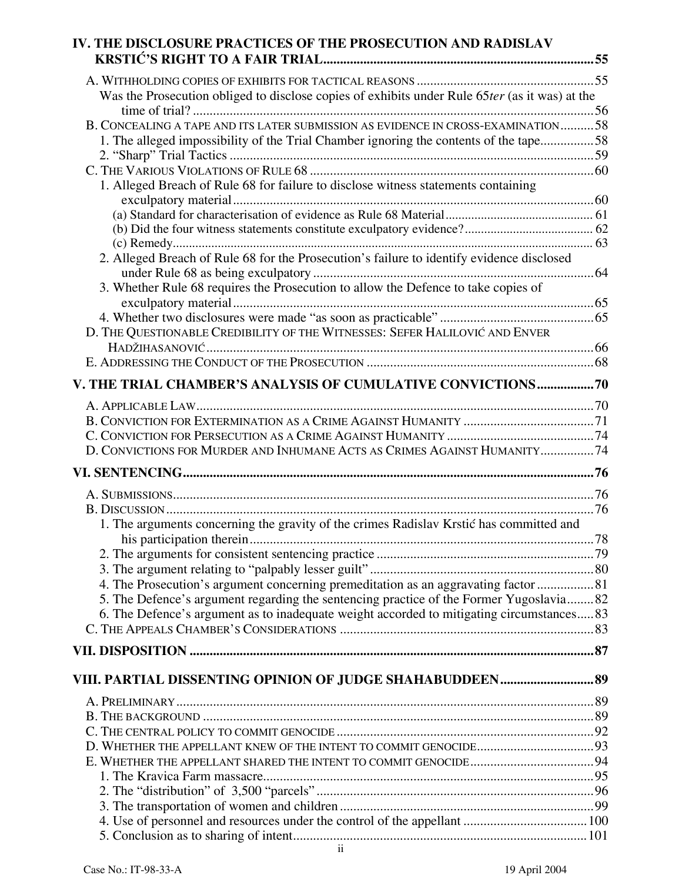IV. THE DISCLOSURE PRACTICES OF THE PROSECUTION AND RADISLAV KRSTIĆ'S RIGHT TO A FAIR TRIAL ..... 55

- A. WITHHOLDING COPIES OF EXHIBITS FOR TACTICAL REASONS ..... 55
  - Was the Prosecution obliged to disclose copies of exhibits under Rule 65*ter* (as it was) at the time of trial? ..... 56
- B. CONCEALING A TAPE AND ITS LATER SUBMISSION AS EVIDENCE IN CROSS-EXAMINATION ..... 58
  - 1. The alleged impossibility of the Trial Chamber ignoring the contents of the tape ..... 58
  - 2. "Sharp" Trial Tactics ..... 59
- C. THE VARIOUS VIOLATIONS OF RULE 68 ..... 60
  - 1. Alleged Breach of Rule 68 for failure to disclose witness statements containing exculpatory material ..... 60
    - (a) Standard for characterisation of evidence as Rule 68 Material ..... 61
    - (b) Did the four witness statements constitute exculpatory evidence? ..... 62
    - (c) Remedy ..... 63
  - 2. Alleged Breach of Rule 68 for the Prosecution's failure to identify evidence disclosed under Rule 68 as being exculpatory ..... 64
  - 3. Whether Rule 68 requires the Prosecution to allow the Defence to take copies of exculpatory material ..... 65
  - 4. Whether two disclosures were made "as soon as practicable" ..... 65
- D. THE QUESTIONABLE CREDIBILITY OF THE WITNESSES: SEFER HALILOVIĆ AND ENVER HADŽIHASANOVIĆ ..... 66
- E. ADDRESSING THE CONDUCT OF THE PROSECUTION ..... 68

V. THE TRIAL CHAMBER'S ANALYSIS OF CUMULATIVE CONVICTIONS ..... 70

- A. APPLICABLE LAW ..... 70
- B. CONVICTION FOR EXTERMINATION AS A CRIME AGAINST HUMANITY ..... 71
- C. CONVICTION FOR PERSECUTION AS A CRIME AGAINST HUMANITY ..... 74
- D. CONVICTIONS FOR MURDER AND INHUMANE ACTS AS CRIMES AGAINST HUMANITY ..... 74

VI. SENTENCING ..... 76

- A. SUBMISSIONS ..... 76
- B. DISCUSSION ..... 76
  - 1. The arguments concerning the gravity of the crimes Radislav Krstić has committed and his participation therein ..... 78
  - 2. The arguments for consistent sentencing practice ..... 79
  - 3. The argument relating to "palpably lesser guilt" ..... 80
  - 4. The Prosecution's argument concerning premeditation as an aggravating factor ..... 81
  - 5. The Defence's argument regarding the sentencing practice of the Former Yugoslavia ..... 82
  - 6. The Defence's argument as to inadequate weight accorded to mitigating circumstances ..... 83
- C. THE APPEALS CHAMBER'S CONSIDERATIONS ..... 83

VII. DISPOSITION ..... 87

VIII. PARTIAL DISSENTING OPINION OF JUDGE SHAHABUDDEEN ..... 89

- A. PRELIMINARY ..... 89
- B. THE BACKGROUND ..... 89
- C. THE CENTRAL POLICY TO COMMIT GENOCIDE ..... 92
- D. WHETHER THE APPELLANT KNEW OF THE INTENT TO COMMIT GENOCIDE ..... 93
- E. WHETHER THE APPELLANT SHARED THE INTENT TO COMMIT GENOCIDE ..... 94
  - 1. The Kravica Farm massacre ..... 95
  - 2. The "distribution" of 3,500 "parcels" ..... 96
  - 3. The transportation of women and children ..... 99
  - 4. Use of personnel and resources under the control of the appellant ..... 100
  - 5. Conclusion as to sharing of intent ..... 101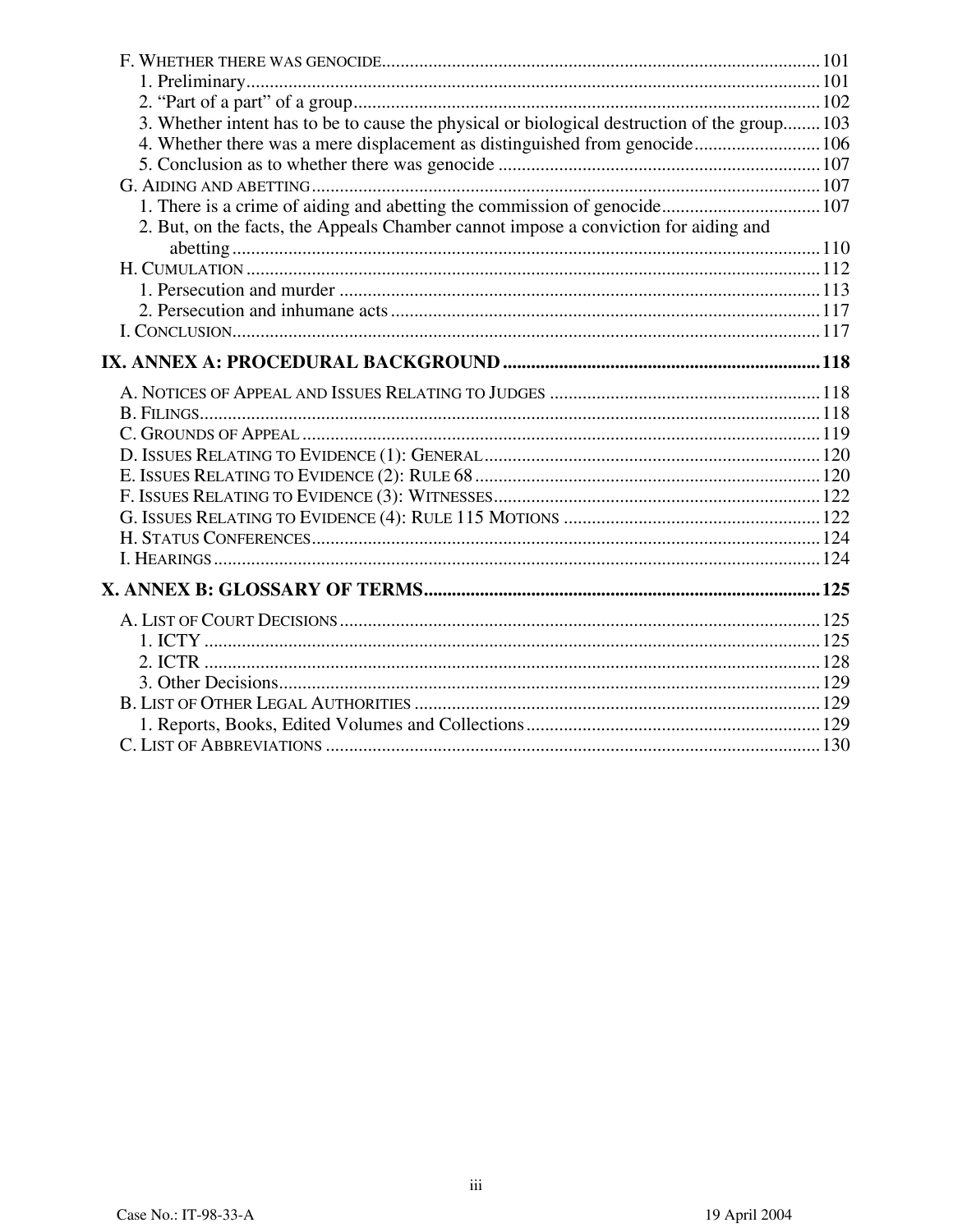F. WHETHER THERE WAS GENOCIDE............................................................................................101
1. Preliminary..........................................................................................................101
2. “Part of a part” of a group...................................................................................102
3. Whether intent has to be to cause the physical or biological destruction of the group........103
4. Whether there was a mere displacement as distinguished from genocide...........................106
5. Conclusion as to whether there was genocide .....................................................................107
G. AIDING AND ABETTING...........................................................................................................107
1. There is a crime of aiding and abetting the commission of genocide..................................107
2. But, on the facts, the Appeals Chamber cannot impose a conviction for aiding and abetting.............................................................................................................110
H. CUMULATION ..........................................................................................................................112
1. Persecution and murder ......................................................................................................113
2. Persecution and inhumane acts...........................................................................................117
I. CONCLUSION.............................................................................................................................117

**IX. ANNEX A: PROCEDURAL BACKGROUND ....................................................................118**

A. NOTICES OF APPEAL AND ISSUES RELATING TO JUDGES ..........................................................118
B. FILINGS....................................................................................................................................118
C. GROUNDS OF APPEAL ..............................................................................................................119
D. ISSUES RELATING TO EVIDENCE (1): GENERAL........................................................................120
E. ISSUES RELATING TO EVIDENCE (2): RULE 68..........................................................................120
F. ISSUES RELATING TO EVIDENCE (3): WITNESSES......................................................................122
G. ISSUES RELATING TO EVIDENCE (4): RULE 115 MOTIONS .......................................................122
H. STATUS CONFERENCES............................................................................................................124
I. HEARINGS.................................................................................................................................124

**X. ANNEX B: GLOSSARY OF TERMS....................................................................................125**

A. LIST OF COURT DECISIONS......................................................................................................125
1. ICTY ....................................................................................................................................125
2. ICTR ....................................................................................................................................128
3. Other Decisions....................................................................................................................129
B. LIST OF OTHER LEGAL AUTHORITIES ......................................................................................129
1. Reports, Books, Edited Volumes and Collections...............................................................129
C. LIST OF ABBREVIATIONS .........................................................................................................130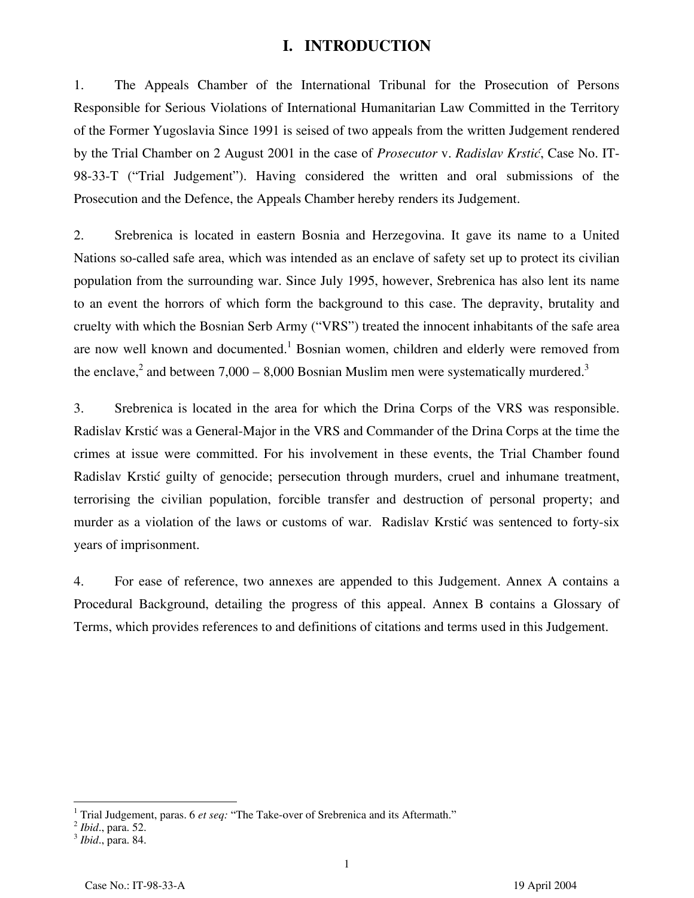# I. INTRODUCTION

1. The Appeals Chamber of the International Tribunal for the Prosecution of Persons Responsible for Serious Violations of International Humanitarian Law Committed in the Territory of the Former Yugoslavia Since 1991 is seised of two appeals from the written Judgement rendered by the Trial Chamber on 2 August 2001 in the case of *Prosecutor* v. *Radislav Krstić*, Case No. IT-98-33-T ("Trial Judgement"). Having considered the written and oral submissions of the Prosecution and the Defence, the Appeals Chamber hereby renders its Judgement.

2. Srebrenica is located in eastern Bosnia and Herzegovina. It gave its name to a United Nations so-called safe area, which was intended as an enclave of safety set up to protect its civilian population from the surrounding war. Since July 1995, however, Srebrenica has also lent its name to an event the horrors of which form the background to this case. The depravity, brutality and cruelty with which the Bosnian Serb Army ("VRS") treated the innocent inhabitants of the safe area are now well known and documented.[1] Bosnian women, children and elderly were removed from the enclave,[2] and between 7,000 – 8,000 Bosnian Muslim men were systematically murdered.[3]

3. Srebrenica is located in the area for which the Drina Corps of the VRS was responsible. Radislav Krstić was a General-Major in the VRS and Commander of the Drina Corps at the time the crimes at issue were committed. For his involvement in these events, the Trial Chamber found Radislav Krstić guilty of genocide; persecution through murders, cruel and inhumane treatment, terrorising the civilian population, forcible transfer and destruction of personal property; and murder as a violation of the laws or customs of war. Radislav Krstić was sentenced to forty-six years of imprisonment.

4. For ease of reference, two annexes are appended to this Judgement. Annex A contains a Procedural Background, detailing the progress of this appeal. Annex B contains a Glossary of Terms, which provides references to and definitions of citations and terms used in this Judgement.

---

[1] Trial Judgement, paras. 6 *et seq:* "The Take-over of Srebrenica and its Aftermath."
[2] *Ibid*., para. 52.
[3] *Ibid*., para. 84.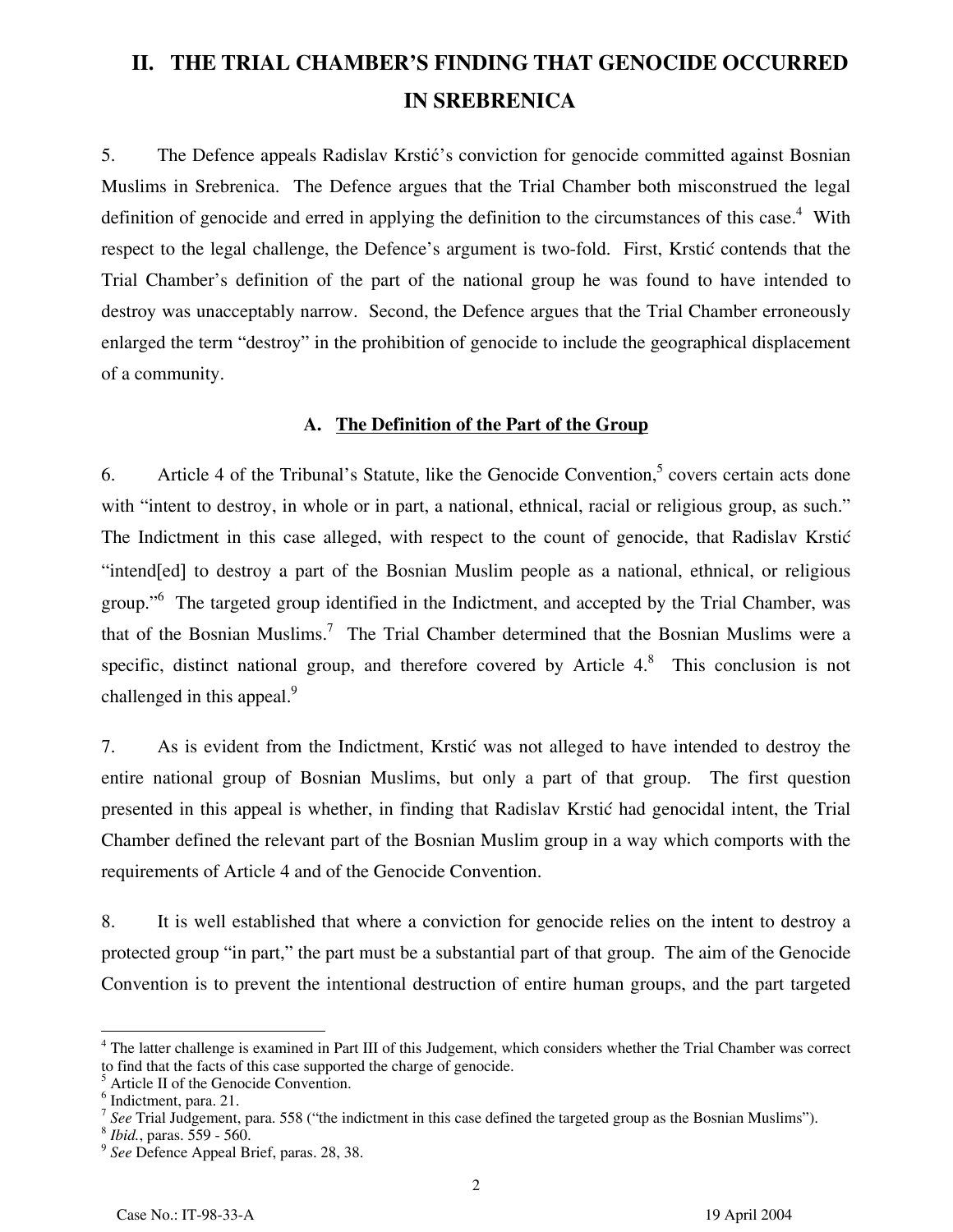## II. THE TRIAL CHAMBER'S FINDING THAT GENOCIDE OCCURRED IN SREBRENICA

5. The Defence appeals Radislav Krstić's conviction for genocide committed against Bosnian Muslims in Srebrenica. The Defence argues that the Trial Chamber both misconstrued the legal definition of genocide and erred in applying the definition to the circumstances of this case.[4] With respect to the legal challenge, the Defence's argument is two-fold. First, Krstić contends that the Trial Chamber's definition of the part of the national group he was found to have intended to destroy was unacceptably narrow. Second, the Defence argues that the Trial Chamber erroneously enlarged the term "destroy" in the prohibition of genocide to include the geographical displacement of a community.

### A. The Definition of the Part of the Group

6. Article 4 of the Tribunal's Statute, like the Genocide Convention,[5] covers certain acts done with "intent to destroy, in whole or in part, a national, ethnical, racial or religious group, as such." The Indictment in this case alleged, with respect to the count of genocide, that Radislav Krstić "intend[ed] to destroy a part of the Bosnian Muslim people as a national, ethnical, or religious group."[6] The targeted group identified in the Indictment, and accepted by the Trial Chamber, was that of the Bosnian Muslims.[7] The Trial Chamber determined that the Bosnian Muslims were a specific, distinct national group, and therefore covered by Article 4.[8] This conclusion is not challenged in this appeal.[9]

7. As is evident from the Indictment, Krstić was not alleged to have intended to destroy the entire national group of Bosnian Muslims, but only a part of that group. The first question presented in this appeal is whether, in finding that Radislav Krstić had genocidal intent, the Trial Chamber defined the relevant part of the Bosnian Muslim group in a way which comports with the requirements of Article 4 and of the Genocide Convention.

8. It is well established that where a conviction for genocide relies on the intent to destroy a protected group "in part," the part must be a substantial part of that group. The aim of the Genocide Convention is to prevent the intentional destruction of entire human groups, and the part targeted

---

[4] The latter challenge is examined in Part III of this Judgement, which considers whether the Trial Chamber was correct to find that the facts of this case supported the charge of genocide.

[5] Article II of the Genocide Convention.

[6] Indictment, para. 21.

[7] *See* Trial Judgement, para. 558 ("the indictment in this case defined the targeted group as the Bosnian Muslims").

[8] *Ibid.*, paras. 559 - 560.

[9] *See* Defence Appeal Brief, paras. 28, 38.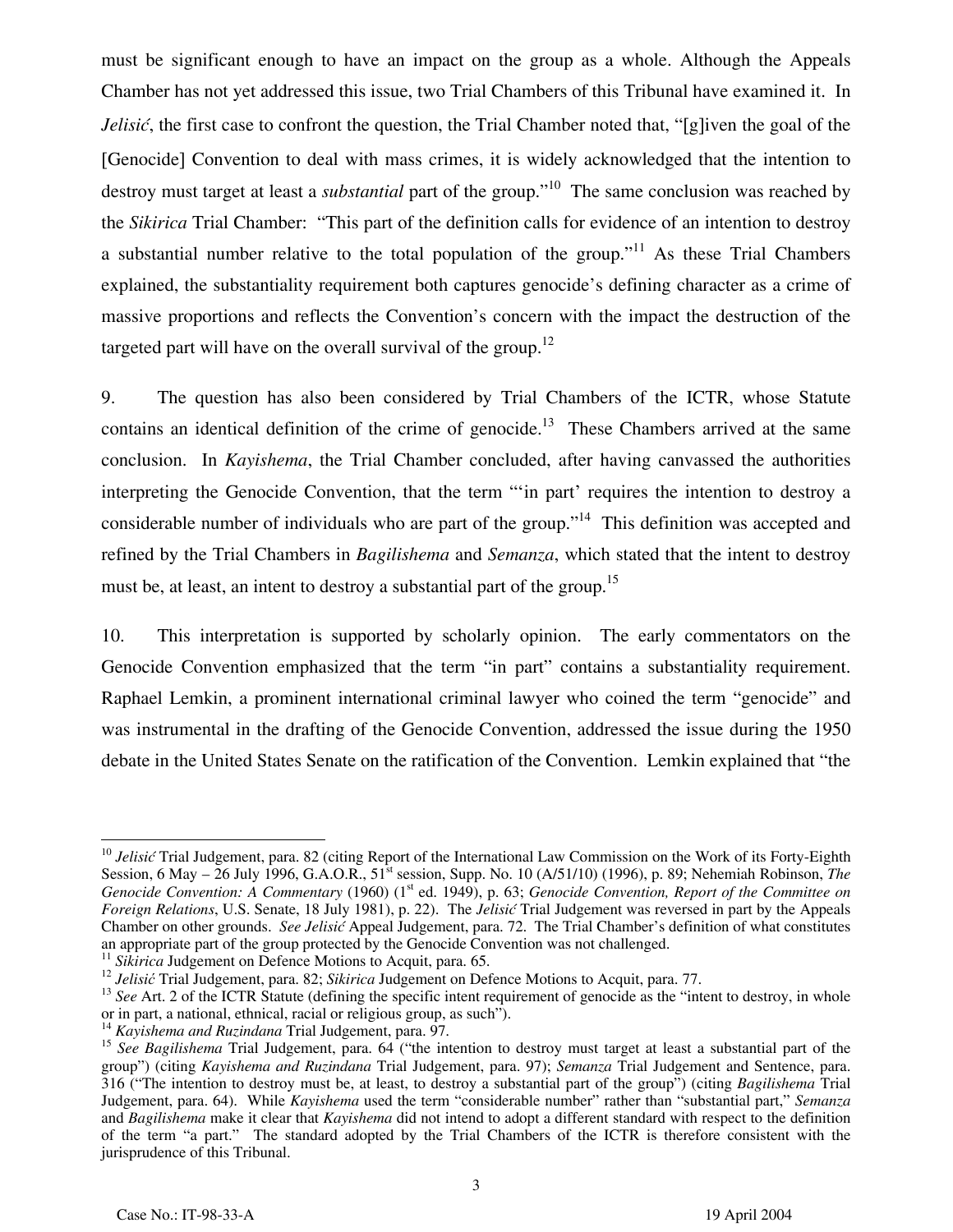must be significant enough to have an impact on the group as a whole. Although the Appeals Chamber has not yet addressed this issue, two Trial Chambers of this Tribunal have examined it. In *Jelisić*, the first case to confront the question, the Trial Chamber noted that, "[g]iven the goal of the [Genocide] Convention to deal with mass crimes, it is widely acknowledged that the intention to destroy must target at least a *substantial* part of the group."[10] The same conclusion was reached by the *Sikirica* Trial Chamber: "This part of the definition calls for evidence of an intention to destroy a substantial number relative to the total population of the group."[11] As these Trial Chambers explained, the substantiality requirement both captures genocide's defining character as a crime of massive proportions and reflects the Convention's concern with the impact the destruction of the targeted part will have on the overall survival of the group.[12]

9. The question has also been considered by Trial Chambers of the ICTR, whose Statute contains an identical definition of the crime of genocide.[13] These Chambers arrived at the same conclusion. In *Kayishema*, the Trial Chamber concluded, after having canvassed the authorities interpreting the Genocide Convention, that the term "'in part' requires the intention to destroy a considerable number of individuals who are part of the group."[14] This definition was accepted and refined by the Trial Chambers in *Bagilishema* and *Semanza*, which stated that the intent to destroy must be, at least, an intent to destroy a substantial part of the group.[15]

10. This interpretation is supported by scholarly opinion. The early commentators on the Genocide Convention emphasized that the term "in part" contains a substantiality requirement. Raphael Lemkin, a prominent international criminal lawyer who coined the term "genocide" and was instrumental in the drafting of the Genocide Convention, addressed the issue during the 1950 debate in the United States Senate on the ratification of the Convention. Lemkin explained that "the

---

[10] *Jelisić* Trial Judgement, para. 82 (citing Report of the International Law Commission on the Work of its Forty-Eighth Session, 6 May – 26 July 1996, G.A.O.R., 51st session, Supp. No. 10 (A/51/10) (1996), p. 89; Nehemiah Robinson, *The Genocide Convention: A Commentary* (1960) (1st ed. 1949), p. 63; *Genocide Convention, Report of the Committee on Foreign Relations*, U.S. Senate, 18 July 1981), p. 22). The *Jelisić* Trial Judgement was reversed in part by the Appeals Chamber on other grounds. *See Jelisić* Appeal Judgement, para. 72. The Trial Chamber's definition of what constitutes an appropriate part of the group protected by the Genocide Convention was not challenged.

[11] *Sikirica* Judgement on Defence Motions to Acquit, para. 65.

[12] *Jelisić* Trial Judgement, para. 82; *Sikirica* Judgement on Defence Motions to Acquit, para. 77.

[13] *See* Art. 2 of the ICTR Statute (defining the specific intent requirement of genocide as the "intent to destroy, in whole or in part, a national, ethnical, racial or religious group, as such").

[14] *Kayishema and Ruzindana* Trial Judgement, para. 97.

[15] *See Bagilishema* Trial Judgement, para. 64 ("the intention to destroy must target at least a substantial part of the group") (citing *Kayishema and Ruzindana* Trial Judgement, para. 97); *Semanza* Trial Judgement and Sentence, para. 316 ("The intention to destroy must be, at least, to destroy a substantial part of the group") (citing *Bagilishema* Trial Judgement, para. 64). While *Kayishema* used the term "considerable number" rather than "substantial part," *Semanza* and *Bagilishema* make it clear that *Kayishema* did not intend to adopt a different standard with respect to the definition of the term "a part." The standard adopted by the Trial Chambers of the ICTR is therefore consistent with the jurisprudence of this Tribunal.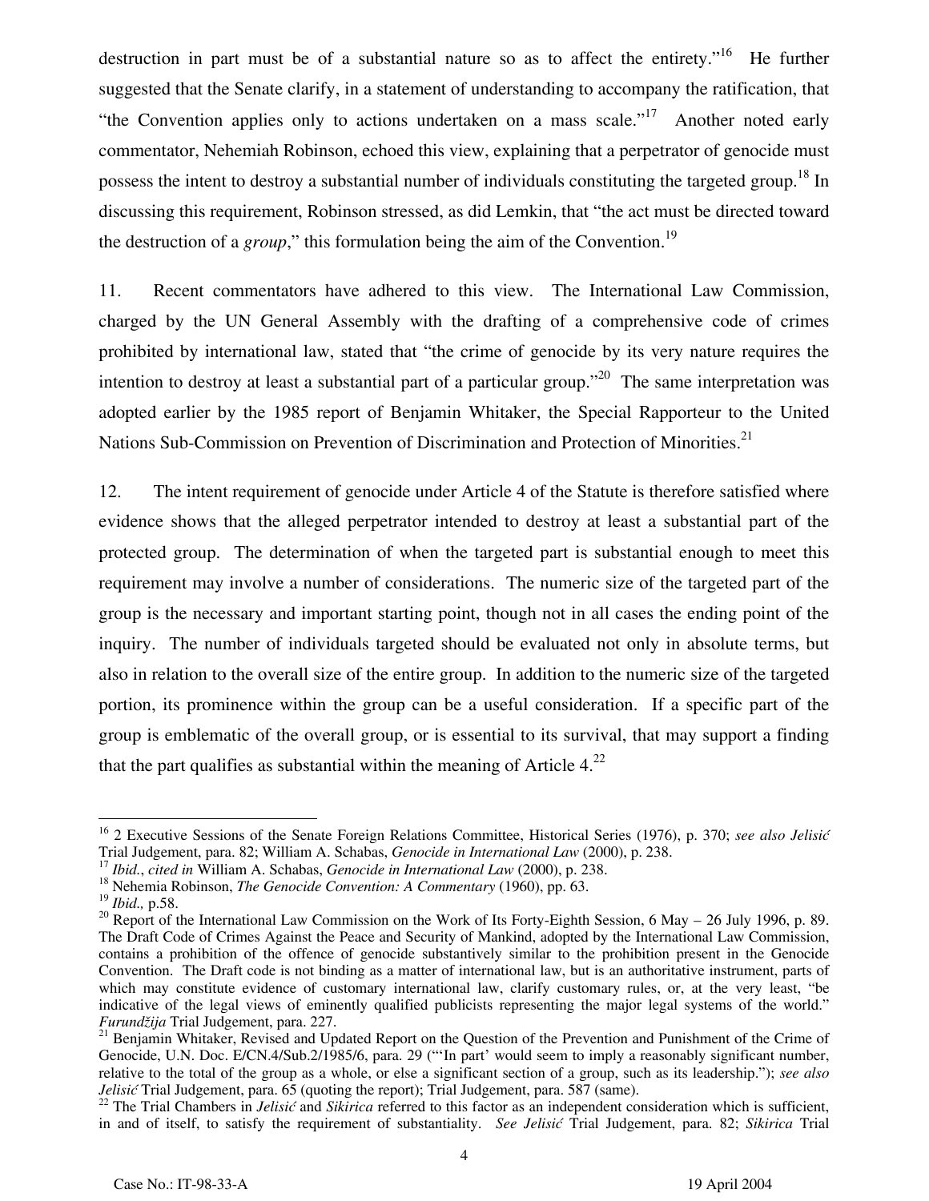destruction in part must be of a substantial nature so as to affect the entirety."[16] He further suggested that the Senate clarify, in a statement of understanding to accompany the ratification, that "the Convention applies only to actions undertaken on a mass scale."[17] Another noted early commentator, Nehemiah Robinson, echoed this view, explaining that a perpetrator of genocide must possess the intent to destroy a substantial number of individuals constituting the targeted group.[18] In discussing this requirement, Robinson stressed, as did Lemkin, that "the act must be directed toward the destruction of a *group*," this formulation being the aim of the Convention.[19]

11. Recent commentators have adhered to this view. The International Law Commission, charged by the UN General Assembly with the drafting of a comprehensive code of crimes prohibited by international law, stated that "the crime of genocide by its very nature requires the intention to destroy at least a substantial part of a particular group."[20] The same interpretation was adopted earlier by the 1985 report of Benjamin Whitaker, the Special Rapporteur to the United Nations Sub-Commission on Prevention of Discrimination and Protection of Minorities.[21]

12. The intent requirement of genocide under Article 4 of the Statute is therefore satisfied where evidence shows that the alleged perpetrator intended to destroy at least a substantial part of the protected group. The determination of when the targeted part is substantial enough to meet this requirement may involve a number of considerations. The numeric size of the targeted part of the group is the necessary and important starting point, though not in all cases the ending point of the inquiry. The number of individuals targeted should be evaluated not only in absolute terms, but also in relation to the overall size of the entire group. In addition to the numeric size of the targeted portion, its prominence within the group can be a useful consideration. If a specific part of the group is emblematic of the overall group, or is essential to its survival, that may support a finding that the part qualifies as substantial within the meaning of Article 4.[22]

---

[16] 2 Executive Sessions of the Senate Foreign Relations Committee, Historical Series (1976), p. 370; *see also Jelisić* Trial Judgement, para. 82; William A. Schabas, *Genocide in International Law* (2000), p. 238.

[17] *Ibid.*, *cited in* William A. Schabas, *Genocide in International Law* (2000), p. 238.

[18] Nehemia Robinson, *The Genocide Convention: A Commentary* (1960), pp. 63.

[19] *Ibid.,* p.58.

[20] Report of the International Law Commission on the Work of Its Forty-Eighth Session, 6 May – 26 July 1996, p. 89. The Draft Code of Crimes Against the Peace and Security of Mankind, adopted by the International Law Commission, contains a prohibition of the offence of genocide substantively similar to the prohibition present in the Genocide Convention. The Draft code is not binding as a matter of international law, but is an authoritative instrument, parts of which may constitute evidence of customary international law, clarify customary rules, or, at the very least, "be indicative of the legal views of eminently qualified publicists representing the major legal systems of the world." *Furundžija* Trial Judgement, para. 227.

[21] Benjamin Whitaker, Revised and Updated Report on the Question of the Prevention and Punishment of the Crime of Genocide, U.N. Doc. E/CN.4/Sub.2/1985/6, para. 29 ("'In part' would seem to imply a reasonably significant number, relative to the total of the group as a whole, or else a significant section of a group, such as its leadership."); *see also Jelisić* Trial Judgement, para. 65 (quoting the report); Trial Judgement, para. 587 (same).

[22] The Trial Chambers in *Jelisić* and *Sikirica* referred to this factor as an independent consideration which is sufficient, in and of itself, to satisfy the requirement of substantiality. *See Jelisić* Trial Judgement, para. 82; *Sikirica* Trial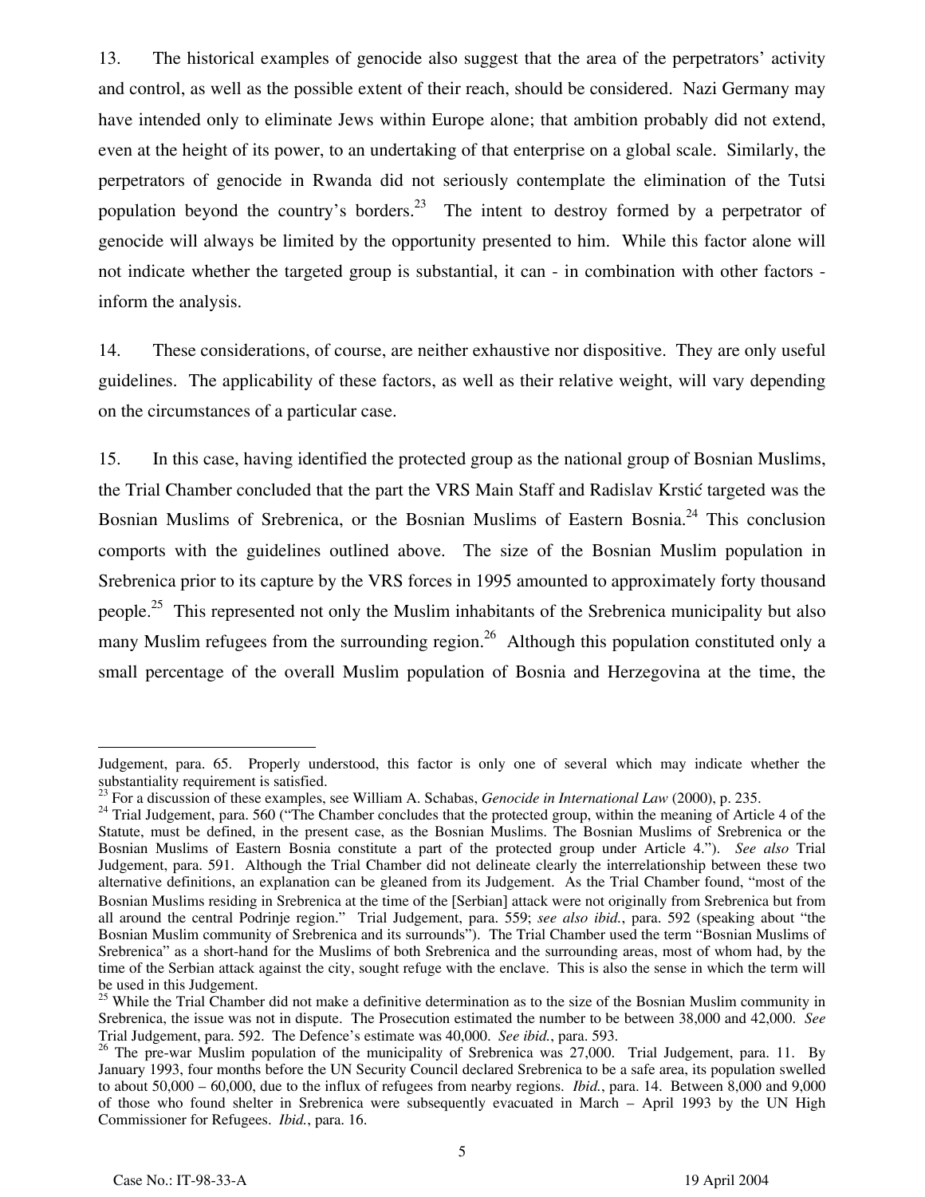13. The historical examples of genocide also suggest that the area of the perpetrators' activity and control, as well as the possible extent of their reach, should be considered. Nazi Germany may have intended only to eliminate Jews within Europe alone; that ambition probably did not extend, even at the height of its power, to an undertaking of that enterprise on a global scale. Similarly, the perpetrators of genocide in Rwanda did not seriously contemplate the elimination of the Tutsi population beyond the country's borders.[23] The intent to destroy formed by a perpetrator of genocide will always be limited by the opportunity presented to him. While this factor alone will not indicate whether the targeted group is substantial, it can - in combination with other factors - inform the analysis.

14. These considerations, of course, are neither exhaustive nor dispositive. They are only useful guidelines. The applicability of these factors, as well as their relative weight, will vary depending on the circumstances of a particular case.

15. In this case, having identified the protected group as the national group of Bosnian Muslims, the Trial Chamber concluded that the part the VRS Main Staff and Radislav Krstić targeted was the Bosnian Muslims of Srebrenica, or the Bosnian Muslims of Eastern Bosnia.[24] This conclusion comports with the guidelines outlined above. The size of the Bosnian Muslim population in Srebrenica prior to its capture by the VRS forces in 1995 amounted to approximately forty thousand people.[25] This represented not only the Muslim inhabitants of the Srebrenica municipality but also many Muslim refugees from the surrounding region.[26] Although this population constituted only a small percentage of the overall Muslim population of Bosnia and Herzegovina at the time, the

---

Judgement, para. 65. Properly understood, this factor is only one of several which may indicate whether the substantiality requirement is satisfied.

[23] For a discussion of these examples, see William A. Schabas, *Genocide in International Law* (2000), p. 235.

[24] Trial Judgement, para. 560 ("The Chamber concludes that the protected group, within the meaning of Article 4 of the Statute, must be defined, in the present case, as the Bosnian Muslims. The Bosnian Muslims of Srebrenica or the Bosnian Muslims of Eastern Bosnia constitute a part of the protected group under Article 4."). *See also* Trial Judgement, para. 591. Although the Trial Chamber did not delineate clearly the interrelationship between these two alternative definitions, an explanation can be gleaned from its Judgement. As the Trial Chamber found, "most of the Bosnian Muslims residing in Srebrenica at the time of the [Serbian] attack were not originally from Srebrenica but from all around the central Podrinje region." Trial Judgement, para. 559; *see also ibid.*, para. 592 (speaking about "the Bosnian Muslim community of Srebrenica and its surrounds"). The Trial Chamber used the term "Bosnian Muslims of Srebrenica" as a short-hand for the Muslims of both Srebrenica and the surrounding areas, most of whom had, by the time of the Serbian attack against the city, sought refuge with the enclave. This is also the sense in which the term will be used in this Judgement.

[25] While the Trial Chamber did not make a definitive determination as to the size of the Bosnian Muslim community in Srebrenica, the issue was not in dispute. The Prosecution estimated the number to be between 38,000 and 42,000. *See* Trial Judgement, para. 592. The Defence's estimate was 40,000. *See ibid.*, para. 593.

[26] The pre-war Muslim population of the municipality of Srebrenica was 27,000. Trial Judgement, para. 11. By January 1993, four months before the UN Security Council declared Srebrenica to be a safe area, its population swelled to about 50,000 – 60,000, due to the influx of refugees from nearby regions. *Ibid.*, para. 14. Between 8,000 and 9,000 of those who found shelter in Srebrenica were subsequently evacuated in March – April 1993 by the UN High Commissioner for Refugees. *Ibid.*, para. 16.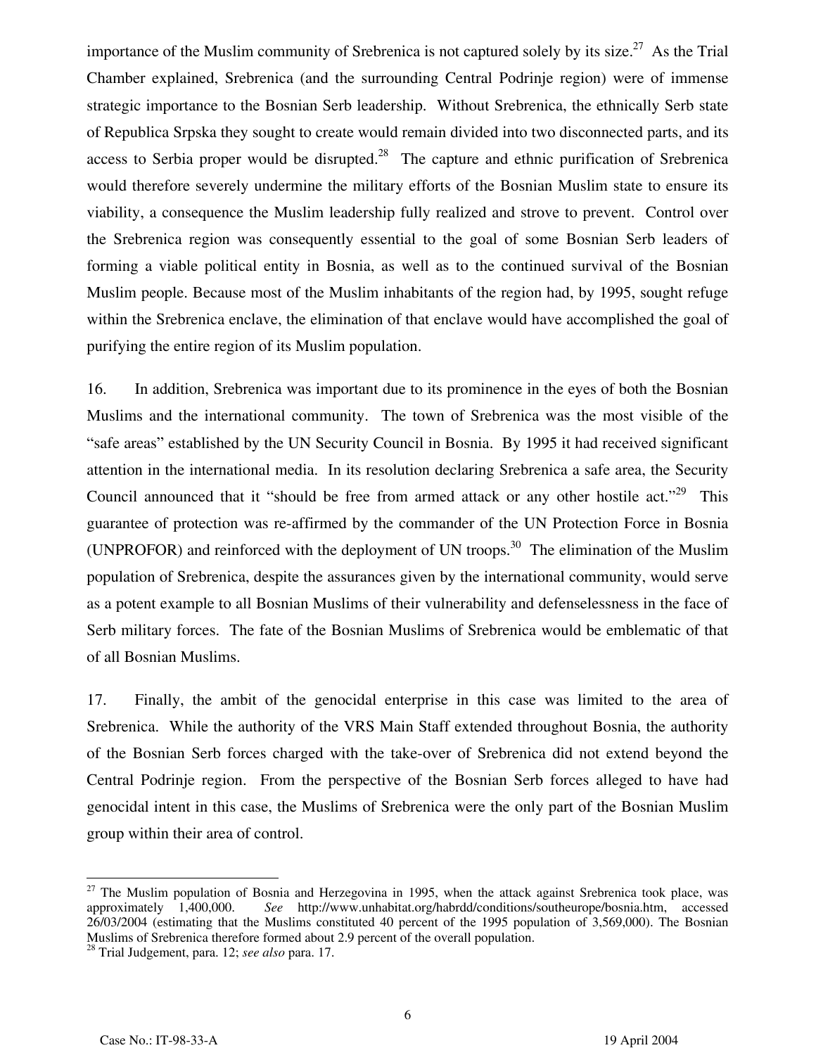importance of the Muslim community of Srebrenica is not captured solely by its size.[27] As the Trial Chamber explained, Srebrenica (and the surrounding Central Podrinje region) were of immense strategic importance to the Bosnian Serb leadership. Without Srebrenica, the ethnically Serb state of Republica Srpska they sought to create would remain divided into two disconnected parts, and its access to Serbia proper would be disrupted.[28] The capture and ethnic purification of Srebrenica would therefore severely undermine the military efforts of the Bosnian Muslim state to ensure its viability, a consequence the Muslim leadership fully realized and strove to prevent. Control over the Srebrenica region was consequently essential to the goal of some Bosnian Serb leaders of forming a viable political entity in Bosnia, as well as to the continued survival of the Bosnian Muslim people. Because most of the Muslim inhabitants of the region had, by 1995, sought refuge within the Srebrenica enclave, the elimination of that enclave would have accomplished the goal of purifying the entire region of its Muslim population.

16. In addition, Srebrenica was important due to its prominence in the eyes of both the Bosnian Muslims and the international community. The town of Srebrenica was the most visible of the "safe areas" established by the UN Security Council in Bosnia. By 1995 it had received significant attention in the international media. In its resolution declaring Srebrenica a safe area, the Security Council announced that it "should be free from armed attack or any other hostile act."[29] This guarantee of protection was re-affirmed by the commander of the UN Protection Force in Bosnia (UNPROFOR) and reinforced with the deployment of UN troops.[30] The elimination of the Muslim population of Srebrenica, despite the assurances given by the international community, would serve as a potent example to all Bosnian Muslims of their vulnerability and defenselessness in the face of Serb military forces. The fate of the Bosnian Muslims of Srebrenica would be emblematic of that of all Bosnian Muslims.

17. Finally, the ambit of the genocidal enterprise in this case was limited to the area of Srebrenica. While the authority of the VRS Main Staff extended throughout Bosnia, the authority of the Bosnian Serb forces charged with the take-over of Srebrenica did not extend beyond the Central Podrinje region. From the perspective of the Bosnian Serb forces alleged to have had genocidal intent in this case, the Muslims of Srebrenica were the only part of the Bosnian Muslim group within their area of control.

---

[27] The Muslim population of Bosnia and Herzegovina in 1995, when the attack against Srebrenica took place, was approximately 1,400,000. *See* http://www.unhabitat.org/habrdd/conditions/southeurope/bosnia.htm, accessed 26/03/2004 (estimating that the Muslims constituted 40 percent of the 1995 population of 3,569,000). The Bosnian Muslims of Srebrenica therefore formed about 2.9 percent of the overall population.

[28] Trial Judgement, para. 12; *see also* para. 17.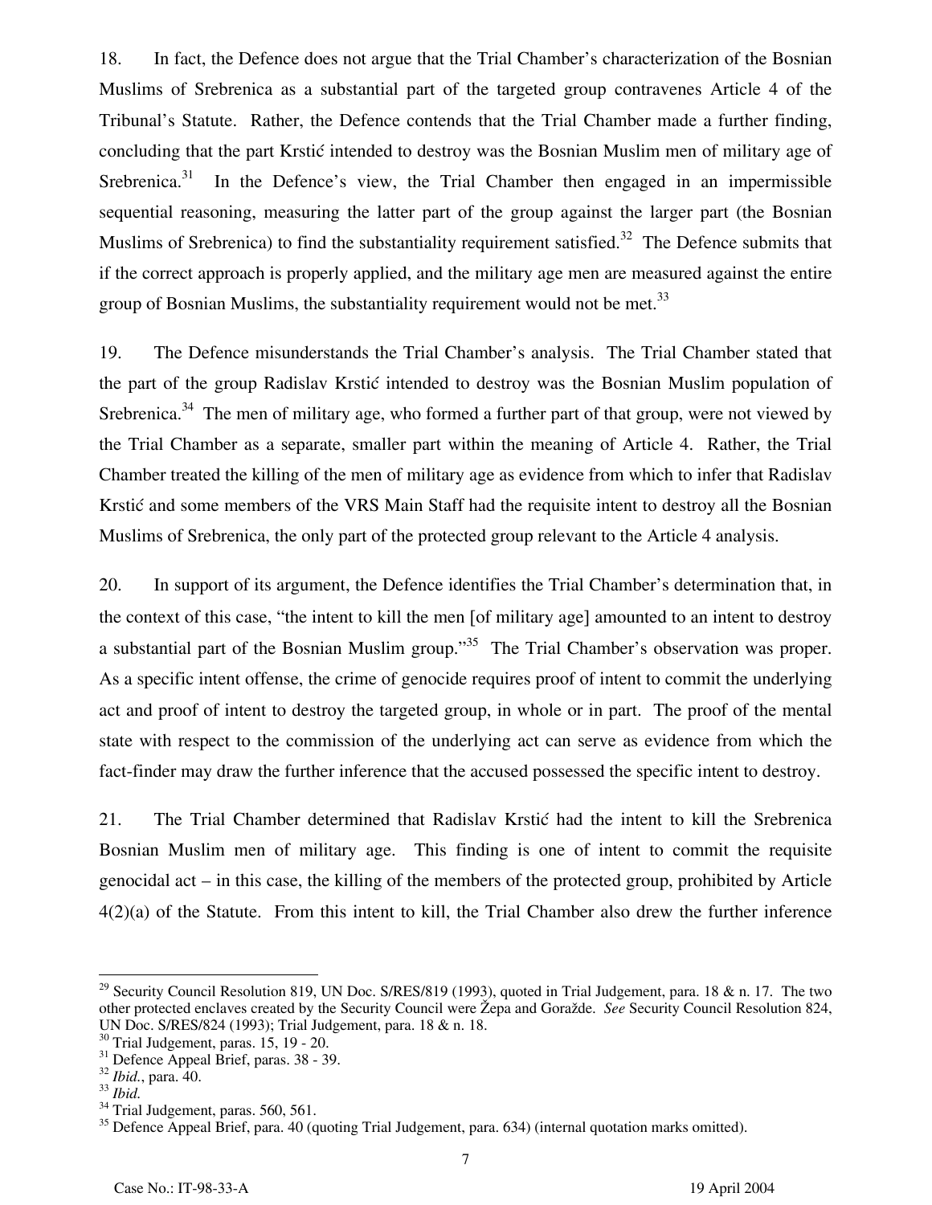18. In fact, the Defence does not argue that the Trial Chamber's characterization of the Bosnian Muslims of Srebrenica as a substantial part of the targeted group contravenes Article 4 of the Tribunal's Statute. Rather, the Defence contends that the Trial Chamber made a further finding, concluding that the part Krstić intended to destroy was the Bosnian Muslim men of military age of Srebrenica.[31] In the Defence's view, the Trial Chamber then engaged in an impermissible sequential reasoning, measuring the latter part of the group against the larger part (the Bosnian Muslims of Srebrenica) to find the substantiality requirement satisfied.[32] The Defence submits that if the correct approach is properly applied, and the military age men are measured against the entire group of Bosnian Muslims, the substantiality requirement would not be met.[33]

19. The Defence misunderstands the Trial Chamber's analysis. The Trial Chamber stated that the part of the group Radislav Krstić intended to destroy was the Bosnian Muslim population of Srebrenica.[34] The men of military age, who formed a further part of that group, were not viewed by the Trial Chamber as a separate, smaller part within the meaning of Article 4. Rather, the Trial Chamber treated the killing of the men of military age as evidence from which to infer that Radislav Krstić and some members of the VRS Main Staff had the requisite intent to destroy all the Bosnian Muslims of Srebrenica, the only part of the protected group relevant to the Article 4 analysis.

20. In support of its argument, the Defence identifies the Trial Chamber's determination that, in the context of this case, "the intent to kill the men [of military age] amounted to an intent to destroy a substantial part of the Bosnian Muslim group."[35] The Trial Chamber's observation was proper. As a specific intent offense, the crime of genocide requires proof of intent to commit the underlying act and proof of intent to destroy the targeted group, in whole or in part. The proof of the mental state with respect to the commission of the underlying act can serve as evidence from which the fact-finder may draw the further inference that the accused possessed the specific intent to destroy.

21. The Trial Chamber determined that Radislav Krstić had the intent to kill the Srebrenica Bosnian Muslim men of military age. This finding is one of intent to commit the requisite genocidal act – in this case, the killing of the members of the protected group, prohibited by Article 4(2)(a) of the Statute. From this intent to kill, the Trial Chamber also drew the further inference

---

[29] Security Council Resolution 819, UN Doc. S/RES/819 (1993), quoted in Trial Judgement, para. 18 & n. 17. The two other protected enclaves created by the Security Council were Žepa and Goražde. *See* Security Council Resolution 824, UN Doc. S/RES/824 (1993); Trial Judgement, para. 18 & n. 18.

[30] Trial Judgement, paras. 15, 19 - 20.

[31] Defence Appeal Brief, paras. 38 - 39.

[32] *Ibid.*, para. 40.

[33] *Ibid.*

[34] Trial Judgement, paras. 560, 561.

[35] Defence Appeal Brief, para. 40 (quoting Trial Judgement, para. 634) (internal quotation marks omitted).

Case No.: IT-98-33-A 19 April 2004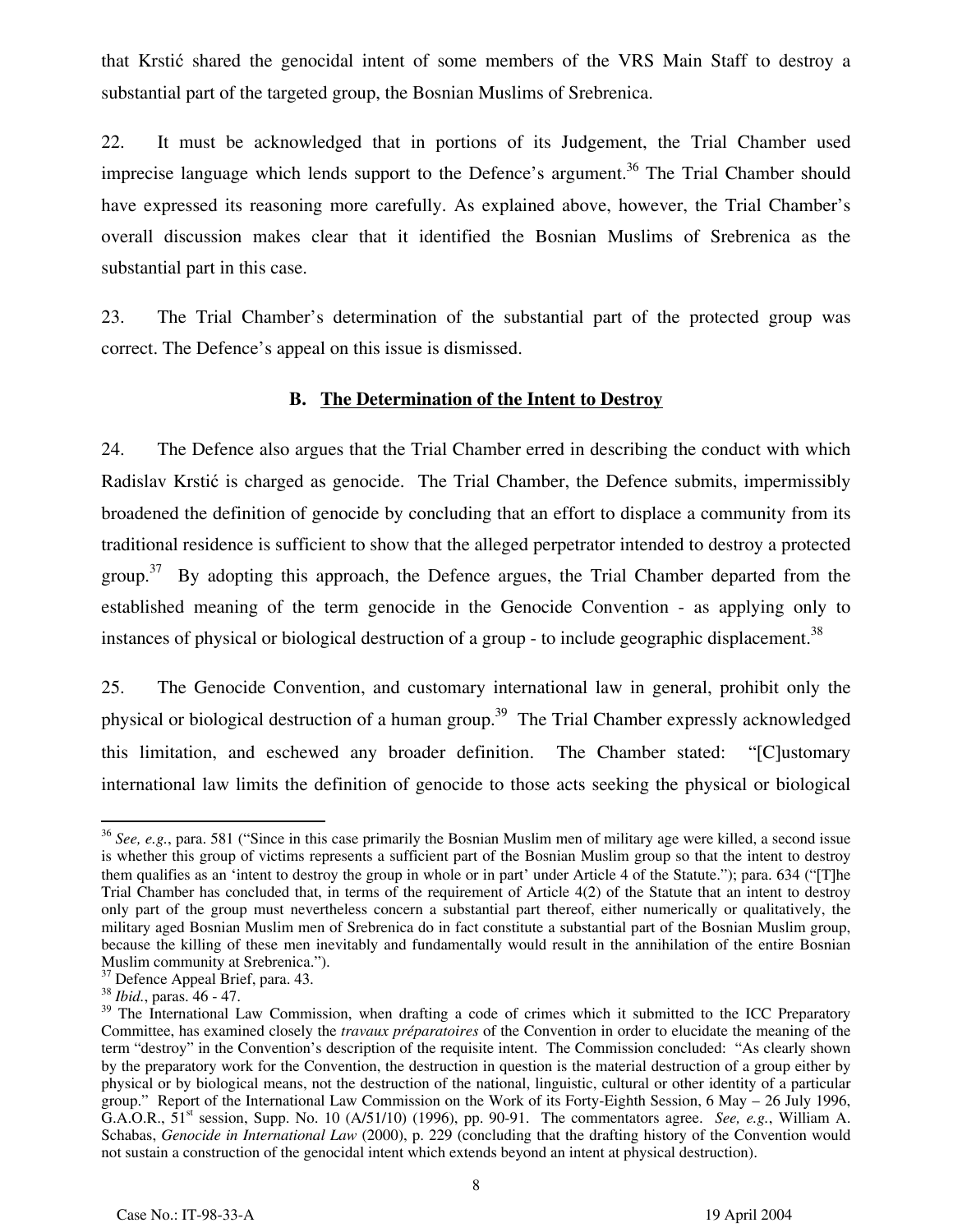that Krstić shared the genocidal intent of some members of the VRS Main Staff to destroy a substantial part of the targeted group, the Bosnian Muslims of Srebrenica.

22. It must be acknowledged that in portions of its Judgement, the Trial Chamber used imprecise language which lends support to the Defence's argument.[36] The Trial Chamber should have expressed its reasoning more carefully. As explained above, however, the Trial Chamber's overall discussion makes clear that it identified the Bosnian Muslims of Srebrenica as the substantial part in this case.

23. The Trial Chamber's determination of the substantial part of the protected group was correct. The Defence's appeal on this issue is dismissed.

### B. The Determination of the Intent to Destroy

24. The Defence also argues that the Trial Chamber erred in describing the conduct with which Radislav Krstić is charged as genocide. The Trial Chamber, the Defence submits, impermissibly broadened the definition of genocide by concluding that an effort to displace a community from its traditional residence is sufficient to show that the alleged perpetrator intended to destroy a protected group.[37] By adopting this approach, the Defence argues, the Trial Chamber departed from the established meaning of the term genocide in the Genocide Convention - as applying only to instances of physical or biological destruction of a group - to include geographic displacement.[38]

25. The Genocide Convention, and customary international law in general, prohibit only the physical or biological destruction of a human group.[39] The Trial Chamber expressly acknowledged this limitation, and eschewed any broader definition. The Chamber stated: "[C]ustomary international law limits the definition of genocide to those acts seeking the physical or biological

---

[36] *See, e.g.*, para. 581 ("Since in this case primarily the Bosnian Muslim men of military age were killed, a second issue is whether this group of victims represents a sufficient part of the Bosnian Muslim group so that the intent to destroy them qualifies as an 'intent to destroy the group in whole or in part' under Article 4 of the Statute."); para. 634 ("[T]he Trial Chamber has concluded that, in terms of the requirement of Article 4(2) of the Statute that an intent to destroy only part of the group must nevertheless concern a substantial part thereof, either numerically or qualitatively, the military aged Bosnian Muslim men of Srebrenica do in fact constitute a substantial part of the Bosnian Muslim group, because the killing of these men inevitably and fundamentally would result in the annihilation of the entire Bosnian Muslim community at Srebrenica.").

[37] Defence Appeal Brief, para. 43.

[38] *Ibid.*, paras. 46 - 47.

[39] The International Law Commission, when drafting a code of crimes which it submitted to the ICC Preparatory Committee, has examined closely the *travaux préparatoires* of the Convention in order to elucidate the meaning of the term "destroy" in the Convention's description of the requisite intent. The Commission concluded: "As clearly shown by the preparatory work for the Convention, the destruction in question is the material destruction of a group either by physical or by biological means, not the destruction of the national, linguistic, cultural or other identity of a particular group." Report of the International Law Commission on the Work of its Forty-Eighth Session, 6 May – 26 July 1996, G.A.O.R., 51st session, Supp. No. 10 (A/51/10) (1996), pp. 90-91. The commentators agree. *See, e.g.*, William A. Schabas, *Genocide in International Law* (2000), p. 229 (concluding that the drafting history of the Convention would not sustain a construction of the genocidal intent which extends beyond an intent at physical destruction).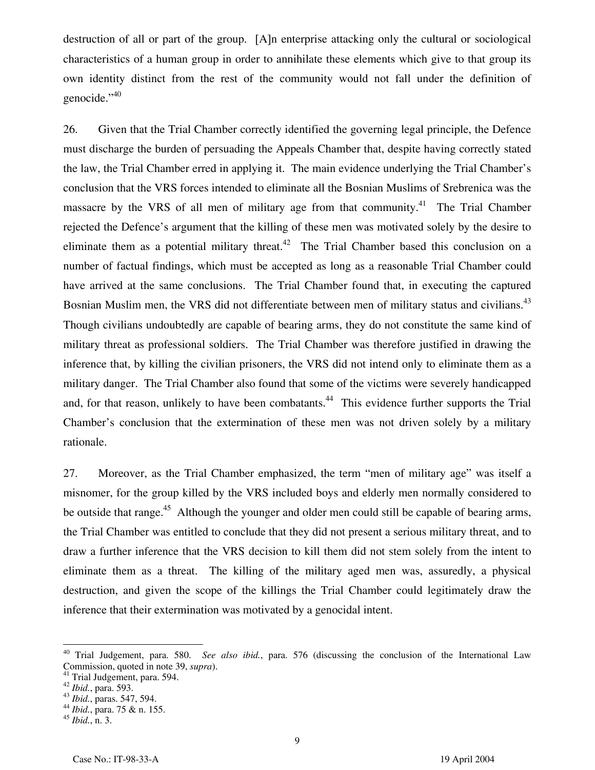destruction of all or part of the group. [A]n enterprise attacking only the cultural or sociological characteristics of a human group in order to annihilate these elements which give to that group its own identity distinct from the rest of the community would not fall under the definition of genocide."[40]

26. Given that the Trial Chamber correctly identified the governing legal principle, the Defence must discharge the burden of persuading the Appeals Chamber that, despite having correctly stated the law, the Trial Chamber erred in applying it. The main evidence underlying the Trial Chamber's conclusion that the VRS forces intended to eliminate all the Bosnian Muslims of Srebrenica was the massacre by the VRS of all men of military age from that community.[41] The Trial Chamber rejected the Defence's argument that the killing of these men was motivated solely by the desire to eliminate them as a potential military threat.[42] The Trial Chamber based this conclusion on a number of factual findings, which must be accepted as long as a reasonable Trial Chamber could have arrived at the same conclusions. The Trial Chamber found that, in executing the captured Bosnian Muslim men, the VRS did not differentiate between men of military status and civilians.[43] Though civilians undoubtedly are capable of bearing arms, they do not constitute the same kind of military threat as professional soldiers. The Trial Chamber was therefore justified in drawing the inference that, by killing the civilian prisoners, the VRS did not intend only to eliminate them as a military danger. The Trial Chamber also found that some of the victims were severely handicapped and, for that reason, unlikely to have been combatants.[44] This evidence further supports the Trial Chamber's conclusion that the extermination of these men was not driven solely by a military rationale.

27. Moreover, as the Trial Chamber emphasized, the term "men of military age" was itself a misnomer, for the group killed by the VRS included boys and elderly men normally considered to be outside that range.[45] Although the younger and older men could still be capable of bearing arms, the Trial Chamber was entitled to conclude that they did not present a serious military threat, and to draw a further inference that the VRS decision to kill them did not stem solely from the intent to eliminate them as a threat. The killing of the military aged men was, assuredly, a physical destruction, and given the scope of the killings the Trial Chamber could legitimately draw the inference that their extermination was motivated by a genocidal intent.

---

[40] Trial Judgement, para. 580. *See also ibid.*, para. 576 (discussing the conclusion of the International Law Commission, quoted in note 39, *supra*).
[41] Trial Judgement, para. 594.
[42] *Ibid.*, para. 593.
[43] *Ibid.*, paras. 547, 594.
[44] *Ibid.*, para. 75 & n. 155.
[45] *Ibid.*, n. 3.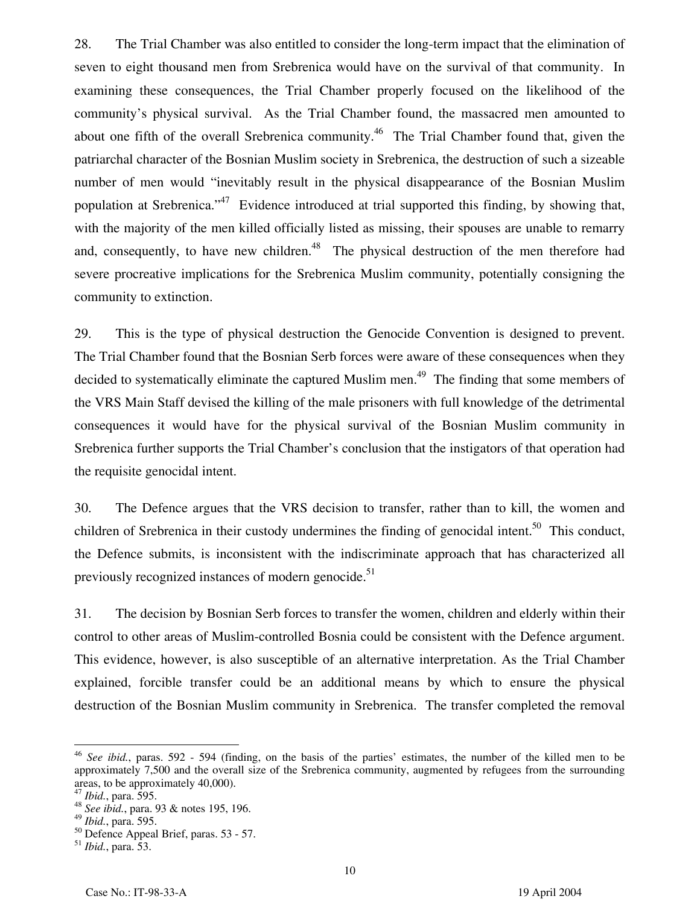28. The Trial Chamber was also entitled to consider the long-term impact that the elimination of seven to eight thousand men from Srebrenica would have on the survival of that community. In examining these consequences, the Trial Chamber properly focused on the likelihood of the community's physical survival. As the Trial Chamber found, the massacred men amounted to about one fifth of the overall Srebrenica community.[46] The Trial Chamber found that, given the patriarchal character of the Bosnian Muslim society in Srebrenica, the destruction of such a sizeable number of men would "inevitably result in the physical disappearance of the Bosnian Muslim population at Srebrenica."[47] Evidence introduced at trial supported this finding, by showing that, with the majority of the men killed officially listed as missing, their spouses are unable to remarry and, consequently, to have new children.[48] The physical destruction of the men therefore had severe procreative implications for the Srebrenica Muslim community, potentially consigning the community to extinction.

29. This is the type of physical destruction the Genocide Convention is designed to prevent. The Trial Chamber found that the Bosnian Serb forces were aware of these consequences when they decided to systematically eliminate the captured Muslim men.[49] The finding that some members of the VRS Main Staff devised the killing of the male prisoners with full knowledge of the detrimental consequences it would have for the physical survival of the Bosnian Muslim community in Srebrenica further supports the Trial Chamber's conclusion that the instigators of that operation had the requisite genocidal intent.

30. The Defence argues that the VRS decision to transfer, rather than to kill, the women and children of Srebrenica in their custody undermines the finding of genocidal intent.[50] This conduct, the Defence submits, is inconsistent with the indiscriminate approach that has characterized all previously recognized instances of modern genocide.[51]

31. The decision by Bosnian Serb forces to transfer the women, children and elderly within their control to other areas of Muslim-controlled Bosnia could be consistent with the Defence argument. This evidence, however, is also susceptible of an alternative interpretation. As the Trial Chamber explained, forcible transfer could be an additional means by which to ensure the physical destruction of the Bosnian Muslim community in Srebrenica. The transfer completed the removal

---

[46] *See ibid.*, paras. 592 - 594 (finding, on the basis of the parties' estimates, the number of the killed men to be approximately 7,500 and the overall size of the Srebrenica community, augmented by refugees from the surrounding areas, to be approximately 40,000).

[47] *Ibid.*, para. 595.

[48] *See ibid.*, para. 93 & notes 195, 196.

[49] *Ibid.*, para. 595.

[50] Defence Appeal Brief, paras. 53 - 57.

[51] *Ibid.*, para. 53.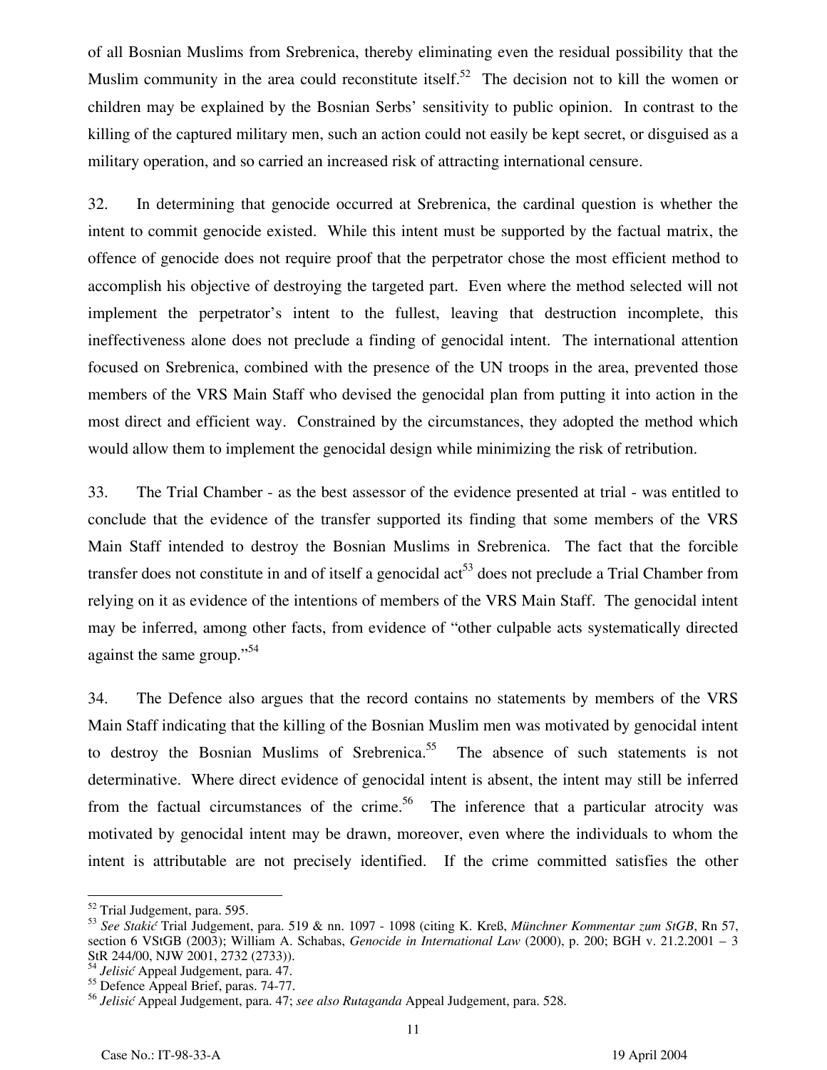of all Bosnian Muslims from Srebrenica, thereby eliminating even the residual possibility that the Muslim community in the area could reconstitute itself.[52] The decision not to kill the women or children may be explained by the Bosnian Serbs' sensitivity to public opinion. In contrast to the killing of the captured military men, such an action could not easily be kept secret, or disguised as a military operation, and so carried an increased risk of attracting international censure.

32. In determining that genocide occurred at Srebrenica, the cardinal question is whether the intent to commit genocide existed. While this intent must be supported by the factual matrix, the offence of genocide does not require proof that the perpetrator chose the most efficient method to accomplish his objective of destroying the targeted part. Even where the method selected will not implement the perpetrator's intent to the fullest, leaving that destruction incomplete, this ineffectiveness alone does not preclude a finding of genocidal intent. The international attention focused on Srebrenica, combined with the presence of the UN troops in the area, prevented those members of the VRS Main Staff who devised the genocidal plan from putting it into action in the most direct and efficient way. Constrained by the circumstances, they adopted the method which would allow them to implement the genocidal design while minimizing the risk of retribution.

33. The Trial Chamber - as the best assessor of the evidence presented at trial - was entitled to conclude that the evidence of the transfer supported its finding that some members of the VRS Main Staff intended to destroy the Bosnian Muslims in Srebrenica. The fact that the forcible transfer does not constitute in and of itself a genocidal act[53] does not preclude a Trial Chamber from relying on it as evidence of the intentions of members of the VRS Main Staff. The genocidal intent may be inferred, among other facts, from evidence of "other culpable acts systematically directed against the same group."[54]

34. The Defence also argues that the record contains no statements by members of the VRS Main Staff indicating that the killing of the Bosnian Muslim men was motivated by genocidal intent to destroy the Bosnian Muslims of Srebrenica.[55] The absence of such statements is not determinative. Where direct evidence of genocidal intent is absent, the intent may still be inferred from the factual circumstances of the crime.[56] The inference that a particular atrocity was motivated by genocidal intent may be drawn, moreover, even where the individuals to whom the intent is attributable are not precisely identified. If the crime committed satisfies the other

---

[52] Trial Judgement, para. 595.

[53] *See Stakić* Trial Judgement, para. 519 & nn. 1097 - 1098 (citing K. Kreß, *Münchner Kommentar zum StGB*, Rn 57, section 6 VStGB (2003); William A. Schabas, *Genocide in International Law* (2000), p. 200; BGH v. 21.2.2001 – 3 StR 244/00, NJW 2001, 2732 (2733)).

[54] *Jelisić* Appeal Judgement, para. 47.

[55] Defence Appeal Brief, paras. 74-77.

[56] *Jelisić* Appeal Judgement, para. 47; *see also Rutaganda* Appeal Judgement, para. 528.

Case No.: IT-98-33-A 19 April 2004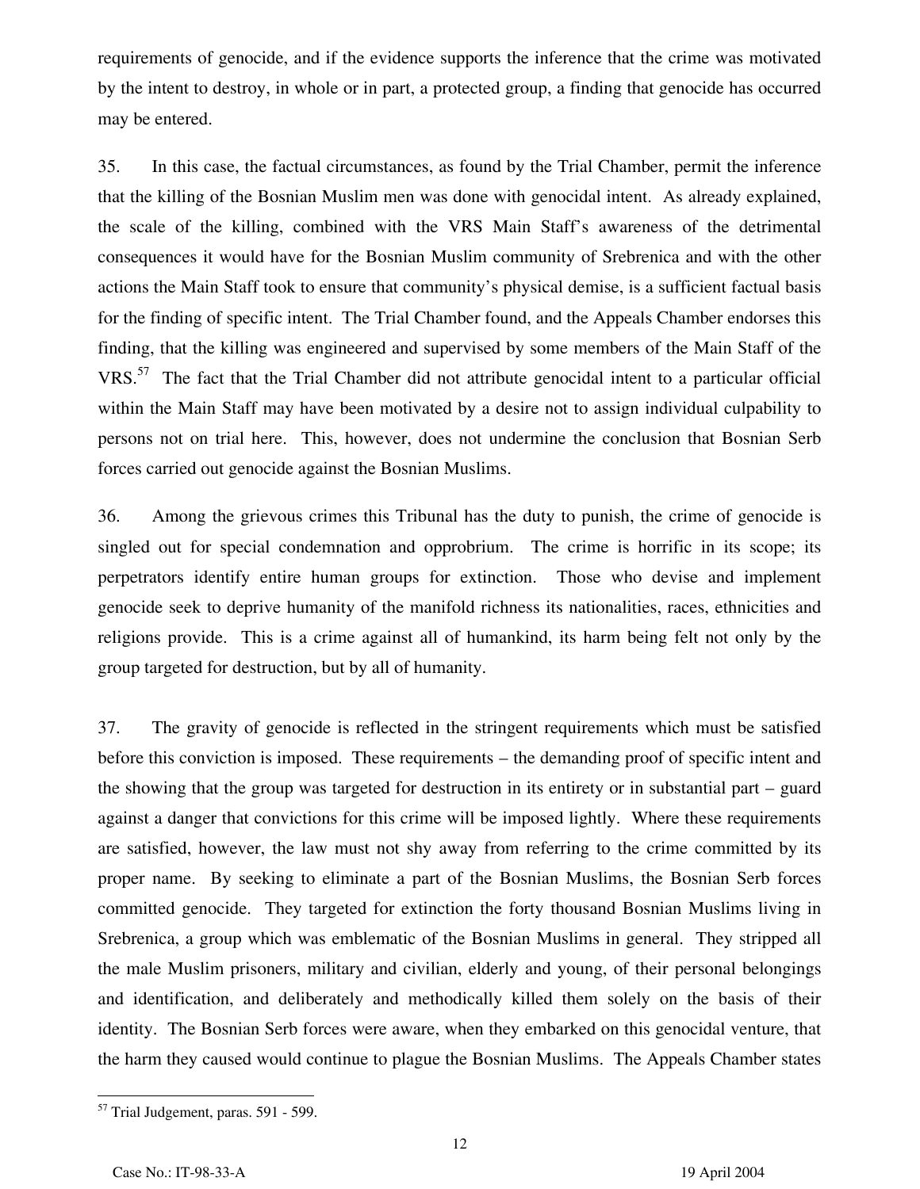requirements of genocide, and if the evidence supports the inference that the crime was motivated by the intent to destroy, in whole or in part, a protected group, a finding that genocide has occurred may be entered.

35. In this case, the factual circumstances, as found by the Trial Chamber, permit the inference that the killing of the Bosnian Muslim men was done with genocidal intent. As already explained, the scale of the killing, combined with the VRS Main Staff's awareness of the detrimental consequences it would have for the Bosnian Muslim community of Srebrenica and with the other actions the Main Staff took to ensure that community's physical demise, is a sufficient factual basis for the finding of specific intent. The Trial Chamber found, and the Appeals Chamber endorses this finding, that the killing was engineered and supervised by some members of the Main Staff of the VRS.[57] The fact that the Trial Chamber did not attribute genocidal intent to a particular official within the Main Staff may have been motivated by a desire not to assign individual culpability to persons not on trial here. This, however, does not undermine the conclusion that Bosnian Serb forces carried out genocide against the Bosnian Muslims.

36. Among the grievous crimes this Tribunal has the duty to punish, the crime of genocide is singled out for special condemnation and opprobrium. The crime is horrific in its scope; its perpetrators identify entire human groups for extinction. Those who devise and implement genocide seek to deprive humanity of the manifold richness its nationalities, races, ethnicities and religions provide. This is a crime against all of humankind, its harm being felt not only by the group targeted for destruction, but by all of humanity.

37. The gravity of genocide is reflected in the stringent requirements which must be satisfied before this conviction is imposed. These requirements – the demanding proof of specific intent and the showing that the group was targeted for destruction in its entirety or in substantial part – guard against a danger that convictions for this crime will be imposed lightly. Where these requirements are satisfied, however, the law must not shy away from referring to the crime committed by its proper name. By seeking to eliminate a part of the Bosnian Muslims, the Bosnian Serb forces committed genocide. They targeted for extinction the forty thousand Bosnian Muslims living in Srebrenica, a group which was emblematic of the Bosnian Muslims in general. They stripped all the male Muslim prisoners, military and civilian, elderly and young, of their personal belongings and identification, and deliberately and methodically killed them solely on the basis of their identity. The Bosnian Serb forces were aware, when they embarked on this genocidal venture, that the harm they caused would continue to plague the Bosnian Muslims. The Appeals Chamber states

---

[57] Trial Judgement, paras. 591 - 599.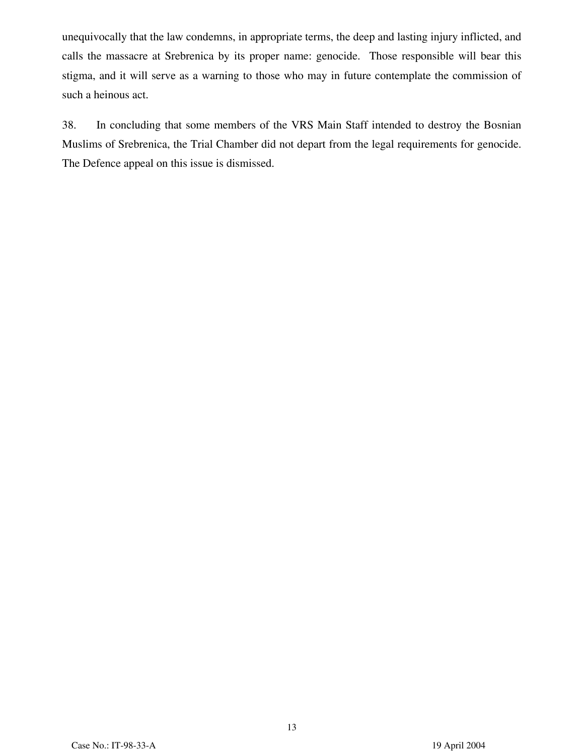unequivocally that the law condemns, in appropriate terms, the deep and lasting injury inflicted, and calls the massacre at Srebrenica by its proper name: genocide. Those responsible will bear this stigma, and it will serve as a warning to those who may in future contemplate the commission of such a heinous act.

38. In concluding that some members of the VRS Main Staff intended to destroy the Bosnian Muslims of Srebrenica, the Trial Chamber did not depart from the legal requirements for genocide. The Defence appeal on this issue is dismissed.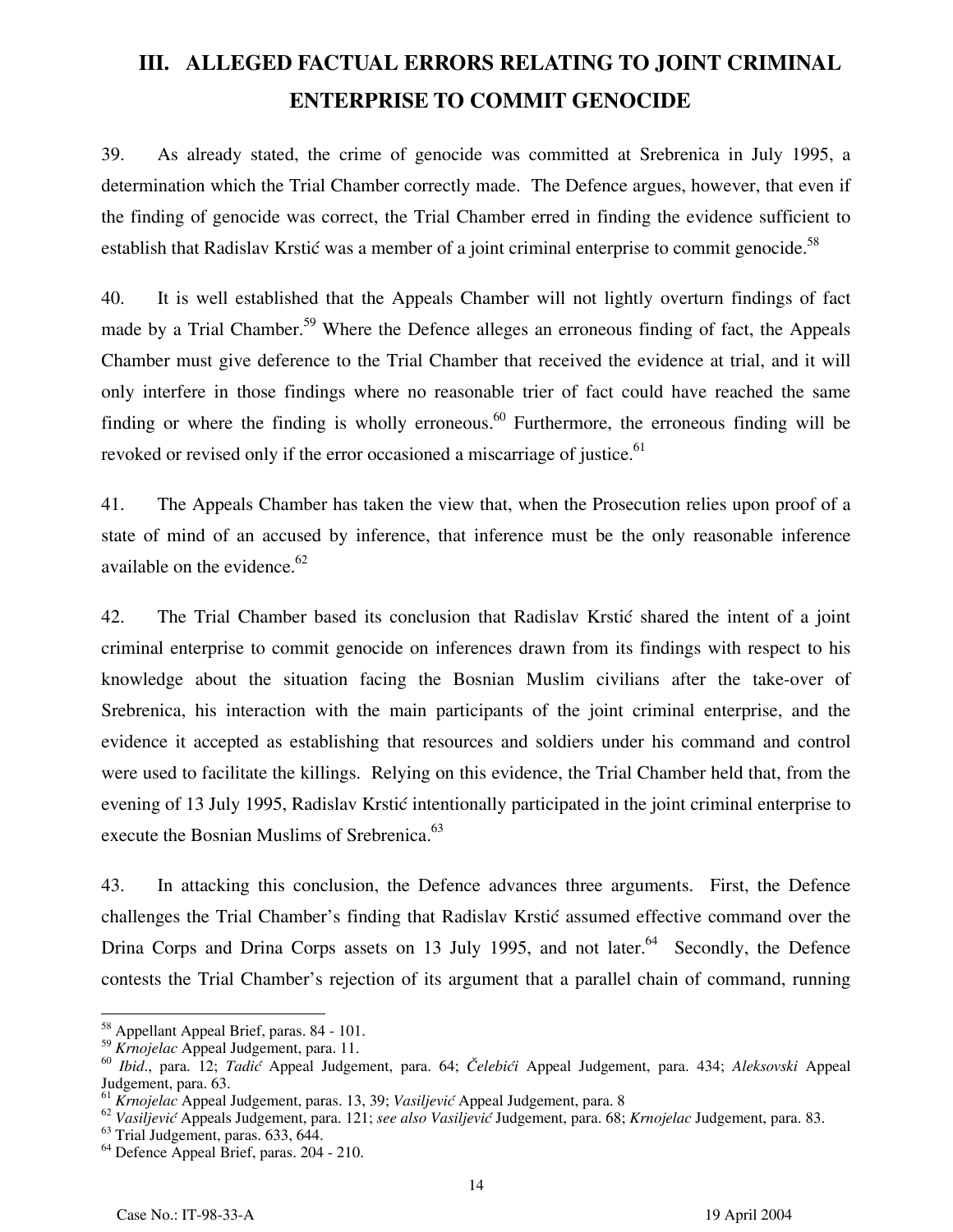## III. ALLEGED FACTUAL ERRORS RELATING TO JOINT CRIMINAL ENTERPRISE TO COMMIT GENOCIDE

39. As already stated, the crime of genocide was committed at Srebrenica in July 1995, a determination which the Trial Chamber correctly made. The Defence argues, however, that even if the finding of genocide was correct, the Trial Chamber erred in finding the evidence sufficient to establish that Radislav Krstić was a member of a joint criminal enterprise to commit genocide.[58]

40. It is well established that the Appeals Chamber will not lightly overturn findings of fact made by a Trial Chamber.[59] Where the Defence alleges an erroneous finding of fact, the Appeals Chamber must give deference to the Trial Chamber that received the evidence at trial, and it will only interfere in those findings where no reasonable trier of fact could have reached the same finding or where the finding is wholly erroneous.[60] Furthermore, the erroneous finding will be revoked or revised only if the error occasioned a miscarriage of justice.[61]

41. The Appeals Chamber has taken the view that, when the Prosecution relies upon proof of a state of mind of an accused by inference, that inference must be the only reasonable inference available on the evidence.[62]

42. The Trial Chamber based its conclusion that Radislav Krstić shared the intent of a joint criminal enterprise to commit genocide on inferences drawn from its findings with respect to his knowledge about the situation facing the Bosnian Muslim civilians after the take-over of Srebrenica, his interaction with the main participants of the joint criminal enterprise, and the evidence it accepted as establishing that resources and soldiers under his command and control were used to facilitate the killings. Relying on this evidence, the Trial Chamber held that, from the evening of 13 July 1995, Radislav Krstić intentionally participated in the joint criminal enterprise to execute the Bosnian Muslims of Srebrenica.[63]

43. In attacking this conclusion, the Defence advances three arguments. First, the Defence challenges the Trial Chamber's finding that Radislav Krstić assumed effective command over the Drina Corps and Drina Corps assets on 13 July 1995, and not later.[64] Secondly, the Defence contests the Trial Chamber's rejection of its argument that a parallel chain of command, running

---

[58] Appellant Appeal Brief, paras. 84 - 101.

[59] *Krnojelac* Appeal Judgement, para. 11.

[60] *Ibid*., para. 12; *Tadić* Appeal Judgement, para. 64; *Čelebići* Appeal Judgement, para. 434; *Aleksovski* Appeal Judgement, para. 63.

[61] *Krnojelac* Appeal Judgement, paras. 13, 39; *Vasiljević* Appeal Judgement, para. 8

[62] *Vasiljević* Appeals Judgement, para. 121; *see also Vasiljević* Judgement, para. 68; *Krnojelac* Judgement, para. 83.

[63] Trial Judgement, paras. 633, 644.

[64] Defence Appeal Brief, paras. 204 - 210.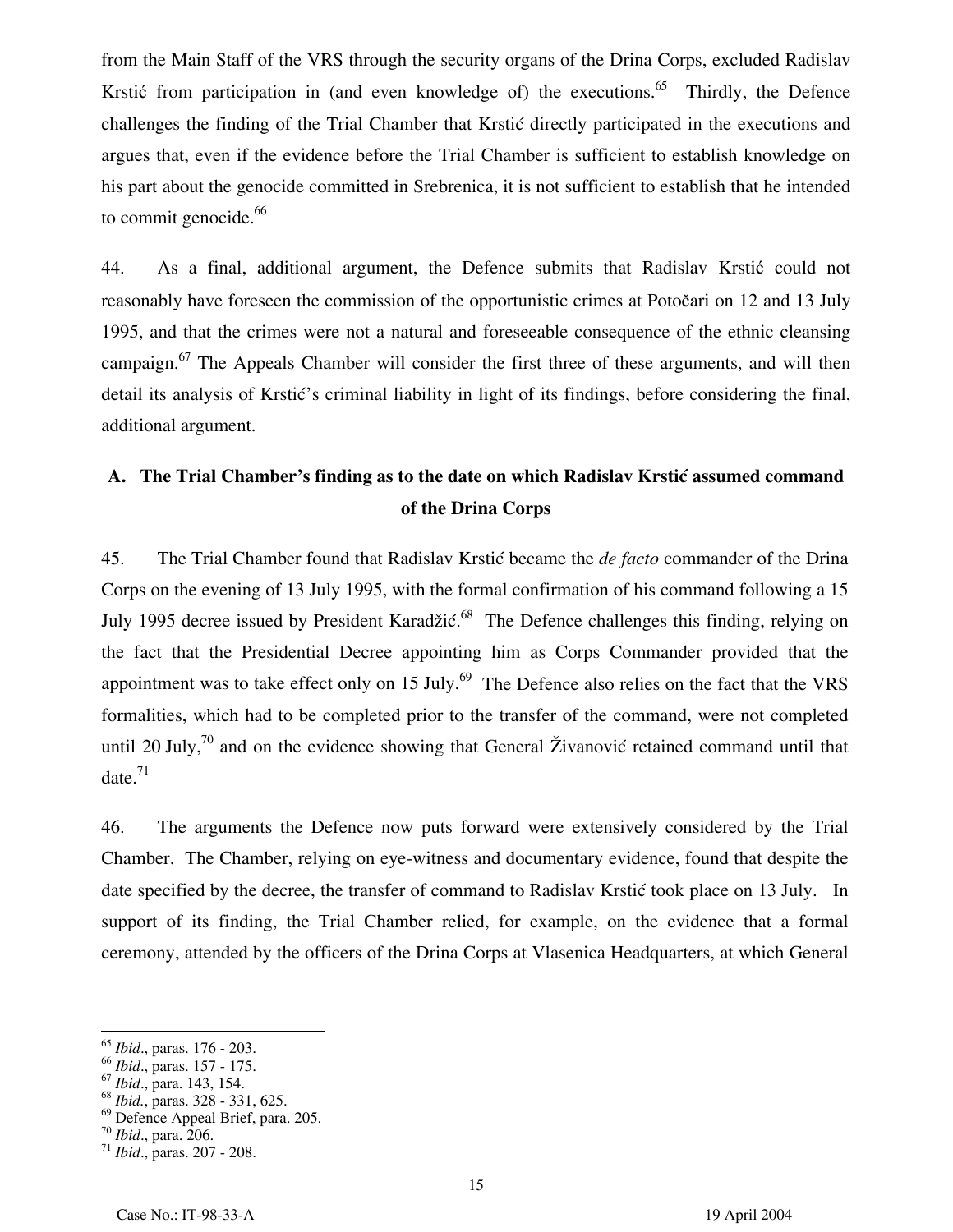from the Main Staff of the VRS through the security organs of the Drina Corps, excluded Radislav Krstić from participation in (and even knowledge of) the executions.[65] Thirdly, the Defence challenges the finding of the Trial Chamber that Krstić directly participated in the executions and argues that, even if the evidence before the Trial Chamber is sufficient to establish knowledge on his part about the genocide committed in Srebrenica, it is not sufficient to establish that he intended to commit genocide.[66]

44. As a final, additional argument, the Defence submits that Radislav Krstić could not reasonably have foreseen the commission of the opportunistic crimes at Potočari on 12 and 13 July 1995, and that the crimes were not a natural and foreseeable consequence of the ethnic cleansing campaign.[67] The Appeals Chamber will consider the first three of these arguments, and will then detail its analysis of Krstić's criminal liability in light of its findings, before considering the final, additional argument.

## A. The Trial Chamber's finding as to the date on which Radislav Krstić assumed command of the Drina Corps

45. The Trial Chamber found that Radislav Krstić became the *de facto* commander of the Drina Corps on the evening of 13 July 1995, with the formal confirmation of his command following a 15 July 1995 decree issued by President Karadžić.[68] The Defence challenges this finding, relying on the fact that the Presidential Decree appointing him as Corps Commander provided that the appointment was to take effect only on 15 July.[69] The Defence also relies on the fact that the VRS formalities, which had to be completed prior to the transfer of the command, were not completed until 20 July,[70] and on the evidence showing that General Živanović retained command until that date.[71]

46. The arguments the Defence now puts forward were extensively considered by the Trial Chamber. The Chamber, relying on eye-witness and documentary evidence, found that despite the date specified by the decree, the transfer of command to Radislav Krstić took place on 13 July. In support of its finding, the Trial Chamber relied, for example, on the evidence that a formal ceremony, attended by the officers of the Drina Corps at Vlasenica Headquarters, at which General

---

[65] *Ibid*., paras. 176 - 203.
[66] *Ibid*., paras. 157 - 175.
[67] *Ibid*., para. 143, 154.
[68] *Ibid.*, paras. 328 - 331, 625.
[69] Defence Appeal Brief, para. 205.
[70] *Ibid*., para. 206.
[71] *Ibid*., paras. 207 - 208.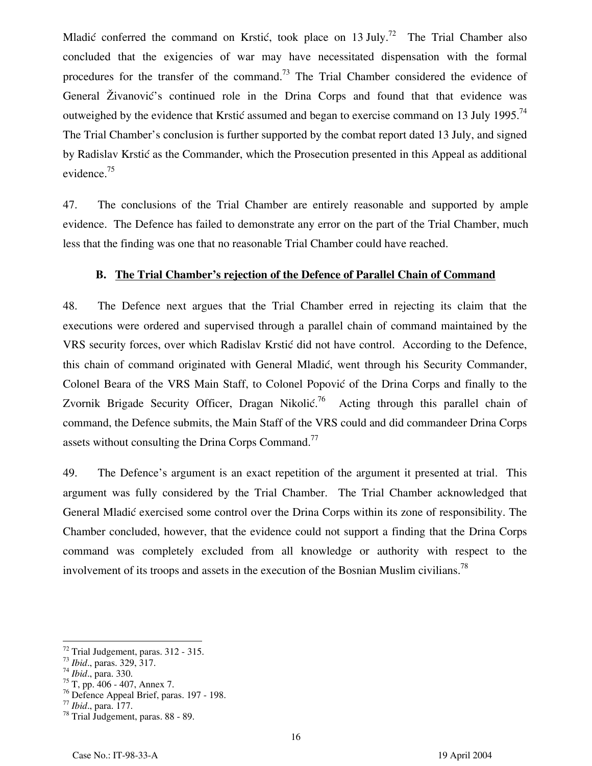Mladić conferred the command on Krstić, took place on 13 July.[72] The Trial Chamber also concluded that the exigencies of war may have necessitated dispensation with the formal procedures for the transfer of the command.[73] The Trial Chamber considered the evidence of General Živanović's continued role in the Drina Corps and found that that evidence was outweighed by the evidence that Krstić assumed and began to exercise command on 13 July 1995.[74] The Trial Chamber's conclusion is further supported by the combat report dated 13 July, and signed by Radislav Krstić as the Commander, which the Prosecution presented in this Appeal as additional evidence.[75]

47. The conclusions of the Trial Chamber are entirely reasonable and supported by ample evidence. The Defence has failed to demonstrate any error on the part of the Trial Chamber, much less that the finding was one that no reasonable Trial Chamber could have reached.

### B. The Trial Chamber's rejection of the Defence of Parallel Chain of Command

48. The Defence next argues that the Trial Chamber erred in rejecting its claim that the executions were ordered and supervised through a parallel chain of command maintained by the VRS security forces, over which Radislav Krstić did not have control. According to the Defence, this chain of command originated with General Mladić, went through his Security Commander, Colonel Beara of the VRS Main Staff, to Colonel Popović of the Drina Corps and finally to the Zvornik Brigade Security Officer, Dragan Nikolić.[76] Acting through this parallel chain of command, the Defence submits, the Main Staff of the VRS could and did commandeer Drina Corps assets without consulting the Drina Corps Command.[77]

49. The Defence's argument is an exact repetition of the argument it presented at trial. This argument was fully considered by the Trial Chamber. The Trial Chamber acknowledged that General Mladić exercised some control over the Drina Corps within its zone of responsibility. The Chamber concluded, however, that the evidence could not support a finding that the Drina Corps command was completely excluded from all knowledge or authority with respect to the involvement of its troops and assets in the execution of the Bosnian Muslim civilians.[78]

---

[72] Trial Judgement, paras. 312 - 315.
[73] *Ibid*., paras. 329, 317.
[74] *Ibid*., para. 330.
[75] T, pp. 406 - 407, Annex 7.
[76] Defence Appeal Brief, paras. 197 - 198.
[77] *Ibid*., para. 177.
[78] Trial Judgement, paras. 88 - 89.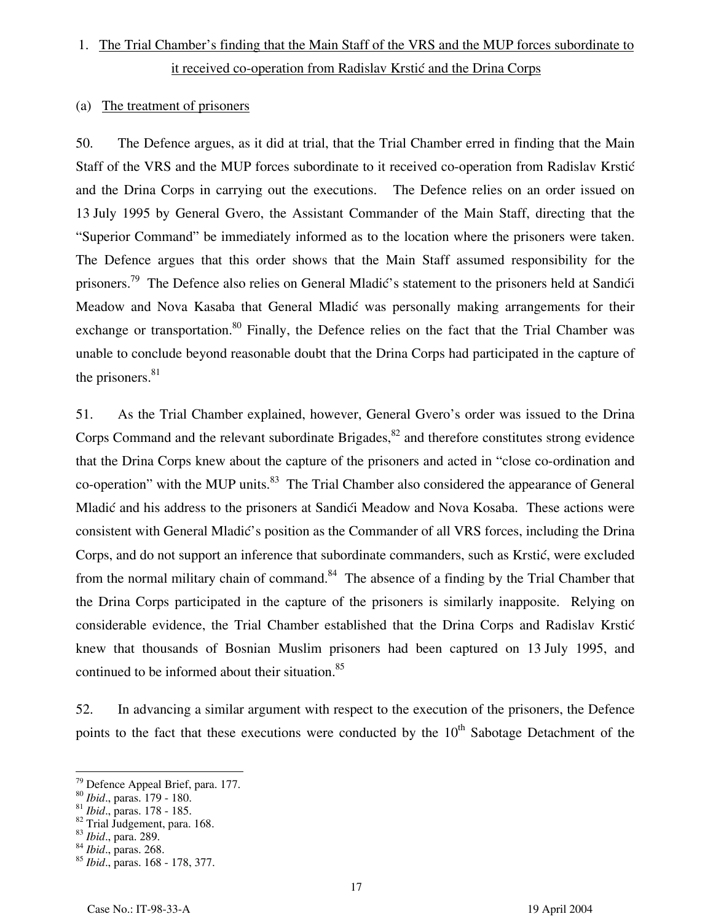1. The Trial Chamber's finding that the Main Staff of the VRS and the MUP forces subordinate to it received co-operation from Radislav Krstić and the Drina Corps

(a) The treatment of prisoners

50. The Defence argues, as it did at trial, that the Trial Chamber erred in finding that the Main Staff of the VRS and the MUP forces subordinate to it received co-operation from Radislav Krstić and the Drina Corps in carrying out the executions. The Defence relies on an order issued on 13 July 1995 by General Gvero, the Assistant Commander of the Main Staff, directing that the "Superior Command" be immediately informed as to the location where the prisoners were taken. The Defence argues that this order shows that the Main Staff assumed responsibility for the prisoners.[79] The Defence also relies on General Mladić's statement to the prisoners held at Sandići Meadow and Nova Kasaba that General Mladić was personally making arrangements for their exchange or transportation.[80] Finally, the Defence relies on the fact that the Trial Chamber was unable to conclude beyond reasonable doubt that the Drina Corps had participated in the capture of the prisoners.[81]

51. As the Trial Chamber explained, however, General Gvero's order was issued to the Drina Corps Command and the relevant subordinate Brigades,[82] and therefore constitutes strong evidence that the Drina Corps knew about the capture of the prisoners and acted in "close co-ordination and co-operation" with the MUP units.[83] The Trial Chamber also considered the appearance of General Mladić and his address to the prisoners at Sandići Meadow and Nova Kosaba. These actions were consistent with General Mladić's position as the Commander of all VRS forces, including the Drina Corps, and do not support an inference that subordinate commanders, such as Krstić, were excluded from the normal military chain of command.[84] The absence of a finding by the Trial Chamber that the Drina Corps participated in the capture of the prisoners is similarly inapposite. Relying on considerable evidence, the Trial Chamber established that the Drina Corps and Radislav Krstić knew that thousands of Bosnian Muslim prisoners had been captured on 13 July 1995, and continued to be informed about their situation.[85]

52. In advancing a similar argument with respect to the execution of the prisoners, the Defence points to the fact that these executions were conducted by the 10th Sabotage Detachment of the

---

[79] Defence Appeal Brief, para. 177.
[80] *Ibid*., paras. 179 - 180.
[81] *Ibid*., paras. 178 - 185.
[82] Trial Judgement, para. 168.
[83] *Ibid*., para. 289.
[84] *Ibid*., paras. 268.
[85] *Ibid*., paras. 168 - 178, 377.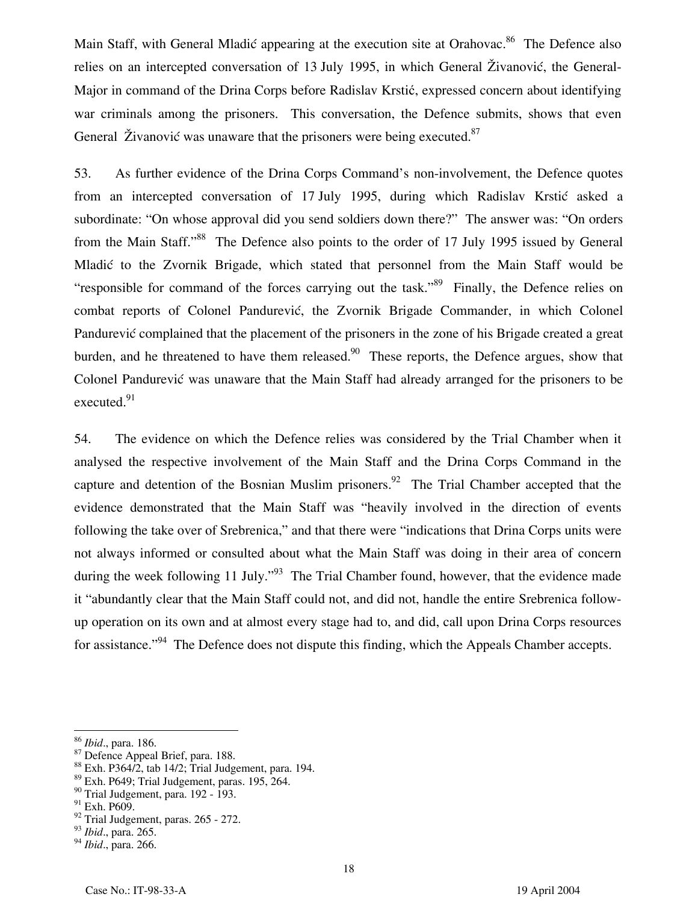Main Staff, with General Mladić appearing at the execution site at Orahovac.[86] The Defence also relies on an intercepted conversation of 13 July 1995, in which General Živanović, the General-Major in command of the Drina Corps before Radislav Krstić, expressed concern about identifying war criminals among the prisoners. This conversation, the Defence submits, shows that even General Živanović was unaware that the prisoners were being executed.[87]

53. As further evidence of the Drina Corps Command's non-involvement, the Defence quotes from an intercepted conversation of 17 July 1995, during which Radislav Krstić asked a subordinate: "On whose approval did you send soldiers down there?" The answer was: "On orders from the Main Staff."[88] The Defence also points to the order of 17 July 1995 issued by General Mladić to the Zvornik Brigade, which stated that personnel from the Main Staff would be "responsible for command of the forces carrying out the task."[89] Finally, the Defence relies on combat reports of Colonel Pandurević, the Zvornik Brigade Commander, in which Colonel Pandurević complained that the placement of the prisoners in the zone of his Brigade created a great burden, and he threatened to have them released.[90] These reports, the Defence argues, show that Colonel Pandurević was unaware that the Main Staff had already arranged for the prisoners to be executed.[91]

54. The evidence on which the Defence relies was considered by the Trial Chamber when it analysed the respective involvement of the Main Staff and the Drina Corps Command in the capture and detention of the Bosnian Muslim prisoners.[92] The Trial Chamber accepted that the evidence demonstrated that the Main Staff was "heavily involved in the direction of events following the take over of Srebrenica," and that there were "indications that Drina Corps units were not always informed or consulted about what the Main Staff was doing in their area of concern during the week following 11 July."[93] The Trial Chamber found, however, that the evidence made it "abundantly clear that the Main Staff could not, and did not, handle the entire Srebrenica follow-up operation on its own and at almost every stage had to, and did, call upon Drina Corps resources for assistance."[94] The Defence does not dispute this finding, which the Appeals Chamber accepts.

---

[86] *Ibid*., para. 186.
[87] Defence Appeal Brief, para. 188.
[88] Exh. P364/2, tab 14/2; Trial Judgement, para. 194.
[89] Exh. P649; Trial Judgement, paras. 195, 264.
[90] Trial Judgement, para. 192 - 193.
[91] Exh. P609.
[92] Trial Judgement, paras. 265 - 272.
[93] *Ibid*., para. 265.
[94] *Ibid*., para. 266.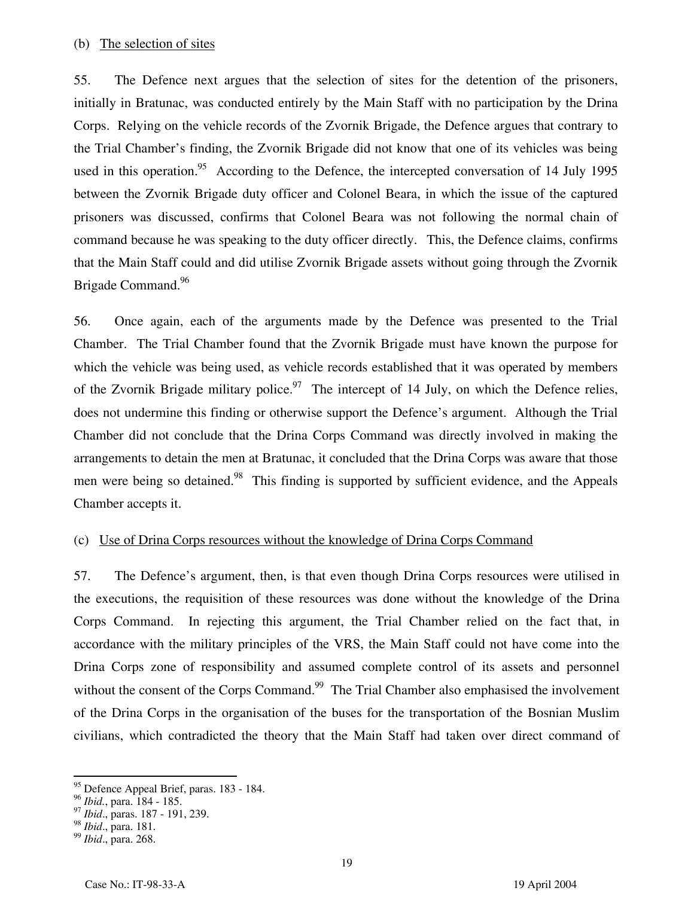(b) The selection of sites

55. The Defence next argues that the selection of sites for the detention of the prisoners, initially in Bratunac, was conducted entirely by the Main Staff with no participation by the Drina Corps. Relying on the vehicle records of the Zvornik Brigade, the Defence argues that contrary to the Trial Chamber's finding, the Zvornik Brigade did not know that one of its vehicles was being used in this operation.[95] According to the Defence, the intercepted conversation of 14 July 1995 between the Zvornik Brigade duty officer and Colonel Beara, in which the issue of the captured prisoners was discussed, confirms that Colonel Beara was not following the normal chain of command because he was speaking to the duty officer directly. This, the Defence claims, confirms that the Main Staff could and did utilise Zvornik Brigade assets without going through the Zvornik Brigade Command.[96]

56. Once again, each of the arguments made by the Defence was presented to the Trial Chamber. The Trial Chamber found that the Zvornik Brigade must have known the purpose for which the vehicle was being used, as vehicle records established that it was operated by members of the Zvornik Brigade military police.[97] The intercept of 14 July, on which the Defence relies, does not undermine this finding or otherwise support the Defence's argument. Although the Trial Chamber did not conclude that the Drina Corps Command was directly involved in making the arrangements to detain the men at Bratunac, it concluded that the Drina Corps was aware that those men were being so detained.[98] This finding is supported by sufficient evidence, and the Appeals Chamber accepts it.

(c) Use of Drina Corps resources without the knowledge of Drina Corps Command

57. The Defence's argument, then, is that even though Drina Corps resources were utilised in the executions, the requisition of these resources was done without the knowledge of the Drina Corps Command. In rejecting this argument, the Trial Chamber relied on the fact that, in accordance with the military principles of the VRS, the Main Staff could not have come into the Drina Corps zone of responsibility and assumed complete control of its assets and personnel without the consent of the Corps Command.[99] The Trial Chamber also emphasised the involvement of the Drina Corps in the organisation of the buses for the transportation of the Bosnian Muslim civilians, which contradicted the theory that the Main Staff had taken over direct command of

---

[95] Defence Appeal Brief, paras. 183 - 184.
[96] *Ibid.*, para. 184 - 185.
[97] *Ibid*., paras. 187 - 191, 239.
[98] *Ibid*., para. 181.
[99] *Ibid*., para. 268.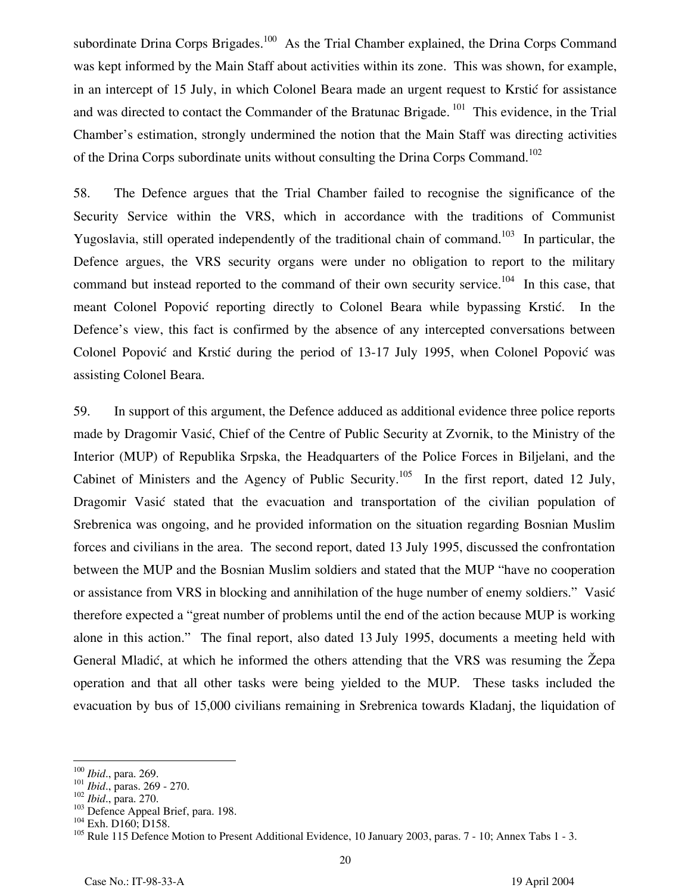subordinate Drina Corps Brigades.[100] As the Trial Chamber explained, the Drina Corps Command was kept informed by the Main Staff about activities within its zone. This was shown, for example, in an intercept of 15 July, in which Colonel Beara made an urgent request to Krstić for assistance and was directed to contact the Commander of the Bratunac Brigade.[101] This evidence, in the Trial Chamber's estimation, strongly undermined the notion that the Main Staff was directing activities of the Drina Corps subordinate units without consulting the Drina Corps Command.[102]

58. The Defence argues that the Trial Chamber failed to recognise the significance of the Security Service within the VRS, which in accordance with the traditions of Communist Yugoslavia, still operated independently of the traditional chain of command.[103] In particular, the Defence argues, the VRS security organs were under no obligation to report to the military command but instead reported to the command of their own security service.[104] In this case, that meant Colonel Popović reporting directly to Colonel Beara while bypassing Krstić. In the Defence's view, this fact is confirmed by the absence of any intercepted conversations between Colonel Popović and Krstić during the period of 13-17 July 1995, when Colonel Popović was assisting Colonel Beara.

59. In support of this argument, the Defence adduced as additional evidence three police reports made by Dragomir Vasić, Chief of the Centre of Public Security at Zvornik, to the Ministry of the Interior (MUP) of Republika Srpska, the Headquarters of the Police Forces in Biljelani, and the Cabinet of Ministers and the Agency of Public Security.[105] In the first report, dated 12 July, Dragomir Vasić stated that the evacuation and transportation of the civilian population of Srebrenica was ongoing, and he provided information on the situation regarding Bosnian Muslim forces and civilians in the area. The second report, dated 13 July 1995, discussed the confrontation between the MUP and the Bosnian Muslim soldiers and stated that the MUP "have no cooperation or assistance from VRS in blocking and annihilation of the huge number of enemy soldiers." Vasić therefore expected a "great number of problems until the end of the action because MUP is working alone in this action." The final report, also dated 13 July 1995, documents a meeting held with General Mladić, at which he informed the others attending that the VRS was resuming the Žepa operation and that all other tasks were being yielded to the MUP. These tasks included the evacuation by bus of 15,000 civilians remaining in Srebrenica towards Kladanj, the liquidation of

---

[100] *Ibid.*, para. 269.

[101] *Ibid.*, paras. 269 - 270.

[102] *Ibid.*, para. 270.

[103] Defence Appeal Brief, para. 198.

[104] Exh. D160; D158.

[105] Rule 115 Defence Motion to Present Additional Evidence, 10 January 2003, paras. 7 - 10; Annex Tabs 1 - 3.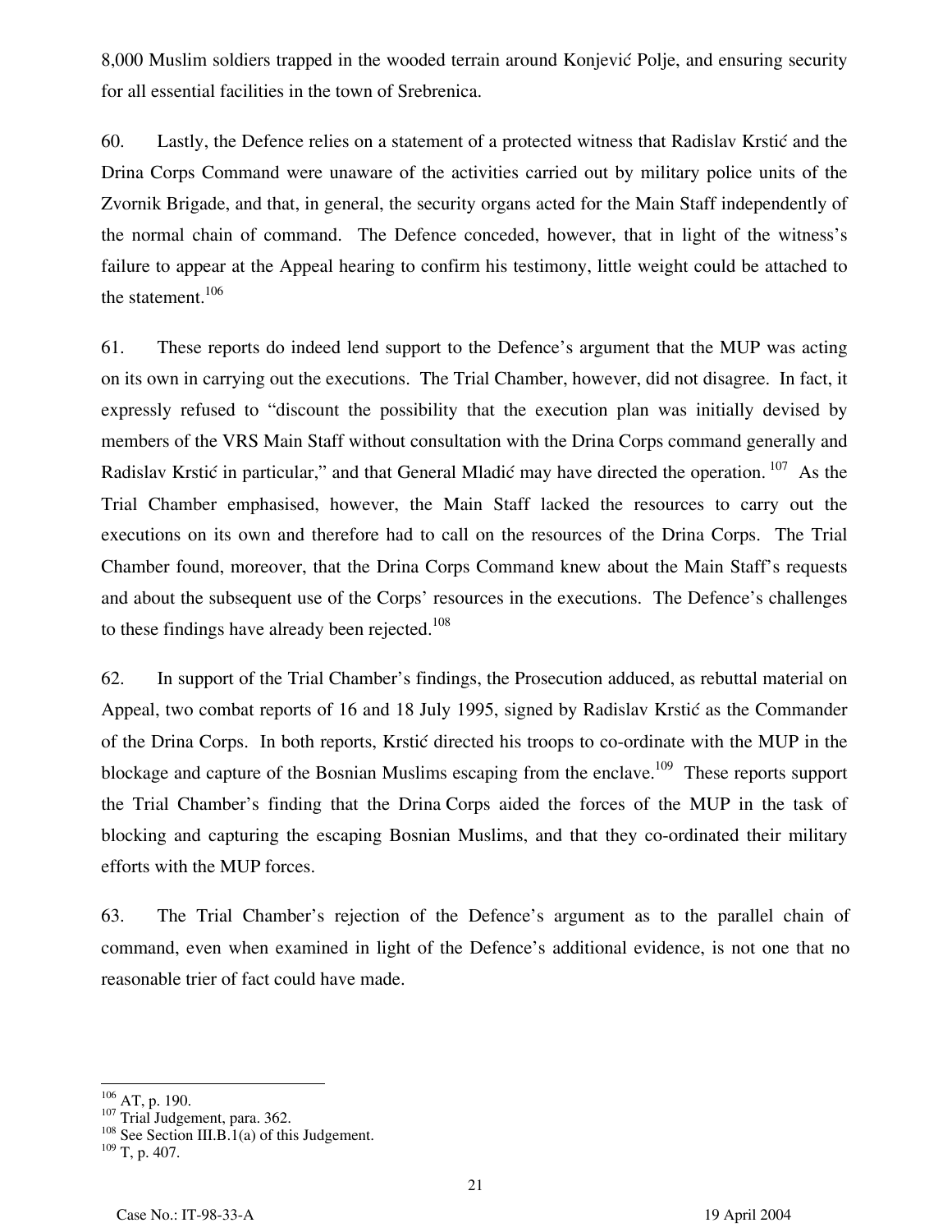8,000 Muslim soldiers trapped in the wooded terrain around Konjević Polje, and ensuring security for all essential facilities in the town of Srebrenica.

60. Lastly, the Defence relies on a statement of a protected witness that Radislav Krstić and the Drina Corps Command were unaware of the activities carried out by military police units of the Zvornik Brigade, and that, in general, the security organs acted for the Main Staff independently of the normal chain of command. The Defence conceded, however, that in light of the witness's failure to appear at the Appeal hearing to confirm his testimony, little weight could be attached to the statement.[106]

61. These reports do indeed lend support to the Defence's argument that the MUP was acting on its own in carrying out the executions. The Trial Chamber, however, did not disagree. In fact, it expressly refused to "discount the possibility that the execution plan was initially devised by members of the VRS Main Staff without consultation with the Drina Corps command generally and Radislav Krstić in particular," and that General Mladić may have directed the operation.[107] As the Trial Chamber emphasised, however, the Main Staff lacked the resources to carry out the executions on its own and therefore had to call on the resources of the Drina Corps. The Trial Chamber found, moreover, that the Drina Corps Command knew about the Main Staff's requests and about the subsequent use of the Corps' resources in the executions. The Defence's challenges to these findings have already been rejected.[108]

62. In support of the Trial Chamber's findings, the Prosecution adduced, as rebuttal material on Appeal, two combat reports of 16 and 18 July 1995, signed by Radislav Krstić as the Commander of the Drina Corps. In both reports, Krstić directed his troops to co-ordinate with the MUP in the blockage and capture of the Bosnian Muslims escaping from the enclave.[109] These reports support the Trial Chamber's finding that the Drina Corps aided the forces of the MUP in the task of blocking and capturing the escaping Bosnian Muslims, and that they co-ordinated their military efforts with the MUP forces.

63. The Trial Chamber's rejection of the Defence's argument as to the parallel chain of command, even when examined in light of the Defence's additional evidence, is not one that no reasonable trier of fact could have made.

---

[106] AT, p. 190.
[107] Trial Judgement, para. 362.
[108] See Section III.B.1(a) of this Judgement.
[109] T, p. 407.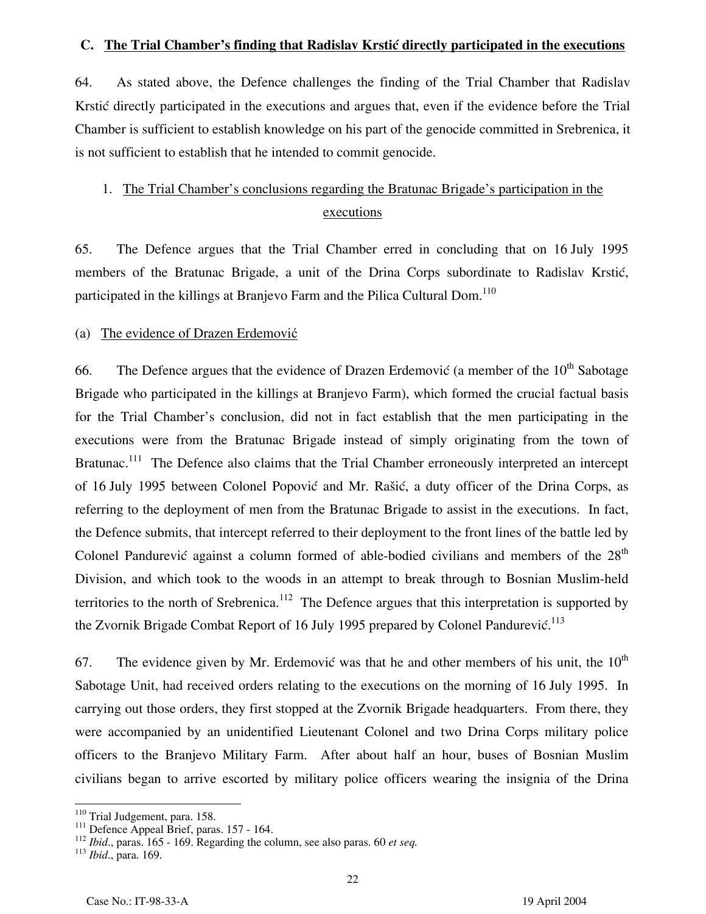### C. The Trial Chamber's finding that Radislav Krstić directly participated in the executions

64. As stated above, the Defence challenges the finding of the Trial Chamber that Radislav Krstić directly participated in the executions and argues that, even if the evidence before the Trial Chamber is sufficient to establish knowledge on his part of the genocide committed in Srebrenica, it is not sufficient to establish that he intended to commit genocide.

#### 1. The Trial Chamber's conclusions regarding the Bratunac Brigade's participation in the executions

65. The Defence argues that the Trial Chamber erred in concluding that on 16 July 1995 members of the Bratunac Brigade, a unit of the Drina Corps subordinate to Radislav Krstić, participated in the killings at Branjevo Farm and the Pilica Cultural Dom.[110]

##### (a) The evidence of Drazen Erdemović

66. The Defence argues that the evidence of Drazen Erdemović (a member of the 10th Sabotage Brigade who participated in the killings at Branjevo Farm), which formed the crucial factual basis for the Trial Chamber's conclusion, did not in fact establish that the men participating in the executions were from the Bratunac Brigade instead of simply originating from the town of Bratunac.[111] The Defence also claims that the Trial Chamber erroneously interpreted an intercept of 16 July 1995 between Colonel Popović and Mr. Rašić, a duty officer of the Drina Corps, as referring to the deployment of men from the Bratunac Brigade to assist in the executions. In fact, the Defence submits, that intercept referred to their deployment to the front lines of the battle led by Colonel Pandurević against a column formed of able-bodied civilians and members of the 28th Division, and which took to the woods in an attempt to break through to Bosnian Muslim-held territories to the north of Srebrenica.[112] The Defence argues that this interpretation is supported by the Zvornik Brigade Combat Report of 16 July 1995 prepared by Colonel Pandurević.[113]

67. The evidence given by Mr. Erdemović was that he and other members of his unit, the 10th Sabotage Unit, had received orders relating to the executions on the morning of 16 July 1995. In carrying out those orders, they first stopped at the Zvornik Brigade headquarters. From there, they were accompanied by an unidentified Lieutenant Colonel and two Drina Corps military police officers to the Branjevo Military Farm. After about half an hour, buses of Bosnian Muslim civilians began to arrive escorted by military police officers wearing the insignia of the Drina

---

[110] Trial Judgement, para. 158.
[111] Defence Appeal Brief, paras. 157 - 164.
[112] *Ibid.*, paras. 165 - 169. Regarding the column, see also paras. 60 *et seq.*
[113] *Ibid.*, para. 169.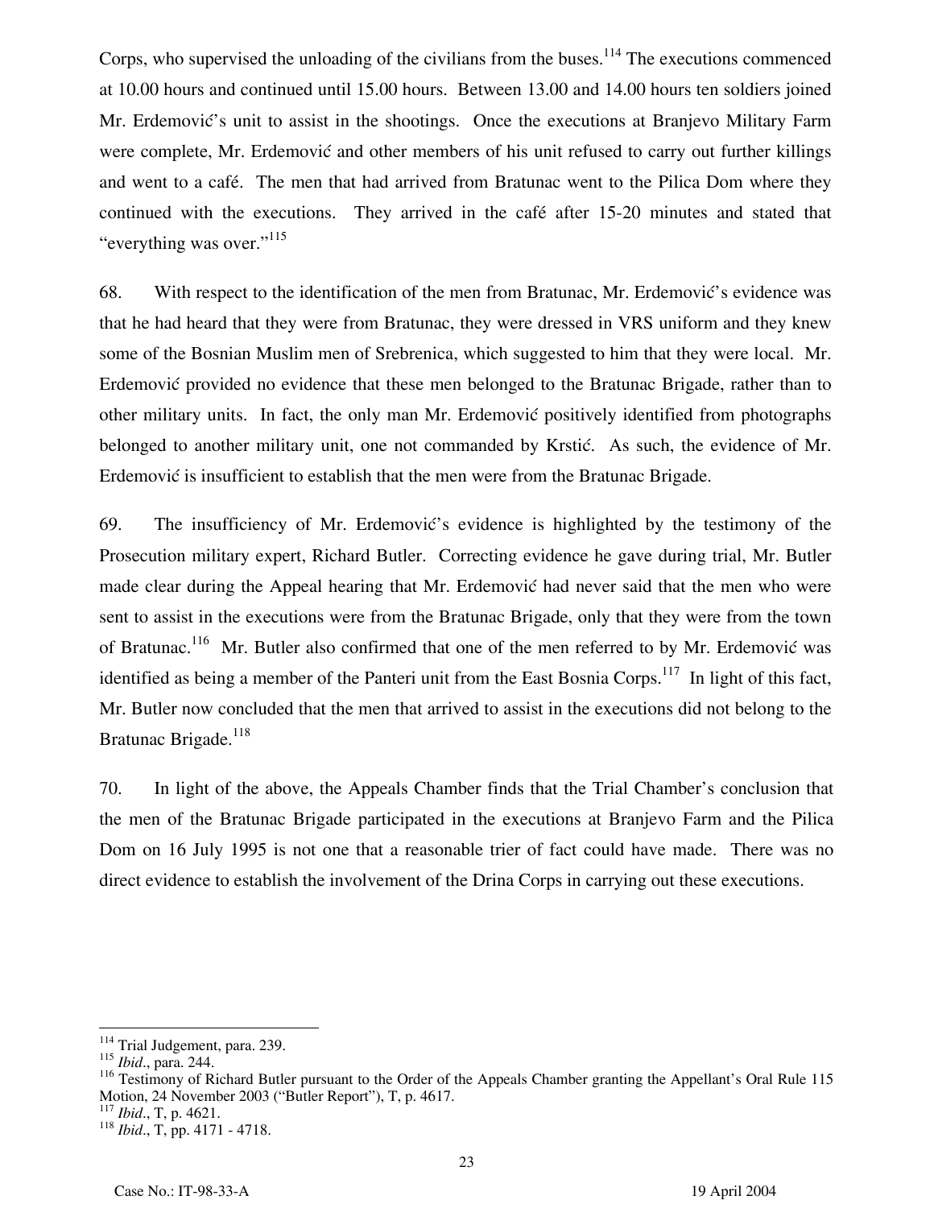Corps, who supervised the unloading of the civilians from the buses.[114] The executions commenced at 10.00 hours and continued until 15.00 hours. Between 13.00 and 14.00 hours ten soldiers joined Mr. Erdemović's unit to assist in the shootings. Once the executions at Branjevo Military Farm were complete, Mr. Erdemović and other members of his unit refused to carry out further killings and went to a café. The men that had arrived from Bratunac went to the Pilica Dom where they continued with the executions. They arrived in the café after 15-20 minutes and stated that "everything was over."[115]

68. With respect to the identification of the men from Bratunac, Mr. Erdemović's evidence was that he had heard that they were from Bratunac, they were dressed in VRS uniform and they knew some of the Bosnian Muslim men of Srebrenica, which suggested to him that they were local. Mr. Erdemović provided no evidence that these men belonged to the Bratunac Brigade, rather than to other military units. In fact, the only man Mr. Erdemović positively identified from photographs belonged to another military unit, one not commanded by Krstić. As such, the evidence of Mr. Erdemović is insufficient to establish that the men were from the Bratunac Brigade.

69. The insufficiency of Mr. Erdemović's evidence is highlighted by the testimony of the Prosecution military expert, Richard Butler. Correcting evidence he gave during trial, Mr. Butler made clear during the Appeal hearing that Mr. Erdemović had never said that the men who were sent to assist in the executions were from the Bratunac Brigade, only that they were from the town of Bratunac.[116] Mr. Butler also confirmed that one of the men referred to by Mr. Erdemović was identified as being a member of the Panteri unit from the East Bosnia Corps.[117] In light of this fact, Mr. Butler now concluded that the men that arrived to assist in the executions did not belong to the Bratunac Brigade.[118]

70. In light of the above, the Appeals Chamber finds that the Trial Chamber's conclusion that the men of the Bratunac Brigade participated in the executions at Branjevo Farm and the Pilica Dom on 16 July 1995 is not one that a reasonable trier of fact could have made. There was no direct evidence to establish the involvement of the Drina Corps in carrying out these executions.

---

[114] Trial Judgement, para. 239.

[115] *Ibid*., para. 244.

[116] Testimony of Richard Butler pursuant to the Order of the Appeals Chamber granting the Appellant's Oral Rule 115 Motion, 24 November 2003 ("Butler Report"), T, p. 4617.

[117] *Ibid*., T, p. 4621.

[118] *Ibid*., T, pp. 4171 - 4718.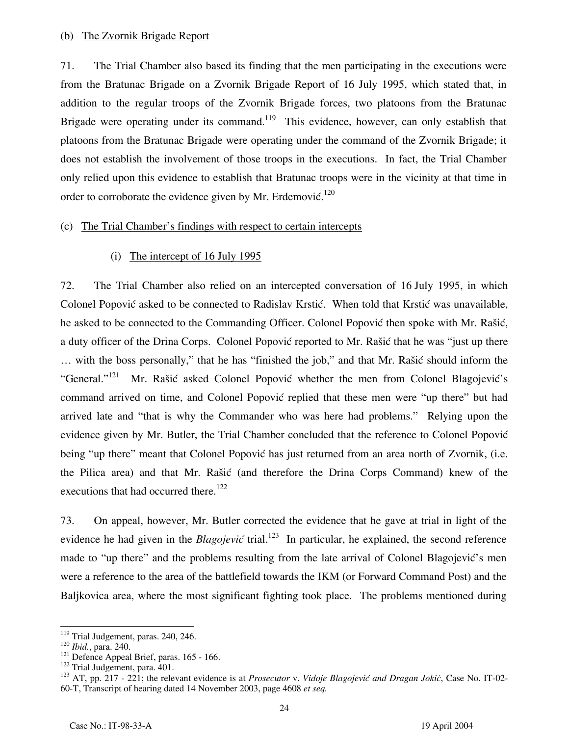(b) The Zvornik Brigade Report

71. The Trial Chamber also based its finding that the men participating in the executions were from the Bratunac Brigade on a Zvornik Brigade Report of 16 July 1995, which stated that, in addition to the regular troops of the Zvornik Brigade forces, two platoons from the Bratunac Brigade were operating under its command.[119] This evidence, however, can only establish that platoons from the Bratunac Brigade were operating under the command of the Zvornik Brigade; it does not establish the involvement of those troops in the executions. In fact, the Trial Chamber only relied upon this evidence to establish that Bratunac troops were in the vicinity at that time in order to corroborate the evidence given by Mr. Erdemović.[120]

(c) The Trial Chamber's findings with respect to certain intercepts

(i) The intercept of 16 July 1995

72. The Trial Chamber also relied on an intercepted conversation of 16 July 1995, in which Colonel Popović asked to be connected to Radislav Krstić. When told that Krstić was unavailable, he asked to be connected to the Commanding Officer. Colonel Popović then spoke with Mr. Rašić, a duty officer of the Drina Corps. Colonel Popović reported to Mr. Rašić that he was "just up there … with the boss personally," that he has "finished the job," and that Mr. Rašić should inform the "General."[121] Mr. Rašić asked Colonel Popović whether the men from Colonel Blagojević's command arrived on time, and Colonel Popović replied that these men were "up there" but had arrived late and "that is why the Commander who was here had problems." Relying upon the evidence given by Mr. Butler, the Trial Chamber concluded that the reference to Colonel Popović being "up there" meant that Colonel Popović has just returned from an area north of Zvornik, (i.e. the Pilica area) and that Mr. Rašić (and therefore the Drina Corps Command) knew of the executions that had occurred there.[122]

73. On appeal, however, Mr. Butler corrected the evidence that he gave at trial in light of the evidence he had given in the *Blagojević* trial.[123] In particular, he explained, the second reference made to "up there" and the problems resulting from the late arrival of Colonel Blagojević's men were a reference to the area of the battlefield towards the IKM (or Forward Command Post) and the Baljkovica area, where the most significant fighting took place. The problems mentioned during

---

[119] Trial Judgement, paras. 240, 246.
[120] *Ibid.*, para. 240.
[121] Defence Appeal Brief, paras. 165 - 166.
[122] Trial Judgement, para. 401.
[123] AT, pp. 217 - 221; the relevant evidence is at *Prosecutor* v. *Vidoje Blagojević and Dragan Jokić*, Case No. IT-02-60-T, Transcript of hearing dated 14 November 2003, page 4608 *et seq.*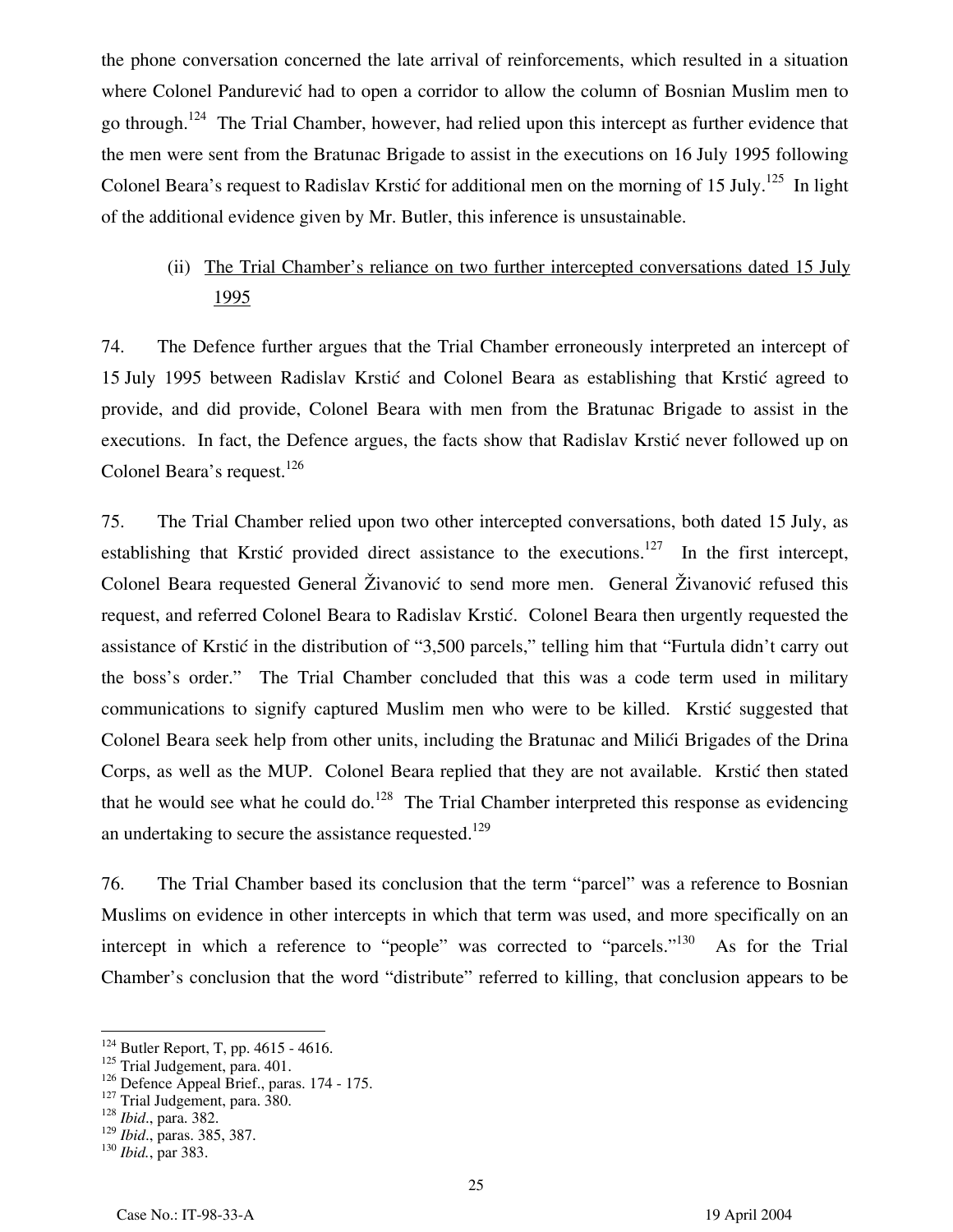the phone conversation concerned the late arrival of reinforcements, which resulted in a situation where Colonel Pandurević had to open a corridor to allow the column of Bosnian Muslim men to go through.[124] The Trial Chamber, however, had relied upon this intercept as further evidence that the men were sent from the Bratunac Brigade to assist in the executions on 16 July 1995 following Colonel Beara's request to Radislav Krstić for additional men on the morning of 15 July.[125] In light of the additional evidence given by Mr. Butler, this inference is unsustainable.

(ii) <u>The Trial Chamber's reliance on two further intercepted conversations dated 15 July 1995</u>

74. The Defence further argues that the Trial Chamber erroneously interpreted an intercept of 15 July 1995 between Radislav Krstić and Colonel Beara as establishing that Krstić agreed to provide, and did provide, Colonel Beara with men from the Bratunac Brigade to assist in the executions. In fact, the Defence argues, the facts show that Radislav Krstić never followed up on Colonel Beara's request.[126]

75. The Trial Chamber relied upon two other intercepted conversations, both dated 15 July, as establishing that Krstić provided direct assistance to the executions.[127] In the first intercept, Colonel Beara requested General Živanović to send more men. General Živanović refused this request, and referred Colonel Beara to Radislav Krstić. Colonel Beara then urgently requested the assistance of Krstić in the distribution of "3,500 parcels," telling him that "Furtula didn't carry out the boss's order." The Trial Chamber concluded that this was a code term used in military communications to signify captured Muslim men who were to be killed. Krstić suggested that Colonel Beara seek help from other units, including the Bratunac and Milići Brigades of the Drina Corps, as well as the MUP. Colonel Beara replied that they are not available. Krstić then stated that he would see what he could do.[128] The Trial Chamber interpreted this response as evidencing an undertaking to secure the assistance requested.[129]

76. The Trial Chamber based its conclusion that the term "parcel" was a reference to Bosnian Muslims on evidence in other intercepts in which that term was used, and more specifically on an intercept in which a reference to "people" was corrected to "parcels."[130] As for the Trial Chamber's conclusion that the word "distribute" referred to killing, that conclusion appears to be

---

[124] Butler Report, T, pp. 4615 - 4616.
[125] Trial Judgement, para. 401.
[126] Defence Appeal Brief., paras. 174 - 175.
[127] Trial Judgement, para. 380.
[128] *Ibid.*, para. 382.
[129] *Ibid.*, paras. 385, 387.
[130] *Ibid.*, par 383.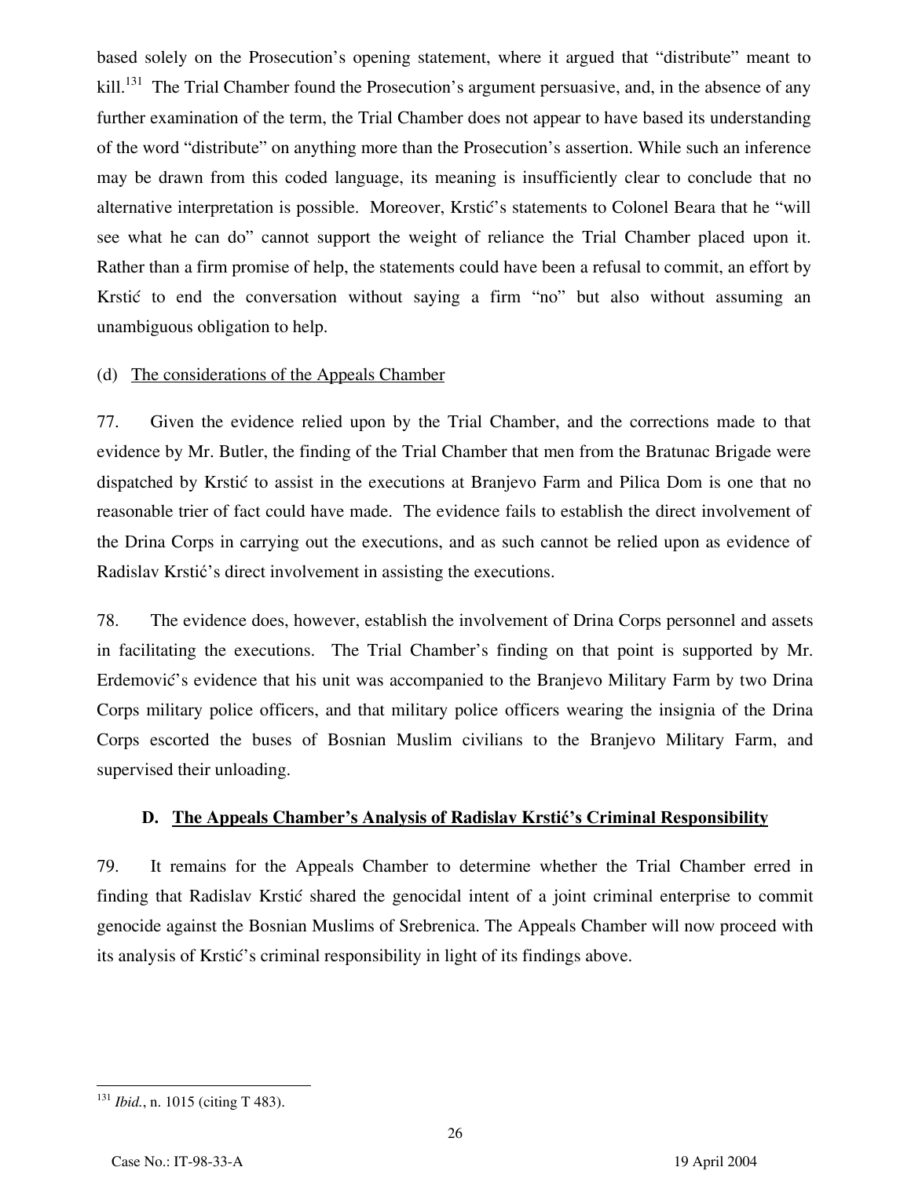based solely on the Prosecution's opening statement, where it argued that "distribute" meant to kill.[131] The Trial Chamber found the Prosecution's argument persuasive, and, in the absence of any further examination of the term, the Trial Chamber does not appear to have based its understanding of the word "distribute" on anything more than the Prosecution's assertion. While such an inference may be drawn from this coded language, its meaning is insufficiently clear to conclude that no alternative interpretation is possible. Moreover, Krstić's statements to Colonel Beara that he "will see what he can do" cannot support the weight of reliance the Trial Chamber placed upon it. Rather than a firm promise of help, the statements could have been a refusal to commit, an effort by Krstić to end the conversation without saying a firm "no" but also without assuming an unambiguous obligation to help.

(d) The considerations of the Appeals Chamber

77. Given the evidence relied upon by the Trial Chamber, and the corrections made to that evidence by Mr. Butler, the finding of the Trial Chamber that men from the Bratunac Brigade were dispatched by Krstić to assist in the executions at Branjevo Farm and Pilica Dom is one that no reasonable trier of fact could have made. The evidence fails to establish the direct involvement of the Drina Corps in carrying out the executions, and as such cannot be relied upon as evidence of Radislav Krstić's direct involvement in assisting the executions.

78. The evidence does, however, establish the involvement of Drina Corps personnel and assets in facilitating the executions. The Trial Chamber's finding on that point is supported by Mr. Erdemović's evidence that his unit was accompanied to the Branjevo Military Farm by two Drina Corps military police officers, and that military police officers wearing the insignia of the Drina Corps escorted the buses of Bosnian Muslim civilians to the Branjevo Military Farm, and supervised their unloading.

### D. The Appeals Chamber's Analysis of Radislav Krstić's Criminal Responsibility

79. It remains for the Appeals Chamber to determine whether the Trial Chamber erred in finding that Radislav Krstić shared the genocidal intent of a joint criminal enterprise to commit genocide against the Bosnian Muslims of Srebrenica. The Appeals Chamber will now proceed with its analysis of Krstić's criminal responsibility in light of its findings above.

---

[131] *Ibid.*, n. 1015 (citing T 483).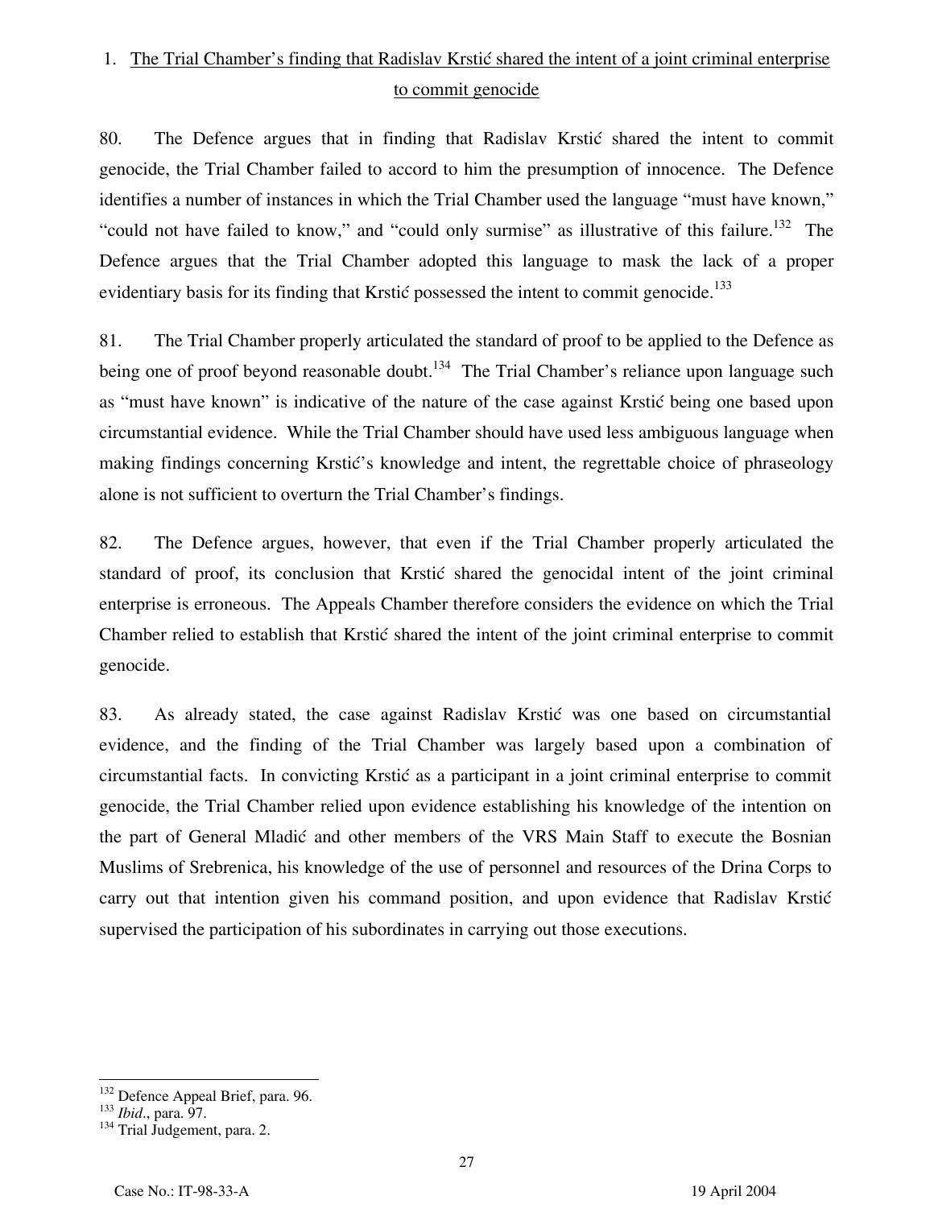1. <u>The Trial Chamber's finding that Radislav Krstić shared the intent of a joint criminal enterprise to commit genocide</u>

80. The Defence argues that in finding that Radislav Krstić shared the intent to commit genocide, the Trial Chamber failed to accord to him the presumption of innocence. The Defence identifies a number of instances in which the Trial Chamber used the language "must have known," "could not have failed to know," and "could only surmise" as illustrative of this failure.[132] The Defence argues that the Trial Chamber adopted this language to mask the lack of a proper evidentiary basis for its finding that Krstić possessed the intent to commit genocide.[133]

81. The Trial Chamber properly articulated the standard of proof to be applied to the Defence as being one of proof beyond reasonable doubt.[134] The Trial Chamber's reliance upon language such as "must have known" is indicative of the nature of the case against Krstić being one based upon circumstantial evidence. While the Trial Chamber should have used less ambiguous language when making findings concerning Krstić's knowledge and intent, the regrettable choice of phraseology alone is not sufficient to overturn the Trial Chamber's findings.

82. The Defence argues, however, that even if the Trial Chamber properly articulated the standard of proof, its conclusion that Krstić shared the genocidal intent of the joint criminal enterprise is erroneous. The Appeals Chamber therefore considers the evidence on which the Trial Chamber relied to establish that Krstić shared the intent of the joint criminal enterprise to commit genocide.

83. As already stated, the case against Radislav Krstić was one based on circumstantial evidence, and the finding of the Trial Chamber was largely based upon a combination of circumstantial facts. In convicting Krstić as a participant in a joint criminal enterprise to commit genocide, the Trial Chamber relied upon evidence establishing his knowledge of the intention on the part of General Mladić and other members of the VRS Main Staff to execute the Bosnian Muslims of Srebrenica, his knowledge of the use of personnel and resources of the Drina Corps to carry out that intention given his command position, and upon evidence that Radislav Krstić supervised the participation of his subordinates in carrying out those executions.

---

[132] Defence Appeal Brief, para. 96.
[133] *Ibid*., para. 97.
[134] Trial Judgement, para. 2.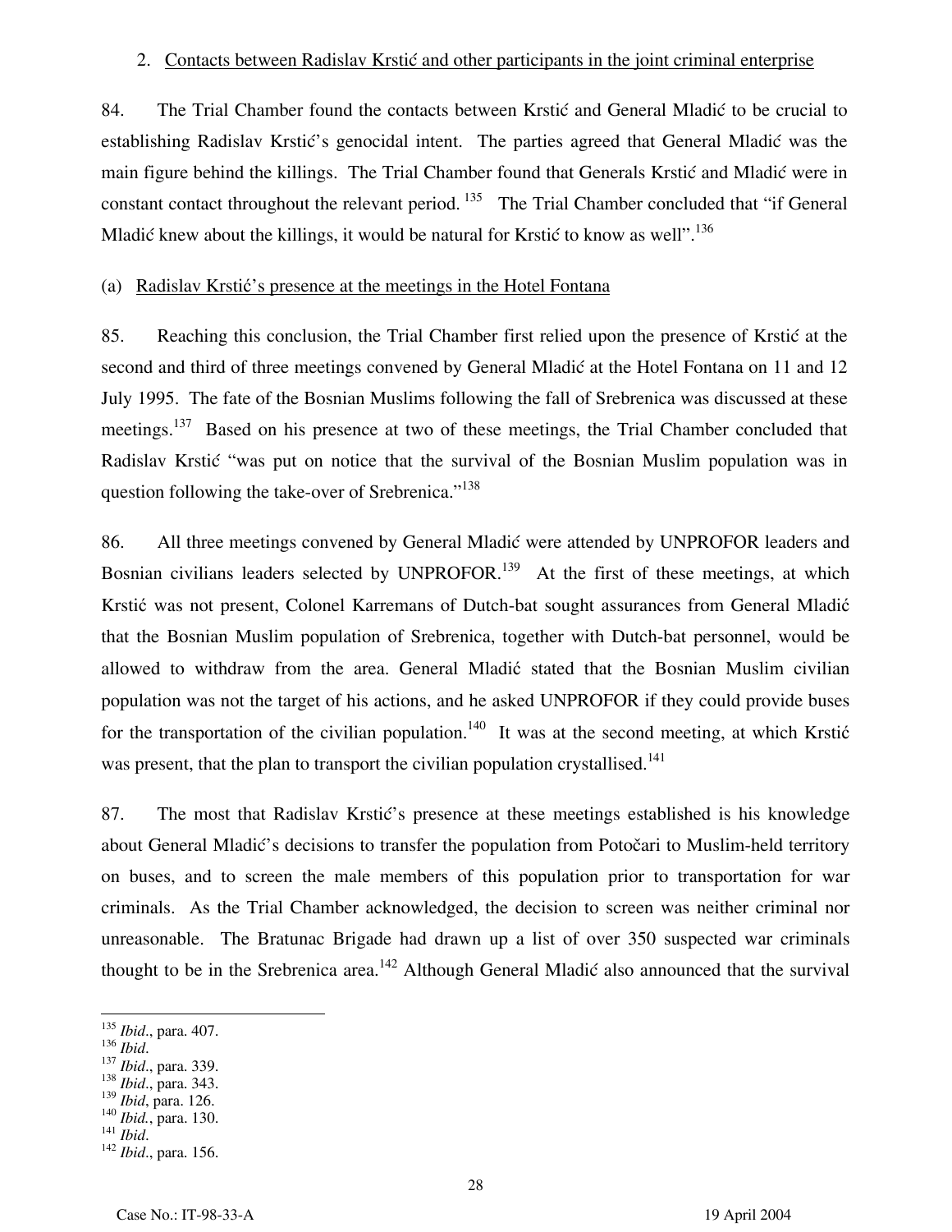2. Contacts between Radislav Krstić and other participants in the joint criminal enterprise

84. The Trial Chamber found the contacts between Krstić and General Mladić to be crucial to establishing Radislav Krstić's genocidal intent. The parties agreed that General Mladić was the main figure behind the killings. The Trial Chamber found that Generals Krstić and Mladić were in constant contact throughout the relevant period.[135] The Trial Chamber concluded that "if General Mladić knew about the killings, it would be natural for Krstić to know as well".[136]

(a) Radislav Krstić's presence at the meetings in the Hotel Fontana

85. Reaching this conclusion, the Trial Chamber first relied upon the presence of Krstić at the second and third of three meetings convened by General Mladić at the Hotel Fontana on 11 and 12 July 1995. The fate of the Bosnian Muslims following the fall of Srebrenica was discussed at these meetings.[137] Based on his presence at two of these meetings, the Trial Chamber concluded that Radislav Krstić "was put on notice that the survival of the Bosnian Muslim population was in question following the take-over of Srebrenica."[138]

86. All three meetings convened by General Mladić were attended by UNPROFOR leaders and Bosnian civilians leaders selected by UNPROFOR.[139] At the first of these meetings, at which Krstić was not present, Colonel Karremans of Dutch-bat sought assurances from General Mladić that the Bosnian Muslim population of Srebrenica, together with Dutch-bat personnel, would be allowed to withdraw from the area. General Mladić stated that the Bosnian Muslim civilian population was not the target of his actions, and he asked UNPROFOR if they could provide buses for the transportation of the civilian population.[140] It was at the second meeting, at which Krstić was present, that the plan to transport the civilian population crystallised.[141]

87. The most that Radislav Krstić's presence at these meetings established is his knowledge about General Mladić's decisions to transfer the population from Potočari to Muslim-held territory on buses, and to screen the male members of this population prior to transportation for war criminals. As the Trial Chamber acknowledged, the decision to screen was neither criminal nor unreasonable. The Bratunac Brigade had drawn up a list of over 350 suspected war criminals thought to be in the Srebrenica area.[142] Although General Mladić also announced that the survival

---

[135] *Ibid*., para. 407.
[136] *Ibid*.
[137] *Ibid*., para. 339.
[138] *Ibid*., para. 343.
[139] *Ibid*, para. 126.
[140] *Ibid*., para. 130.
[141] *Ibid*.
[142] *Ibid*., para. 156.

Case No.: IT-98-33-A 19 April 2004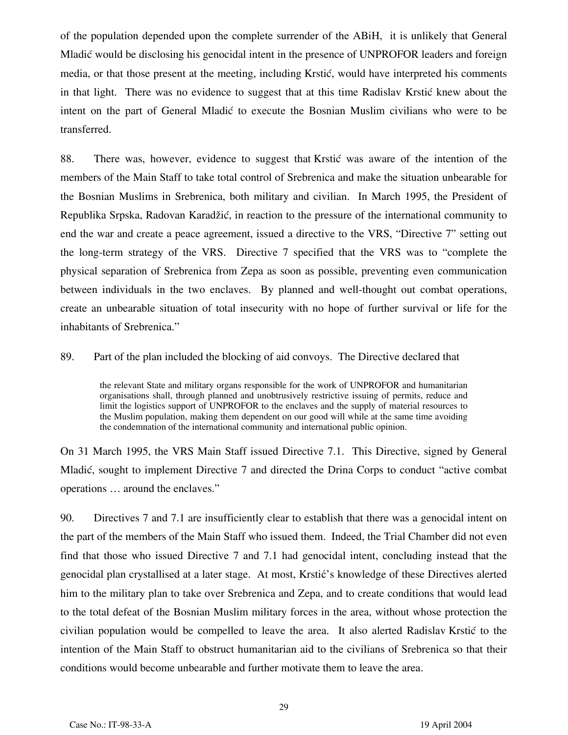of the population depended upon the complete surrender of the ABiH,  it is unlikely that General Mladić would be disclosing his genocidal intent in the presence of UNPROFOR leaders and foreign media, or that those present at the meeting, including Krstić, would have interpreted his comments in that light.  There was no evidence to suggest that at this time Radislav Krstić knew about the intent on the part of General Mladić to execute the Bosnian Muslim civilians who were to be transferred.

88. There was, however, evidence to suggest that Krstić was aware of the intention of the members of the Main Staff to take total control of Srebrenica and make the situation unbearable for the Bosnian Muslims in Srebrenica, both military and civilian.  In March 1995, the President of Republika Srpska, Radovan Karadžić, in reaction to the pressure of the international community to end the war and create a peace agreement, issued a directive to the VRS, "Directive 7" setting out the long-term strategy of the VRS.  Directive 7 specified that the VRS was to "complete the physical separation of Srebrenica from Zepa as soon as possible, preventing even communication between individuals in the two enclaves.  By planned and well-thought out combat operations, create an unbearable situation of total insecurity with no hope of further survival or life for the inhabitants of Srebrenica."

89. Part of the plan included the blocking of aid convoys.  The Directive declared that

> the relevant State and military organs responsible for the work of UNPROFOR and humanitarian organisations shall, through planned and unobtrusively restrictive issuing of permits, reduce and limit the logistics support of UNPROFOR to the enclaves and the supply of material resources to the Muslim population, making them dependent on our good will while at the same time avoiding the condemnation of the international community and international public opinion.

On 31 March 1995, the VRS Main Staff issued Directive 7.1.  This Directive, signed by General Mladić, sought to implement Directive 7 and directed the Drina Corps to conduct "active combat operations … around the enclaves."

90. Directives 7 and 7.1 are insufficiently clear to establish that there was a genocidal intent on the part of the members of the Main Staff who issued them.  Indeed, the Trial Chamber did not even find that those who issued Directive 7 and 7.1 had genocidal intent, concluding instead that the genocidal plan crystallised at a later stage.  At most, Krstić's knowledge of these Directives alerted him to the military plan to take over Srebrenica and Zepa, and to create conditions that would lead to the total defeat of the Bosnian Muslim military forces in the area, without whose protection the civilian population would be compelled to leave the area.  It also alerted Radislav Krstić to the intention of the Main Staff to obstruct humanitarian aid to the civilians of Srebrenica so that their conditions would become unbearable and further motivate them to leave the area.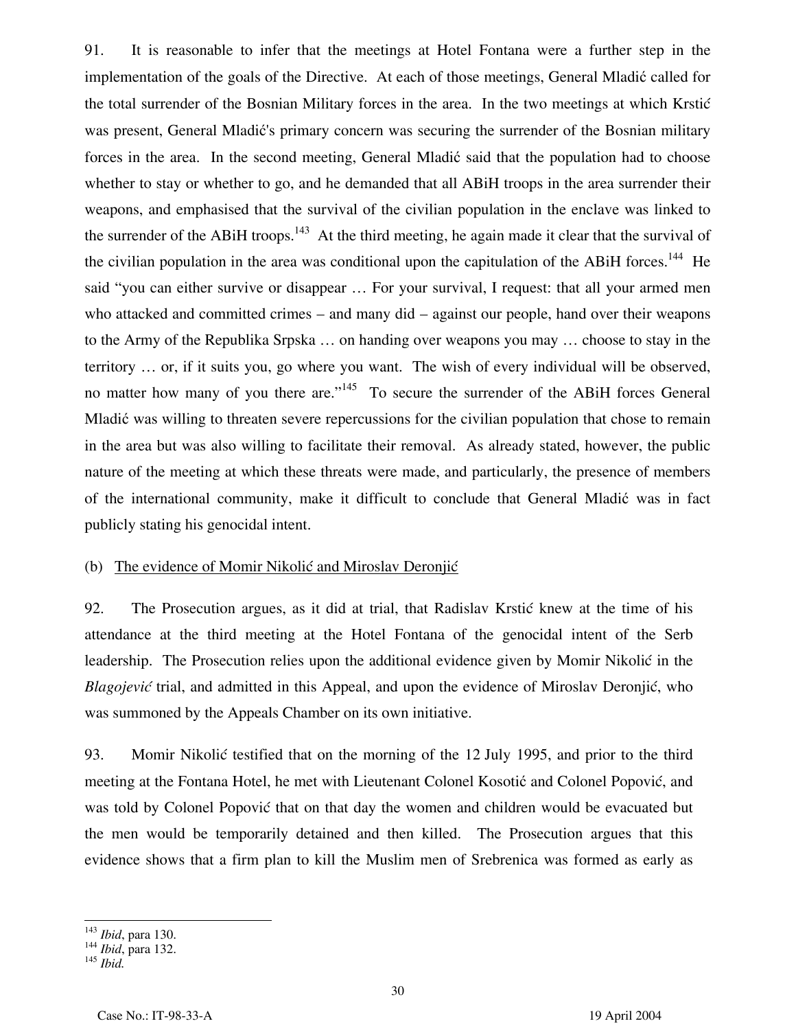91. It is reasonable to infer that the meetings at Hotel Fontana were a further step in the implementation of the goals of the Directive. At each of those meetings, General Mladić called for the total surrender of the Bosnian Military forces in the area. In the two meetings at which Krstić was present, General Mladić's primary concern was securing the surrender of the Bosnian military forces in the area. In the second meeting, General Mladić said that the population had to choose whether to stay or whether to go, and he demanded that all ABiH troops in the area surrender their weapons, and emphasised that the survival of the civilian population in the enclave was linked to the surrender of the ABiH troops.[143] At the third meeting, he again made it clear that the survival of the civilian population in the area was conditional upon the capitulation of the ABiH forces.[144] He said "you can either survive or disappear … For your survival, I request: that all your armed men who attacked and committed crimes – and many did – against our people, hand over their weapons to the Army of the Republika Srpska … on handing over weapons you may … choose to stay in the territory … or, if it suits you, go where you want. The wish of every individual will be observed, no matter how many of you there are."[145] To secure the surrender of the ABiH forces General Mladić was willing to threaten severe repercussions for the civilian population that chose to remain in the area but was also willing to facilitate their removal. As already stated, however, the public nature of the meeting at which these threats were made, and particularly, the presence of members of the international community, make it difficult to conclude that General Mladić was in fact publicly stating his genocidal intent.

(b) The evidence of Momir Nikolić and Miroslav Deronjić

92. The Prosecution argues, as it did at trial, that Radislav Krstić knew at the time of his attendance at the third meeting at the Hotel Fontana of the genocidal intent of the Serb leadership. The Prosecution relies upon the additional evidence given by Momir Nikolić in the *Blagojević* trial, and admitted in this Appeal, and upon the evidence of Miroslav Deronjić, who was summoned by the Appeals Chamber on its own initiative.

93. Momir Nikolić testified that on the morning of the 12 July 1995, and prior to the third meeting at the Fontana Hotel, he met with Lieutenant Colonel Kosotić and Colonel Popović, and was told by Colonel Popović that on that day the women and children would be evacuated but the men would be temporarily detained and then killed. The Prosecution argues that this evidence shows that a firm plan to kill the Muslim men of Srebrenica was formed as early as

---

[143] *Ibid*, para 130.

[144] *Ibid*, para 132.

[145] *Ibid.*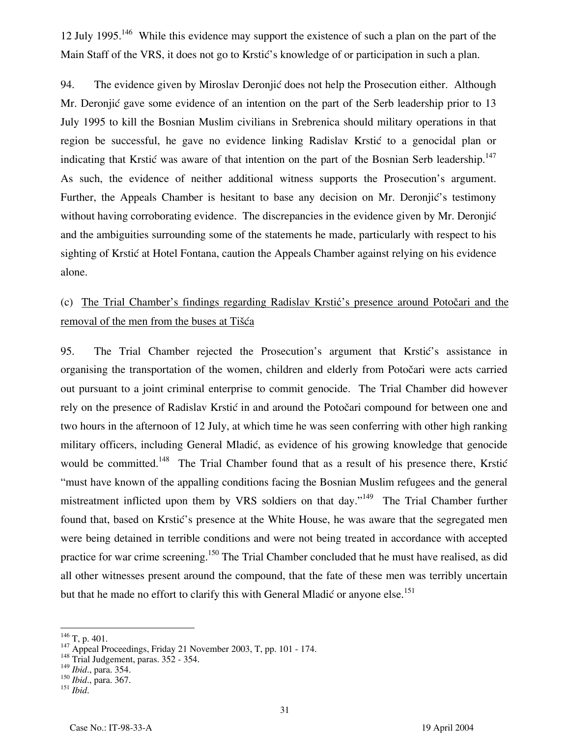12 July 1995.[146] While this evidence may support the existence of such a plan on the part of the Main Staff of the VRS, it does not go to Krstić's knowledge of or participation in such a plan.

94. The evidence given by Miroslav Deronjić does not help the Prosecution either. Although Mr. Deronjić gave some evidence of an intention on the part of the Serb leadership prior to 13 July 1995 to kill the Bosnian Muslim civilians in Srebrenica should military operations in that region be successful, he gave no evidence linking Radislav Krstić to a genocidal plan or indicating that Krstić was aware of that intention on the part of the Bosnian Serb leadership.[147] As such, the evidence of neither additional witness supports the Prosecution's argument. Further, the Appeals Chamber is hesitant to base any decision on Mr. Deronjić's testimony without having corroborating evidence. The discrepancies in the evidence given by Mr. Deronjić and the ambiguities surrounding some of the statements he made, particularly with respect to his sighting of Krstić at Hotel Fontana, caution the Appeals Chamber against relying on his evidence alone.

(c) <u>The Trial Chamber's findings regarding Radislav Krstić's presence around Potočari and the removal of the men from the buses at Tišća</u>

95. The Trial Chamber rejected the Prosecution's argument that Krstić's assistance in organising the transportation of the women, children and elderly from Potočari were acts carried out pursuant to a joint criminal enterprise to commit genocide. The Trial Chamber did however rely on the presence of Radislav Krstić in and around the Potočari compound for between one and two hours in the afternoon of 12 July, at which time he was seen conferring with other high ranking military officers, including General Mladić, as evidence of his growing knowledge that genocide would be committed.[148] The Trial Chamber found that as a result of his presence there, Krstić "must have known of the appalling conditions facing the Bosnian Muslim refugees and the general mistreatment inflicted upon them by VRS soldiers on that day."[149] The Trial Chamber further found that, based on Krstić's presence at the White House, he was aware that the segregated men were being detained in terrible conditions and were not being treated in accordance with accepted practice for war crime screening.[150] The Trial Chamber concluded that he must have realised, as did all other witnesses present around the compound, that the fate of these men was terribly uncertain but that he made no effort to clarify this with General Mladić or anyone else.[151]

---

[146] T, p. 401.

[147] Appeal Proceedings, Friday 21 November 2003, T, pp. 101 - 174.

[148] Trial Judgement, paras. 352 - 354.

[149] *Ibid.*, para. 354.

[150] *Ibid.*, para. 367.

[151] *Ibid.*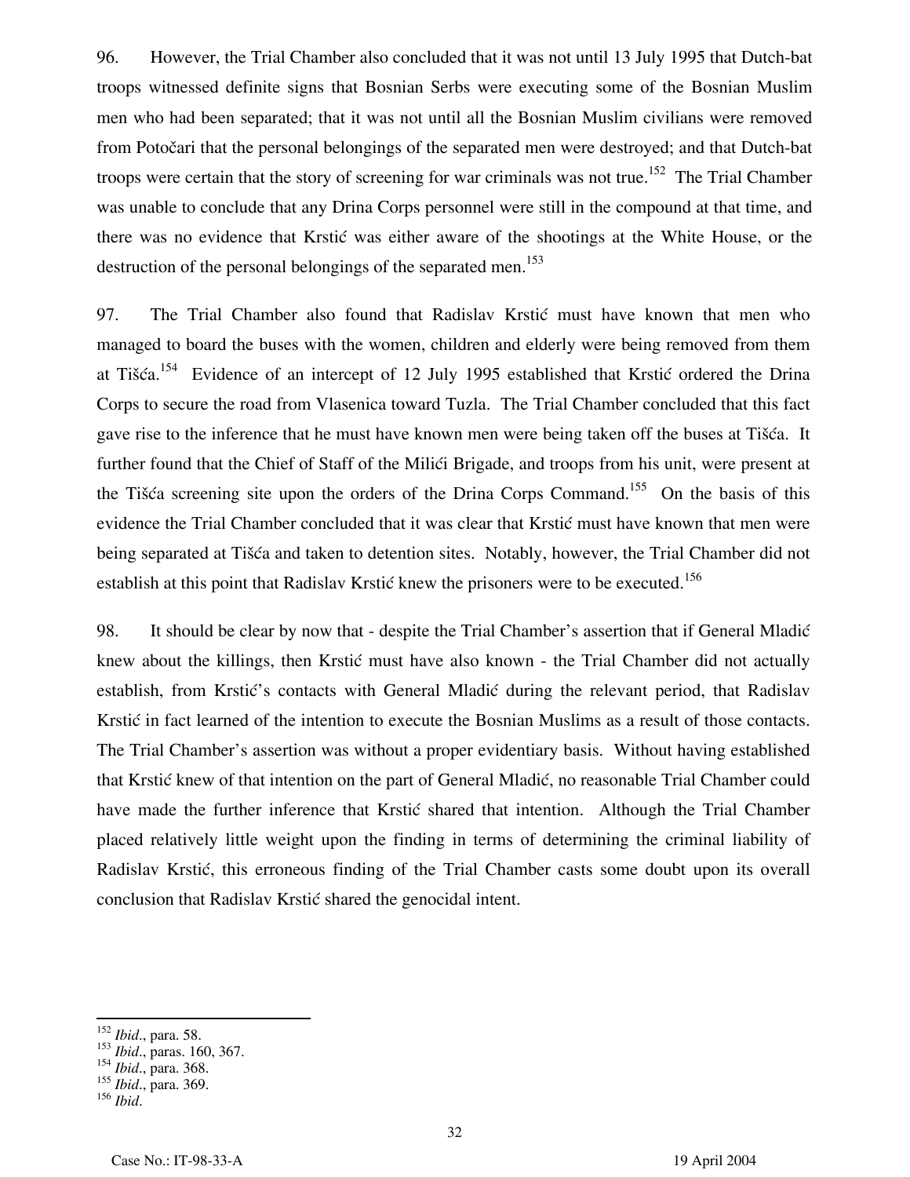96. However, the Trial Chamber also concluded that it was not until 13 July 1995 that Dutch-bat troops witnessed definite signs that Bosnian Serbs were executing some of the Bosnian Muslim men who had been separated; that it was not until all the Bosnian Muslim civilians were removed from Potočari that the personal belongings of the separated men were destroyed; and that Dutch-bat troops were certain that the story of screening for war criminals was not true.[152] The Trial Chamber was unable to conclude that any Drina Corps personnel were still in the compound at that time, and there was no evidence that Krstić was either aware of the shootings at the White House, or the destruction of the personal belongings of the separated men.[153]

97. The Trial Chamber also found that Radislav Krstić must have known that men who managed to board the buses with the women, children and elderly were being removed from them at Tišća.[154] Evidence of an intercept of 12 July 1995 established that Krstić ordered the Drina Corps to secure the road from Vlasenica toward Tuzla. The Trial Chamber concluded that this fact gave rise to the inference that he must have known men were being taken off the buses at Tišća. It further found that the Chief of Staff of the Milići Brigade, and troops from his unit, were present at the Tišća screening site upon the orders of the Drina Corps Command.[155] On the basis of this evidence the Trial Chamber concluded that it was clear that Krstić must have known that men were being separated at Tišća and taken to detention sites. Notably, however, the Trial Chamber did not establish at this point that Radislav Krstić knew the prisoners were to be executed.[156]

98. It should be clear by now that - despite the Trial Chamber's assertion that if General Mladić knew about the killings, then Krstić must have also known - the Trial Chamber did not actually establish, from Krstić's contacts with General Mladić during the relevant period, that Radislav Krstić in fact learned of the intention to execute the Bosnian Muslims as a result of those contacts. The Trial Chamber's assertion was without a proper evidentiary basis. Without having established that Krstić knew of that intention on the part of General Mladić, no reasonable Trial Chamber could have made the further inference that Krstić shared that intention. Although the Trial Chamber placed relatively little weight upon the finding in terms of determining the criminal liability of Radislav Krstić, this erroneous finding of the Trial Chamber casts some doubt upon its overall conclusion that Radislav Krstić shared the genocidal intent.

---

[152] *Ibid.*, para. 58.
[153] *Ibid.*, paras. 160, 367.
[154] *Ibid.*, para. 368.
[155] *Ibid.*, para. 369.
[156] *Ibid.*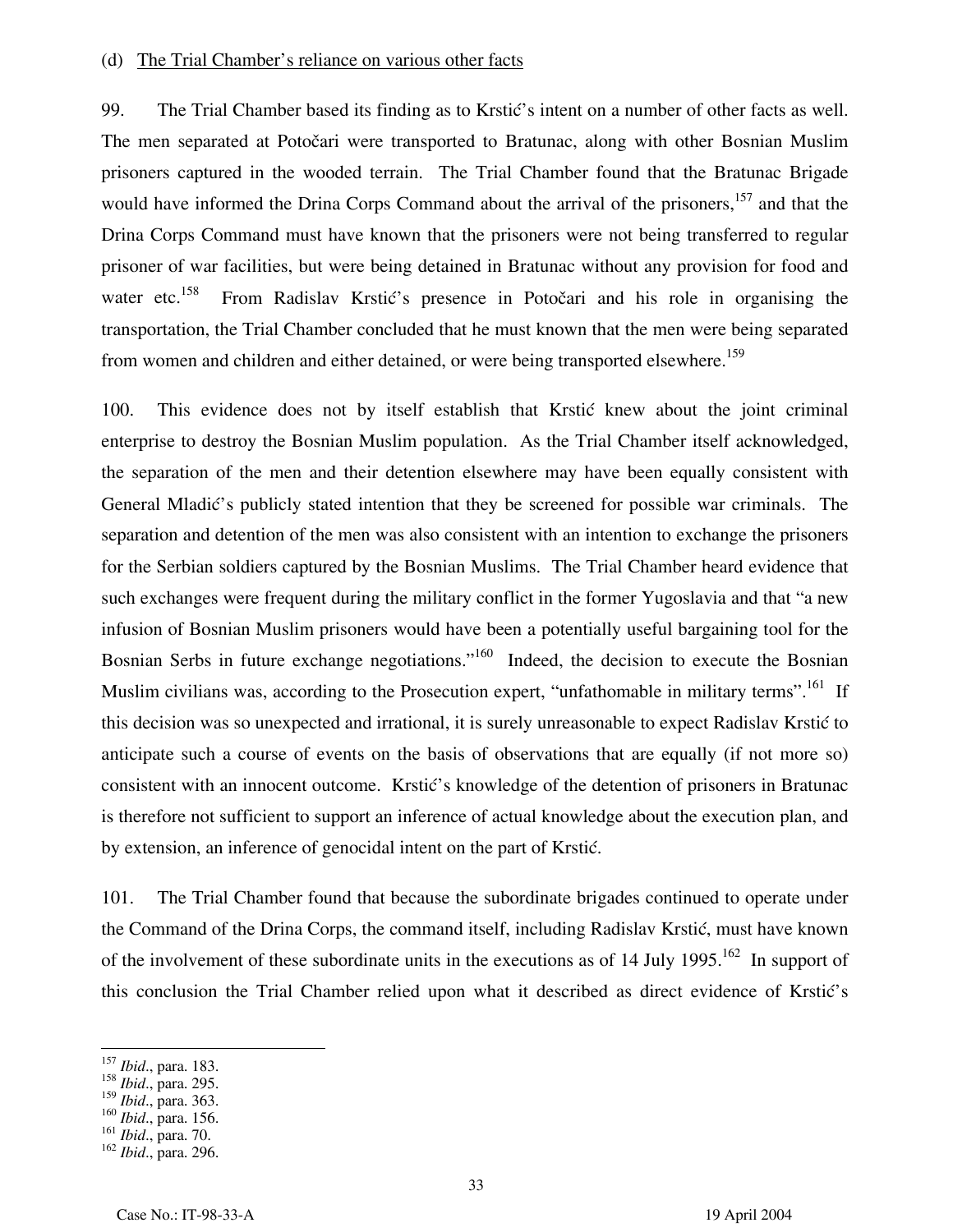(d) The Trial Chamber's reliance on various other facts

99. The Trial Chamber based its finding as to Krstić's intent on a number of other facts as well. The men separated at Potočari were transported to Bratunac, along with other Bosnian Muslim prisoners captured in the wooded terrain. The Trial Chamber found that the Bratunac Brigade would have informed the Drina Corps Command about the arrival of the prisoners,[157] and that the Drina Corps Command must have known that the prisoners were not being transferred to regular prisoner of war facilities, but were being detained in Bratunac without any provision for food and water etc.[158] From Radislav Krstić's presence in Potočari and his role in organising the transportation, the Trial Chamber concluded that he must known that the men were being separated from women and children and either detained, or were being transported elsewhere.[159]

100. This evidence does not by itself establish that Krstić knew about the joint criminal enterprise to destroy the Bosnian Muslim population. As the Trial Chamber itself acknowledged, the separation of the men and their detention elsewhere may have been equally consistent with General Mladić's publicly stated intention that they be screened for possible war criminals. The separation and detention of the men was also consistent with an intention to exchange the prisoners for the Serbian soldiers captured by the Bosnian Muslims. The Trial Chamber heard evidence that such exchanges were frequent during the military conflict in the former Yugoslavia and that "a new infusion of Bosnian Muslim prisoners would have been a potentially useful bargaining tool for the Bosnian Serbs in future exchange negotiations."[160] Indeed, the decision to execute the Bosnian Muslim civilians was, according to the Prosecution expert, "unfathomable in military terms".[161] If this decision was so unexpected and irrational, it is surely unreasonable to expect Radislav Krstić to anticipate such a course of events on the basis of observations that are equally (if not more so) consistent with an innocent outcome. Krstić's knowledge of the detention of prisoners in Bratunac is therefore not sufficient to support an inference of actual knowledge about the execution plan, and by extension, an inference of genocidal intent on the part of Krstić.

101. The Trial Chamber found that because the subordinate brigades continued to operate under the Command of the Drina Corps, the command itself, including Radislav Krstić, must have known of the involvement of these subordinate units in the executions as of 14 July 1995.[162] In support of this conclusion the Trial Chamber relied upon what it described as direct evidence of Krstić's

---

[157] *Ibid*., para. 183.
[158] *Ibid*., para. 295.
[159] *Ibid*., para. 363.
[160] *Ibid*., para. 156.
[161] *Ibid*., para. 70.
[162] *Ibid*., para. 296.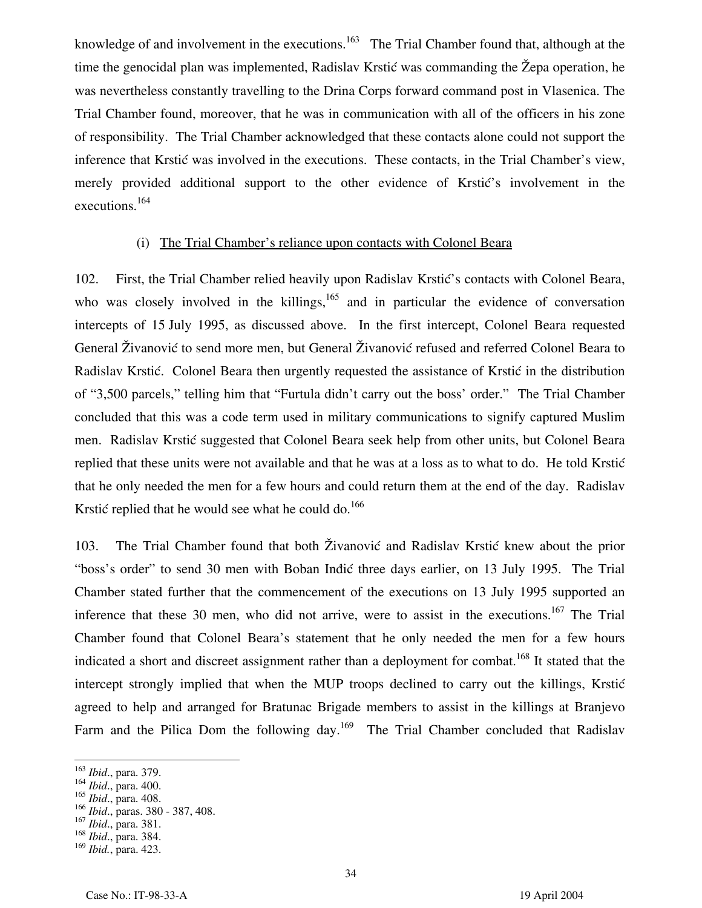knowledge of and involvement in the executions.[163] The Trial Chamber found that, although at the time the genocidal plan was implemented, Radislav Krstić was commanding the Žepa operation, he was nevertheless constantly travelling to the Drina Corps forward command post in Vlasenica. The Trial Chamber found, moreover, that he was in communication with all of the officers in his zone of responsibility. The Trial Chamber acknowledged that these contacts alone could not support the inference that Krstić was involved in the executions. These contacts, in the Trial Chamber's view, merely provided additional support to the other evidence of Krstić's involvement in the executions.[164]

(i) <u>The Trial Chamber's reliance upon contacts with Colonel Beara</u>

102. First, the Trial Chamber relied heavily upon Radislav Krstić's contacts with Colonel Beara, who was closely involved in the killings,[165] and in particular the evidence of conversation intercepts of 15 July 1995, as discussed above. In the first intercept, Colonel Beara requested General Živanović to send more men, but General Živanović refused and referred Colonel Beara to Radislav Krstić. Colonel Beara then urgently requested the assistance of Krstić in the distribution of "3,500 parcels," telling him that "Furtula didn't carry out the boss' order." The Trial Chamber concluded that this was a code term used in military communications to signify captured Muslim men. Radislav Krstić suggested that Colonel Beara seek help from other units, but Colonel Beara replied that these units were not available and that he was at a loss as to what to do. He told Krstić that he only needed the men for a few hours and could return them at the end of the day. Radislav Krstić replied that he would see what he could do.[166]

103. The Trial Chamber found that both Živanović and Radislav Krstić knew about the prior "boss's order" to send 30 men with Boban Inđić three days earlier, on 13 July 1995. The Trial Chamber stated further that the commencement of the executions on 13 July 1995 supported an inference that these 30 men, who did not arrive, were to assist in the executions.[167] The Trial Chamber found that Colonel Beara's statement that he only needed the men for a few hours indicated a short and discreet assignment rather than a deployment for combat.[168] It stated that the intercept strongly implied that when the MUP troops declined to carry out the killings, Krstić agreed to help and arranged for Bratunac Brigade members to assist in the killings at Branjevo Farm and the Pilica Dom the following day.[169] The Trial Chamber concluded that Radislav

---

[163] *Ibid*., para. 379.
[164] *Ibid*., para. 400.
[165] *Ibid*., para. 408.
[166] *Ibid*., paras. 380 - 387, 408.
[167] *Ibid*., para. 381.
[168] *Ibid*., para. 384.
[169] *Ibid*., para. 423.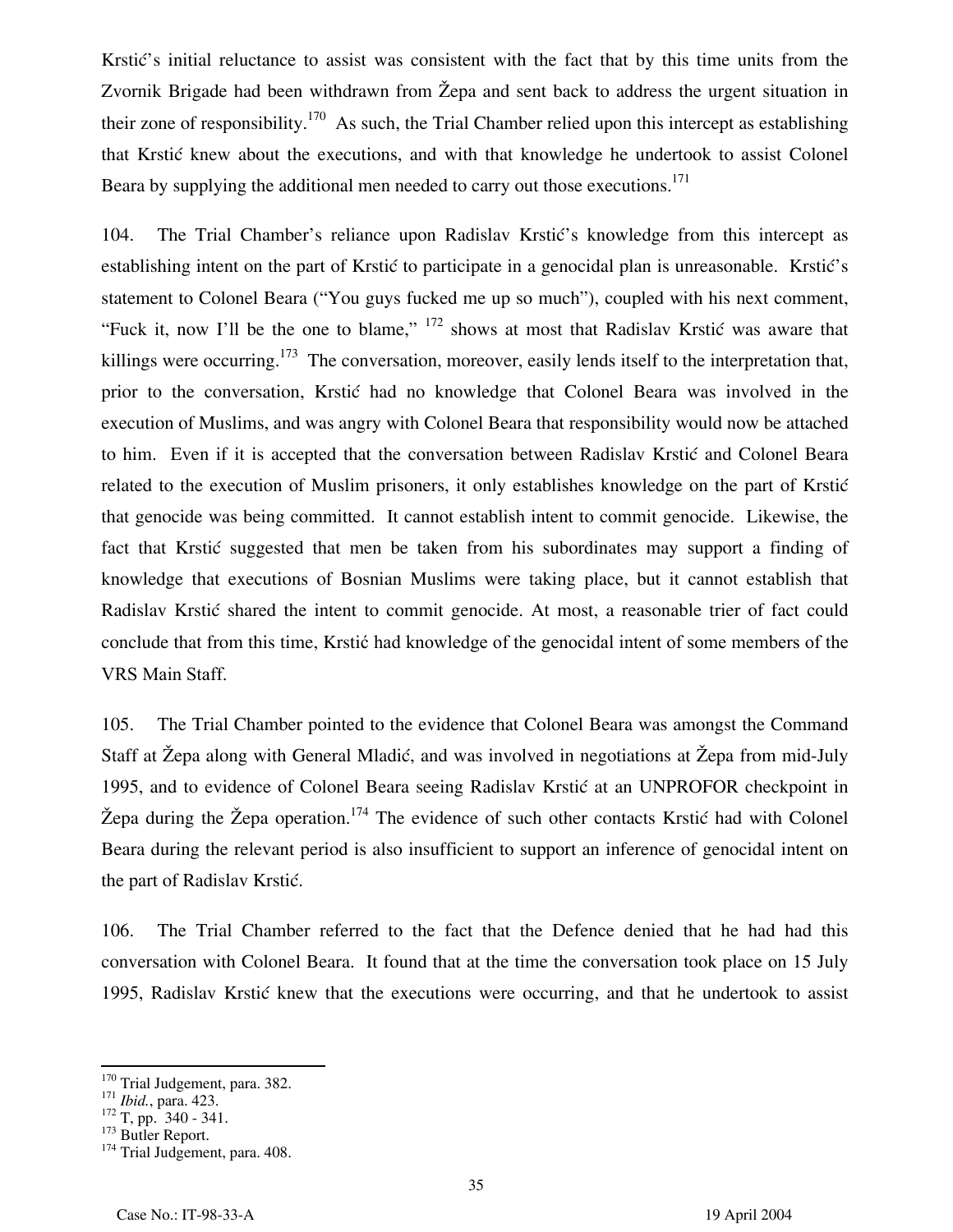Krstić's initial reluctance to assist was consistent with the fact that by this time units from the Zvornik Brigade had been withdrawn from Žepa and sent back to address the urgent situation in their zone of responsibility.[170] As such, the Trial Chamber relied upon this intercept as establishing that Krstić knew about the executions, and with that knowledge he undertook to assist Colonel Beara by supplying the additional men needed to carry out those executions.[171]

104. The Trial Chamber's reliance upon Radislav Krstić's knowledge from this intercept as establishing intent on the part of Krstić to participate in a genocidal plan is unreasonable. Krstić's statement to Colonel Beara ("You guys fucked me up so much"), coupled with his next comment, "Fuck it, now I'll be the one to blame," [172] shows at most that Radislav Krstić was aware that killings were occurring.[173] The conversation, moreover, easily lends itself to the interpretation that, prior to the conversation, Krstić had no knowledge that Colonel Beara was involved in the execution of Muslims, and was angry with Colonel Beara that responsibility would now be attached to him. Even if it is accepted that the conversation between Radislav Krstić and Colonel Beara related to the execution of Muslim prisoners, it only establishes knowledge on the part of Krstić that genocide was being committed. It cannot establish intent to commit genocide. Likewise, the fact that Krstić suggested that men be taken from his subordinates may support a finding of knowledge that executions of Bosnian Muslims were taking place, but it cannot establish that Radislav Krstić shared the intent to commit genocide. At most, a reasonable trier of fact could conclude that from this time, Krstić had knowledge of the genocidal intent of some members of the VRS Main Staff.

105. The Trial Chamber pointed to the evidence that Colonel Beara was amongst the Command Staff at Žepa along with General Mladić, and was involved in negotiations at Žepa from mid-July 1995, and to evidence of Colonel Beara seeing Radislav Krstić at an UNPROFOR checkpoint in Žepa during the Žepa operation.[174] The evidence of such other contacts Krstić had with Colonel Beara during the relevant period is also insufficient to support an inference of genocidal intent on the part of Radislav Krstić.

106. The Trial Chamber referred to the fact that the Defence denied that he had had this conversation with Colonel Beara. It found that at the time the conversation took place on 15 July 1995, Radislav Krstić knew that the executions were occurring, and that he undertook to assist

---

[170] Trial Judgement, para. 382.
[171] *Ibid.*, para. 423.
[172] T, pp. 340 - 341.
[173] Butler Report.
[174] Trial Judgement, para. 408.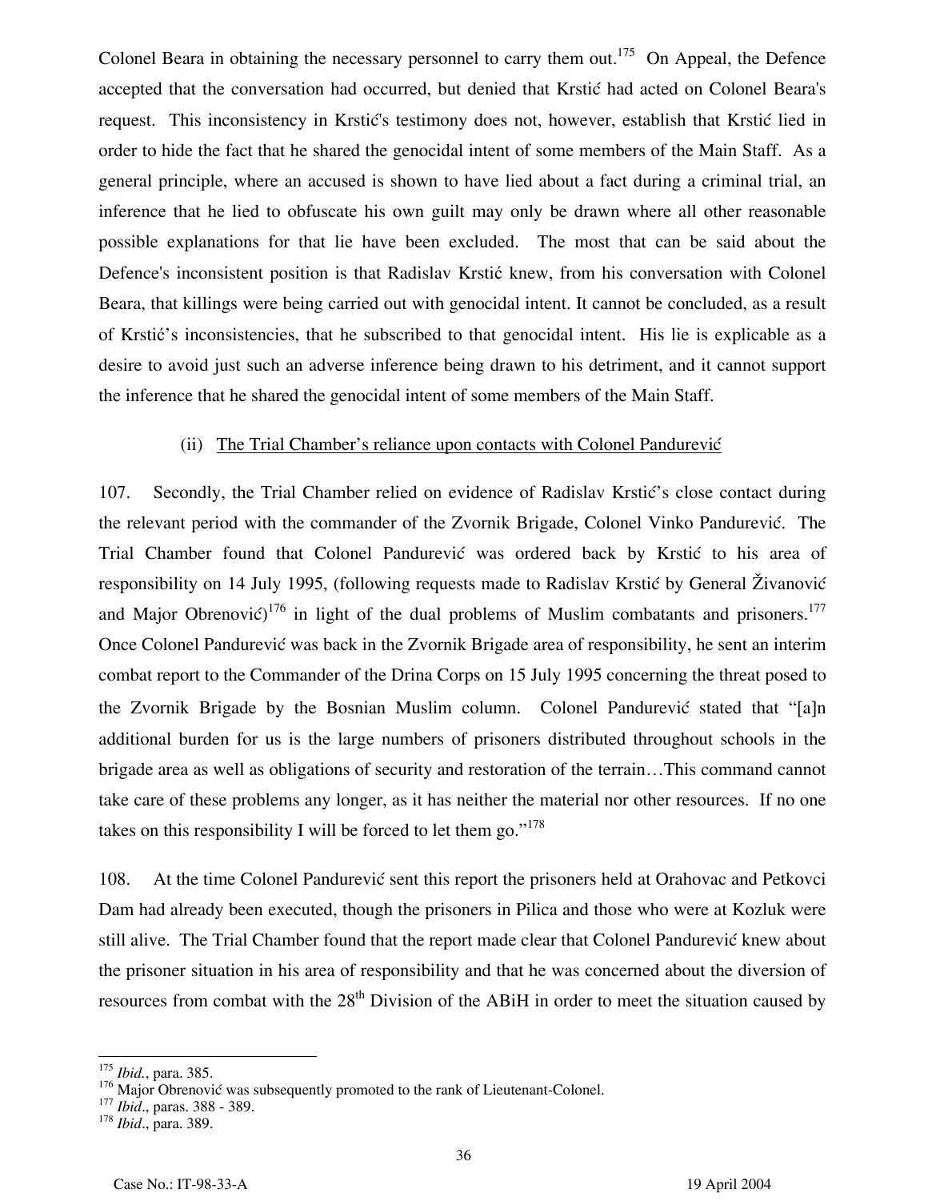Colonel Beara in obtaining the necessary personnel to carry them out.[175] On Appeal, the Defence accepted that the conversation had occurred, but denied that Krstić had acted on Colonel Beara's request. This inconsistency in Krstić's testimony does not, however, establish that Krstić lied in order to hide the fact that he shared the genocidal intent of some members of the Main Staff. As a general principle, where an accused is shown to have lied about a fact during a criminal trial, an inference that he lied to obfuscate his own guilt may only be drawn where all other reasonable possible explanations for that lie have been excluded. The most that can be said about the Defence's inconsistent position is that Radislav Krstić knew, from his conversation with Colonel Beara, that killings were being carried out with genocidal intent. It cannot be concluded, as a result of Krstić's inconsistencies, that he subscribed to that genocidal intent. His lie is explicable as a desire to avoid just such an adverse inference being drawn to his detriment, and it cannot support the inference that he shared the genocidal intent of some members of the Main Staff.

(ii) <u>The Trial Chamber's reliance upon contacts with Colonel Pandurević</u>

107. Secondly, the Trial Chamber relied on evidence of Radislav Krstić's close contact during the relevant period with the commander of the Zvornik Brigade, Colonel Vinko Pandurević. The Trial Chamber found that Colonel Pandurević was ordered back by Krstić to his area of responsibility on 14 July 1995, (following requests made to Radislav Krstić by General Živanović and Major Obrenović)[176] in light of the dual problems of Muslim combatants and prisoners.[177] Once Colonel Pandurević was back in the Zvornik Brigade area of responsibility, he sent an interim combat report to the Commander of the Drina Corps on 15 July 1995 concerning the threat posed to the Zvornik Brigade by the Bosnian Muslim column. Colonel Pandurević stated that "[a]n additional burden for us is the large numbers of prisoners distributed throughout schools in the brigade area as well as obligations of security and restoration of the terrain…This command cannot take care of these problems any longer, as it has neither the material nor other resources. If no one takes on this responsibility I will be forced to let them go."[178]

108. At the time Colonel Pandurević sent this report the prisoners held at Orahovac and Petkovci Dam had already been executed, though the prisoners in Pilica and those who were at Kozluk were still alive. The Trial Chamber found that the report made clear that Colonel Pandurević knew about the prisoner situation in his area of responsibility and that he was concerned about the diversion of resources from combat with the 28th Division of the ABiH in order to meet the situation caused by

---

[175] *Ibid.*, para. 385.

[176] Major Obrenović was subsequently promoted to the rank of Lieutenant-Colonel.

[177] *Ibid.*, paras. 388 - 389.

[178] *Ibid.*, para. 389.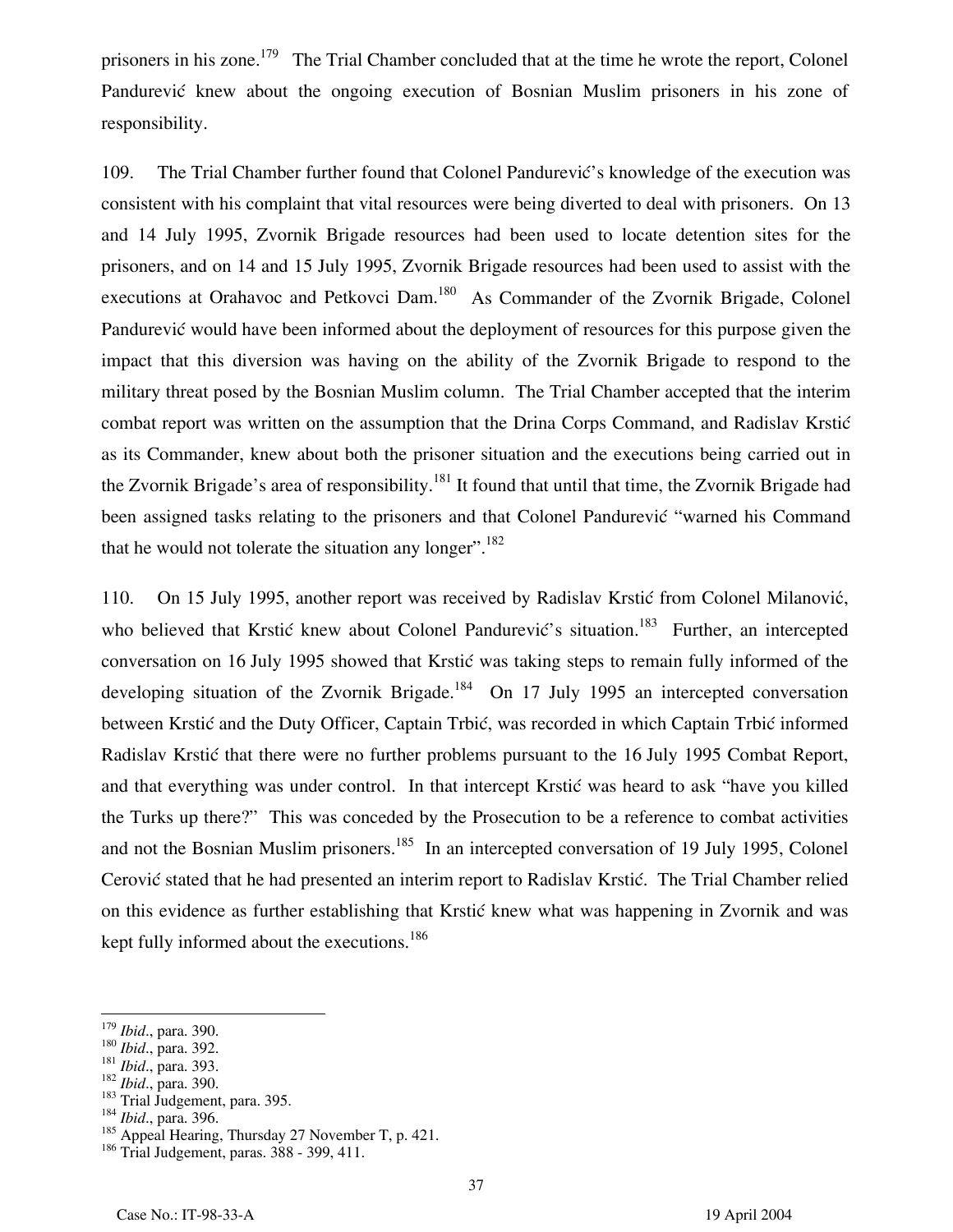prisoners in his zone.[179] The Trial Chamber concluded that at the time he wrote the report, Colonel Pandurević knew about the ongoing execution of Bosnian Muslim prisoners in his zone of responsibility.

109. The Trial Chamber further found that Colonel Pandurević's knowledge of the execution was consistent with his complaint that vital resources were being diverted to deal with prisoners. On 13 and 14 July 1995, Zvornik Brigade resources had been used to locate detention sites for the prisoners, and on 14 and 15 July 1995, Zvornik Brigade resources had been used to assist with the executions at Orahavoc and Petkovci Dam.[180] As Commander of the Zvornik Brigade, Colonel Pandurević would have been informed about the deployment of resources for this purpose given the impact that this diversion was having on the ability of the Zvornik Brigade to respond to the military threat posed by the Bosnian Muslim column. The Trial Chamber accepted that the interim combat report was written on the assumption that the Drina Corps Command, and Radislav Krstić as its Commander, knew about both the prisoner situation and the executions being carried out in the Zvornik Brigade's area of responsibility.[181] It found that until that time, the Zvornik Brigade had been assigned tasks relating to the prisoners and that Colonel Pandurević "warned his Command that he would not tolerate the situation any longer".[182]

110. On 15 July 1995, another report was received by Radislav Krstić from Colonel Milanović, who believed that Krstić knew about Colonel Pandurević's situation.[183] Further, an intercepted conversation on 16 July 1995 showed that Krstić was taking steps to remain fully informed of the developing situation of the Zvornik Brigade.[184] On 17 July 1995 an intercepted conversation between Krstić and the Duty Officer, Captain Trbić, was recorded in which Captain Trbić informed Radislav Krstić that there were no further problems pursuant to the 16 July 1995 Combat Report, and that everything was under control. In that intercept Krstić was heard to ask "have you killed the Turks up there?" This was conceded by the Prosecution to be a reference to combat activities and not the Bosnian Muslim prisoners.[185] In an intercepted conversation of 19 July 1995, Colonel Cerović stated that he had presented an interim report to Radislav Krstić. The Trial Chamber relied on this evidence as further establishing that Krstić knew what was happening in Zvornik and was kept fully informed about the executions.[186]

---

[179] *Ibid*., para. 390.
[180] *Ibid*., para. 392.
[181] *Ibid*., para. 393.
[182] *Ibid*., para. 390.
[183] Trial Judgement, para. 395.
[184] *Ibid*., para. 396.
[185] Appeal Hearing, Thursday 27 November T, p. 421.
[186] Trial Judgement, paras. 388 - 399, 411.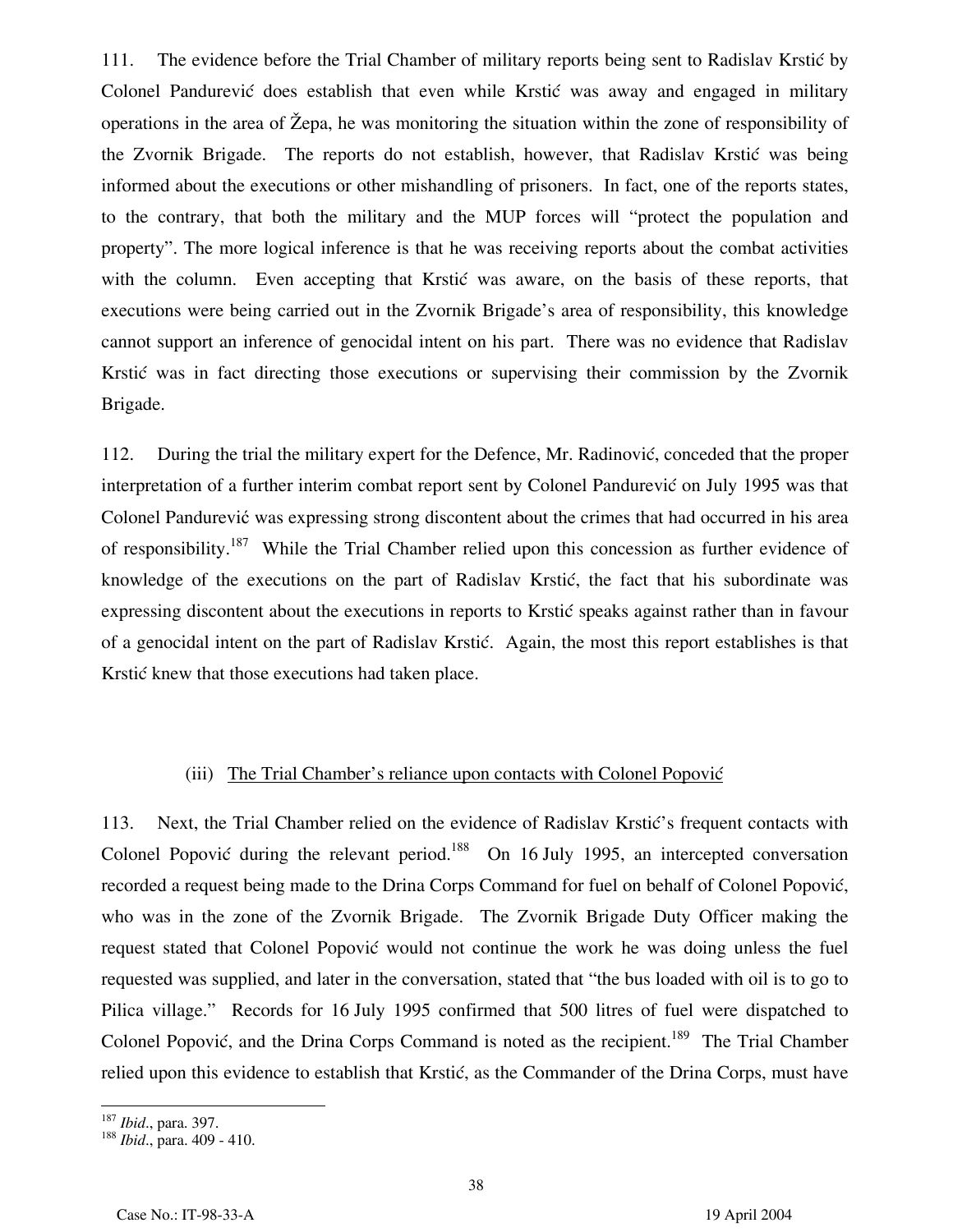111. The evidence before the Trial Chamber of military reports being sent to Radislav Krstić by Colonel Pandurević does establish that even while Krstić was away and engaged in military operations in the area of Žepa, he was monitoring the situation within the zone of responsibility of the Zvornik Brigade. The reports do not establish, however, that Radislav Krstić was being informed about the executions or other mishandling of prisoners. In fact, one of the reports states, to the contrary, that both the military and the MUP forces will "protect the population and property". The more logical inference is that he was receiving reports about the combat activities with the column. Even accepting that Krstić was aware, on the basis of these reports, that executions were being carried out in the Zvornik Brigade's area of responsibility, this knowledge cannot support an inference of genocidal intent on his part. There was no evidence that Radislav Krstić was in fact directing those executions or supervising their commission by the Zvornik Brigade.

112. During the trial the military expert for the Defence, Mr. Radinović, conceded that the proper interpretation of a further interim combat report sent by Colonel Pandurević on July 1995 was that Colonel Pandurević was expressing strong discontent about the crimes that had occurred in his area of responsibility.[187] While the Trial Chamber relied upon this concession as further evidence of knowledge of the executions on the part of Radislav Krstić, the fact that his subordinate was expressing discontent about the executions in reports to Krstić speaks against rather than in favour of a genocidal intent on the part of Radislav Krstić. Again, the most this report establishes is that Krstić knew that those executions had taken place.

(iii) <u>The Trial Chamber's reliance upon contacts with Colonel Popović</u>

113. Next, the Trial Chamber relied on the evidence of Radislav Krstić's frequent contacts with Colonel Popović during the relevant period.[188] On 16 July 1995, an intercepted conversation recorded a request being made to the Drina Corps Command for fuel on behalf of Colonel Popović, who was in the zone of the Zvornik Brigade. The Zvornik Brigade Duty Officer making the request stated that Colonel Popović would not continue the work he was doing unless the fuel requested was supplied, and later in the conversation, stated that "the bus loaded with oil is to go to Pilica village." Records for 16 July 1995 confirmed that 500 litres of fuel were dispatched to Colonel Popović, and the Drina Corps Command is noted as the recipient.[189] The Trial Chamber relied upon this evidence to establish that Krstić, as the Commander of the Drina Corps, must have

---

[187] *Ibid*., para. 397.
[188] *Ibid*., para. 409 - 410.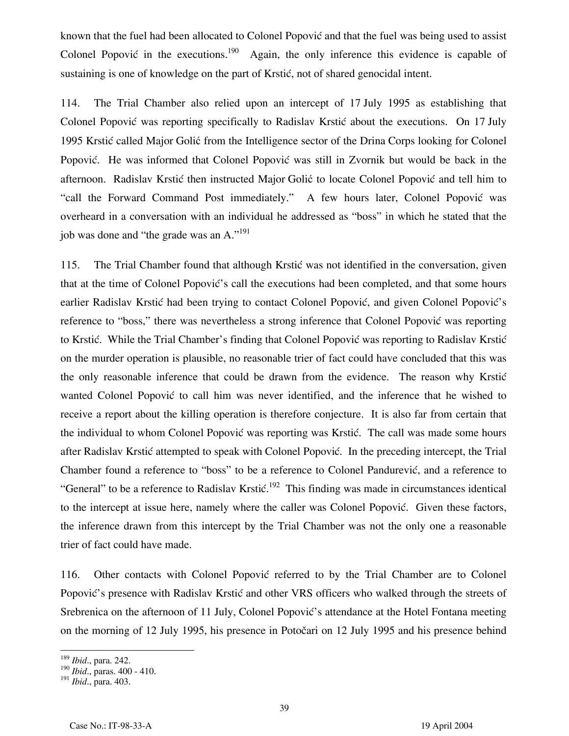known that the fuel had been allocated to Colonel Popović and that the fuel was being used to assist Colonel Popović in the executions.[190] Again, the only inference this evidence is capable of sustaining is one of knowledge on the part of Krstić, not of shared genocidal intent.

114. The Trial Chamber also relied upon an intercept of 17 July 1995 as establishing that Colonel Popović was reporting specifically to Radislav Krstić about the executions. On 17 July 1995 Krstić called Major Golić from the Intelligence sector of the Drina Corps looking for Colonel Popović. He was informed that Colonel Popović was still in Zvornik but would be back in the afternoon. Radislav Krstić then instructed Major Golić to locate Colonel Popović and tell him to "call the Forward Command Post immediately." A few hours later, Colonel Popović was overheard in a conversation with an individual he addressed as "boss" in which he stated that the job was done and "the grade was an A."[191]

115. The Trial Chamber found that although Krstić was not identified in the conversation, given that at the time of Colonel Popović's call the executions had been completed, and that some hours earlier Radislav Krstić had been trying to contact Colonel Popović, and given Colonel Popović's reference to "boss," there was nevertheless a strong inference that Colonel Popović was reporting to Krstić. While the Trial Chamber's finding that Colonel Popović was reporting to Radislav Krstić on the murder operation is plausible, no reasonable trier of fact could have concluded that this was the only reasonable inference that could be drawn from the evidence. The reason why Krstić wanted Colonel Popović to call him was never identified, and the inference that he wished to receive a report about the killing operation is therefore conjecture. It is also far from certain that the individual to whom Colonel Popović was reporting was Krstić. The call was made some hours after Radislav Krstić attempted to speak with Colonel Popović. In the preceding intercept, the Trial Chamber found a reference to "boss" to be a reference to Colonel Pandurević, and a reference to "General" to be a reference to Radislav Krstić.[192] This finding was made in circumstances identical to the intercept at issue here, namely where the caller was Colonel Popović. Given these factors, the inference drawn from this intercept by the Trial Chamber was not the only one a reasonable trier of fact could have made.

116. Other contacts with Colonel Popović referred to by the Trial Chamber are to Colonel Popović's presence with Radislav Krstić and other VRS officers who walked through the streets of Srebrenica on the afternoon of 11 July, Colonel Popović's attendance at the Hotel Fontana meeting on the morning of 12 July 1995, his presence in Potočari on 12 July 1995 and his presence behind

---

[189] *Ibid*., para. 242.
[190] *Ibid*., paras. 400 - 410.
[191] *Ibid*., para. 403.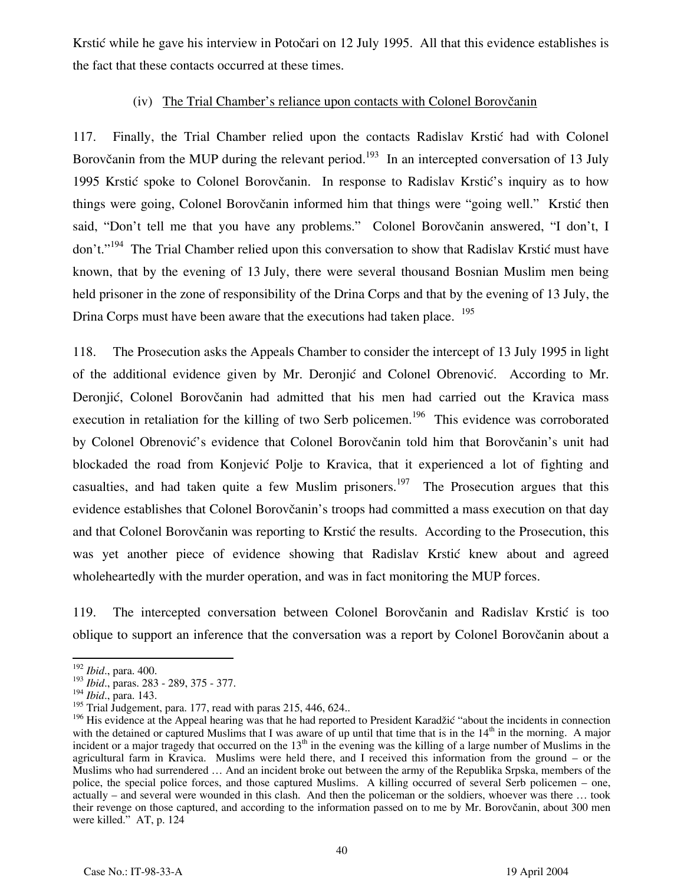Krstić while he gave his interview in Potočari on 12 July 1995. All that this evidence establishes is the fact that these contacts occurred at these times.

(iv) The Trial Chamber's reliance upon contacts with Colonel Borovčanin

117. Finally, the Trial Chamber relied upon the contacts Radislav Krstić had with Colonel Borovčanin from the MUP during the relevant period.[193] In an intercepted conversation of 13 July 1995 Krstić spoke to Colonel Borovčanin. In response to Radislav Krstić's inquiry as to how things were going, Colonel Borovčanin informed him that things were "going well." Krstić then said, "Don't tell me that you have any problems." Colonel Borovčanin answered, "I don't, I don't."[194] The Trial Chamber relied upon this conversation to show that Radislav Krstić must have known, that by the evening of 13 July, there were several thousand Bosnian Muslim men being held prisoner in the zone of responsibility of the Drina Corps and that by the evening of 13 July, the Drina Corps must have been aware that the executions had taken place. [195]

118. The Prosecution asks the Appeals Chamber to consider the intercept of 13 July 1995 in light of the additional evidence given by Mr. Deronjić and Colonel Obrenović. According to Mr. Deronjić, Colonel Borovčanin had admitted that his men had carried out the Kravica mass execution in retaliation for the killing of two Serb policemen.[196] This evidence was corroborated by Colonel Obrenović's evidence that Colonel Borovčanin told him that Borovčanin's unit had blockaded the road from Konjević Polje to Kravica, that it experienced a lot of fighting and casualties, and had taken quite a few Muslim prisoners.[197] The Prosecution argues that this evidence establishes that Colonel Borovčanin's troops had committed a mass execution on that day and that Colonel Borovčanin was reporting to Krstić the results. According to the Prosecution, this was yet another piece of evidence showing that Radislav Krstić knew about and agreed wholeheartedly with the murder operation, and was in fact monitoring the MUP forces.

119. The intercepted conversation between Colonel Borovčanin and Radislav Krstić is too oblique to support an inference that the conversation was a report by Colonel Borovčanin about a

---

[192] *Ibid*., para. 400.

[193] *Ibid*., paras. 283 - 289, 375 - 377.

[194] *Ibid*., para. 143.

[195] Trial Judgement, para. 177, read with paras 215, 446, 624..

[196] His evidence at the Appeal hearing was that he had reported to President Karadžić "about the incidents in connection with the detained or captured Muslims that I was aware of up until that time that is in the 14th in the morning. A major incident or a major tragedy that occurred on the 13th in the evening was the killing of a large number of Muslims in the agricultural farm in Kravica. Muslims were held there, and I received this information from the ground – or the Muslims who had surrendered … And an incident broke out between the army of the Republika Srpska, members of the police, the special police forces, and those captured Muslims. A killing occurred of several Serb policemen – one, actually – and several were wounded in this clash. And then the policeman or the soldiers, whoever was there … took their revenge on those captured, and according to the information passed on to me by Mr. Borovčanin, about 300 men were killed." AT, p. 124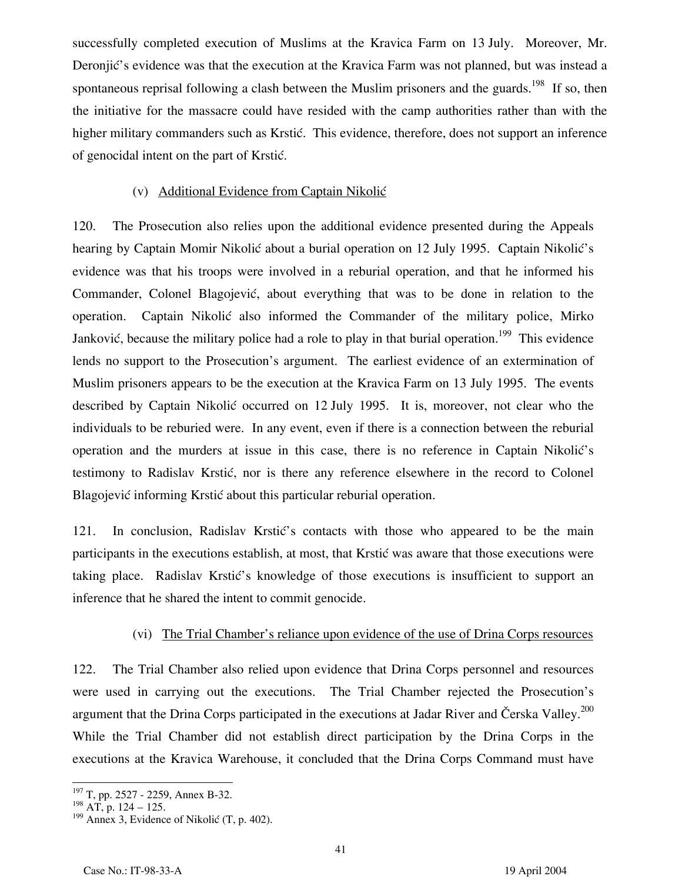successfully completed execution of Muslims at the Kravica Farm on 13 July. Moreover, Mr. Deronjić's evidence was that the execution at the Kravica Farm was not planned, but was instead a spontaneous reprisal following a clash between the Muslim prisoners and the guards.[198] If so, then the initiative for the massacre could have resided with the camp authorities rather than with the higher military commanders such as Krstić. This evidence, therefore, does not support an inference of genocidal intent on the part of Krstić.

(v) Additional Evidence from Captain Nikolić

120. The Prosecution also relies upon the additional evidence presented during the Appeals hearing by Captain Momir Nikolić about a burial operation on 12 July 1995. Captain Nikolić's evidence was that his troops were involved in a reburial operation, and that he informed his Commander, Colonel Blagojević, about everything that was to be done in relation to the operation. Captain Nikolić also informed the Commander of the military police, Mirko Janković, because the military police had a role to play in that burial operation.[199] This evidence lends no support to the Prosecution's argument. The earliest evidence of an extermination of Muslim prisoners appears to be the execution at the Kravica Farm on 13 July 1995. The events described by Captain Nikolić occurred on 12 July 1995. It is, moreover, not clear who the individuals to be reburied were. In any event, even if there is a connection between the reburial operation and the murders at issue in this case, there is no reference in Captain Nikolić's testimony to Radislav Krstić, nor is there any reference elsewhere in the record to Colonel Blagojević informing Krstić about this particular reburial operation.

121. In conclusion, Radislav Krstić's contacts with those who appeared to be the main participants in the executions establish, at most, that Krstić was aware that those executions were taking place. Radislav Krstić's knowledge of those executions is insufficient to support an inference that he shared the intent to commit genocide.

(vi) The Trial Chamber's reliance upon evidence of the use of Drina Corps resources

122. The Trial Chamber also relied upon evidence that Drina Corps personnel and resources were used in carrying out the executions. The Trial Chamber rejected the Prosecution's argument that the Drina Corps participated in the executions at Jadar River and Čerska Valley.[200] While the Trial Chamber did not establish direct participation by the Drina Corps in the executions at the Kravica Warehouse, it concluded that the Drina Corps Command must have

---

[197] T, pp. 2527 - 2259, Annex B-32.

[198] AT, p. 124 – 125.

[199] Annex 3, Evidence of Nikolić (T, p. 402).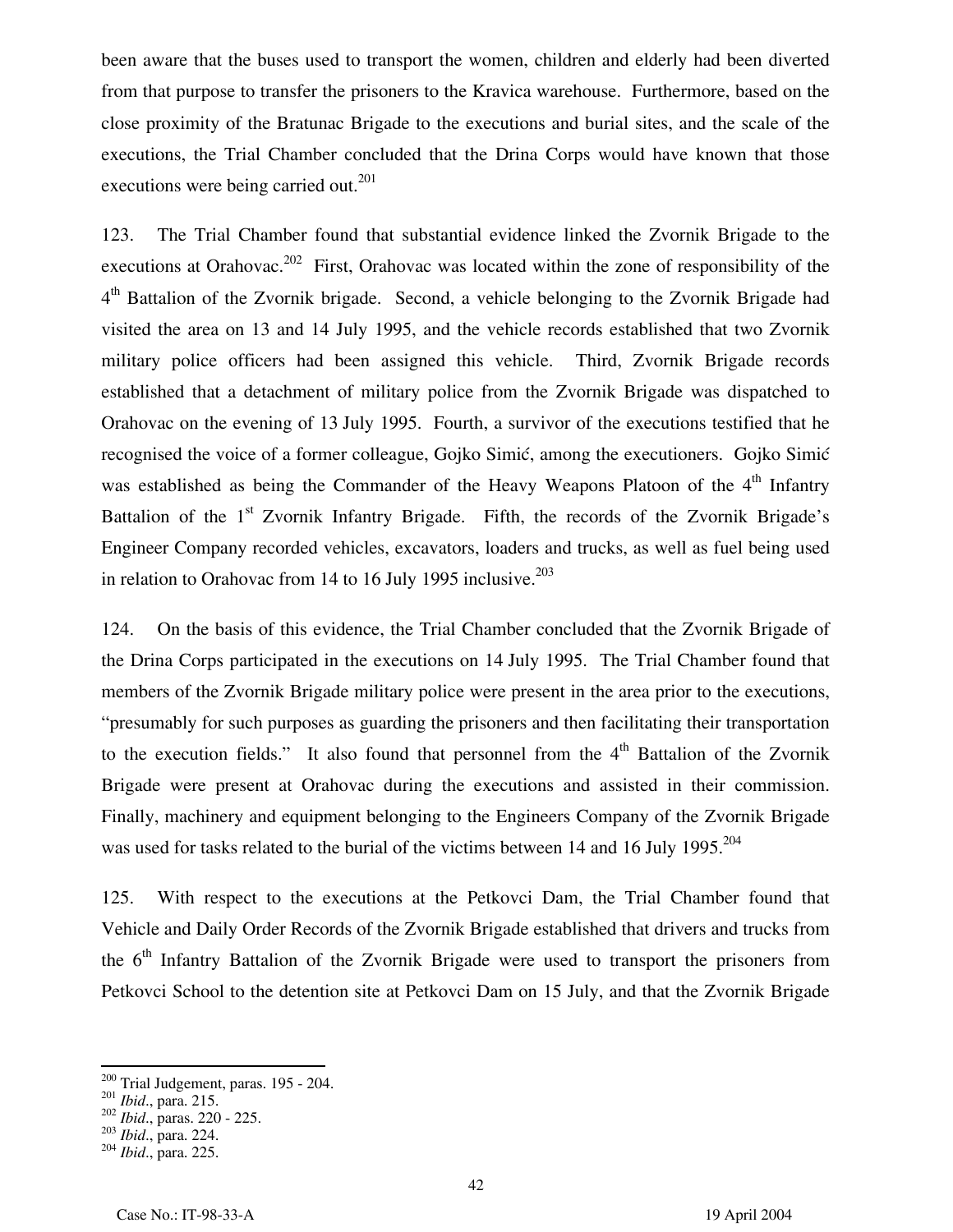been aware that the buses used to transport the women, children and elderly had been diverted from that purpose to transfer the prisoners to the Kravica warehouse. Furthermore, based on the close proximity of the Bratunac Brigade to the executions and burial sites, and the scale of the executions, the Trial Chamber concluded that the Drina Corps would have known that those executions were being carried out.[201]

123. The Trial Chamber found that substantial evidence linked the Zvornik Brigade to the executions at Orahovac.[202] First, Orahovac was located within the zone of responsibility of the 4th Battalion of the Zvornik brigade. Second, a vehicle belonging to the Zvornik Brigade had visited the area on 13 and 14 July 1995, and the vehicle records established that two Zvornik military police officers had been assigned this vehicle. Third, Zvornik Brigade records established that a detachment of military police from the Zvornik Brigade was dispatched to Orahovac on the evening of 13 July 1995. Fourth, a survivor of the executions testified that he recognised the voice of a former colleague, Gojko Simić, among the executioners. Gojko Simić was established as being the Commander of the Heavy Weapons Platoon of the 4th Infantry Battalion of the 1st Zvornik Infantry Brigade. Fifth, the records of the Zvornik Brigade's Engineer Company recorded vehicles, excavators, loaders and trucks, as well as fuel being used in relation to Orahovac from 14 to 16 July 1995 inclusive.[203]

124. On the basis of this evidence, the Trial Chamber concluded that the Zvornik Brigade of the Drina Corps participated in the executions on 14 July 1995. The Trial Chamber found that members of the Zvornik Brigade military police were present in the area prior to the executions, "presumably for such purposes as guarding the prisoners and then facilitating their transportation to the execution fields." It also found that personnel from the 4th Battalion of the Zvornik Brigade were present at Orahovac during the executions and assisted in their commission. Finally, machinery and equipment belonging to the Engineers Company of the Zvornik Brigade was used for tasks related to the burial of the victims between 14 and 16 July 1995.[204]

125. With respect to the executions at the Petkovci Dam, the Trial Chamber found that Vehicle and Daily Order Records of the Zvornik Brigade established that drivers and trucks from the 6th Infantry Battalion of the Zvornik Brigade were used to transport the prisoners from Petkovci School to the detention site at Petkovci Dam on 15 July, and that the Zvornik Brigade

---

[200] Trial Judgement, paras. 195 - 204.
[201] *Ibid*., para. 215.
[202] *Ibid*., paras. 220 - 225.
[203] *Ibid*., para. 224.
[204] *Ibid*., para. 225.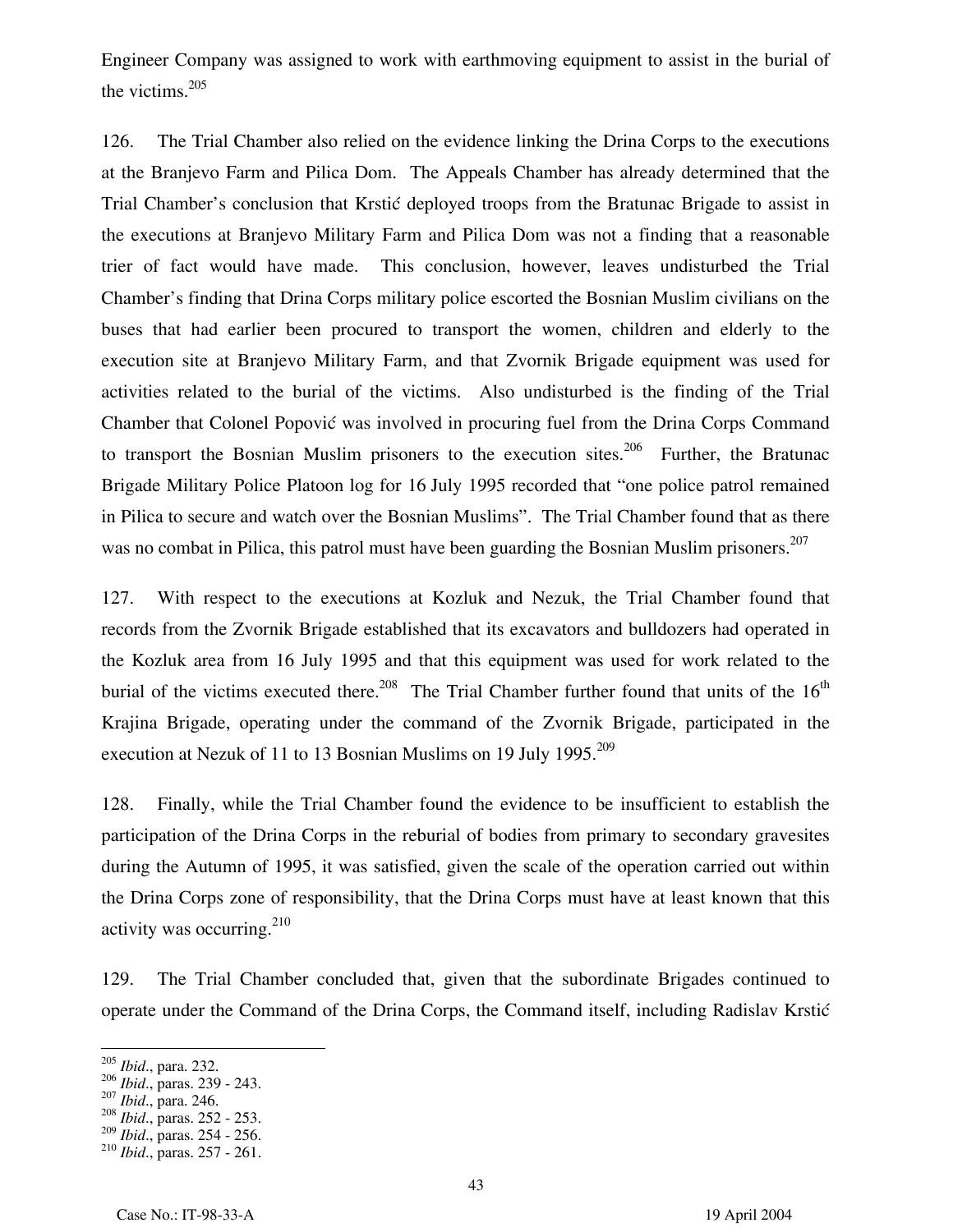Engineer Company was assigned to work with earthmoving equipment to assist in the burial of the victims.[205]

126. The Trial Chamber also relied on the evidence linking the Drina Corps to the executions at the Branjevo Farm and Pilica Dom. The Appeals Chamber has already determined that the Trial Chamber's conclusion that Krstić deployed troops from the Bratunac Brigade to assist in the executions at Branjevo Military Farm and Pilica Dom was not a finding that a reasonable trier of fact would have made. This conclusion, however, leaves undisturbed the Trial Chamber's finding that Drina Corps military police escorted the Bosnian Muslim civilians on the buses that had earlier been procured to transport the women, children and elderly to the execution site at Branjevo Military Farm, and that Zvornik Brigade equipment was used for activities related to the burial of the victims. Also undisturbed is the finding of the Trial Chamber that Colonel Popović was involved in procuring fuel from the Drina Corps Command to transport the Bosnian Muslim prisoners to the execution sites.[206] Further, the Bratunac Brigade Military Police Platoon log for 16 July 1995 recorded that "one police patrol remained in Pilica to secure and watch over the Bosnian Muslims". The Trial Chamber found that as there was no combat in Pilica, this patrol must have been guarding the Bosnian Muslim prisoners.[207]

127. With respect to the executions at Kozluk and Nezuk, the Trial Chamber found that records from the Zvornik Brigade established that its excavators and bulldozers had operated in the Kozluk area from 16 July 1995 and that this equipment was used for work related to the burial of the victims executed there.[208] The Trial Chamber further found that units of the 16th Krajina Brigade, operating under the command of the Zvornik Brigade, participated in the execution at Nezuk of 11 to 13 Bosnian Muslims on 19 July 1995.[209]

128. Finally, while the Trial Chamber found the evidence to be insufficient to establish the participation of the Drina Corps in the reburial of bodies from primary to secondary gravesites during the Autumn of 1995, it was satisfied, given the scale of the operation carried out within the Drina Corps zone of responsibility, that the Drina Corps must have at least known that this activity was occurring.[210]

129. The Trial Chamber concluded that, given that the subordinate Brigades continued to operate under the Command of the Drina Corps, the Command itself, including Radislav Krstić

---

[205] *Ibid*., para. 232.
[206] *Ibid*., paras. 239 - 243.
[207] *Ibid*., para. 246.
[208] *Ibid*., paras. 252 - 253.
[209] *Ibid*., paras. 254 - 256.
[210] *Ibid*., paras. 257 - 261.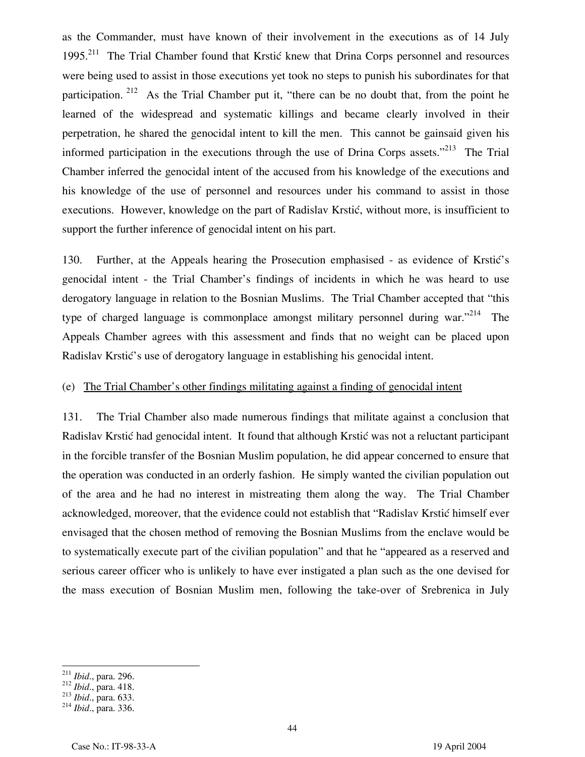as the Commander, must have known of their involvement in the executions as of 14 July 1995.[211] The Trial Chamber found that Krstić knew that Drina Corps personnel and resources were being used to assist in those executions yet took no steps to punish his subordinates for that participation.[212] As the Trial Chamber put it, "there can be no doubt that, from the point he learned of the widespread and systematic killings and became clearly involved in their perpetration, he shared the genocidal intent to kill the men. This cannot be gainsaid given his informed participation in the executions through the use of Drina Corps assets."[213] The Trial Chamber inferred the genocidal intent of the accused from his knowledge of the executions and his knowledge of the use of personnel and resources under his command to assist in those executions. However, knowledge on the part of Radislav Krstić, without more, is insufficient to support the further inference of genocidal intent on his part.

130. Further, at the Appeals hearing the Prosecution emphasised - as evidence of Krstić's genocidal intent - the Trial Chamber's findings of incidents in which he was heard to use derogatory language in relation to the Bosnian Muslims. The Trial Chamber accepted that "this type of charged language is commonplace amongst military personnel during war."[214] The Appeals Chamber agrees with this assessment and finds that no weight can be placed upon Radislav Krstić's use of derogatory language in establishing his genocidal intent.

(e) <u>The Trial Chamber's other findings militating against a finding of genocidal intent</u>

131. The Trial Chamber also made numerous findings that militate against a conclusion that Radislav Krstić had genocidal intent. It found that although Krstić was not a reluctant participant in the forcible transfer of the Bosnian Muslim population, he did appear concerned to ensure that the operation was conducted in an orderly fashion. He simply wanted the civilian population out of the area and he had no interest in mistreating them along the way. The Trial Chamber acknowledged, moreover, that the evidence could not establish that "Radislav Krstić himself ever envisaged that the chosen method of removing the Bosnian Muslims from the enclave would be to systematically execute part of the civilian population" and that he "appeared as a reserved and serious career officer who is unlikely to have ever instigated a plan such as the one devised for the mass execution of Bosnian Muslim men, following the take-over of Srebrenica in July

---

[211] *Ibid*., para. 296.
[212] *Ibid*., para. 418.
[213] *Ibid*., para. 633.
[214] *Ibid*., para. 336.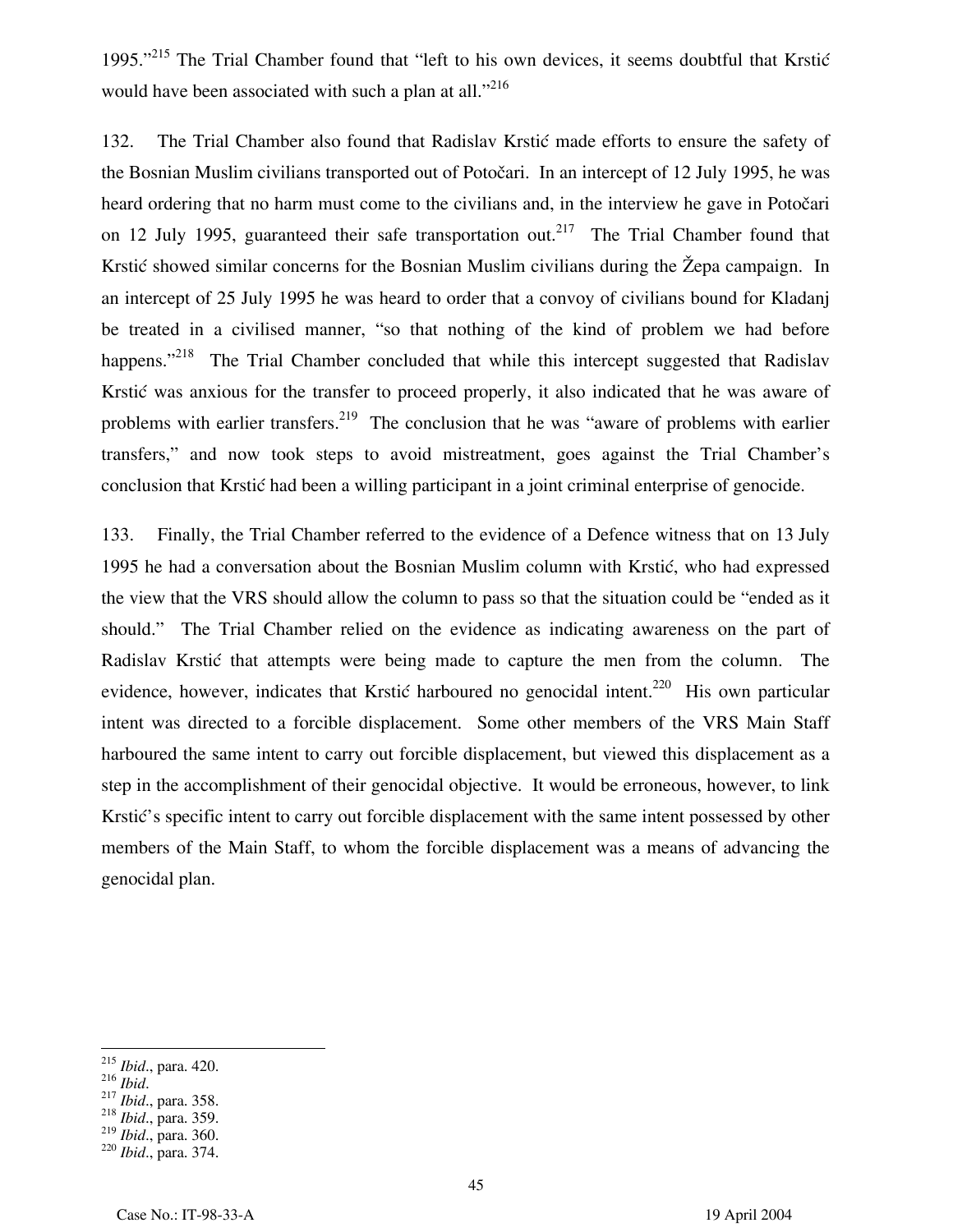1995."[215] The Trial Chamber found that "left to his own devices, it seems doubtful that Krstić would have been associated with such a plan at all."[216]

132. The Trial Chamber also found that Radislav Krstić made efforts to ensure the safety of the Bosnian Muslim civilians transported out of Potočari. In an intercept of 12 July 1995, he was heard ordering that no harm must come to the civilians and, in the interview he gave in Potočari on 12 July 1995, guaranteed their safe transportation out.[217] The Trial Chamber found that Krstić showed similar concerns for the Bosnian Muslim civilians during the Žepa campaign. In an intercept of 25 July 1995 he was heard to order that a convoy of civilians bound for Kladanj be treated in a civilised manner, "so that nothing of the kind of problem we had before happens."[218] The Trial Chamber concluded that while this intercept suggested that Radislav Krstić was anxious for the transfer to proceed properly, it also indicated that he was aware of problems with earlier transfers.[219] The conclusion that he was "aware of problems with earlier transfers," and now took steps to avoid mistreatment, goes against the Trial Chamber's conclusion that Krstić had been a willing participant in a joint criminal enterprise of genocide.

133. Finally, the Trial Chamber referred to the evidence of a Defence witness that on 13 July 1995 he had a conversation about the Bosnian Muslim column with Krstić, who had expressed the view that the VRS should allow the column to pass so that the situation could be "ended as it should." The Trial Chamber relied on the evidence as indicating awareness on the part of Radislav Krstić that attempts were being made to capture the men from the column. The evidence, however, indicates that Krstić harboured no genocidal intent.[220] His own particular intent was directed to a forcible displacement. Some other members of the VRS Main Staff harboured the same intent to carry out forcible displacement, but viewed this displacement as a step in the accomplishment of their genocidal objective. It would be erroneous, however, to link Krstić's specific intent to carry out forcible displacement with the same intent possessed by other members of the Main Staff, to whom the forcible displacement was a means of advancing the genocidal plan.

---

[215] *Ibid*., para. 420.
[216] *Ibid*.
[217] *Ibid*., para. 358.
[218] *Ibid*., para. 359.
[219] *Ibid*., para. 360.
[220] *Ibid*., para. 374.

Case No.: IT-98-33-A 19 April 2004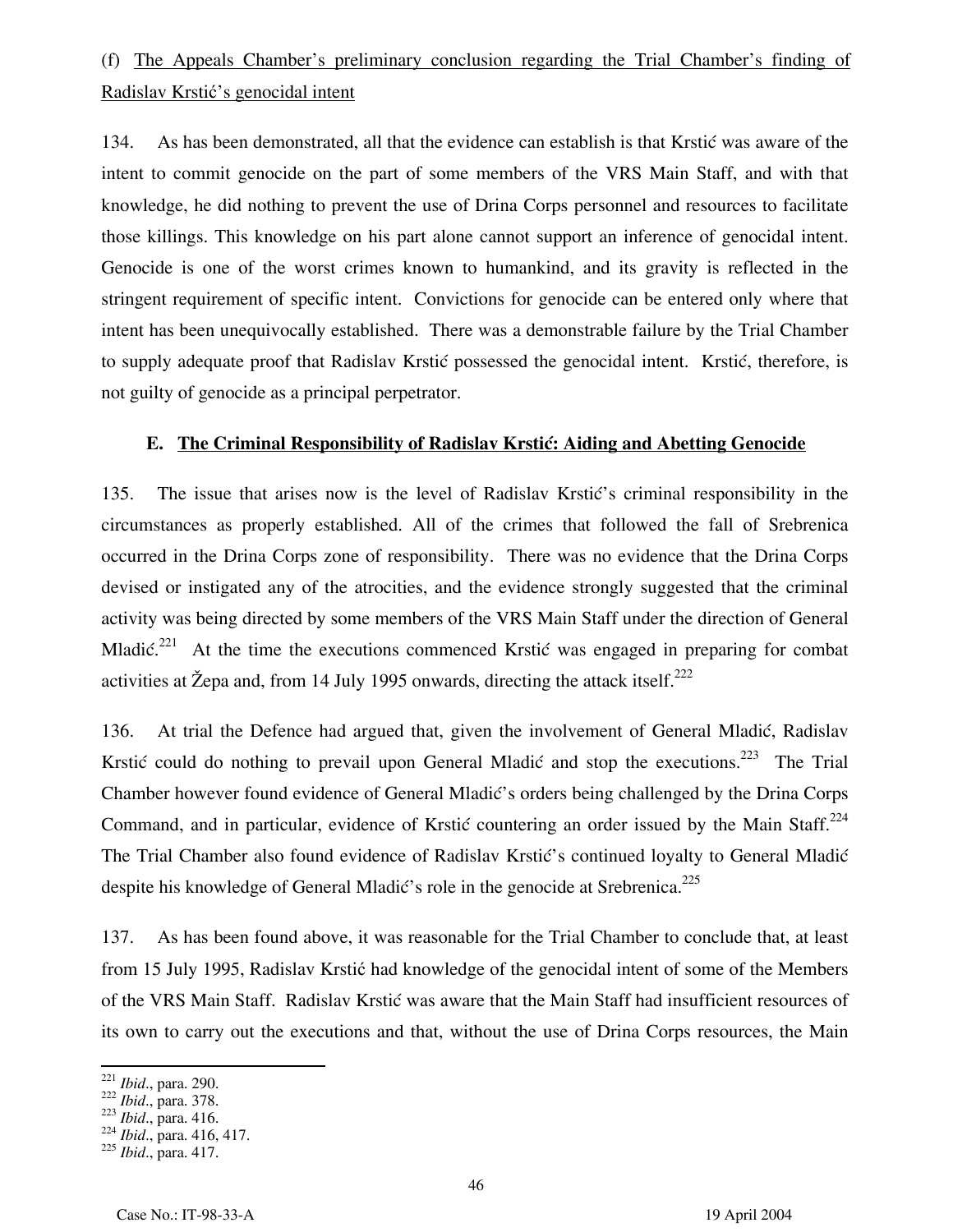(f) The Appeals Chamber's preliminary conclusion regarding the Trial Chamber's finding of Radislav Krstić's genocidal intent

134. As has been demonstrated, all that the evidence can establish is that Krstić was aware of the intent to commit genocide on the part of some members of the VRS Main Staff, and with that knowledge, he did nothing to prevent the use of Drina Corps personnel and resources to facilitate those killings. This knowledge on his part alone cannot support an inference of genocidal intent. Genocide is one of the worst crimes known to humankind, and its gravity is reflected in the stringent requirement of specific intent. Convictions for genocide can be entered only where that intent has been unequivocally established. There was a demonstrable failure by the Trial Chamber to supply adequate proof that Radislav Krstić possessed the genocidal intent. Krstić, therefore, is not guilty of genocide as a principal perpetrator.

### E. The Criminal Responsibility of Radislav Krstić: Aiding and Abetting Genocide

135. The issue that arises now is the level of Radislav Krstić's criminal responsibility in the circumstances as properly established. All of the crimes that followed the fall of Srebrenica occurred in the Drina Corps zone of responsibility. There was no evidence that the Drina Corps devised or instigated any of the atrocities, and the evidence strongly suggested that the criminal activity was being directed by some members of the VRS Main Staff under the direction of General Mladić.[221] At the time the executions commenced Krstić was engaged in preparing for combat activities at Žepa and, from 14 July 1995 onwards, directing the attack itself.[222]

136. At trial the Defence had argued that, given the involvement of General Mladić, Radislav Krstić could do nothing to prevail upon General Mladić and stop the executions.[223] The Trial Chamber however found evidence of General Mladić's orders being challenged by the Drina Corps Command, and in particular, evidence of Krstić countering an order issued by the Main Staff.[224] The Trial Chamber also found evidence of Radislav Krstić's continued loyalty to General Mladić despite his knowledge of General Mladić's role in the genocide at Srebrenica.[225]

137. As has been found above, it was reasonable for the Trial Chamber to conclude that, at least from 15 July 1995, Radislav Krstić had knowledge of the genocidal intent of some of the Members of the VRS Main Staff. Radislav Krstić was aware that the Main Staff had insufficient resources of its own to carry out the executions and that, without the use of Drina Corps resources, the Main

---

[221] *Ibid*., para. 290.
[222] *Ibid*., para. 378.
[223] *Ibid*., para. 416.
[224] *Ibid*., para. 416, 417.
[225] *Ibid*., para. 417.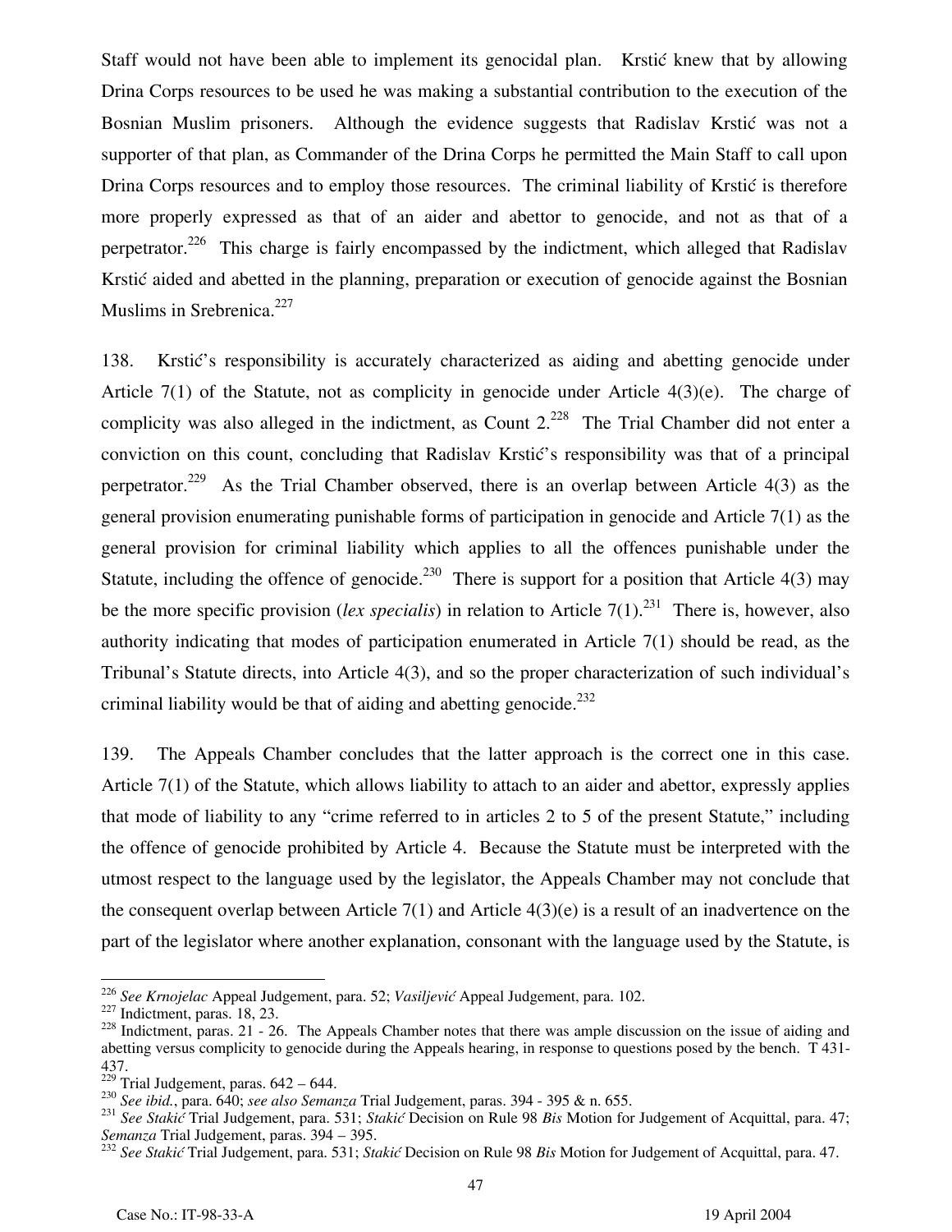Staff would not have been able to implement its genocidal plan. Krstić knew that by allowing Drina Corps resources to be used he was making a substantial contribution to the execution of the Bosnian Muslim prisoners. Although the evidence suggests that Radislav Krstić was not a supporter of that plan, as Commander of the Drina Corps he permitted the Main Staff to call upon Drina Corps resources and to employ those resources. The criminal liability of Krstić is therefore more properly expressed as that of an aider and abettor to genocide, and not as that of a perpetrator.[226] This charge is fairly encompassed by the indictment, which alleged that Radislav Krstić aided and abetted in the planning, preparation or execution of genocide against the Bosnian Muslims in Srebrenica.[227]

138. Krstić's responsibility is accurately characterized as aiding and abetting genocide under Article 7(1) of the Statute, not as complicity in genocide under Article 4(3)(e). The charge of complicity was also alleged in the indictment, as Count 2.[228] The Trial Chamber did not enter a conviction on this count, concluding that Radislav Krstić's responsibility was that of a principal perpetrator.[229] As the Trial Chamber observed, there is an overlap between Article 4(3) as the general provision enumerating punishable forms of participation in genocide and Article 7(1) as the general provision for criminal liability which applies to all the offences punishable under the Statute, including the offence of genocide.[230] There is support for a position that Article 4(3) may be the more specific provision (*lex specialis*) in relation to Article 7(1).[231] There is, however, also authority indicating that modes of participation enumerated in Article 7(1) should be read, as the Tribunal's Statute directs, into Article 4(3), and so the proper characterization of such individual's criminal liability would be that of aiding and abetting genocide.[232]

139. The Appeals Chamber concludes that the latter approach is the correct one in this case. Article 7(1) of the Statute, which allows liability to attach to an aider and abettor, expressly applies that mode of liability to any "crime referred to in articles 2 to 5 of the present Statute," including the offence of genocide prohibited by Article 4. Because the Statute must be interpreted with the utmost respect to the language used by the legislator, the Appeals Chamber may not conclude that the consequent overlap between Article 7(1) and Article 4(3)(e) is a result of an inadvertence on the part of the legislator where another explanation, consonant with the language used by the Statute, is

---

[226] *See Krnojelac* Appeal Judgement, para. 52; *Vasiljević* Appeal Judgement, para. 102.

[227] Indictment, paras. 18, 23.

[228] Indictment, paras. 21 - 26. The Appeals Chamber notes that there was ample discussion on the issue of aiding and abetting versus complicity to genocide during the Appeals hearing, in response to questions posed by the bench. T 431-437.

[229] Trial Judgement, paras. 642 – 644.

[230] *See ibid.*, para. 640; *see also Semanza* Trial Judgement, paras. 394 - 395 & n. 655.

[231] *See Stakić* Trial Judgement, para. 531; *Stakić* Decision on Rule 98 *Bis* Motion for Judgement of Acquittal, para. 47; *Semanza* Trial Judgement, paras. 394 – 395.

[232] *See Stakić* Trial Judgement, para. 531; *Stakić* Decision on Rule 98 *Bis* Motion for Judgement of Acquittal, para. 47.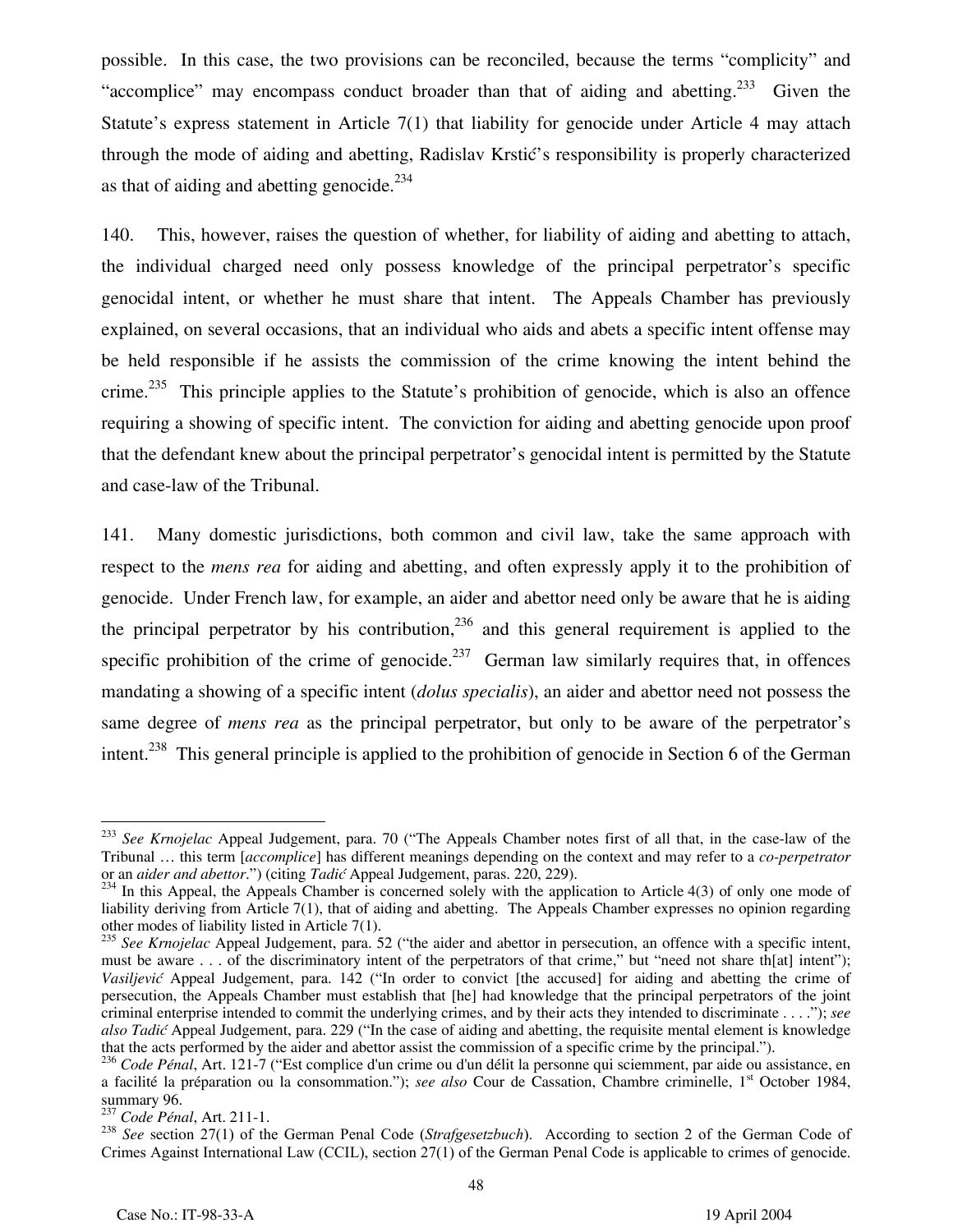possible. In this case, the two provisions can be reconciled, because the terms "complicity" and "accomplice" may encompass conduct broader than that of aiding and abetting.[233] Given the Statute's express statement in Article 7(1) that liability for genocide under Article 4 may attach through the mode of aiding and abetting, Radislav Krstić's responsibility is properly characterized as that of aiding and abetting genocide.[234]

140. This, however, raises the question of whether, for liability of aiding and abetting to attach, the individual charged need only possess knowledge of the principal perpetrator's specific genocidal intent, or whether he must share that intent. The Appeals Chamber has previously explained, on several occasions, that an individual who aids and abets a specific intent offense may be held responsible if he assists the commission of the crime knowing the intent behind the crime.[235] This principle applies to the Statute's prohibition of genocide, which is also an offence requiring a showing of specific intent. The conviction for aiding and abetting genocide upon proof that the defendant knew about the principal perpetrator's genocidal intent is permitted by the Statute and case-law of the Tribunal.

141. Many domestic jurisdictions, both common and civil law, take the same approach with respect to the *mens rea* for aiding and abetting, and often expressly apply it to the prohibition of genocide. Under French law, for example, an aider and abettor need only be aware that he is aiding the principal perpetrator by his contribution,[236] and this general requirement is applied to the specific prohibition of the crime of genocide.[237] German law similarly requires that, in offences mandating a showing of a specific intent (*dolus specialis*), an aider and abettor need not possess the same degree of *mens rea* as the principal perpetrator, but only to be aware of the perpetrator's intent.[238] This general principle is applied to the prohibition of genocide in Section 6 of the German

---

[233] *See Krnojelac* Appeal Judgement, para. 70 ("The Appeals Chamber notes first of all that, in the case-law of the Tribunal … this term [*accomplice*] has different meanings depending on the context and may refer to a *co-perpetrator* or an *aider and abettor*.") (citing *Tadić* Appeal Judgement, paras. 220, 229).

[234] In this Appeal, the Appeals Chamber is concerned solely with the application to Article 4(3) of only one mode of liability deriving from Article 7(1), that of aiding and abetting. The Appeals Chamber expresses no opinion regarding other modes of liability listed in Article 7(1).

[235] *See Krnojelac* Appeal Judgement, para. 52 ("the aider and abettor in persecution, an offence with a specific intent, must be aware . . . of the discriminatory intent of the perpetrators of that crime," but "need not share th[at] intent"); *Vasiljević* Appeal Judgement, para. 142 ("In order to convict [the accused] for aiding and abetting the crime of persecution, the Appeals Chamber must establish that [he] had knowledge that the principal perpetrators of the joint criminal enterprise intended to commit the underlying crimes, and by their acts they intended to discriminate . . . ."); *see also Tadić* Appeal Judgement, para. 229 ("In the case of aiding and abetting, the requisite mental element is knowledge that the acts performed by the aider and abettor assist the commission of a specific crime by the principal.").

[236] *Code Pénal*, Art. 121-7 ("Est complice d'un crime ou d'un délit la personne qui sciemment, par aide ou assistance, en a facilité la préparation ou la consommation."); *see also* Cour de Cassation, Chambre criminelle, 1st October 1984, summary 96.

[237] *Code Pénal*, Art. 211-1.

[238] *See* section 27(1) of the German Penal Code (*Strafgesetzbuch*). According to section 2 of the German Code of Crimes Against International Law (CCIL), section 27(1) of the German Penal Code is applicable to crimes of genocide.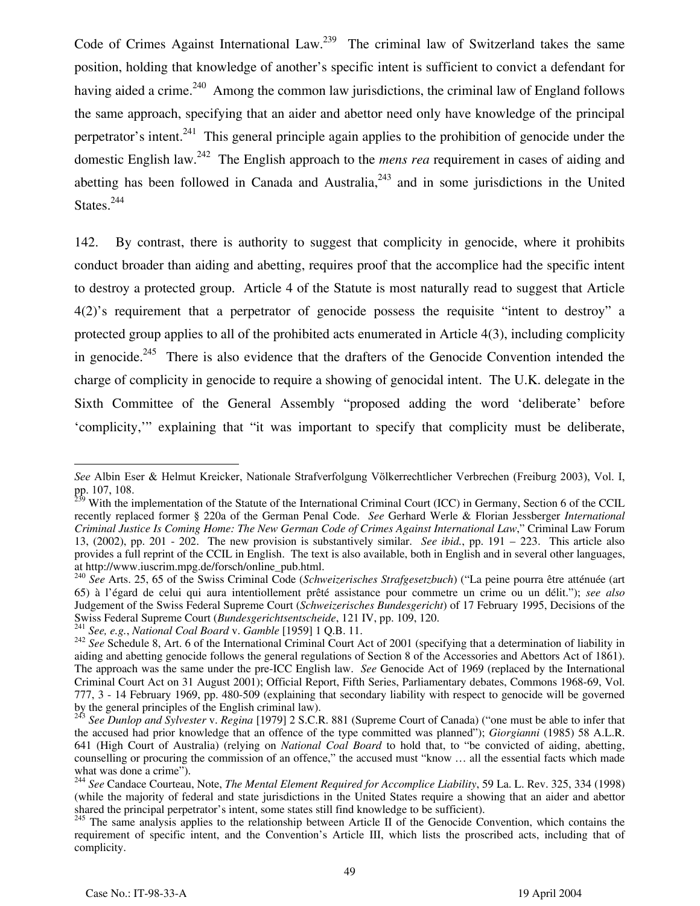Code of Crimes Against International Law.[239] The criminal law of Switzerland takes the same position, holding that knowledge of another's specific intent is sufficient to convict a defendant for having aided a crime.[240] Among the common law jurisdictions, the criminal law of England follows the same approach, specifying that an aider and abettor need only have knowledge of the principal perpetrator's intent.[241] This general principle again applies to the prohibition of genocide under the domestic English law.[242] The English approach to the *mens rea* requirement in cases of aiding and abetting has been followed in Canada and Australia,[243] and in some jurisdictions in the United States.[244]

142. By contrast, there is authority to suggest that complicity in genocide, where it prohibits conduct broader than aiding and abetting, requires proof that the accomplice had the specific intent to destroy a protected group. Article 4 of the Statute is most naturally read to suggest that Article 4(2)'s requirement that a perpetrator of genocide possess the requisite "intent to destroy" a protected group applies to all of the prohibited acts enumerated in Article 4(3), including complicity in genocide.[245] There is also evidence that the drafters of the Genocide Convention intended the charge of complicity in genocide to require a showing of genocidal intent. The U.K. delegate in the Sixth Committee of the General Assembly "proposed adding the word 'deliberate' before 'complicity,'" explaining that "it was important to specify that complicity must be deliberate,

---

*See* Albin Eser & Helmut Kreicker, Nationale Strafverfolgung Völkerrechtlicher Verbrechen (Freiburg 2003), Vol. I, pp. 107, 108.

[239] With the implementation of the Statute of the International Criminal Court (ICC) in Germany, Section 6 of the CCIL recently replaced former § 220a of the German Penal Code. *See* Gerhard Werle & Florian Jessberger *International Criminal Justice Is Coming Home: The New German Code of Crimes Against International Law*," Criminal Law Forum 13, (2002), pp. 201 - 202. The new provision is substantively similar. *See ibid.*, pp. 191 – 223. This article also provides a full reprint of the CCIL in English. The text is also available, both in English and in several other languages, at http://www.iuscrim.mpg.de/forsch/online_pub.html.

[240] *See* Arts. 25, 65 of the Swiss Criminal Code (*Schweizerisches Strafgesetzbuch*) ("La peine pourra être atténuée (art 65) à l'égard de celui qui aura intentiollement prêté assistance pour commetre un crime ou un délit."); *see also* Judgement of the Swiss Federal Supreme Court (*Schweizerisches Bundesgericht*) of 17 February 1995, Decisions of the Swiss Federal Supreme Court (*Bundesgerichtsentscheide*, 121 IV, pp. 109, 120.

[241] *See, e.g.*, *National Coal Board* v. *Gamble* [1959] 1 Q.B. 11.

[242] *See* Schedule 8, Art. 6 of the International Criminal Court Act of 2001 (specifying that a determination of liability in aiding and abetting genocide follows the general regulations of Section 8 of the Accessories and Abettors Act of 1861). The approach was the same under the pre-ICC English law. *See* Genocide Act of 1969 (replaced by the International Criminal Court Act on 31 August 2001); Official Report, Fifth Series, Parliamentary debates, Commons 1968-69, Vol. 777, 3 - 14 February 1969, pp. 480-509 (explaining that secondary liability with respect to genocide will be governed by the general principles of the English criminal law).

[243] *See Dunlop and Sylvester* v. *Regina* [1979] 2 S.C.R. 881 (Supreme Court of Canada) ("one must be able to infer that the accused had prior knowledge that an offence of the type committed was planned"); *Giorgianni* (1985) 58 A.L.R. 641 (High Court of Australia) (relying on *National Coal Board* to hold that, to "be convicted of aiding, abetting, counselling or procuring the commission of an offence," the accused must "know … all the essential facts which made what was done a crime").

[244] *See* Candace Courteau, Note, *The Mental Element Required for Accomplice Liability*, 59 La. L. Rev. 325, 334 (1998) (while the majority of federal and state jurisdictions in the United States require a showing that an aider and abettor shared the principal perpetrator's intent, some states still find knowledge to be sufficient).

[245] The same analysis applies to the relationship between Article II of the Genocide Convention, which contains the requirement of specific intent, and the Convention's Article III, which lists the proscribed acts, including that of complicity.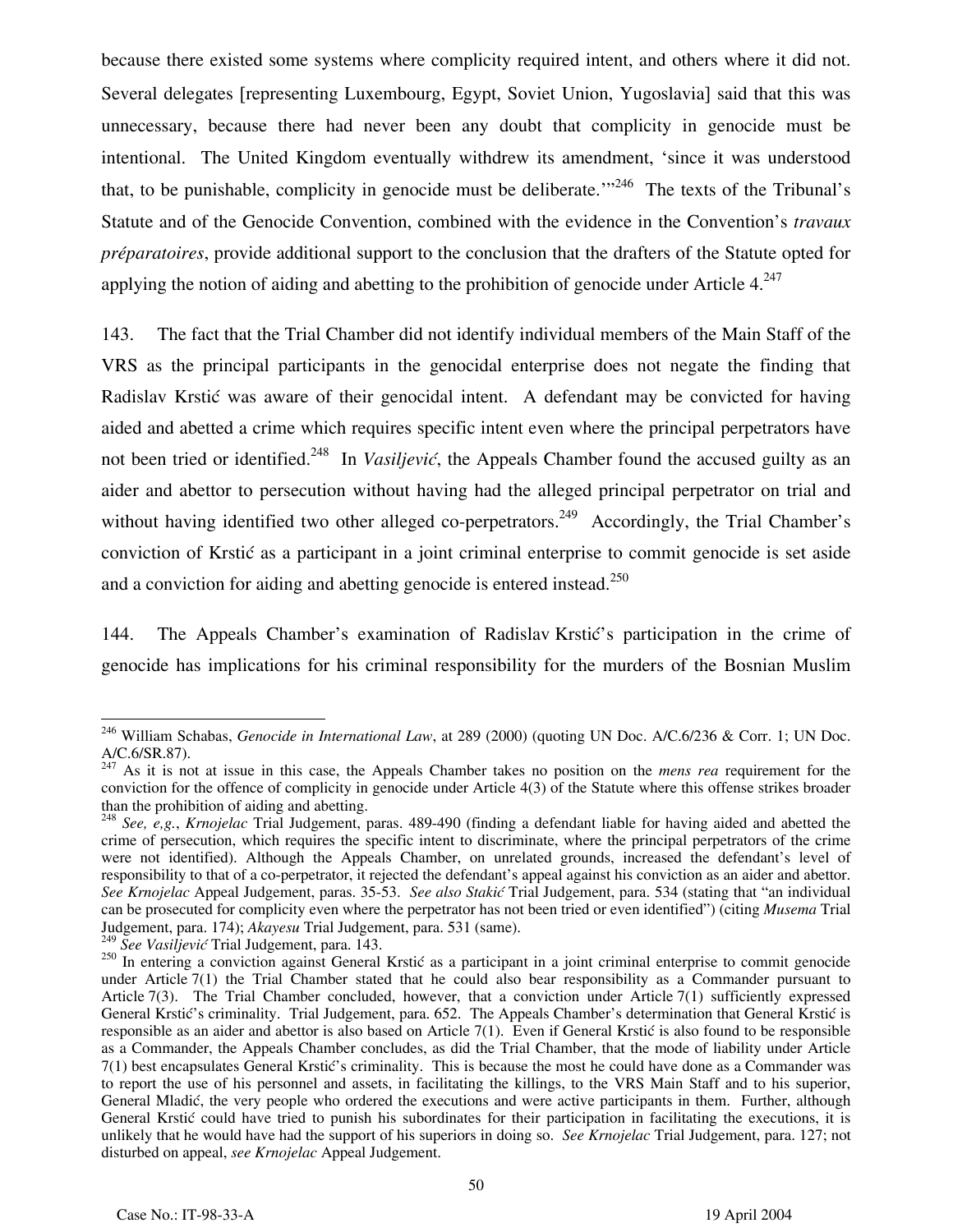because there existed some systems where complicity required intent, and others where it did not. Several delegates [representing Luxembourg, Egypt, Soviet Union, Yugoslavia] said that this was unnecessary, because there had never been any doubt that complicity in genocide must be intentional. The United Kingdom eventually withdrew its amendment, 'since it was understood that, to be punishable, complicity in genocide must be deliberate.'"[246] The texts of the Tribunal's Statute and of the Genocide Convention, combined with the evidence in the Convention's *travaux préparatoires*, provide additional support to the conclusion that the drafters of the Statute opted for applying the notion of aiding and abetting to the prohibition of genocide under Article 4.[247]

143. The fact that the Trial Chamber did not identify individual members of the Main Staff of the VRS as the principal participants in the genocidal enterprise does not negate the finding that Radislav Krstić was aware of their genocidal intent. A defendant may be convicted for having aided and abetted a crime which requires specific intent even where the principal perpetrators have not been tried or identified.[248] In *Vasiljević*, the Appeals Chamber found the accused guilty as an aider and abettor to persecution without having had the alleged principal perpetrator on trial and without having identified two other alleged co-perpetrators.[249] Accordingly, the Trial Chamber's conviction of Krstić as a participant in a joint criminal enterprise to commit genocide is set aside and a conviction for aiding and abetting genocide is entered instead.[250]

144. The Appeals Chamber's examination of Radislav Krstić's participation in the crime of genocide has implications for his criminal responsibility for the murders of the Bosnian Muslim

---

[246] William Schabas, *Genocide in International Law*, at 289 (2000) (quoting UN Doc. A/C.6/236 & Corr. 1; UN Doc. A/C.6/SR.87).

[247] As it is not at issue in this case, the Appeals Chamber takes no position on the *mens rea* requirement for the conviction for the offence of complicity in genocide under Article 4(3) of the Statute where this offense strikes broader than the prohibition of aiding and abetting.

[248] *See, e,g.*, *Krnojelac* Trial Judgement, paras. 489-490 (finding a defendant liable for having aided and abetted the crime of persecution, which requires the specific intent to discriminate, where the principal perpetrators of the crime were not identified). Although the Appeals Chamber, on unrelated grounds, increased the defendant's level of responsibility to that of a co-perpetrator, it rejected the defendant's appeal against his conviction as an aider and abettor. *See Krnojelac* Appeal Judgement, paras. 35-53. *See also Stakić* Trial Judgement, para. 534 (stating that "an individual can be prosecuted for complicity even where the perpetrator has not been tried or even identified") (citing *Musema* Trial Judgement, para. 174); *Akayesu* Trial Judgement, para. 531 (same).

[249] *See Vasiljević* Trial Judgement, para. 143.

[250] In entering a conviction against General Krstić as a participant in a joint criminal enterprise to commit genocide under Article 7(1) the Trial Chamber stated that he could also bear responsibility as a Commander pursuant to Article 7(3). The Trial Chamber concluded, however, that a conviction under Article 7(1) sufficiently expressed General Krstić's criminality. Trial Judgement, para. 652. The Appeals Chamber's determination that General Krstić is responsible as an aider and abettor is also based on Article 7(1). Even if General Krstić is also found to be responsible as a Commander, the Appeals Chamber concludes, as did the Trial Chamber, that the mode of liability under Article 7(1) best encapsulates General Krstić's criminality. This is because the most he could have done as a Commander was to report the use of his personnel and assets, in facilitating the killings, to the VRS Main Staff and to his superior, General Mladić, the very people who ordered the executions and were active participants in them. Further, although General Krstić could have tried to punish his subordinates for their participation in facilitating the executions, it is unlikely that he would have had the support of his superiors in doing so. *See Krnojelac* Trial Judgement, para. 127; not disturbed on appeal, *see Krnojelac* Appeal Judgement.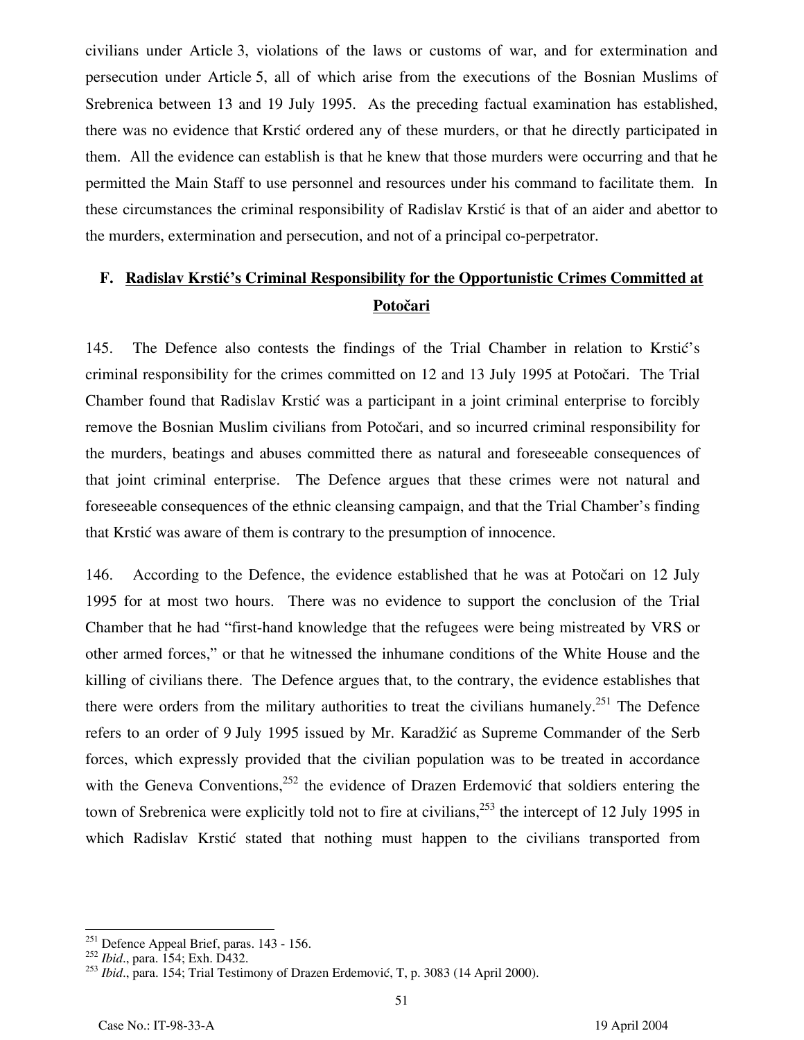civilians under Article 3, violations of the laws or customs of war, and for extermination and persecution under Article 5, all of which arise from the executions of the Bosnian Muslims of Srebrenica between 13 and 19 July 1995. As the preceding factual examination has established, there was no evidence that Krstić ordered any of these murders, or that he directly participated in them. All the evidence can establish is that he knew that those murders were occurring and that he permitted the Main Staff to use personnel and resources under his command to facilitate them. In these circumstances the criminal responsibility of Radislav Krstić is that of an aider and abettor to the murders, extermination and persecution, and not of a principal co-perpetrator.

## F. Radislav Krstić's Criminal Responsibility for the Opportunistic Crimes Committed at Potočari

145. The Defence also contests the findings of the Trial Chamber in relation to Krstić's criminal responsibility for the crimes committed on 12 and 13 July 1995 at Potočari. The Trial Chamber found that Radislav Krstić was a participant in a joint criminal enterprise to forcibly remove the Bosnian Muslim civilians from Potočari, and so incurred criminal responsibility for the murders, beatings and abuses committed there as natural and foreseeable consequences of that joint criminal enterprise. The Defence argues that these crimes were not natural and foreseeable consequences of the ethnic cleansing campaign, and that the Trial Chamber's finding that Krstić was aware of them is contrary to the presumption of innocence.

146. According to the Defence, the evidence established that he was at Potočari on 12 July 1995 for at most two hours. There was no evidence to support the conclusion of the Trial Chamber that he had "first-hand knowledge that the refugees were being mistreated by VRS or other armed forces," or that he witnessed the inhumane conditions of the White House and the killing of civilians there. The Defence argues that, to the contrary, the evidence establishes that there were orders from the military authorities to treat the civilians humanely.[251] The Defence refers to an order of 9 July 1995 issued by Mr. Karadžić as Supreme Commander of the Serb forces, which expressly provided that the civilian population was to be treated in accordance with the Geneva Conventions,[252] the evidence of Drazen Erdemović that soldiers entering the town of Srebrenica were explicitly told not to fire at civilians,[253] the intercept of 12 July 1995 in which Radislav Krstić stated that nothing must happen to the civilians transported from

---

[251] Defence Appeal Brief, paras. 143 - 156.

[252] *Ibid*., para. 154; Exh. D432.

[253] *Ibid*., para. 154; Trial Testimony of Drazen Erdemović, T, p. 3083 (14 April 2000).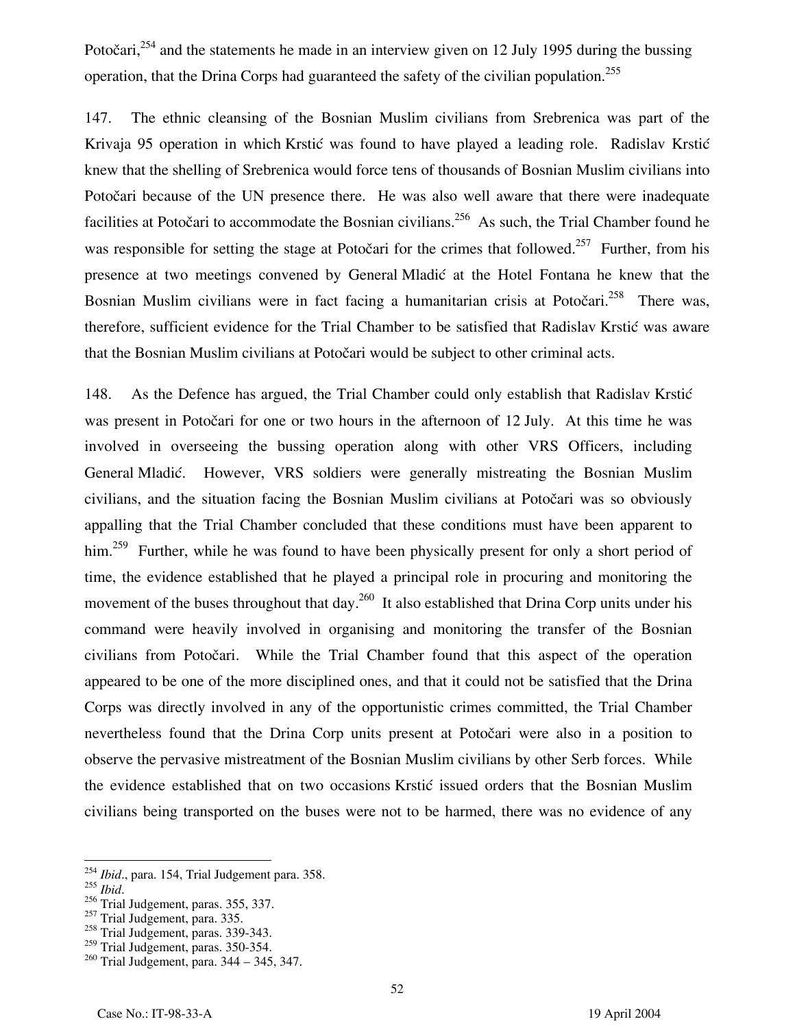Potočari,[254] and the statements he made in an interview given on 12 July 1995 during the bussing operation, that the Drina Corps had guaranteed the safety of the civilian population.[255]

147. The ethnic cleansing of the Bosnian Muslim civilians from Srebrenica was part of the Krivaja 95 operation in which Krstić was found to have played a leading role. Radislav Krstić knew that the shelling of Srebrenica would force tens of thousands of Bosnian Muslim civilians into Potočari because of the UN presence there. He was also well aware that there were inadequate facilities at Potočari to accommodate the Bosnian civilians.[256] As such, the Trial Chamber found he was responsible for setting the stage at Potočari for the crimes that followed.[257] Further, from his presence at two meetings convened by General Mladić at the Hotel Fontana he knew that the Bosnian Muslim civilians were in fact facing a humanitarian crisis at Potočari.[258] There was, therefore, sufficient evidence for the Trial Chamber to be satisfied that Radislav Krstić was aware that the Bosnian Muslim civilians at Potočari would be subject to other criminal acts.

148. As the Defence has argued, the Trial Chamber could only establish that Radislav Krstić was present in Potočari for one or two hours in the afternoon of 12 July. At this time he was involved in overseeing the bussing operation along with other VRS Officers, including General Mladić. However, VRS soldiers were generally mistreating the Bosnian Muslim civilians, and the situation facing the Bosnian Muslim civilians at Potočari was so obviously appalling that the Trial Chamber concluded that these conditions must have been apparent to him.[259] Further, while he was found to have been physically present for only a short period of time, the evidence established that he played a principal role in procuring and monitoring the movement of the buses throughout that day.[260] It also established that Drina Corp units under his command were heavily involved in organising and monitoring the transfer of the Bosnian civilians from Potočari. While the Trial Chamber found that this aspect of the operation appeared to be one of the more disciplined ones, and that it could not be satisfied that the Drina Corps was directly involved in any of the opportunistic crimes committed, the Trial Chamber nevertheless found that the Drina Corp units present at Potočari were also in a position to observe the pervasive mistreatment of the Bosnian Muslim civilians by other Serb forces. While the evidence established that on two occasions Krstić issued orders that the Bosnian Muslim civilians being transported on the buses were not to be harmed, there was no evidence of any

[254] *Ibid*., para. 154, Trial Judgement para. 358.
[255] *Ibid*.
[256] Trial Judgement, paras. 355, 337.
[257] Trial Judgement, para. 335.
[258] Trial Judgement, paras. 339-343.
[259] Trial Judgement, paras. 350-354.
[260] Trial Judgement, para. 344 – 345, 347.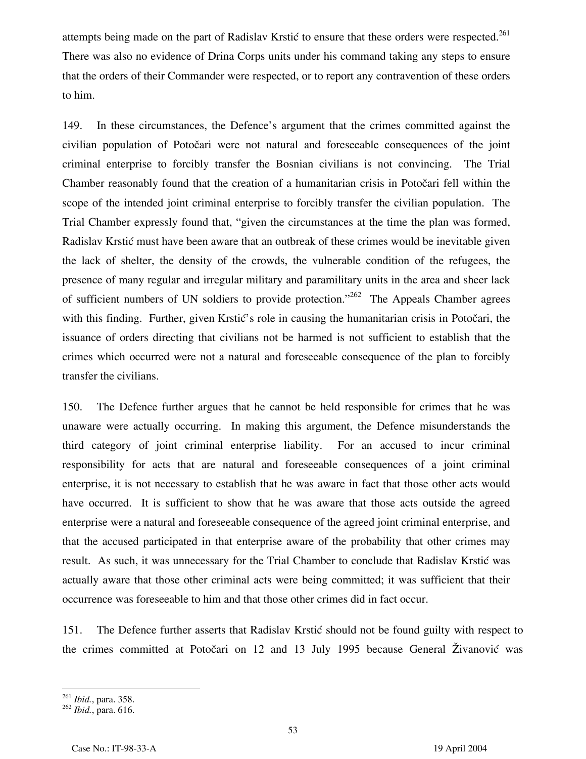attempts being made on the part of Radislav Krstić to ensure that these orders were respected.[261] There was also no evidence of Drina Corps units under his command taking any steps to ensure that the orders of their Commander were respected, or to report any contravention of these orders to him.

149. In these circumstances, the Defence's argument that the crimes committed against the civilian population of Potočari were not natural and foreseeable consequences of the joint criminal enterprise to forcibly transfer the Bosnian civilians is not convincing. The Trial Chamber reasonably found that the creation of a humanitarian crisis in Potočari fell within the scope of the intended joint criminal enterprise to forcibly transfer the civilian population. The Trial Chamber expressly found that, "given the circumstances at the time the plan was formed, Radislav Krstić must have been aware that an outbreak of these crimes would be inevitable given the lack of shelter, the density of the crowds, the vulnerable condition of the refugees, the presence of many regular and irregular military and paramilitary units in the area and sheer lack of sufficient numbers of UN soldiers to provide protection."[262] The Appeals Chamber agrees with this finding. Further, given Krstić's role in causing the humanitarian crisis in Potočari, the issuance of orders directing that civilians not be harmed is not sufficient to establish that the crimes which occurred were not a natural and foreseeable consequence of the plan to forcibly transfer the civilians.

150. The Defence further argues that he cannot be held responsible for crimes that he was unaware were actually occurring. In making this argument, the Defence misunderstands the third category of joint criminal enterprise liability. For an accused to incur criminal responsibility for acts that are natural and foreseeable consequences of a joint criminal enterprise, it is not necessary to establish that he was aware in fact that those other acts would have occurred. It is sufficient to show that he was aware that those acts outside the agreed enterprise were a natural and foreseeable consequence of the agreed joint criminal enterprise, and that the accused participated in that enterprise aware of the probability that other crimes may result. As such, it was unnecessary for the Trial Chamber to conclude that Radislav Krstić was actually aware that those other criminal acts were being committed; it was sufficient that their occurrence was foreseeable to him and that those other crimes did in fact occur.

151. The Defence further asserts that Radislav Krstić should not be found guilty with respect to the crimes committed at Potočari on 12 and 13 July 1995 because General Živanović was

---

[261] *Ibid.*, para. 358.

[262] *Ibid.*, para. 616.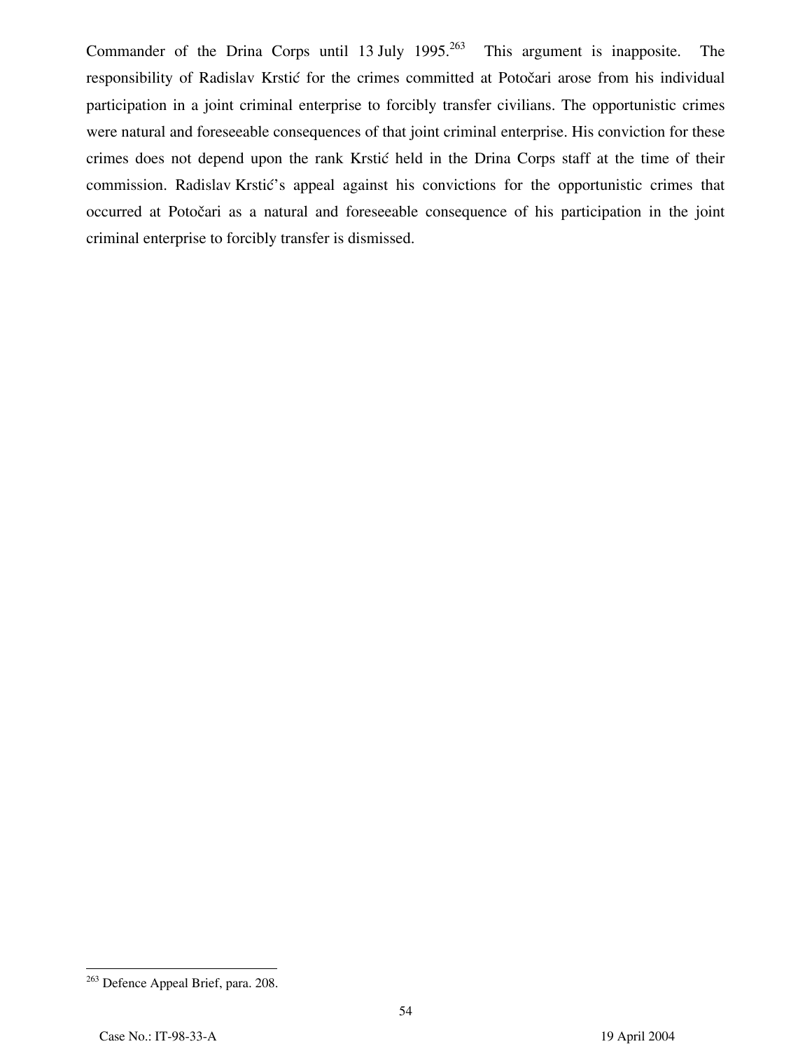Commander of the Drina Corps until 13 July 1995.[263] This argument is inapposite. The responsibility of Radislav Krstić for the crimes committed at Potočari arose from his individual participation in a joint criminal enterprise to forcibly transfer civilians. The opportunistic crimes were natural and foreseeable consequences of that joint criminal enterprise. His conviction for these crimes does not depend upon the rank Krstić held in the Drina Corps staff at the time of their commission. Radislav Krstić's appeal against his convictions for the opportunistic crimes that occurred at Potočari as a natural and foreseeable consequence of his participation in the joint criminal enterprise to forcibly transfer is dismissed.

[263] Defence Appeal Brief, para. 208.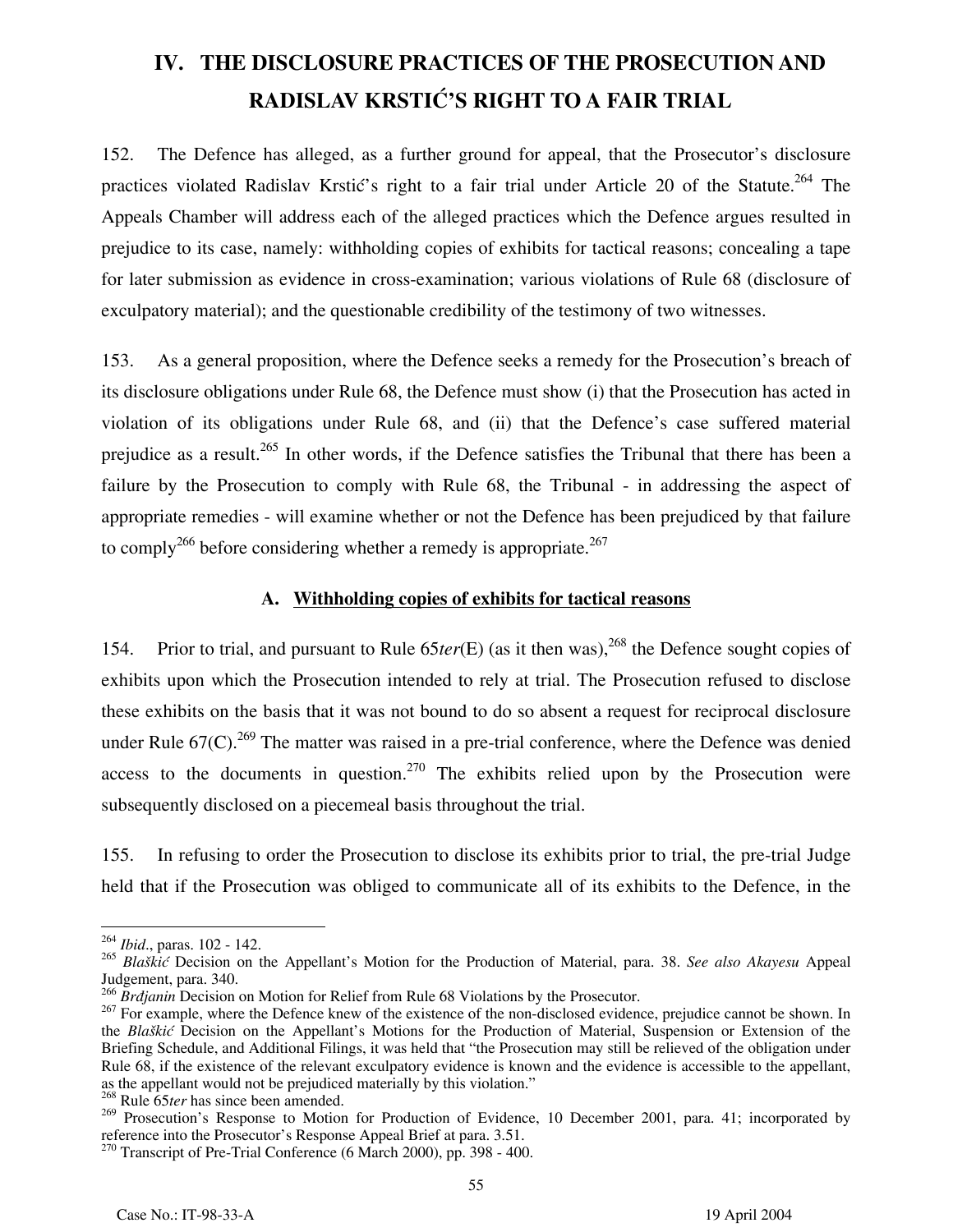# IV. THE DISCLOSURE PRACTICES OF THE PROSECUTION AND RADISLAV KRSTIĆ'S RIGHT TO A FAIR TRIAL

152. The Defence has alleged, as a further ground for appeal, that the Prosecutor's disclosure practices violated Radislav Krstić's right to a fair trial under Article 20 of the Statute.[264] The Appeals Chamber will address each of the alleged practices which the Defence argues resulted in prejudice to its case, namely: withholding copies of exhibits for tactical reasons; concealing a tape for later submission as evidence in cross-examination; various violations of Rule 68 (disclosure of exculpatory material); and the questionable credibility of the testimony of two witnesses.

153. As a general proposition, where the Defence seeks a remedy for the Prosecution's breach of its disclosure obligations under Rule 68, the Defence must show (i) that the Prosecution has acted in violation of its obligations under Rule 68, and (ii) that the Defence's case suffered material prejudice as a result.[265] In other words, if the Defence satisfies the Tribunal that there has been a failure by the Prosecution to comply with Rule 68, the Tribunal - in addressing the aspect of appropriate remedies - will examine whether or not the Defence has been prejudiced by that failure to comply[266] before considering whether a remedy is appropriate.[267]

## A. Withholding copies of exhibits for tactical reasons

154. Prior to trial, and pursuant to Rule 65*ter*(E) (as it then was),[268] the Defence sought copies of exhibits upon which the Prosecution intended to rely at trial. The Prosecution refused to disclose these exhibits on the basis that it was not bound to do so absent a request for reciprocal disclosure under Rule 67(C).[269] The matter was raised in a pre-trial conference, where the Defence was denied access to the documents in question.[270] The exhibits relied upon by the Prosecution were subsequently disclosed on a piecemeal basis throughout the trial.

155. In refusing to order the Prosecution to disclose its exhibits prior to trial, the pre-trial Judge held that if the Prosecution was obliged to communicate all of its exhibits to the Defence, in the

---

[264] *Ibid*., paras. 102 - 142.

[265] *Blaškić* Decision on the Appellant's Motion for the Production of Material, para. 38. *See also Akayesu* Appeal Judgement, para. 340.

[266] *Brđjanin* Decision on Motion for Relief from Rule 68 Violations by the Prosecutor.

[267] For example, where the Defence knew of the existence of the non-disclosed evidence, prejudice cannot be shown. In the *Blaškić* Decision on the Appellant's Motions for the Production of Material, Suspension or Extension of the Briefing Schedule, and Additional Filings, it was held that "the Prosecution may still be relieved of the obligation under Rule 68, if the existence of the relevant exculpatory evidence is known and the evidence is accessible to the appellant, as the appellant would not be prejudiced materially by this violation."

[268] Rule 65*ter* has since been amended.

[269] Prosecution's Response to Motion for Production of Evidence, 10 December 2001, para. 41; incorporated by reference into the Prosecutor's Response Appeal Brief at para. 3.51.

[270] Transcript of Pre-Trial Conference (6 March 2000), pp. 398 - 400.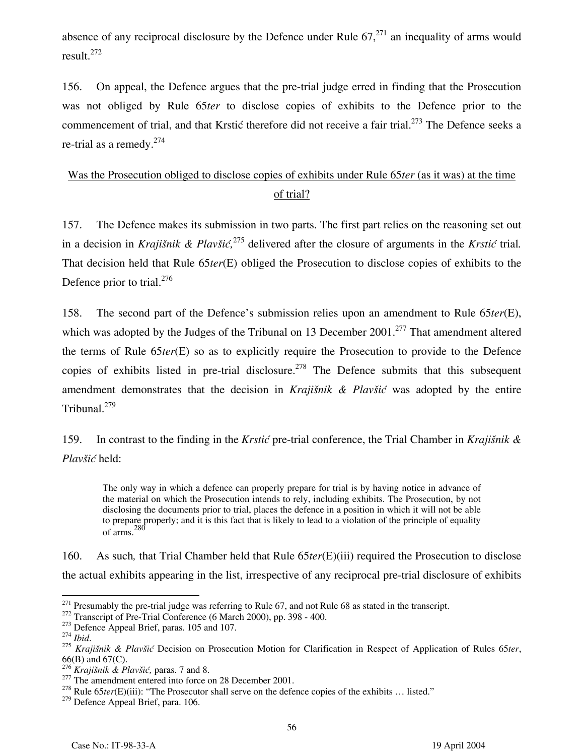absence of any reciprocal disclosure by the Defence under Rule 67,[271] an inequality of arms would result.[272]

156. On appeal, the Defence argues that the pre-trial judge erred in finding that the Prosecution was not obliged by Rule 65*ter* to disclose copies of exhibits to the Defence prior to the commencement of trial, and that Krstić therefore did not receive a fair trial.[273] The Defence seeks a re-trial as a remedy.[274]

<u>Was the Prosecution obliged to disclose copies of exhibits under Rule 65*ter* (as it was) at the time of trial?</u>

157. The Defence makes its submission in two parts. The first part relies on the reasoning set out in a decision in *Krajišnik & Plavšić,*[275] delivered after the closure of arguments in the *Krstić* trial*.* That decision held that Rule 65*ter*(E) obliged the Prosecution to disclose copies of exhibits to the Defence prior to trial.[276]

158. The second part of the Defence's submission relies upon an amendment to Rule 65*ter*(E), which was adopted by the Judges of the Tribunal on 13 December 2001.[277] That amendment altered the terms of Rule 65*ter*(E) so as to explicitly require the Prosecution to provide to the Defence copies of exhibits listed in pre-trial disclosure.[278] The Defence submits that this subsequent amendment demonstrates that the decision in *Krajišnik & Plavšić* was adopted by the entire Tribunal.[279]

159. In contrast to the finding in the *Krstić* pre-trial conference, the Trial Chamber in *Krajišnik & Plavšić* held:

> The only way in which a defence can properly prepare for trial is by having notice in advance of the material on which the Prosecution intends to rely, including exhibits. The Prosecution, by not disclosing the documents prior to trial, places the defence in a position in which it will not be able to prepare properly; and it is this fact that is likely to lead to a violation of the principle of equality of arms.[280]

160. As such*,* that Trial Chamber held that Rule 65*ter*(E)(iii) required the Prosecution to disclose the actual exhibits appearing in the list, irrespective of any reciprocal pre-trial disclosure of exhibits

---

[271] Presumably the pre-trial judge was referring to Rule 67, and not Rule 68 as stated in the transcript.
[272] Transcript of Pre-Trial Conference (6 March 2000), pp. 398 - 400.
[273] Defence Appeal Brief, paras. 105 and 107.
[274] *Ibid*.
[275] *Krajišnik & Plavšić* Decision on Prosecution Motion for Clarification in Respect of Application of Rules 65*ter*, 66(B) and 67(C).
[276] *Krajišnik & Plavšić,* paras. 7 and 8.
[277] The amendment entered into force on 28 December 2001.
[278] Rule 65*ter*(E)(iii): "The Prosecutor shall serve on the defence copies of the exhibits … listed."
[279] Defence Appeal Brief, para. 106.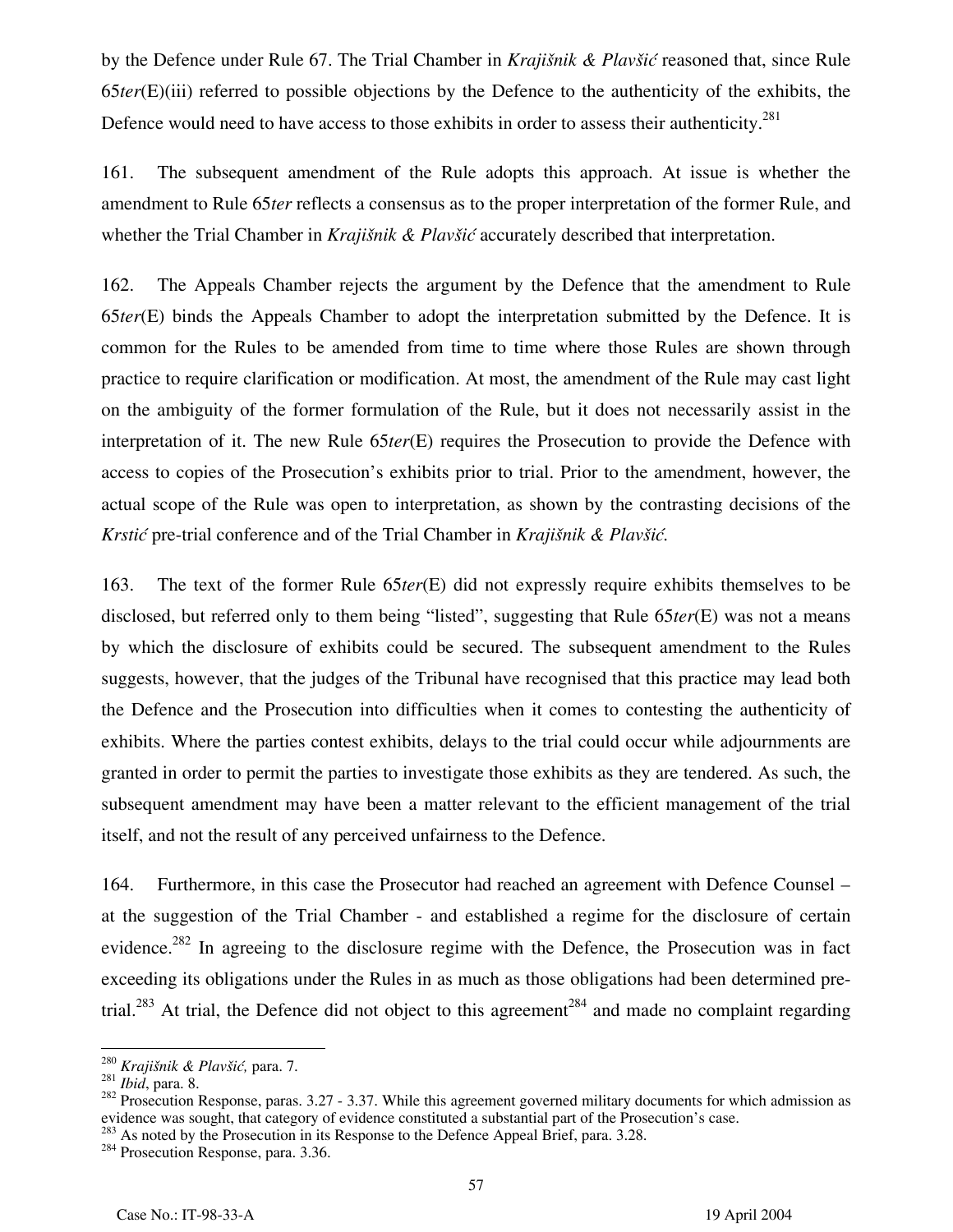by the Defence under Rule 67. The Trial Chamber in *Krajišnik & Plavšić* reasoned that, since Rule 65*ter*(E)(iii) referred to possible objections by the Defence to the authenticity of the exhibits, the Defence would need to have access to those exhibits in order to assess their authenticity.[281]

161. The subsequent amendment of the Rule adopts this approach. At issue is whether the amendment to Rule 65*ter* reflects a consensus as to the proper interpretation of the former Rule, and whether the Trial Chamber in *Krajišnik & Plavšić* accurately described that interpretation.

162. The Appeals Chamber rejects the argument by the Defence that the amendment to Rule 65*ter*(E) binds the Appeals Chamber to adopt the interpretation submitted by the Defence. It is common for the Rules to be amended from time to time where those Rules are shown through practice to require clarification or modification. At most, the amendment of the Rule may cast light on the ambiguity of the former formulation of the Rule, but it does not necessarily assist in the interpretation of it. The new Rule 65*ter*(E) requires the Prosecution to provide the Defence with access to copies of the Prosecution's exhibits prior to trial. Prior to the amendment, however, the actual scope of the Rule was open to interpretation, as shown by the contrasting decisions of the *Krstić* pre-trial conference and of the Trial Chamber in *Krajišnik & Plavšić.*

163. The text of the former Rule 65*ter*(E) did not expressly require exhibits themselves to be disclosed, but referred only to them being "listed", suggesting that Rule 65*ter*(E) was not a means by which the disclosure of exhibits could be secured. The subsequent amendment to the Rules suggests, however, that the judges of the Tribunal have recognised that this practice may lead both the Defence and the Prosecution into difficulties when it comes to contesting the authenticity of exhibits. Where the parties contest exhibits, delays to the trial could occur while adjournments are granted in order to permit the parties to investigate those exhibits as they are tendered. As such, the subsequent amendment may have been a matter relevant to the efficient management of the trial itself, and not the result of any perceived unfairness to the Defence.

164. Furthermore, in this case the Prosecutor had reached an agreement with Defence Counsel – at the suggestion of the Trial Chamber - and established a regime for the disclosure of certain evidence.[282] In agreeing to the disclosure regime with the Defence, the Prosecution was in fact exceeding its obligations under the Rules in as much as those obligations had been determined pre-trial.[283] At trial, the Defence did not object to this agreement[284] and made no complaint regarding

---

[280] *Krajišnik & Plavšić,* para. 7.
[281] *Ibid*, para. 8.
[282] Prosecution Response, paras. 3.27 - 3.37. While this agreement governed military documents for which admission as evidence was sought, that category of evidence constituted a substantial part of the Prosecution's case.
[283] As noted by the Prosecution in its Response to the Defence Appeal Brief, para. 3.28.
[284] Prosecution Response, para. 3.36.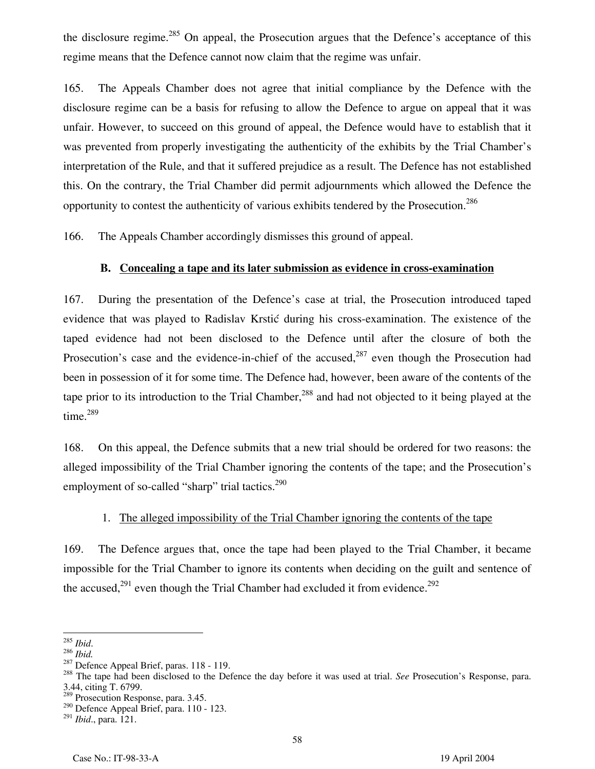the disclosure regime.[285] On appeal, the Prosecution argues that the Defence's acceptance of this regime means that the Defence cannot now claim that the regime was unfair.

165. The Appeals Chamber does not agree that initial compliance by the Defence with the disclosure regime can be a basis for refusing to allow the Defence to argue on appeal that it was unfair. However, to succeed on this ground of appeal, the Defence would have to establish that it was prevented from properly investigating the authenticity of the exhibits by the Trial Chamber's interpretation of the Rule, and that it suffered prejudice as a result. The Defence has not established this. On the contrary, the Trial Chamber did permit adjournments which allowed the Defence the opportunity to contest the authenticity of various exhibits tendered by the Prosecution.[286]

166. The Appeals Chamber accordingly dismisses this ground of appeal.

### B. Concealing a tape and its later submission as evidence in cross-examination

167. During the presentation of the Defence's case at trial, the Prosecution introduced taped evidence that was played to Radislav Krstić during his cross-examination. The existence of the taped evidence had not been disclosed to the Defence until after the closure of both the Prosecution's case and the evidence-in-chief of the accused,[287] even though the Prosecution had been in possession of it for some time. The Defence had, however, been aware of the contents of the tape prior to its introduction to the Trial Chamber,[288] and had not objected to it being played at the time.[289]

168. On this appeal, the Defence submits that a new trial should be ordered for two reasons: the alleged impossibility of the Trial Chamber ignoring the contents of the tape; and the Prosecution's employment of so-called "sharp" trial tactics.[290]

#### 1. The alleged impossibility of the Trial Chamber ignoring the contents of the tape

169. The Defence argues that, once the tape had been played to the Trial Chamber, it became impossible for the Trial Chamber to ignore its contents when deciding on the guilt and sentence of the accused,[291] even though the Trial Chamber had excluded it from evidence.[292]

---

[285] *Ibid*.
[286] *Ibid.*
[287] Defence Appeal Brief, paras. 118 - 119.
[288] The tape had been disclosed to the Defence the day before it was used at trial. *See* Prosecution's Response, para. 3.44, citing T. 6799.
[289] Prosecution Response, para. 3.45.
[290] Defence Appeal Brief, para. 110 - 123.
[291] *Ibid*., para. 121.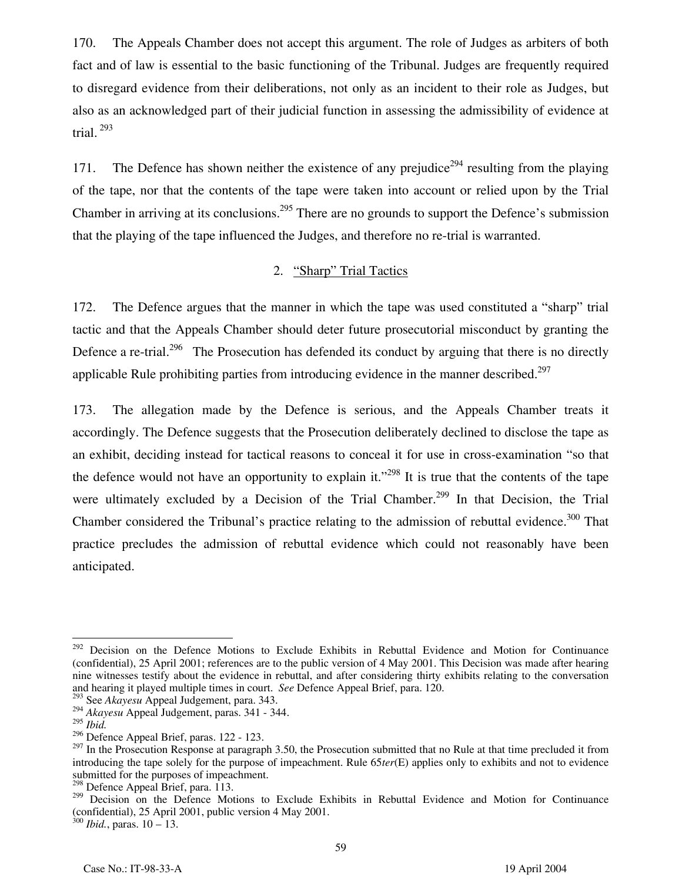170. The Appeals Chamber does not accept this argument. The role of Judges as arbiters of both fact and of law is essential to the basic functioning of the Tribunal. Judges are frequently required to disregard evidence from their deliberations, not only as an incident to their role as Judges, but also as an acknowledged part of their judicial function in assessing the admissibility of evidence at trial. [293]

171. The Defence has shown neither the existence of any prejudice[294] resulting from the playing of the tape, nor that the contents of the tape were taken into account or relied upon by the Trial Chamber in arriving at its conclusions.[295] There are no grounds to support the Defence's submission that the playing of the tape influenced the Judges, and therefore no re-trial is warranted.

## 2. "Sharp" Trial Tactics

172. The Defence argues that the manner in which the tape was used constituted a "sharp" trial tactic and that the Appeals Chamber should deter future prosecutorial misconduct by granting the Defence a re-trial.[296] The Prosecution has defended its conduct by arguing that there is no directly applicable Rule prohibiting parties from introducing evidence in the manner described.[297]

173. The allegation made by the Defence is serious, and the Appeals Chamber treats it accordingly. The Defence suggests that the Prosecution deliberately declined to disclose the tape as an exhibit, deciding instead for tactical reasons to conceal it for use in cross-examination "so that the defence would not have an opportunity to explain it."[298] It is true that the contents of the tape were ultimately excluded by a Decision of the Trial Chamber.[299] In that Decision, the Trial Chamber considered the Tribunal's practice relating to the admission of rebuttal evidence.[300] That practice precludes the admission of rebuttal evidence which could not reasonably have been anticipated.

---

[292] Decision on the Defence Motions to Exclude Exhibits in Rebuttal Evidence and Motion for Continuance (confidential), 25 April 2001; references are to the public version of 4 May 2001. This Decision was made after hearing nine witnesses testify about the evidence in rebuttal, and after considering thirty exhibits relating to the conversation and hearing it played multiple times in court. *See* Defence Appeal Brief, para. 120.

[293] See *Akayesu* Appeal Judgement, para. 343.

[294] *Akayesu* Appeal Judgement, paras. 341 - 344.

[295] *Ibid.*

[296] Defence Appeal Brief, paras. 122 - 123.

[297] In the Prosecution Response at paragraph 3.50, the Prosecution submitted that no Rule at that time precluded it from introducing the tape solely for the purpose of impeachment. Rule 65*ter*(E) applies only to exhibits and not to evidence submitted for the purposes of impeachment.

[298] Defence Appeal Brief, para. 113.

[299] Decision on the Defence Motions to Exclude Exhibits in Rebuttal Evidence and Motion for Continuance (confidential), 25 April 2001, public version 4 May 2001.

[300] *Ibid.*, paras. 10 – 13.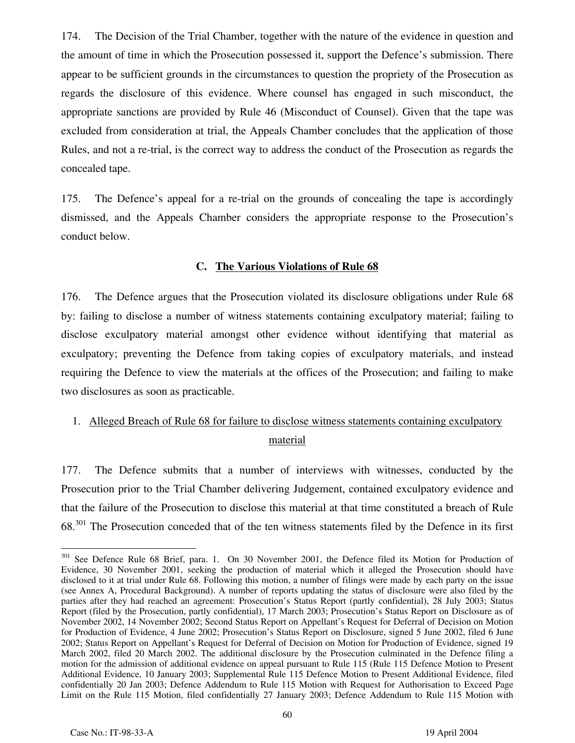174. The Decision of the Trial Chamber, together with the nature of the evidence in question and the amount of time in which the Prosecution possessed it, support the Defence's submission. There appear to be sufficient grounds in the circumstances to question the propriety of the Prosecution as regards the disclosure of this evidence. Where counsel has engaged in such misconduct, the appropriate sanctions are provided by Rule 46 (Misconduct of Counsel). Given that the tape was excluded from consideration at trial, the Appeals Chamber concludes that the application of those Rules, and not a re-trial, is the correct way to address the conduct of the Prosecution as regards the concealed tape.

175. The Defence's appeal for a re-trial on the grounds of concealing the tape is accordingly dismissed, and the Appeals Chamber considers the appropriate response to the Prosecution's conduct below.

### C. The Various Violations of Rule 68

176. The Defence argues that the Prosecution violated its disclosure obligations under Rule 68 by: failing to disclose a number of witness statements containing exculpatory material; failing to disclose exculpatory material amongst other evidence without identifying that material as exculpatory; preventing the Defence from taking copies of exculpatory materials, and instead requiring the Defence to view the materials at the offices of the Prosecution; and failing to make two disclosures as soon as practicable.

#### 1. Alleged Breach of Rule 68 for failure to disclose witness statements containing exculpatory material

177. The Defence submits that a number of interviews with witnesses, conducted by the Prosecution prior to the Trial Chamber delivering Judgement, contained exculpatory evidence and that the failure of the Prosecution to disclose this material at that time constituted a breach of Rule 68.[301] The Prosecution conceded that of the ten witness statements filed by the Defence in its first

---

[301] See Defence Rule 68 Brief, para. 1. On 30 November 2001, the Defence filed its Motion for Production of Evidence, 30 November 2001, seeking the production of material which it alleged the Prosecution should have disclosed to it at trial under Rule 68. Following this motion, a number of filings were made by each party on the issue (see Annex A, Procedural Background). A number of reports updating the status of disclosure were also filed by the parties after they had reached an agreement: Prosecution's Status Report (partly confidential), 28 July 2003; Status Report (filed by the Prosecution, partly confidential), 17 March 2003; Prosecution's Status Report on Disclosure as of November 2002, 14 November 2002; Second Status Report on Appellant's Request for Deferral of Decision on Motion for Production of Evidence, 4 June 2002; Prosecution's Status Report on Disclosure, signed 5 June 2002, filed 6 June 2002; Status Report on Appellant's Request for Deferral of Decision on Motion for Production of Evidence, signed 19 March 2002, filed 20 March 2002. The additional disclosure by the Prosecution culminated in the Defence filing a motion for the admission of additional evidence on appeal pursuant to Rule 115 (Rule 115 Defence Motion to Present Additional Evidence, 10 January 2003; Supplemental Rule 115 Defence Motion to Present Additional Evidence, filed confidentially 20 Jan 2003; Defence Addendum to Rule 115 Motion with Request for Authorisation to Exceed Page Limit on the Rule 115 Motion, filed confidentially 27 January 2003; Defence Addendum to Rule 115 Motion with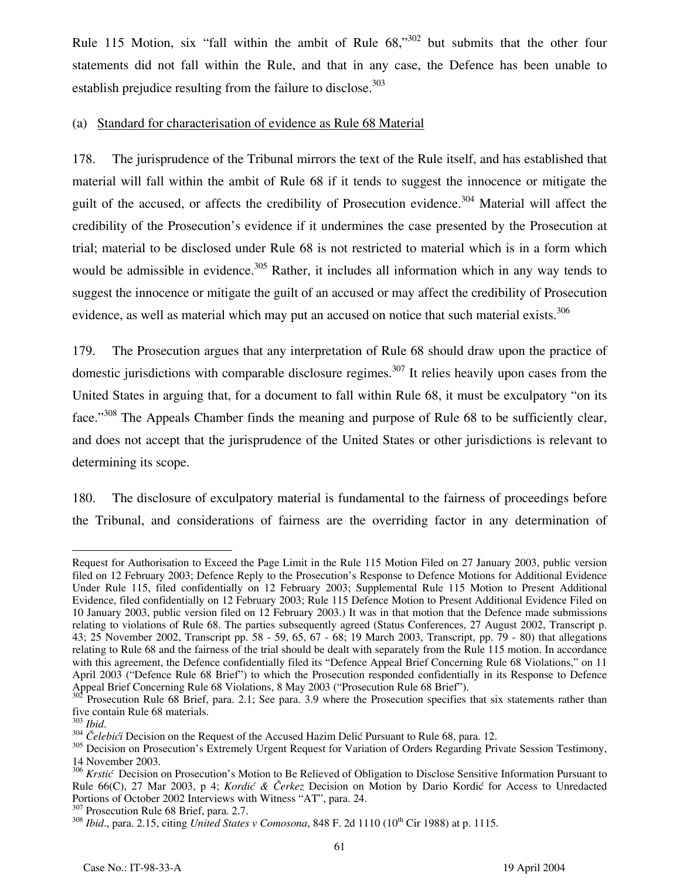Rule 115 Motion, six "fall within the ambit of Rule 68,"[302] but submits that the other four statements did not fall within the Rule, and that in any case, the Defence has been unable to establish prejudice resulting from the failure to disclose.[303]

(a) Standard for characterisation of evidence as Rule 68 Material

178. The jurisprudence of the Tribunal mirrors the text of the Rule itself, and has established that material will fall within the ambit of Rule 68 if it tends to suggest the innocence or mitigate the guilt of the accused, or affects the credibility of Prosecution evidence.[304] Material will affect the credibility of the Prosecution's evidence if it undermines the case presented by the Prosecution at trial; material to be disclosed under Rule 68 is not restricted to material which is in a form which would be admissible in evidence.[305] Rather, it includes all information which in any way tends to suggest the innocence or mitigate the guilt of an accused or may affect the credibility of Prosecution evidence, as well as material which may put an accused on notice that such material exists.[306]

179. The Prosecution argues that any interpretation of Rule 68 should draw upon the practice of domestic jurisdictions with comparable disclosure regimes.[307] It relies heavily upon cases from the United States in arguing that, for a document to fall within Rule 68, it must be exculpatory "on its face."[308] The Appeals Chamber finds the meaning and purpose of Rule 68 to be sufficiently clear, and does not accept that the jurisprudence of the United States or other jurisdictions is relevant to determining its scope.

180. The disclosure of exculpatory material is fundamental to the fairness of proceedings before the Tribunal, and considerations of fairness are the overriding factor in any determination of

---

Request for Authorisation to Exceed the Page Limit in the Rule 115 Motion Filed on 27 January 2003, public version filed on 12 February 2003; Defence Reply to the Prosecution's Response to Defence Motions for Additional Evidence Under Rule 115, filed confidentially on 12 February 2003; Supplemental Rule 115 Motion to Present Additional Evidence, filed confidentially on 12 February 2003; Rule 115 Defence Motion to Present Additional Evidence Filed on 10 January 2003, public version filed on 12 February 2003.) It was in that motion that the Defence made submissions relating to violations of Rule 68. The parties subsequently agreed (Status Conferences, 27 August 2002, Transcript p. 43; 25 November 2002, Transcript pp. 58 - 59, 65, 67 - 68; 19 March 2003, Transcript, pp. 79 - 80) that allegations relating to Rule 68 and the fairness of the trial should be dealt with separately from the Rule 115 motion. In accordance with this agreement, the Defence confidentially filed its "Defence Appeal Brief Concerning Rule 68 Violations," on 11 April 2003 ("Defence Rule 68 Brief") to which the Prosecution responded confidentially in its Response to Defence Appeal Brief Concerning Rule 68 Violations, 8 May 2003 ("Prosecution Rule 68 Brief").

[302] Prosecution Rule 68 Brief, para. 2.1; See para. 3.9 where the Prosecution specifies that six statements rather than five contain Rule 68 materials.

[303] *Ibid*.

[304] *Čelebići* Decision on the Request of the Accused Hazim Delić Pursuant to Rule 68, para. 12.

[305] Decision on Prosecution's Extremely Urgent Request for Variation of Orders Regarding Private Session Testimony, 14 November 2003.

[306] *Krstić* Decision on Prosecution's Motion to Be Relieved of Obligation to Disclose Sensitive Information Pursuant to Rule 66(C), 27 Mar 2003, p 4; *Kordić & Čerkez* Decision on Motion by Dario Kordić for Access to Unredacted Portions of October 2002 Interviews with Witness "AT", para. 24.

[307] Prosecution Rule 68 Brief, para. 2.7.

[308] *Ibid*., para. 2.15, citing *United States v Comosona*, 848 F. 2d 1110 (10th Cir 1988) at p. 1115.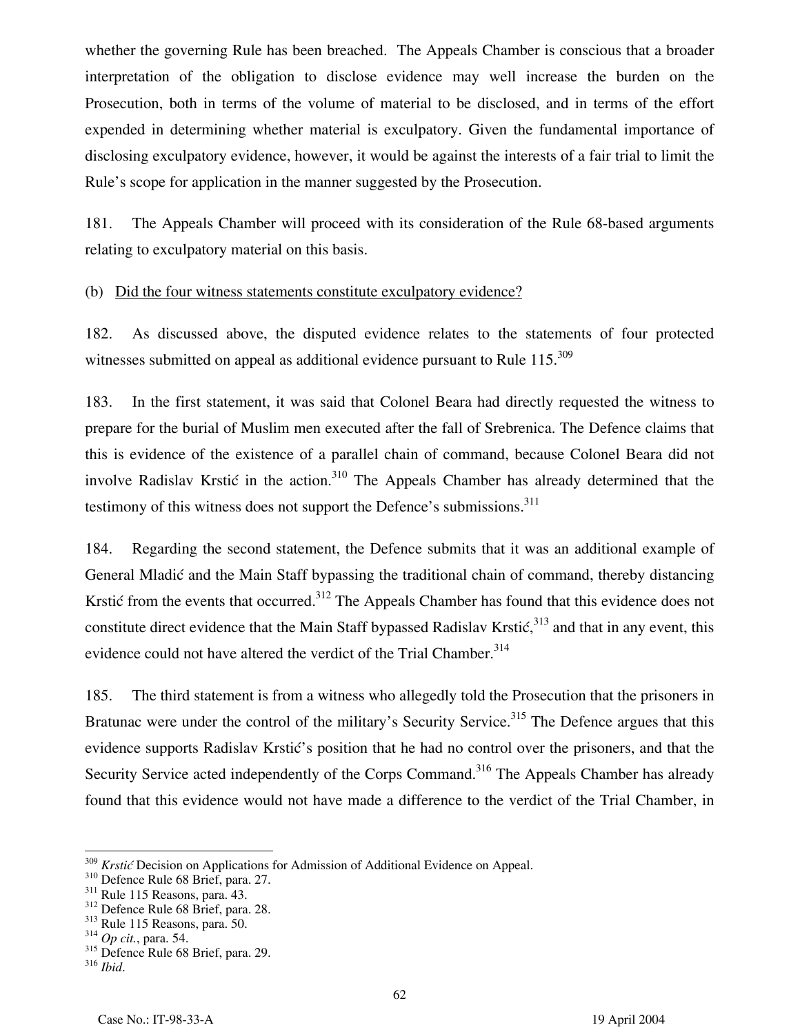whether the governing Rule has been breached. The Appeals Chamber is conscious that a broader interpretation of the obligation to disclose evidence may well increase the burden on the Prosecution, both in terms of the volume of material to be disclosed, and in terms of the effort expended in determining whether material is exculpatory. Given the fundamental importance of disclosing exculpatory evidence, however, it would be against the interests of a fair trial to limit the Rule's scope for application in the manner suggested by the Prosecution.

181. The Appeals Chamber will proceed with its consideration of the Rule 68-based arguments relating to exculpatory material on this basis.

(b) Did the four witness statements constitute exculpatory evidence?

182. As discussed above, the disputed evidence relates to the statements of four protected witnesses submitted on appeal as additional evidence pursuant to Rule 115.[309]

183. In the first statement, it was said that Colonel Beara had directly requested the witness to prepare for the burial of Muslim men executed after the fall of Srebrenica. The Defence claims that this is evidence of the existence of a parallel chain of command, because Colonel Beara did not involve Radislav Krstić in the action.[310] The Appeals Chamber has already determined that the testimony of this witness does not support the Defence's submissions.[311]

184. Regarding the second statement, the Defence submits that it was an additional example of General Mladić and the Main Staff bypassing the traditional chain of command, thereby distancing Krstić from the events that occurred.[312] The Appeals Chamber has found that this evidence does not constitute direct evidence that the Main Staff bypassed Radislav Krstić,[313] and that in any event, this evidence could not have altered the verdict of the Trial Chamber.[314]

185. The third statement is from a witness who allegedly told the Prosecution that the prisoners in Bratunac were under the control of the military's Security Service.[315] The Defence argues that this evidence supports Radislav Krstić's position that he had no control over the prisoners, and that the Security Service acted independently of the Corps Command.[316] The Appeals Chamber has already found that this evidence would not have made a difference to the verdict of the Trial Chamber, in

---

[309] *Krstić* Decision on Applications for Admission of Additional Evidence on Appeal.
[310] Defence Rule 68 Brief, para. 27.
[311] Rule 115 Reasons, para. 43.
[312] Defence Rule 68 Brief, para. 28.
[313] Rule 115 Reasons, para. 50.
[314] *Op cit.*, para. 54.
[315] Defence Rule 68 Brief, para. 29.
[316] *Ibid.*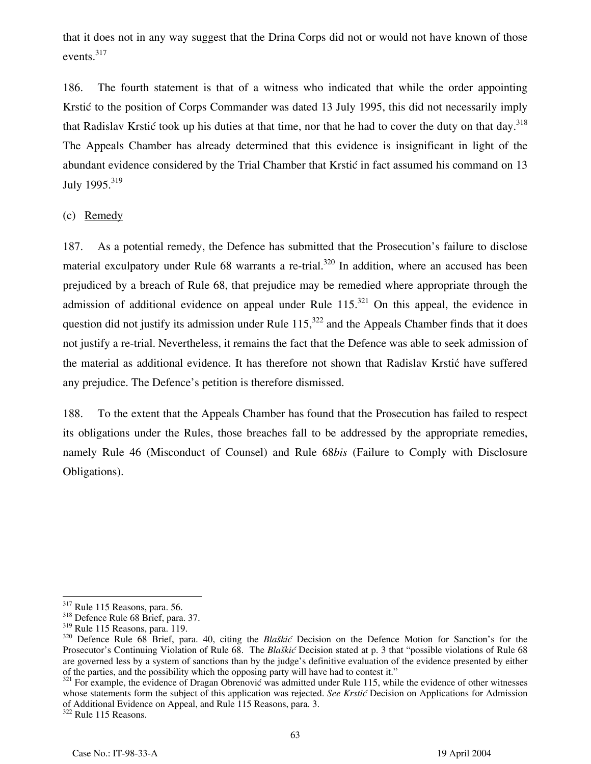that it does not in any way suggest that the Drina Corps did not or would not have known of those events.[317]

186. The fourth statement is that of a witness who indicated that while the order appointing Krstić to the position of Corps Commander was dated 13 July 1995, this did not necessarily imply that Radislav Krstić took up his duties at that time, nor that he had to cover the duty on that day.[318] The Appeals Chamber has already determined that this evidence is insignificant in light of the abundant evidence considered by the Trial Chamber that Krstić in fact assumed his command on 13 July 1995.[319]

(c) Remedy

187. As a potential remedy, the Defence has submitted that the Prosecution's failure to disclose material exculpatory under Rule 68 warrants a re-trial.[320] In addition, where an accused has been prejudiced by a breach of Rule 68, that prejudice may be remedied where appropriate through the admission of additional evidence on appeal under Rule 115.[321] On this appeal, the evidence in question did not justify its admission under Rule 115,[322] and the Appeals Chamber finds that it does not justify a re-trial. Nevertheless, it remains the fact that the Defence was able to seek admission of the material as additional evidence. It has therefore not shown that Radislav Krstić have suffered any prejudice. The Defence's petition is therefore dismissed.

188. To the extent that the Appeals Chamber has found that the Prosecution has failed to respect its obligations under the Rules, those breaches fall to be addressed by the appropriate remedies, namely Rule 46 (Misconduct of Counsel) and Rule 68*bis* (Failure to Comply with Disclosure Obligations).

---

[317] Rule 115 Reasons, para. 56.

[318] Defence Rule 68 Brief, para. 37.

[319] Rule 115 Reasons, para. 119.

[320] Defence Rule 68 Brief, para. 40, citing the *Blaškić* Decision on the Defence Motion for Sanction's for the Prosecutor's Continuing Violation of Rule 68. The *Blaškić* Decision stated at p. 3 that "possible violations of Rule 68 are governed less by a system of sanctions than by the judge's definitive evaluation of the evidence presented by either of the parties, and the possibility which the opposing party will have had to contest it."

[321] For example, the evidence of Dragan Obrenović was admitted under Rule 115, while the evidence of other witnesses whose statements form the subject of this application was rejected. *See Krstić* Decision on Applications for Admission of Additional Evidence on Appeal, and Rule 115 Reasons, para. 3.

[322] Rule 115 Reasons.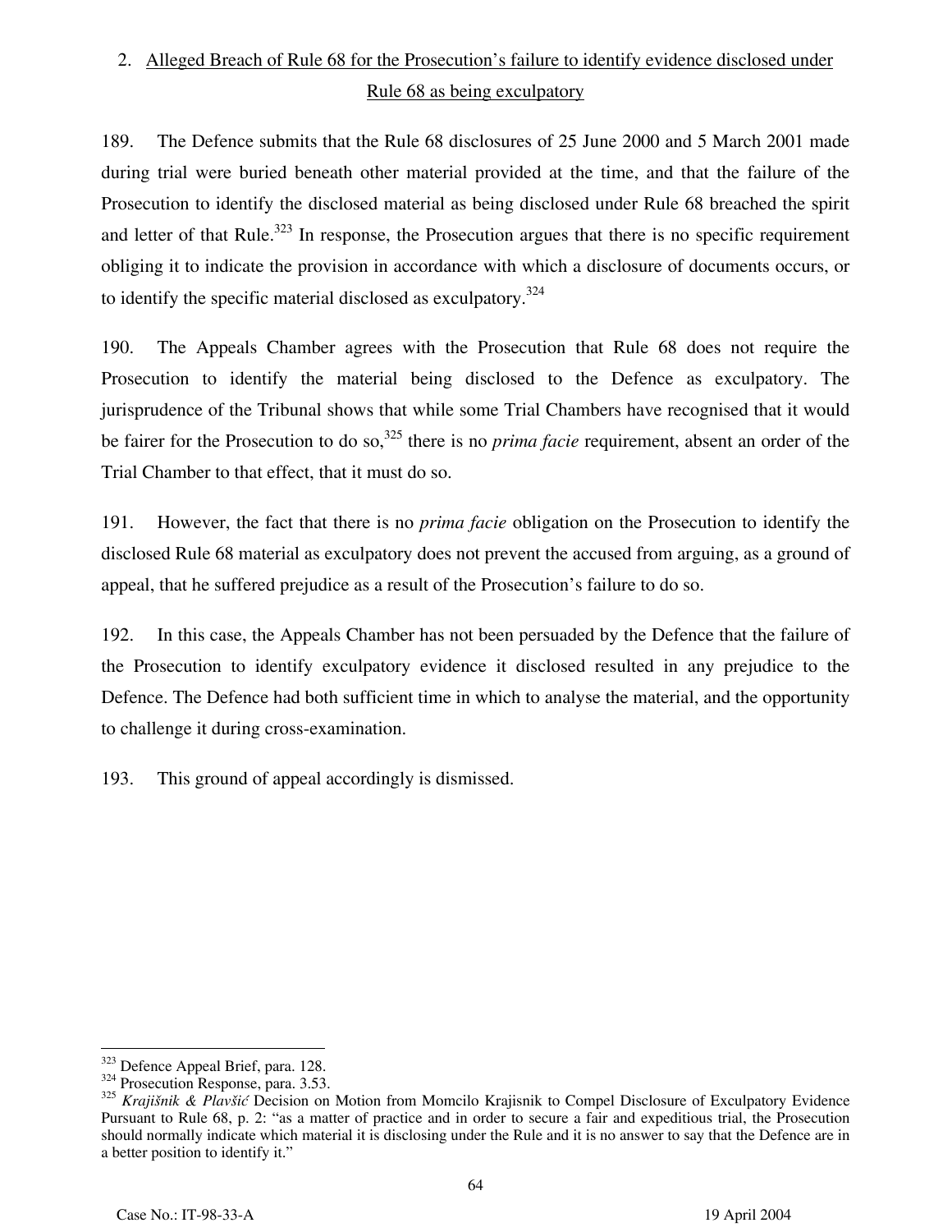## 2. Alleged Breach of Rule 68 for the Prosecution's failure to identify evidence disclosed under Rule 68 as being exculpatory

189. The Defence submits that the Rule 68 disclosures of 25 June 2000 and 5 March 2001 made during trial were buried beneath other material provided at the time, and that the failure of the Prosecution to identify the disclosed material as being disclosed under Rule 68 breached the spirit and letter of that Rule.[323] In response, the Prosecution argues that there is no specific requirement obliging it to indicate the provision in accordance with which a disclosure of documents occurs, or to identify the specific material disclosed as exculpatory.[324]

190. The Appeals Chamber agrees with the Prosecution that Rule 68 does not require the Prosecution to identify the material being disclosed to the Defence as exculpatory. The jurisprudence of the Tribunal shows that while some Trial Chambers have recognised that it would be fairer for the Prosecution to do so,[325] there is no *prima facie* requirement, absent an order of the Trial Chamber to that effect, that it must do so.

191. However, the fact that there is no *prima facie* obligation on the Prosecution to identify the disclosed Rule 68 material as exculpatory does not prevent the accused from arguing, as a ground of appeal, that he suffered prejudice as a result of the Prosecution's failure to do so.

192. In this case, the Appeals Chamber has not been persuaded by the Defence that the failure of the Prosecution to identify exculpatory evidence it disclosed resulted in any prejudice to the Defence. The Defence had both sufficient time in which to analyse the material, and the opportunity to challenge it during cross-examination.

193. This ground of appeal accordingly is dismissed.

---

[323] Defence Appeal Brief, para. 128.

[324] Prosecution Response, para. 3.53.

[325] *Krajišnik & Plavšić* Decision on Motion from Momcilo Krajisnik to Compel Disclosure of Exculpatory Evidence Pursuant to Rule 68, p. 2: "as a matter of practice and in order to secure a fair and expeditious trial, the Prosecution should normally indicate which material it is disclosing under the Rule and it is no answer to say that the Defence are in a better position to identify it."

Case No.: IT-98-33-A 19 April 2004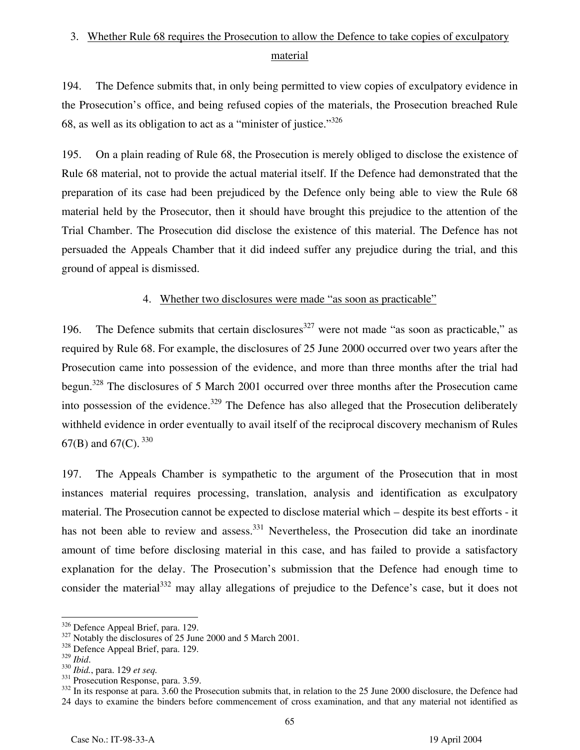### 3. Whether Rule 68 requires the Prosecution to allow the Defence to take copies of exculpatory material

194. The Defence submits that, in only being permitted to view copies of exculpatory evidence in the Prosecution's office, and being refused copies of the materials, the Prosecution breached Rule 68, as well as its obligation to act as a "minister of justice."[326]

195. On a plain reading of Rule 68, the Prosecution is merely obliged to disclose the existence of Rule 68 material, not to provide the actual material itself. If the Defence had demonstrated that the preparation of its case had been prejudiced by the Defence only being able to view the Rule 68 material held by the Prosecutor, then it should have brought this prejudice to the attention of the Trial Chamber. The Prosecution did disclose the existence of this material. The Defence has not persuaded the Appeals Chamber that it did indeed suffer any prejudice during the trial, and this ground of appeal is dismissed.

### 4. Whether two disclosures were made "as soon as practicable"

196. The Defence submits that certain disclosures[327] were not made "as soon as practicable," as required by Rule 68. For example, the disclosures of 25 June 2000 occurred over two years after the Prosecution came into possession of the evidence, and more than three months after the trial had begun.[328] The disclosures of 5 March 2001 occurred over three months after the Prosecution came into possession of the evidence.[329] The Defence has also alleged that the Prosecution deliberately withheld evidence in order eventually to avail itself of the reciprocal discovery mechanism of Rules 67(B) and 67(C).[330]

197. The Appeals Chamber is sympathetic to the argument of the Prosecution that in most instances material requires processing, translation, analysis and identification as exculpatory material. The Prosecution cannot be expected to disclose material which – despite its best efforts - it has not been able to review and assess.[331] Nevertheless, the Prosecution did take an inordinate amount of time before disclosing material in this case, and has failed to provide a satisfactory explanation for the delay. The Prosecution's submission that the Defence had enough time to consider the material[332] may allay allegations of prejudice to the Defence's case, but it does not

---

[326] Defence Appeal Brief, para. 129.

[327] Notably the disclosures of 25 June 2000 and 5 March 2001.

[328] Defence Appeal Brief, para. 129.

[329] *Ibid.*

[330] *Ibid.*, para. 129 *et seq.*

[331] Prosecution Response, para. 3.59.

[332] In its response at para. 3.60 the Prosecution submits that, in relation to the 25 June 2000 disclosure, the Defence had 24 days to examine the binders before commencement of cross examination, and that any material not identified as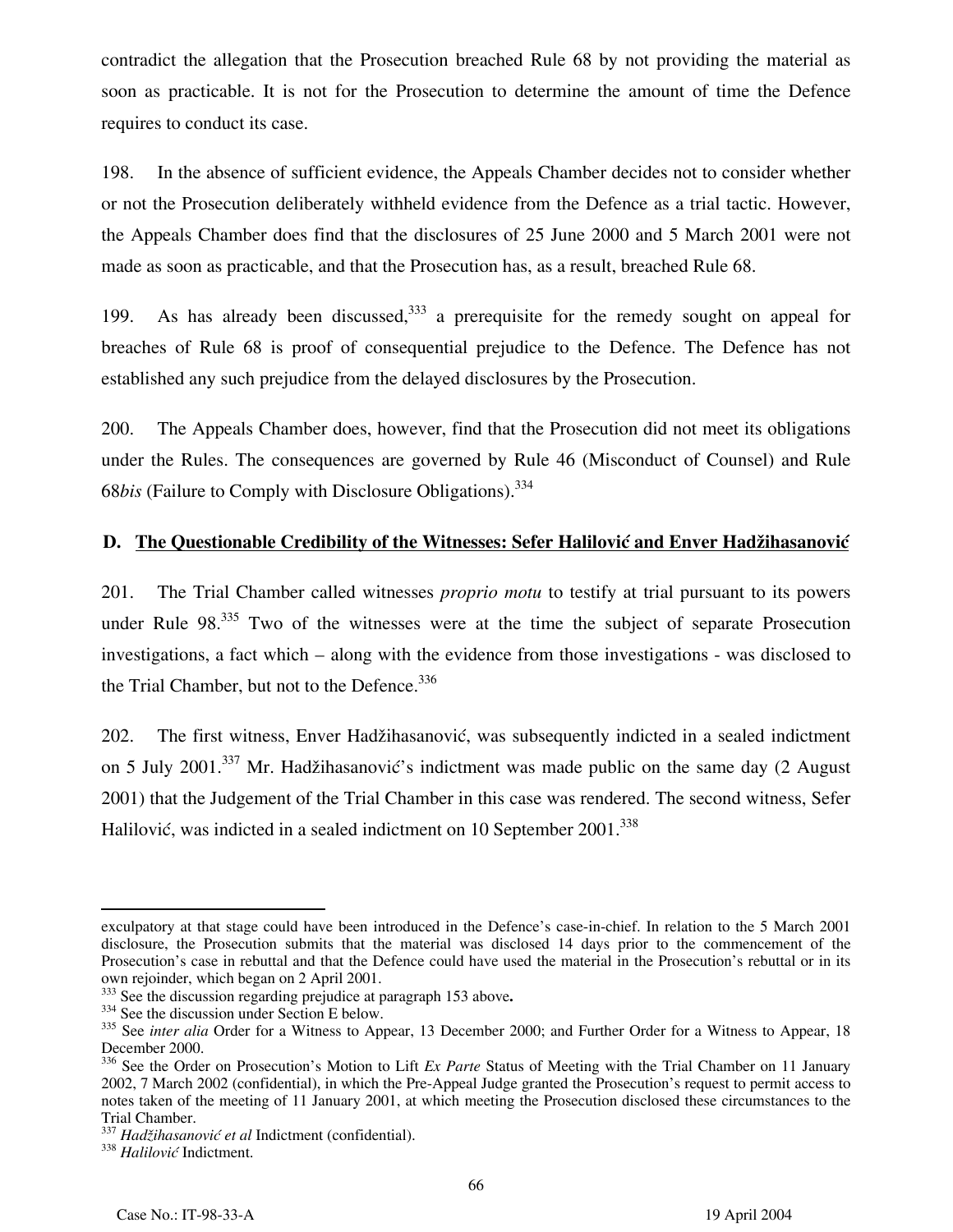contradict the allegation that the Prosecution breached Rule 68 by not providing the material as soon as practicable. It is not for the Prosecution to determine the amount of time the Defence requires to conduct its case.

198. In the absence of sufficient evidence, the Appeals Chamber decides not to consider whether or not the Prosecution deliberately withheld evidence from the Defence as a trial tactic. However, the Appeals Chamber does find that the disclosures of 25 June 2000 and 5 March 2001 were not made as soon as practicable, and that the Prosecution has, as a result, breached Rule 68.

199. As has already been discussed,[333] a prerequisite for the remedy sought on appeal for breaches of Rule 68 is proof of consequential prejudice to the Defence. The Defence has not established any such prejudice from the delayed disclosures by the Prosecution.

200. The Appeals Chamber does, however, find that the Prosecution did not meet its obligations under the Rules. The consequences are governed by Rule 46 (Misconduct of Counsel) and Rule 68*bis* (Failure to Comply with Disclosure Obligations).[334]

### D. The Questionable Credibility of the Witnesses: Sefer Halilović and Enver Hadžihasanović

201. The Trial Chamber called witnesses *proprio motu* to testify at trial pursuant to its powers under Rule 98.[335] Two of the witnesses were at the time the subject of separate Prosecution investigations, a fact which – along with the evidence from those investigations - was disclosed to the Trial Chamber, but not to the Defence.[336]

202. The first witness, Enver Hadžihasanović, was subsequently indicted in a sealed indictment on 5 July 2001.[337] Mr. Hadžihasanović's indictment was made public on the same day (2 August 2001) that the Judgement of the Trial Chamber in this case was rendered. The second witness, Sefer Halilović, was indicted in a sealed indictment on 10 September 2001.[338]

---

exculpatory at that stage could have been introduced in the Defence's case-in-chief. In relation to the 5 March 2001 disclosure, the Prosecution submits that the material was disclosed 14 days prior to the commencement of the Prosecution's case in rebuttal and that the Defence could have used the material in the Prosecution's rebuttal or in its own rejoinder, which began on 2 April 2001.

[333] See the discussion regarding prejudice at paragraph 153 above**.**

[334] See the discussion under Section E below.

[335] See *inter alia* Order for a Witness to Appear, 13 December 2000; and Further Order for a Witness to Appear, 18 December 2000.

[336] See the Order on Prosecution's Motion to Lift *Ex Parte* Status of Meeting with the Trial Chamber on 11 January 2002, 7 March 2002 (confidential), in which the Pre-Appeal Judge granted the Prosecution's request to permit access to notes taken of the meeting of 11 January 2001, at which meeting the Prosecution disclosed these circumstances to the Trial Chamber.

[337] *Hadžihasanović et al* Indictment (confidential).

[338] *Halilović* Indictment.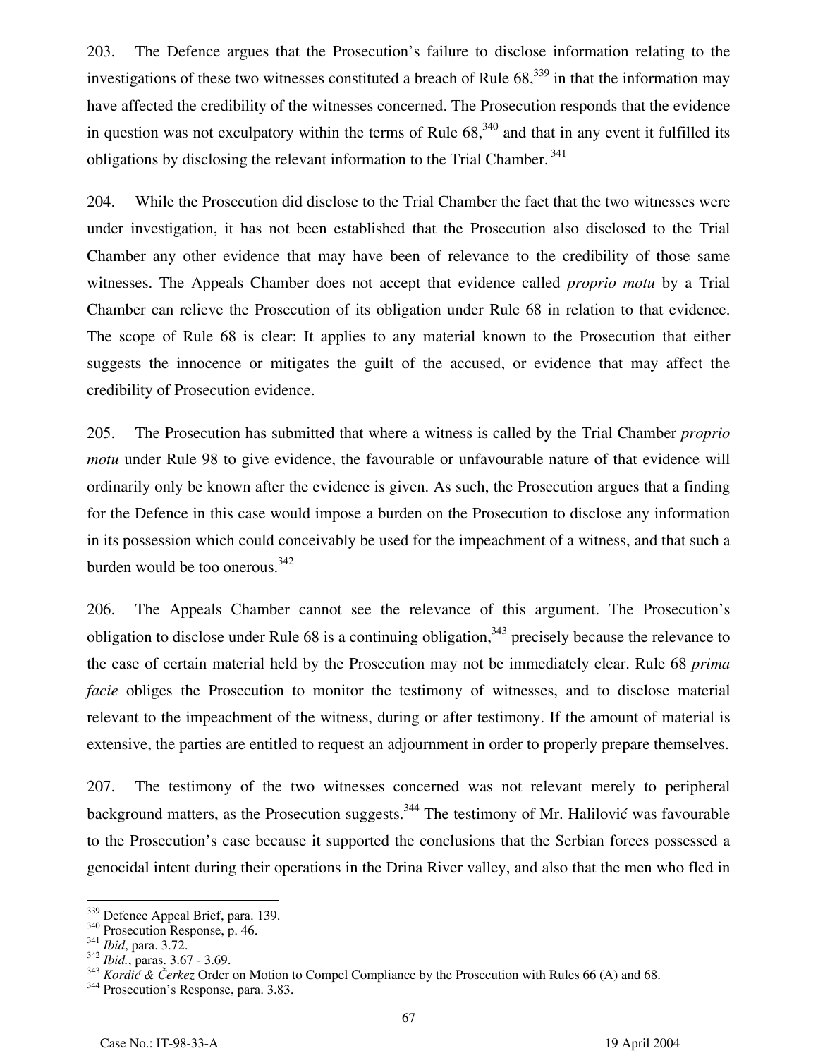203. The Defence argues that the Prosecution's failure to disclose information relating to the investigations of these two witnesses constituted a breach of Rule 68,[339] in that the information may have affected the credibility of the witnesses concerned. The Prosecution responds that the evidence in question was not exculpatory within the terms of Rule 68,[340] and that in any event it fulfilled its obligations by disclosing the relevant information to the Trial Chamber.[341]

204. While the Prosecution did disclose to the Trial Chamber the fact that the two witnesses were under investigation, it has not been established that the Prosecution also disclosed to the Trial Chamber any other evidence that may have been of relevance to the credibility of those same witnesses. The Appeals Chamber does not accept that evidence called *proprio motu* by a Trial Chamber can relieve the Prosecution of its obligation under Rule 68 in relation to that evidence. The scope of Rule 68 is clear: It applies to any material known to the Prosecution that either suggests the innocence or mitigates the guilt of the accused, or evidence that may affect the credibility of Prosecution evidence.

205. The Prosecution has submitted that where a witness is called by the Trial Chamber *proprio motu* under Rule 98 to give evidence, the favourable or unfavourable nature of that evidence will ordinarily only be known after the evidence is given. As such, the Prosecution argues that a finding for the Defence in this case would impose a burden on the Prosecution to disclose any information in its possession which could conceivably be used for the impeachment of a witness, and that such a burden would be too onerous.[342]

206. The Appeals Chamber cannot see the relevance of this argument. The Prosecution's obligation to disclose under Rule 68 is a continuing obligation,[343] precisely because the relevance to the case of certain material held by the Prosecution may not be immediately clear. Rule 68 *prima facie* obliges the Prosecution to monitor the testimony of witnesses, and to disclose material relevant to the impeachment of the witness, during or after testimony. If the amount of material is extensive, the parties are entitled to request an adjournment in order to properly prepare themselves.

207. The testimony of the two witnesses concerned was not relevant merely to peripheral background matters, as the Prosecution suggests.[344] The testimony of Mr. Halilović was favourable to the Prosecution's case because it supported the conclusions that the Serbian forces possessed a genocidal intent during their operations in the Drina River valley, and also that the men who fled in

---

[339] Defence Appeal Brief, para. 139.

[340] Prosecution Response, p. 46.

[341] *Ibid*, para. 3.72.

[342] *Ibid.*, paras. 3.67 - 3.69.

[343] *Kordić & Čerkez* Order on Motion to Compel Compliance by the Prosecution with Rules 66 (A) and 68.

[344] Prosecution's Response, para. 3.83.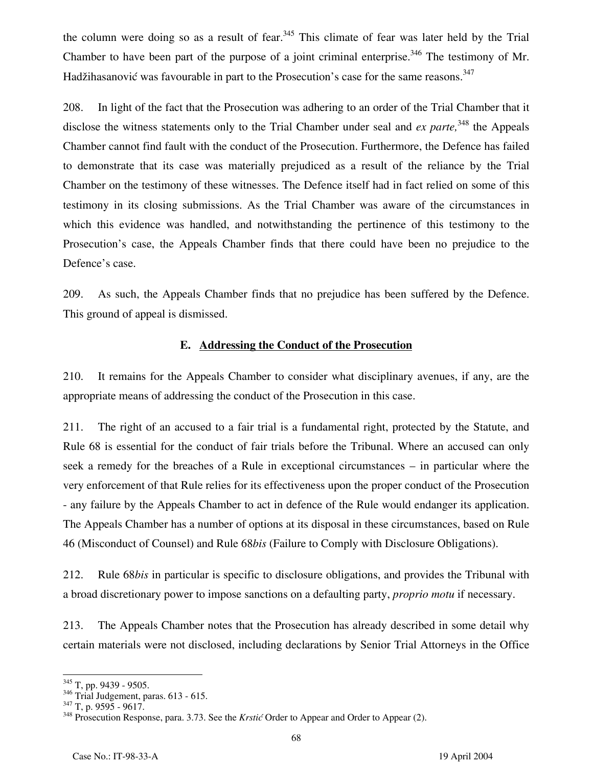the column were doing so as a result of fear.[345] This climate of fear was later held by the Trial Chamber to have been part of the purpose of a joint criminal enterprise.[346] The testimony of Mr. Hadžihasanović was favourable in part to the Prosecution's case for the same reasons.[347]

208. In light of the fact that the Prosecution was adhering to an order of the Trial Chamber that it disclose the witness statements only to the Trial Chamber under seal and *ex parte,*[348] the Appeals Chamber cannot find fault with the conduct of the Prosecution. Furthermore, the Defence has failed to demonstrate that its case was materially prejudiced as a result of the reliance by the Trial Chamber on the testimony of these witnesses. The Defence itself had in fact relied on some of this testimony in its closing submissions. As the Trial Chamber was aware of the circumstances in which this evidence was handled, and notwithstanding the pertinence of this testimony to the Prosecution's case, the Appeals Chamber finds that there could have been no prejudice to the Defence's case.

209. As such, the Appeals Chamber finds that no prejudice has been suffered by the Defence. This ground of appeal is dismissed.

### E. Addressing the Conduct of the Prosecution

210. It remains for the Appeals Chamber to consider what disciplinary avenues, if any, are the appropriate means of addressing the conduct of the Prosecution in this case.

211. The right of an accused to a fair trial is a fundamental right, protected by the Statute, and Rule 68 is essential for the conduct of fair trials before the Tribunal. Where an accused can only seek a remedy for the breaches of a Rule in exceptional circumstances – in particular where the very enforcement of that Rule relies for its effectiveness upon the proper conduct of the Prosecution - any failure by the Appeals Chamber to act in defence of the Rule would endanger its application. The Appeals Chamber has a number of options at its disposal in these circumstances, based on Rule 46 (Misconduct of Counsel) and Rule 68*bis* (Failure to Comply with Disclosure Obligations).

212. Rule 68*bis* in particular is specific to disclosure obligations, and provides the Tribunal with a broad discretionary power to impose sanctions on a defaulting party, *proprio motu* if necessary.

213. The Appeals Chamber notes that the Prosecution has already described in some detail why certain materials were not disclosed, including declarations by Senior Trial Attorneys in the Office

---

[345] T, pp. 9439 - 9505.

[346] Trial Judgement, paras. 613 - 615.

[347] T, p. 9595 - 9617.

[348] Prosecution Response, para. 3.73. See the *Krstić* Order to Appear and Order to Appear (2).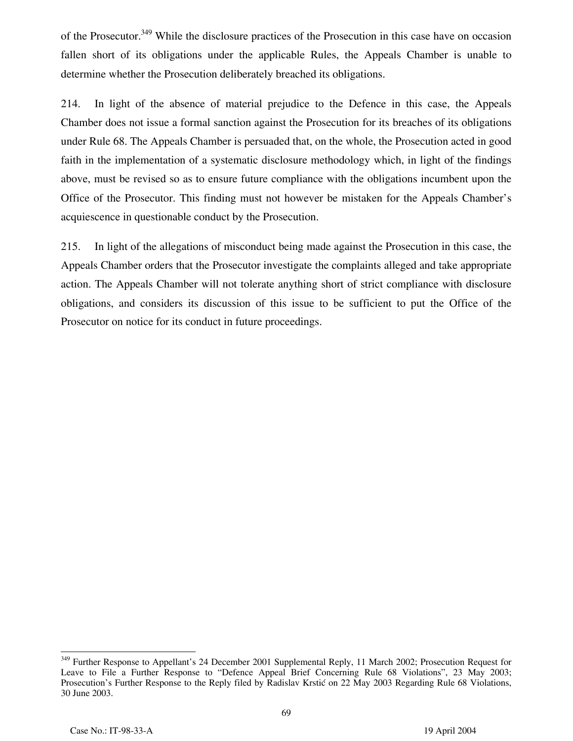of the Prosecutor.[349] While the disclosure practices of the Prosecution in this case have on occasion fallen short of its obligations under the applicable Rules, the Appeals Chamber is unable to determine whether the Prosecution deliberately breached its obligations.

214. In light of the absence of material prejudice to the Defence in this case, the Appeals Chamber does not issue a formal sanction against the Prosecution for its breaches of its obligations under Rule 68. The Appeals Chamber is persuaded that, on the whole, the Prosecution acted in good faith in the implementation of a systematic disclosure methodology which, in light of the findings above, must be revised so as to ensure future compliance with the obligations incumbent upon the Office of the Prosecutor. This finding must not however be mistaken for the Appeals Chamber's acquiescence in questionable conduct by the Prosecution.

215. In light of the allegations of misconduct being made against the Prosecution in this case, the Appeals Chamber orders that the Prosecutor investigate the complaints alleged and take appropriate action. The Appeals Chamber will not tolerate anything short of strict compliance with disclosure obligations, and considers its discussion of this issue to be sufficient to put the Office of the Prosecutor on notice for its conduct in future proceedings.

---

[349] Further Response to Appellant's 24 December 2001 Supplemental Reply, 11 March 2002; Prosecution Request for Leave to File a Further Response to "Defence Appeal Brief Concerning Rule 68 Violations", 23 May 2003; Prosecution's Further Response to the Reply filed by Radislav Krstić on 22 May 2003 Regarding Rule 68 Violations, 30 June 2003.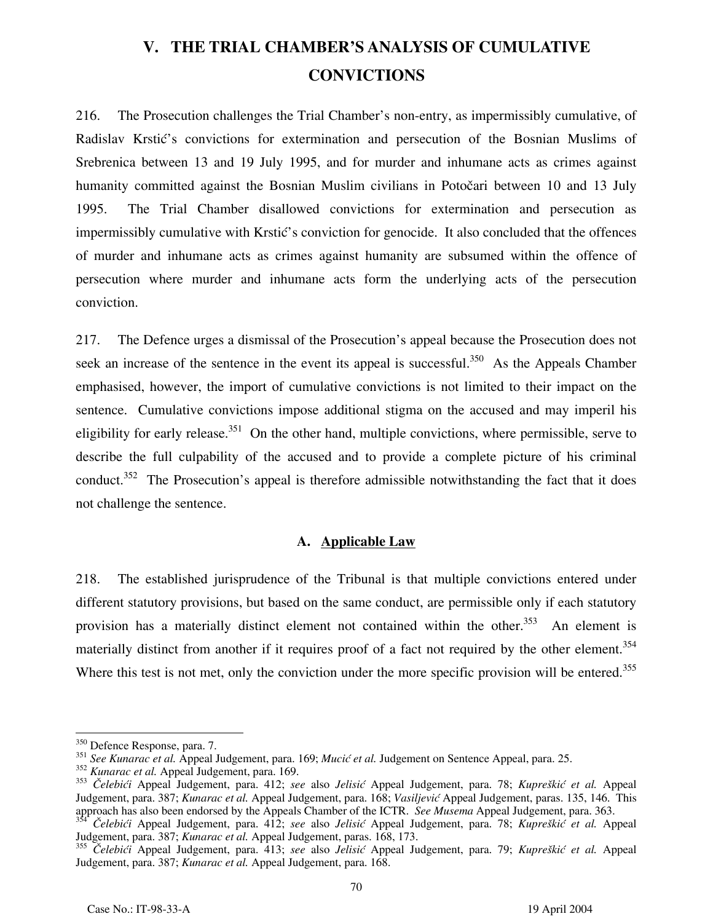# V. THE TRIAL CHAMBER'S ANALYSIS OF CUMULATIVE CONVICTIONS

216. The Prosecution challenges the Trial Chamber's non-entry, as impermissibly cumulative, of Radislav Krstić's convictions for extermination and persecution of the Bosnian Muslims of Srebrenica between 13 and 19 July 1995, and for murder and inhumane acts as crimes against humanity committed against the Bosnian Muslim civilians in Potočari between 10 and 13 July 1995. The Trial Chamber disallowed convictions for extermination and persecution as impermissibly cumulative with Krstić's conviction for genocide. It also concluded that the offences of murder and inhumane acts as crimes against humanity are subsumed within the offence of persecution where murder and inhumane acts form the underlying acts of the persecution conviction.

217. The Defence urges a dismissal of the Prosecution's appeal because the Prosecution does not seek an increase of the sentence in the event its appeal is successful.[350] As the Appeals Chamber emphasised, however, the import of cumulative convictions is not limited to their impact on the sentence. Cumulative convictions impose additional stigma on the accused and may imperil his eligibility for early release.[351] On the other hand, multiple convictions, where permissible, serve to describe the full culpability of the accused and to provide a complete picture of his criminal conduct.[352] The Prosecution's appeal is therefore admissible notwithstanding the fact that it does not challenge the sentence.

## A. Applicable Law

218. The established jurisprudence of the Tribunal is that multiple convictions entered under different statutory provisions, but based on the same conduct, are permissible only if each statutory provision has a materially distinct element not contained within the other.[353] An element is materially distinct from another if it requires proof of a fact not required by the other element.[354] Where this test is not met, only the conviction under the more specific provision will be entered.[355]

---

[350] Defence Response, para. 7.

[351] *See Kunarac et al.* Appeal Judgement, para. 169; *Mucić et al.* Judgement on Sentence Appeal, para. 25.

[352] *Kunarac et al.* Appeal Judgement, para. 169.

[353] *Čelebići* Appeal Judgement, para. 412; *see* also *Jelisić* Appeal Judgement, para. 78; *Kupreškić et al.* Appeal Judgement, para. 387; *Kunarac et al.* Appeal Judgement, para. 168; *Vasiljević* Appeal Judgement, paras. 135, 146. This approach has also been endorsed by the Appeals Chamber of the ICTR. *See Musema* Appeal Judgement, para. 363.

[354] *Čelebići* Appeal Judgement, para. 412; *see* also *Jelisić* Appeal Judgement, para. 78; *Kupreškić et al.* Appeal Judgement, para. 387; *Kunarac et al.* Appeal Judgement, paras. 168, 173.

[355] *Čelebići* Appeal Judgement, para. 413; *see* also *Jelisić* Appeal Judgement, para. 79; *Kupreškić et al.* Appeal Judgement, para. 387; *Kunarac et al.* Appeal Judgement, para. 168.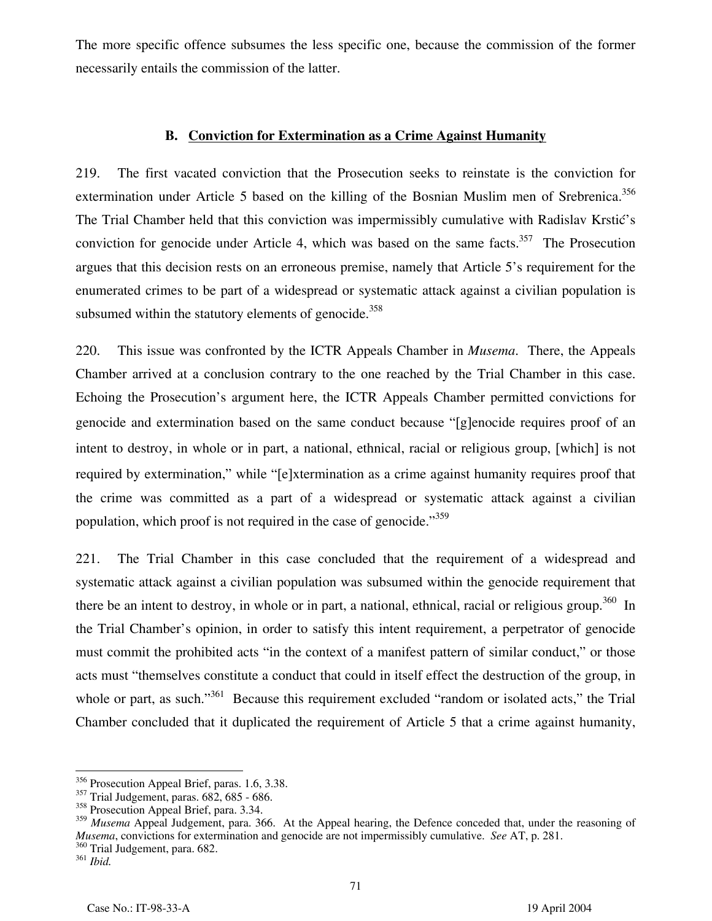The more specific offence subsumes the less specific one, because the commission of the former necessarily entails the commission of the latter.

### B. Conviction for Extermination as a Crime Against Humanity

219. The first vacated conviction that the Prosecution seeks to reinstate is the conviction for extermination under Article 5 based on the killing of the Bosnian Muslim men of Srebrenica.[356] The Trial Chamber held that this conviction was impermissibly cumulative with Radislav Krstić's conviction for genocide under Article 4, which was based on the same facts.[357] The Prosecution argues that this decision rests on an erroneous premise, namely that Article 5's requirement for the enumerated crimes to be part of a widespread or systematic attack against a civilian population is subsumed within the statutory elements of genocide.[358]

220. This issue was confronted by the ICTR Appeals Chamber in *Musema*. There, the Appeals Chamber arrived at a conclusion contrary to the one reached by the Trial Chamber in this case. Echoing the Prosecution's argument here, the ICTR Appeals Chamber permitted convictions for genocide and extermination based on the same conduct because "[g]enocide requires proof of an intent to destroy, in whole or in part, a national, ethnical, racial or religious group, [which] is not required by extermination," while "[e]xtermination as a crime against humanity requires proof that the crime was committed as a part of a widespread or systematic attack against a civilian population, which proof is not required in the case of genocide."[359]

221. The Trial Chamber in this case concluded that the requirement of a widespread and systematic attack against a civilian population was subsumed within the genocide requirement that there be an intent to destroy, in whole or in part, a national, ethnical, racial or religious group.[360] In the Trial Chamber's opinion, in order to satisfy this intent requirement, a perpetrator of genocide must commit the prohibited acts "in the context of a manifest pattern of similar conduct," or those acts must "themselves constitute a conduct that could in itself effect the destruction of the group, in whole or part, as such."[361] Because this requirement excluded "random or isolated acts," the Trial Chamber concluded that it duplicated the requirement of Article 5 that a crime against humanity,

---

[356] Prosecution Appeal Brief, paras. 1.6, 3.38.

[357] Trial Judgement, paras. 682, 685 - 686.

[358] Prosecution Appeal Brief, para. 3.34.

[359] *Musema* Appeal Judgement, para. 366. At the Appeal hearing, the Defence conceded that, under the reasoning of *Musema*, convictions for extermination and genocide are not impermissibly cumulative. *See* AT, p. 281.

[360] Trial Judgement, para. 682.

[361] *Ibid.*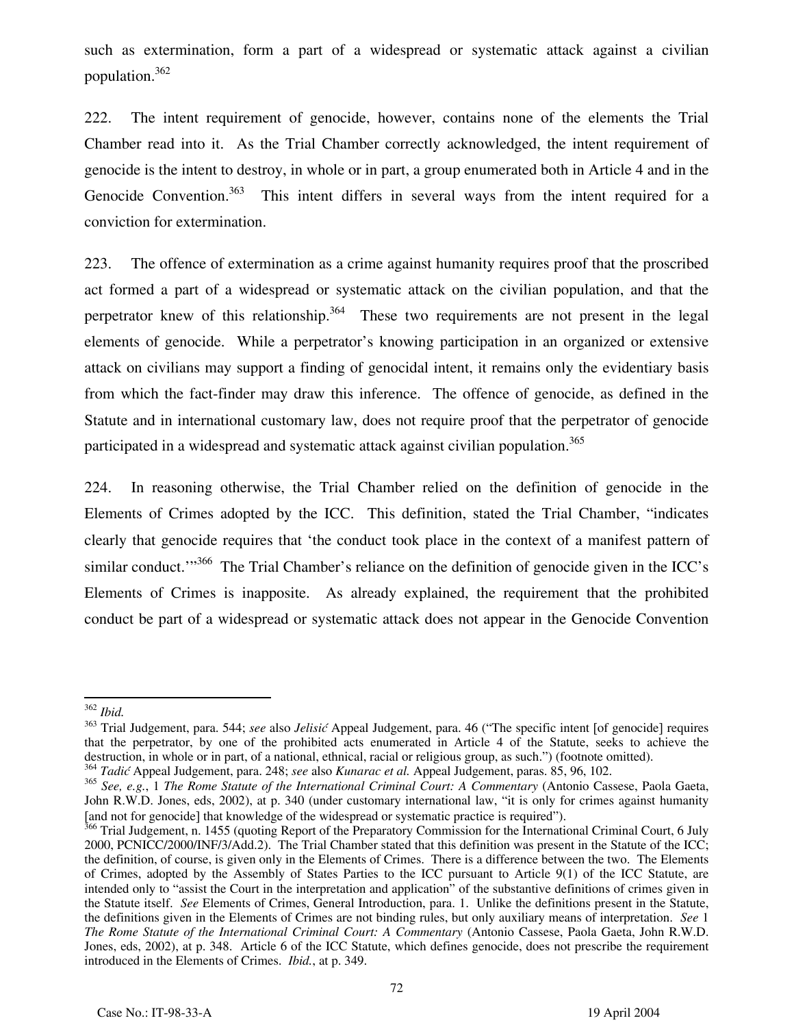such as extermination, form a part of a widespread or systematic attack against a civilian population.[362]

222. The intent requirement of genocide, however, contains none of the elements the Trial Chamber read into it. As the Trial Chamber correctly acknowledged, the intent requirement of genocide is the intent to destroy, in whole or in part, a group enumerated both in Article 4 and in the Genocide Convention.[363] This intent differs in several ways from the intent required for a conviction for extermination.

223. The offence of extermination as a crime against humanity requires proof that the proscribed act formed a part of a widespread or systematic attack on the civilian population, and that the perpetrator knew of this relationship.[364] These two requirements are not present in the legal elements of genocide. While a perpetrator's knowing participation in an organized or extensive attack on civilians may support a finding of genocidal intent, it remains only the evidentiary basis from which the fact-finder may draw this inference. The offence of genocide, as defined in the Statute and in international customary law, does not require proof that the perpetrator of genocide participated in a widespread and systematic attack against civilian population.[365]

224. In reasoning otherwise, the Trial Chamber relied on the definition of genocide in the Elements of Crimes adopted by the ICC. This definition, stated the Trial Chamber, "indicates clearly that genocide requires that 'the conduct took place in the context of a manifest pattern of similar conduct.'"[366] The Trial Chamber's reliance on the definition of genocide given in the ICC's Elements of Crimes is inapposite. As already explained, the requirement that the prohibited conduct be part of a widespread or systematic attack does not appear in the Genocide Convention

---

[362] *Ibid.*

[363] Trial Judgement, para. 544; *see* also *Jelisić* Appeal Judgement, para. 46 ("The specific intent [of genocide] requires that the perpetrator, by one of the prohibited acts enumerated in Article 4 of the Statute, seeks to achieve the destruction, in whole or in part, of a national, ethnical, racial or religious group, as such.") (footnote omitted).

[364] *Tadić* Appeal Judgement, para. 248; *see* also *Kunarac et al.* Appeal Judgement, paras. 85, 96, 102.

[365] *See, e.g.*, 1 *The Rome Statute of the International Criminal Court: A Commentary* (Antonio Cassese, Paola Gaeta, John R.W.D. Jones, eds, 2002), at p. 340 (under customary international law, "it is only for crimes against humanity [and not for genocide] that knowledge of the widespread or systematic practice is required").

[366] Trial Judgement, n. 1455 (quoting Report of the Preparatory Commission for the International Criminal Court, 6 July 2000, PCNICC/2000/INF/3/Add.2). The Trial Chamber stated that this definition was present in the Statute of the ICC; the definition, of course, is given only in the Elements of Crimes. There is a difference between the two. The Elements of Crimes, adopted by the Assembly of States Parties to the ICC pursuant to Article 9(1) of the ICC Statute, are intended only to "assist the Court in the interpretation and application" of the substantive definitions of crimes given in the Statute itself. *See* Elements of Crimes, General Introduction, para. 1. Unlike the definitions present in the Statute, the definitions given in the Elements of Crimes are not binding rules, but only auxiliary means of interpretation. *See* 1 *The Rome Statute of the International Criminal Court: A Commentary* (Antonio Cassese, Paola Gaeta, John R.W.D. Jones, eds, 2002), at p. 348. Article 6 of the ICC Statute, which defines genocide, does not prescribe the requirement introduced in the Elements of Crimes. *Ibid.*, at p. 349.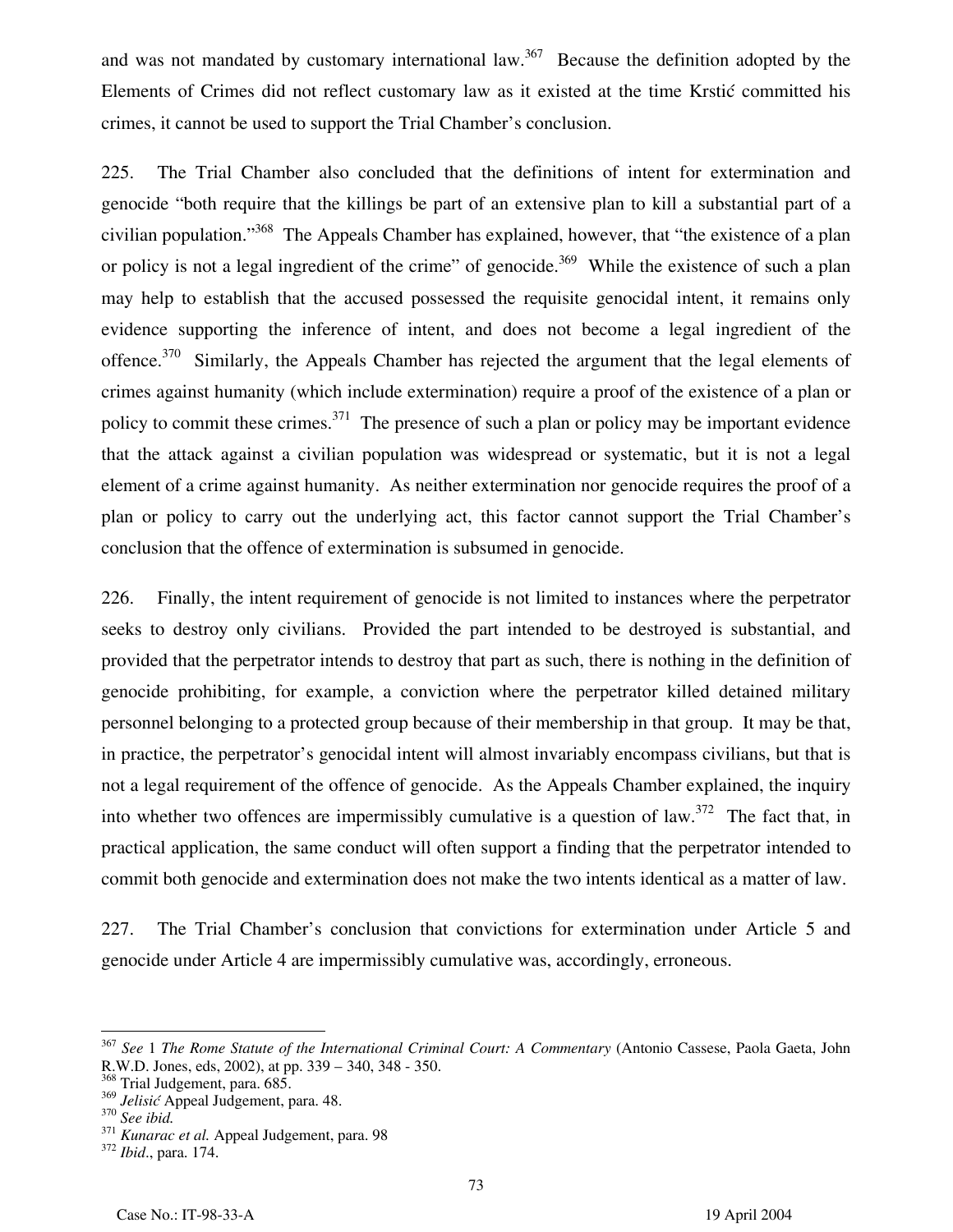and was not mandated by customary international law.[367] Because the definition adopted by the Elements of Crimes did not reflect customary law as it existed at the time Krstić committed his crimes, it cannot be used to support the Trial Chamber's conclusion.

225. The Trial Chamber also concluded that the definitions of intent for extermination and genocide "both require that the killings be part of an extensive plan to kill a substantial part of a civilian population."[368] The Appeals Chamber has explained, however, that "the existence of a plan or policy is not a legal ingredient of the crime" of genocide.[369] While the existence of such a plan may help to establish that the accused possessed the requisite genocidal intent, it remains only evidence supporting the inference of intent, and does not become a legal ingredient of the offence.[370] Similarly, the Appeals Chamber has rejected the argument that the legal elements of crimes against humanity (which include extermination) require a proof of the existence of a plan or policy to commit these crimes.[371] The presence of such a plan or policy may be important evidence that the attack against a civilian population was widespread or systematic, but it is not a legal element of a crime against humanity. As neither extermination nor genocide requires the proof of a plan or policy to carry out the underlying act, this factor cannot support the Trial Chamber's conclusion that the offence of extermination is subsumed in genocide.

226. Finally, the intent requirement of genocide is not limited to instances where the perpetrator seeks to destroy only civilians. Provided the part intended to be destroyed is substantial, and provided that the perpetrator intends to destroy that part as such, there is nothing in the definition of genocide prohibiting, for example, a conviction where the perpetrator killed detained military personnel belonging to a protected group because of their membership in that group. It may be that, in practice, the perpetrator's genocidal intent will almost invariably encompass civilians, but that is not a legal requirement of the offence of genocide. As the Appeals Chamber explained, the inquiry into whether two offences are impermissibly cumulative is a question of law.[372] The fact that, in practical application, the same conduct will often support a finding that the perpetrator intended to commit both genocide and extermination does not make the two intents identical as a matter of law.

227. The Trial Chamber's conclusion that convictions for extermination under Article 5 and genocide under Article 4 are impermissibly cumulative was, accordingly, erroneous.

---

[367] *See* 1 *The Rome Statute of the International Criminal Court: A Commentary* (Antonio Cassese, Paola Gaeta, John R.W.D. Jones, eds, 2002), at pp. 339 – 340, 348 - 350.

[368] Trial Judgement, para. 685.

[369] *Jelisić* Appeal Judgement, para. 48.

[370] *See ibid.*

[371] *Kunarac et al.* Appeal Judgement, para. 98

[372] *Ibid*., para. 174.

Case No.: IT-98-33-A 19 April 2004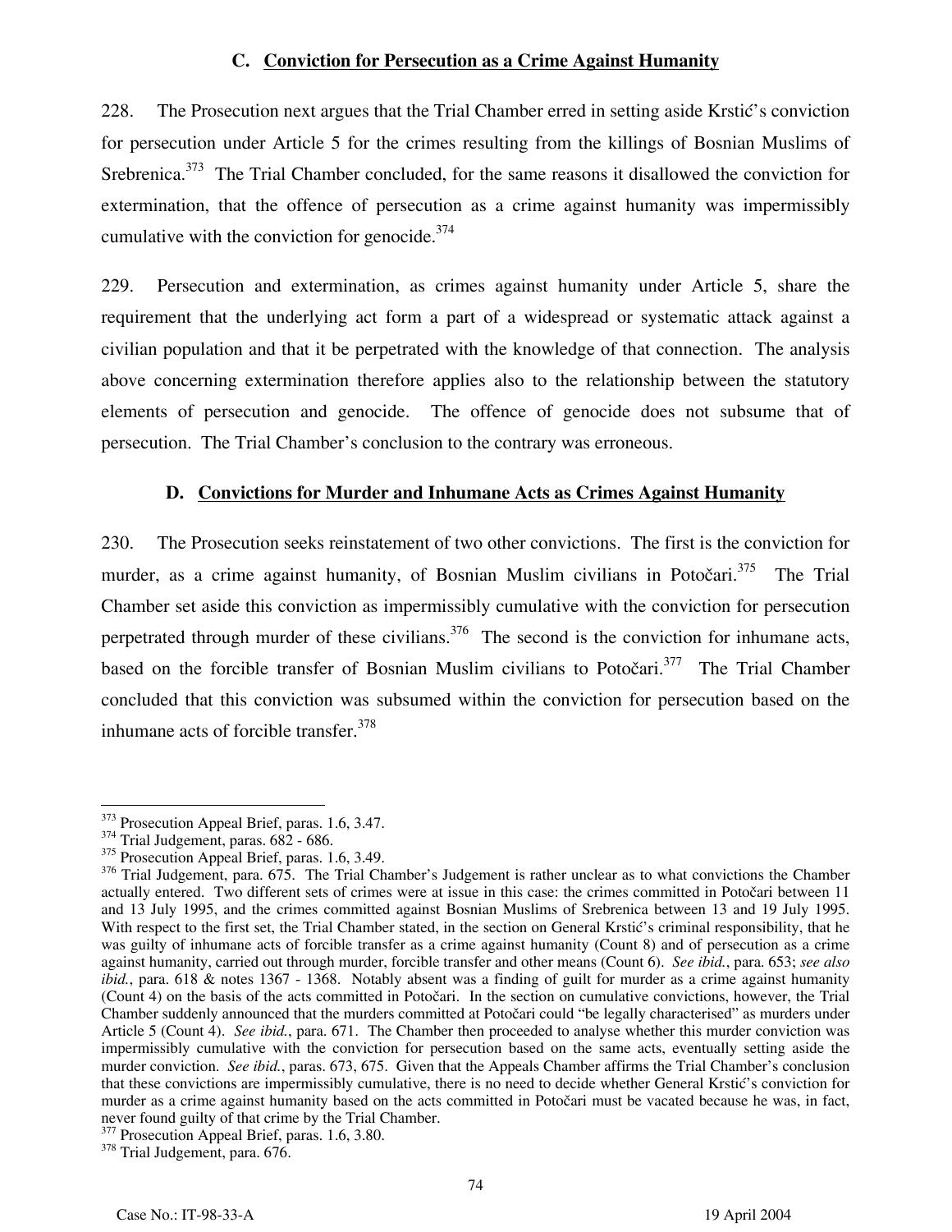### C. Conviction for Persecution as a Crime Against Humanity

228. The Prosecution next argues that the Trial Chamber erred in setting aside Krstić's conviction for persecution under Article 5 for the crimes resulting from the killings of Bosnian Muslims of Srebrenica.[373] The Trial Chamber concluded, for the same reasons it disallowed the conviction for extermination, that the offence of persecution as a crime against humanity was impermissibly cumulative with the conviction for genocide.[374]

229. Persecution and extermination, as crimes against humanity under Article 5, share the requirement that the underlying act form a part of a widespread or systematic attack against a civilian population and that it be perpetrated with the knowledge of that connection. The analysis above concerning extermination therefore applies also to the relationship between the statutory elements of persecution and genocide. The offence of genocide does not subsume that of persecution. The Trial Chamber's conclusion to the contrary was erroneous.

### D. Convictions for Murder and Inhumane Acts as Crimes Against Humanity

230. The Prosecution seeks reinstatement of two other convictions. The first is the conviction for murder, as a crime against humanity, of Bosnian Muslim civilians in Potočari.[375] The Trial Chamber set aside this conviction as impermissibly cumulative with the conviction for persecution perpetrated through murder of these civilians.[376] The second is the conviction for inhumane acts, based on the forcible transfer of Bosnian Muslim civilians to Potočari.[377] The Trial Chamber concluded that this conviction was subsumed within the conviction for persecution based on the inhumane acts of forcible transfer.[378]

---

[373] Prosecution Appeal Brief, paras. 1.6, 3.47.

[374] Trial Judgement, paras. 682 - 686.

[375] Prosecution Appeal Brief, paras. 1.6, 3.49.

[376] Trial Judgement, para. 675. The Trial Chamber's Judgement is rather unclear as to what convictions the Chamber actually entered. Two different sets of crimes were at issue in this case: the crimes committed in Potočari between 11 and 13 July 1995, and the crimes committed against Bosnian Muslims of Srebrenica between 13 and 19 July 1995. With respect to the first set, the Trial Chamber stated, in the section on General Krstić's criminal responsibility, that he was guilty of inhumane acts of forcible transfer as a crime against humanity (Count 8) and of persecution as a crime against humanity, carried out through murder, forcible transfer and other means (Count 6). *See ibid.*, para. 653; *see also ibid.*, para. 618 & notes 1367 - 1368. Notably absent was a finding of guilt for murder as a crime against humanity (Count 4) on the basis of the acts committed in Potočari. In the section on cumulative convictions, however, the Trial Chamber suddenly announced that the murders committed at Potočari could "be legally characterised" as murders under Article 5 (Count 4). *See ibid.*, para. 671. The Chamber then proceeded to analyse whether this murder conviction was impermissibly cumulative with the conviction for persecution based on the same acts, eventually setting aside the murder conviction. *See ibid.*, paras. 673, 675. Given that the Appeals Chamber affirms the Trial Chamber's conclusion that these convictions are impermissibly cumulative, there is no need to decide whether General Krstić's conviction for murder as a crime against humanity based on the acts committed in Potočari must be vacated because he was, in fact, never found guilty of that crime by the Trial Chamber.

[377] Prosecution Appeal Brief, paras. 1.6, 3.80.

[378] Trial Judgement, para. 676.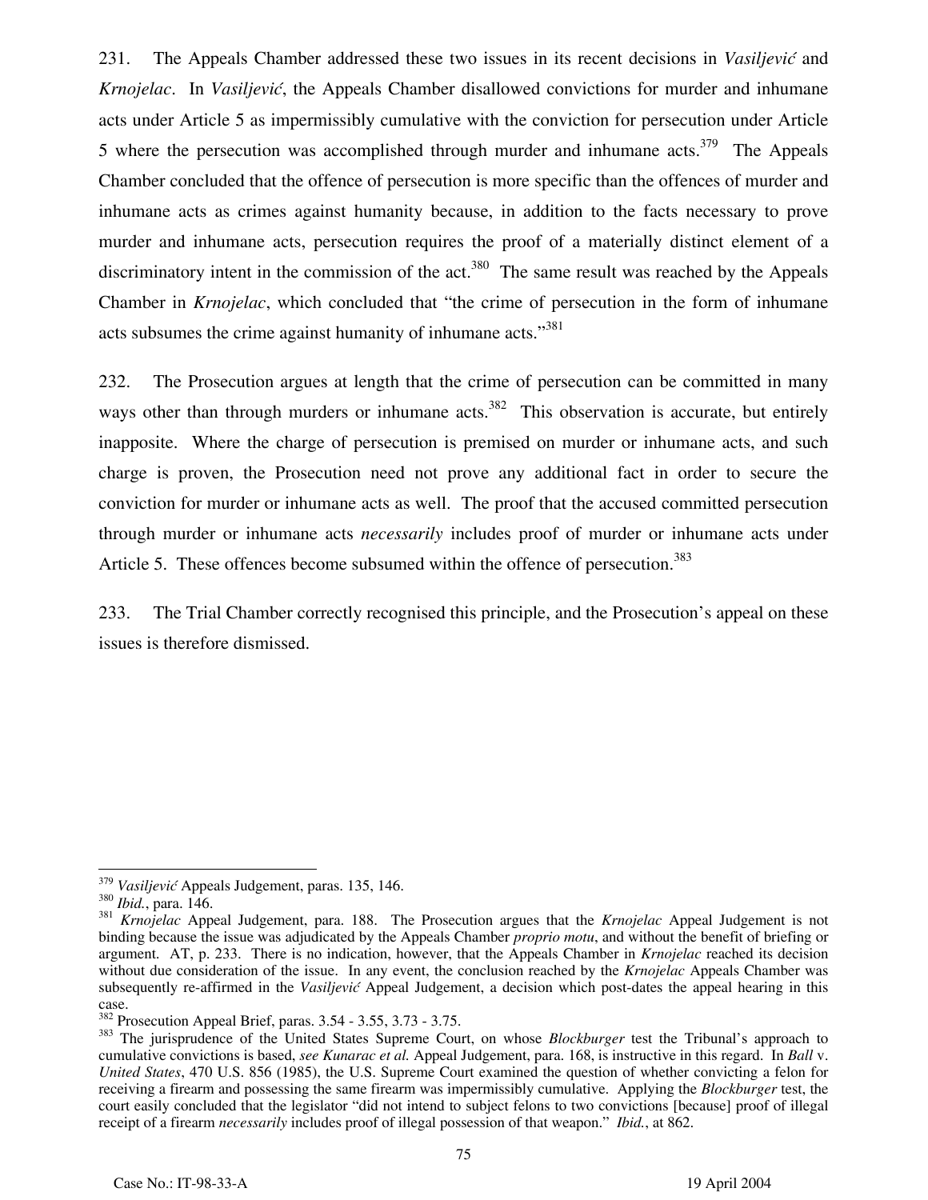231. The Appeals Chamber addressed these two issues in its recent decisions in *Vasiljević* and *Krnojelac*. In *Vasiljević*, the Appeals Chamber disallowed convictions for murder and inhumane acts under Article 5 as impermissibly cumulative with the conviction for persecution under Article 5 where the persecution was accomplished through murder and inhumane acts.[379] The Appeals Chamber concluded that the offence of persecution is more specific than the offences of murder and inhumane acts as crimes against humanity because, in addition to the facts necessary to prove murder and inhumane acts, persecution requires the proof of a materially distinct element of a discriminatory intent in the commission of the act.[380] The same result was reached by the Appeals Chamber in *Krnojelac*, which concluded that "the crime of persecution in the form of inhumane acts subsumes the crime against humanity of inhumane acts."[381]

232. The Prosecution argues at length that the crime of persecution can be committed in many ways other than through murders or inhumane acts.[382] This observation is accurate, but entirely inapposite. Where the charge of persecution is premised on murder or inhumane acts, and such charge is proven, the Prosecution need not prove any additional fact in order to secure the conviction for murder or inhumane acts as well. The proof that the accused committed persecution through murder or inhumane acts *necessarily* includes proof of murder or inhumane acts under Article 5. These offences become subsumed within the offence of persecution.[383]

233. The Trial Chamber correctly recognised this principle, and the Prosecution's appeal on these issues is therefore dismissed.

---

[379] *Vasiljević* Appeals Judgement, paras. 135, 146.

[380] *Ibid.*, para. 146.

[381] *Krnojelac* Appeal Judgement, para. 188. The Prosecution argues that the *Krnojelac* Appeal Judgement is not binding because the issue was adjudicated by the Appeals Chamber *proprio motu*, and without the benefit of briefing or argument. AT, p. 233. There is no indication, however, that the Appeals Chamber in *Krnojelac* reached its decision without due consideration of the issue. In any event, the conclusion reached by the *Krnojelac* Appeals Chamber was subsequently re-affirmed in the *Vasiljević* Appeal Judgement, a decision which post-dates the appeal hearing in this case.

[382] Prosecution Appeal Brief, paras. 3.54 - 3.55, 3.73 - 3.75.

[383] The jurisprudence of the United States Supreme Court, on whose *Blockburger* test the Tribunal's approach to cumulative convictions is based, *see Kunarac et al.* Appeal Judgement, para. 168, is instructive in this regard. In *Ball* v. *United States*, 470 U.S. 856 (1985), the U.S. Supreme Court examined the question of whether convicting a felon for receiving a firearm and possessing the same firearm was impermissibly cumulative. Applying the *Blockburger* test, the court easily concluded that the legislator "did not intend to subject felons to two convictions [because] proof of illegal receipt of a firearm *necessarily* includes proof of illegal possession of that weapon." *Ibid.*, at 862.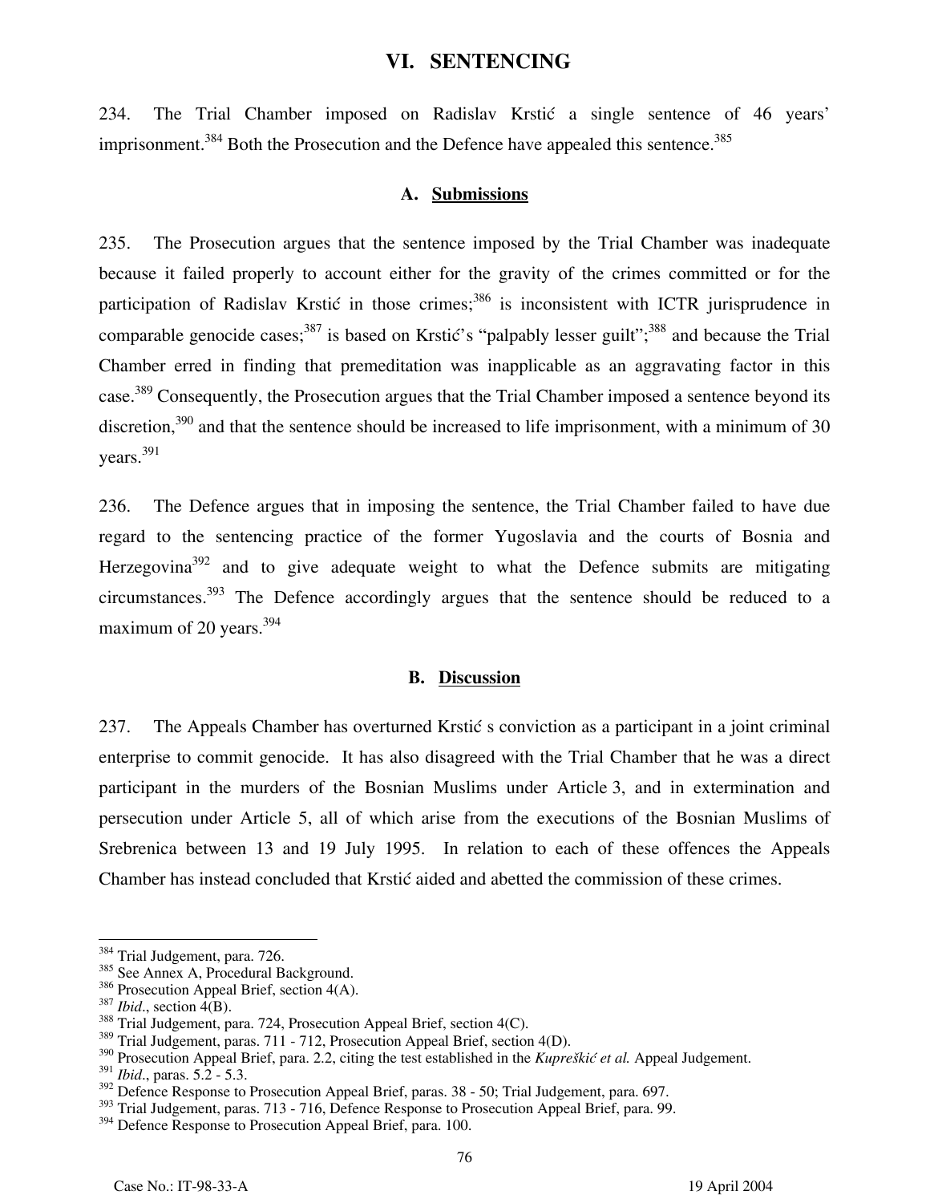# VI. SENTENCING

234. The Trial Chamber imposed on Radislav Krstić a single sentence of 46 years' imprisonment.[384] Both the Prosecution and the Defence have appealed this sentence.[385]

## A. Submissions

235. The Prosecution argues that the sentence imposed by the Trial Chamber was inadequate because it failed properly to account either for the gravity of the crimes committed or for the participation of Radislav Krstić in those crimes;[386] is inconsistent with ICTR jurisprudence in comparable genocide cases;[387] is based on Krstić's "palpably lesser guilt";[388] and because the Trial Chamber erred in finding that premeditation was inapplicable as an aggravating factor in this case.[389] Consequently, the Prosecution argues that the Trial Chamber imposed a sentence beyond its discretion,[390] and that the sentence should be increased to life imprisonment, with a minimum of 30 years.[391]

236. The Defence argues that in imposing the sentence, the Trial Chamber failed to have due regard to the sentencing practice of the former Yugoslavia and the courts of Bosnia and Herzegovina[392] and to give adequate weight to what the Defence submits are mitigating circumstances.[393] The Defence accordingly argues that the sentence should be reduced to a maximum of 20 years.[394]

## B. Discussion

237. The Appeals Chamber has overturned Krstić s conviction as a participant in a joint criminal enterprise to commit genocide. It has also disagreed with the Trial Chamber that he was a direct participant in the murders of the Bosnian Muslims under Article 3, and in extermination and persecution under Article 5, all of which arise from the executions of the Bosnian Muslims of Srebrenica between 13 and 19 July 1995. In relation to each of these offences the Appeals Chamber has instead concluded that Krstić aided and abetted the commission of these crimes.

---

[384] Trial Judgement, para. 726.
[385] See Annex A, Procedural Background.
[386] Prosecution Appeal Brief, section 4(A).
[387] *Ibid.*, section 4(B).
[388] Trial Judgement, para. 724, Prosecution Appeal Brief, section 4(C).
[389] Trial Judgement, paras. 711 - 712, Prosecution Appeal Brief, section 4(D).
[390] Prosecution Appeal Brief, para. 2.2, citing the test established in the *Kupreškić et al.* Appeal Judgement.
[391] *Ibid.*, paras. 5.2 - 5.3.
[392] Defence Response to Prosecution Appeal Brief, paras. 38 - 50; Trial Judgement, para. 697.
[393] Trial Judgement, paras. 713 - 716, Defence Response to Prosecution Appeal Brief, para. 99.
[394] Defence Response to Prosecution Appeal Brief, para. 100.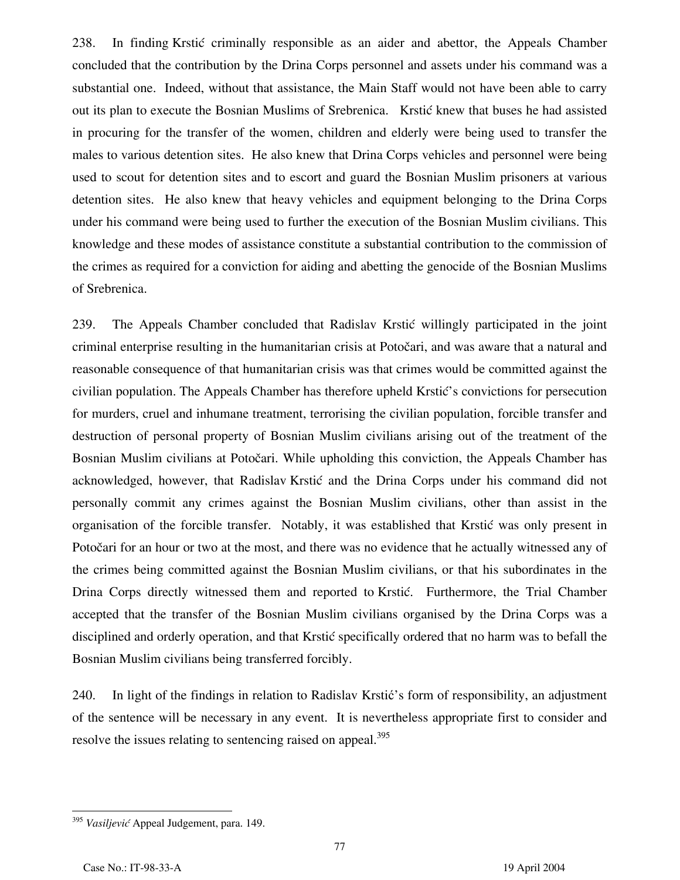238. In finding Krstić criminally responsible as an aider and abettor, the Appeals Chamber concluded that the contribution by the Drina Corps personnel and assets under his command was a substantial one. Indeed, without that assistance, the Main Staff would not have been able to carry out its plan to execute the Bosnian Muslims of Srebrenica. Krstić knew that buses he had assisted in procuring for the transfer of the women, children and elderly were being used to transfer the males to various detention sites. He also knew that Drina Corps vehicles and personnel were being used to scout for detention sites and to escort and guard the Bosnian Muslim prisoners at various detention sites. He also knew that heavy vehicles and equipment belonging to the Drina Corps under his command were being used to further the execution of the Bosnian Muslim civilians. This knowledge and these modes of assistance constitute a substantial contribution to the commission of the crimes as required for a conviction for aiding and abetting the genocide of the Bosnian Muslims of Srebrenica.

239. The Appeals Chamber concluded that Radislav Krstić willingly participated in the joint criminal enterprise resulting in the humanitarian crisis at Potočari, and was aware that a natural and reasonable consequence of that humanitarian crisis was that crimes would be committed against the civilian population. The Appeals Chamber has therefore upheld Krstić's convictions for persecution for murders, cruel and inhumane treatment, terrorising the civilian population, forcible transfer and destruction of personal property of Bosnian Muslim civilians arising out of the treatment of the Bosnian Muslim civilians at Potočari. While upholding this conviction, the Appeals Chamber has acknowledged, however, that Radislav Krstić and the Drina Corps under his command did not personally commit any crimes against the Bosnian Muslim civilians, other than assist in the organisation of the forcible transfer. Notably, it was established that Krstić was only present in Potočari for an hour or two at the most, and there was no evidence that he actually witnessed any of the crimes being committed against the Bosnian Muslim civilians, or that his subordinates in the Drina Corps directly witnessed them and reported to Krstić. Furthermore, the Trial Chamber accepted that the transfer of the Bosnian Muslim civilians organised by the Drina Corps was a disciplined and orderly operation, and that Krstić specifically ordered that no harm was to befall the Bosnian Muslim civilians being transferred forcibly.

240. In light of the findings in relation to Radislav Krstić's form of responsibility, an adjustment of the sentence will be necessary in any event. It is nevertheless appropriate first to consider and resolve the issues relating to sentencing raised on appeal.[395]

---

[395] *Vasiljević* Appeal Judgement, para. 149.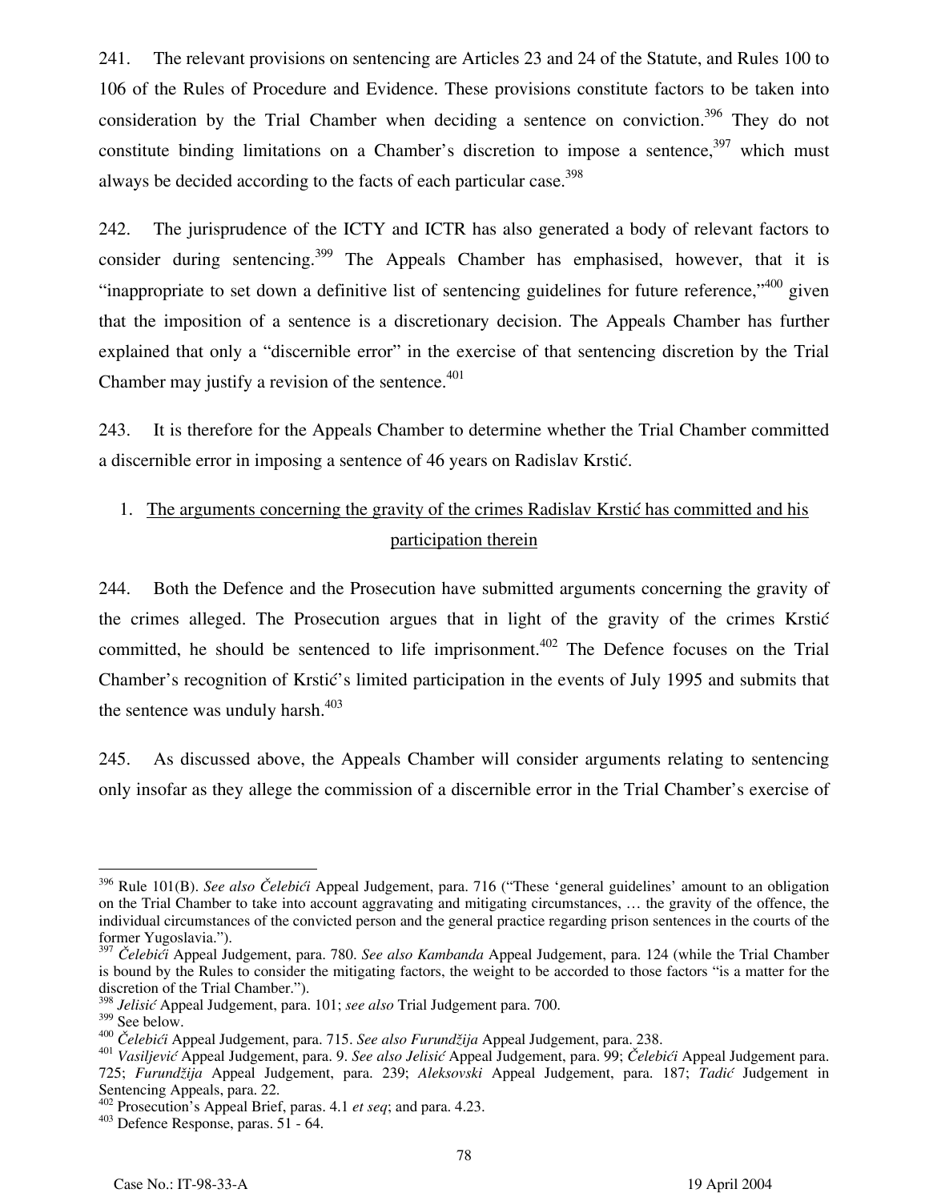241. The relevant provisions on sentencing are Articles 23 and 24 of the Statute, and Rules 100 to 106 of the Rules of Procedure and Evidence. These provisions constitute factors to be taken into consideration by the Trial Chamber when deciding a sentence on conviction.[396] They do not constitute binding limitations on a Chamber's discretion to impose a sentence,[397] which must always be decided according to the facts of each particular case.[398]

242. The jurisprudence of the ICTY and ICTR has also generated a body of relevant factors to consider during sentencing.[399] The Appeals Chamber has emphasised, however, that it is "inappropriate to set down a definitive list of sentencing guidelines for future reference,"[400] given that the imposition of a sentence is a discretionary decision. The Appeals Chamber has further explained that only a "discernible error" in the exercise of that sentencing discretion by the Trial Chamber may justify a revision of the sentence.[401]

243. It is therefore for the Appeals Chamber to determine whether the Trial Chamber committed a discernible error in imposing a sentence of 46 years on Radislav Krstić.

1. <u>The arguments concerning the gravity of the crimes Radislav Krstić has committed and his participation therein</u>

244. Both the Defence and the Prosecution have submitted arguments concerning the gravity of the crimes alleged. The Prosecution argues that in light of the gravity of the crimes Krstić committed, he should be sentenced to life imprisonment.[402] The Defence focuses on the Trial Chamber's recognition of Krstić's limited participation in the events of July 1995 and submits that the sentence was unduly harsh.[403]

245. As discussed above, the Appeals Chamber will consider arguments relating to sentencing only insofar as they allege the commission of a discernible error in the Trial Chamber's exercise of

---

[396] Rule 101(B). *See also Čelebići* Appeal Judgement, para. 716 ("These 'general guidelines' amount to an obligation on the Trial Chamber to take into account aggravating and mitigating circumstances, … the gravity of the offence, the individual circumstances of the convicted person and the general practice regarding prison sentences in the courts of the former Yugoslavia.").

[397] *Čelebići* Appeal Judgement, para. 780. *See also Kambanda* Appeal Judgement, para. 124 (while the Trial Chamber is bound by the Rules to consider the mitigating factors, the weight to be accorded to those factors "is a matter for the discretion of the Trial Chamber.").

[398] *Jelisić* Appeal Judgement, para. 101; *see also* Trial Judgement para. 700.

[399] See below.

[400] *Čelebići* Appeal Judgement, para. 715. *See also Furundžija* Appeal Judgement, para. 238.

[401] *Vasiljević* Appeal Judgement, para. 9. *See also Jelisić* Appeal Judgement, para. 99; *Čelebići* Appeal Judgement para. 725; *Furundžija* Appeal Judgement, para. 239; *Aleksovski* Appeal Judgement, para. 187; *Tadić* Judgement in Sentencing Appeals, para. 22.

[402] Prosecution's Appeal Brief, paras. 4.1 *et seq*; and para. 4.23.

[403] Defence Response, paras. 51 - 64.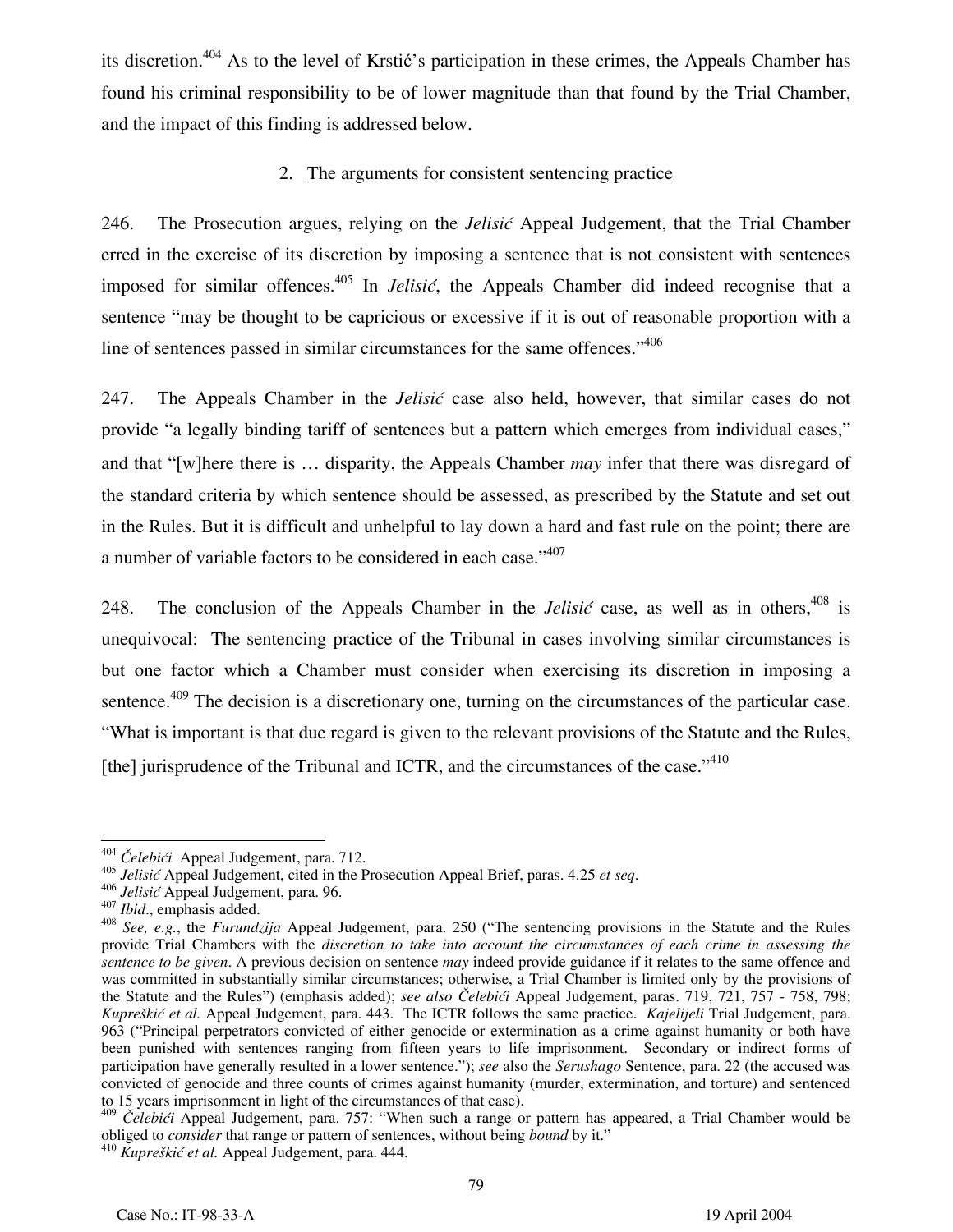its discretion.[404] As to the level of Krstić's participation in these crimes, the Appeals Chamber has found his criminal responsibility to be of lower magnitude than that found by the Trial Chamber, and the impact of this finding is addressed below.

### 2. The arguments for consistent sentencing practice

246. The Prosecution argues, relying on the *Jelisić* Appeal Judgement, that the Trial Chamber erred in the exercise of its discretion by imposing a sentence that is not consistent with sentences imposed for similar offences.[405] In *Jelisić*, the Appeals Chamber did indeed recognise that a sentence "may be thought to be capricious or excessive if it is out of reasonable proportion with a line of sentences passed in similar circumstances for the same offences."[406]

247. The Appeals Chamber in the *Jelisić* case also held, however, that similar cases do not provide "a legally binding tariff of sentences but a pattern which emerges from individual cases," and that "[w]here there is … disparity, the Appeals Chamber *may* infer that there was disregard of the standard criteria by which sentence should be assessed, as prescribed by the Statute and set out in the Rules. But it is difficult and unhelpful to lay down a hard and fast rule on the point; there are a number of variable factors to be considered in each case."[407]

248. The conclusion of the Appeals Chamber in the *Jelisić* case, as well as in others,[408] is unequivocal: The sentencing practice of the Tribunal in cases involving similar circumstances is but one factor which a Chamber must consider when exercising its discretion in imposing a sentence.[409] The decision is a discretionary one, turning on the circumstances of the particular case. "What is important is that due regard is given to the relevant provisions of the Statute and the Rules, [the] jurisprudence of the Tribunal and ICTR, and the circumstances of the case."[410]

---

[404] *Čelebići* Appeal Judgement, para. 712.

[405] *Jelisić* Appeal Judgement, cited in the Prosecution Appeal Brief, paras. 4.25 *et seq*.

[406] *Jelisić* Appeal Judgement, para. 96.

[407] *Ibid*., emphasis added.

[408] *See, e.g.*, the *Furundzija* Appeal Judgement, para. 250 ("The sentencing provisions in the Statute and the Rules provide Trial Chambers with the *discretion to take into account the circumstances of each crime in assessing the sentence to be given*. A previous decision on sentence *may* indeed provide guidance if it relates to the same offence and was committed in substantially similar circumstances; otherwise, a Trial Chamber is limited only by the provisions of the Statute and the Rules") (emphasis added); *see also Čelebići* Appeal Judgement, paras. 719, 721, 757 - 758, 798; *Kupreškić et al.* Appeal Judgement, para. 443. The ICTR follows the same practice. *Kajelijeli* Trial Judgement, para. 963 ("Principal perpetrators convicted of either genocide or extermination as a crime against humanity or both have been punished with sentences ranging from fifteen years to life imprisonment. Secondary or indirect forms of participation have generally resulted in a lower sentence."); *see* also the *Serushago* Sentence, para. 22 (the accused was convicted of genocide and three counts of crimes against humanity (murder, extermination, and torture) and sentenced to 15 years imprisonment in light of the circumstances of that case).

[409] *Čelebići* Appeal Judgement, para. 757: "When such a range or pattern has appeared, a Trial Chamber would be obliged to *consider* that range or pattern of sentences, without being *bound* by it."

[410] *Kupreškić et al.* Appeal Judgement, para. 444.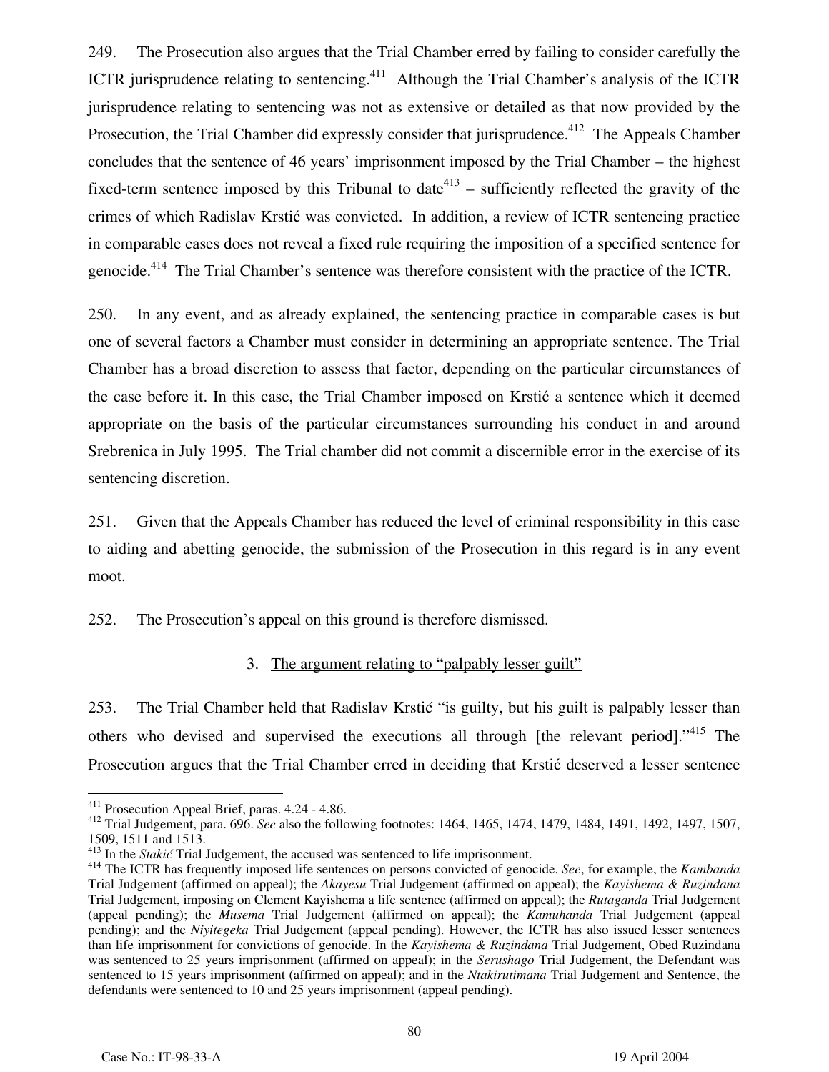249. The Prosecution also argues that the Trial Chamber erred by failing to consider carefully the ICTR jurisprudence relating to sentencing.[411] Although the Trial Chamber's analysis of the ICTR jurisprudence relating to sentencing was not as extensive or detailed as that now provided by the Prosecution, the Trial Chamber did expressly consider that jurisprudence.[412] The Appeals Chamber concludes that the sentence of 46 years' imprisonment imposed by the Trial Chamber – the highest fixed-term sentence imposed by this Tribunal to date[413] – sufficiently reflected the gravity of the crimes of which Radislav Krstić was convicted. In addition, a review of ICTR sentencing practice in comparable cases does not reveal a fixed rule requiring the imposition of a specified sentence for genocide.[414] The Trial Chamber's sentence was therefore consistent with the practice of the ICTR.

250. In any event, and as already explained, the sentencing practice in comparable cases is but one of several factors a Chamber must consider in determining an appropriate sentence. The Trial Chamber has a broad discretion to assess that factor, depending on the particular circumstances of the case before it. In this case, the Trial Chamber imposed on Krstić a sentence which it deemed appropriate on the basis of the particular circumstances surrounding his conduct in and around Srebrenica in July 1995. The Trial chamber did not commit a discernible error in the exercise of its sentencing discretion.

251. Given that the Appeals Chamber has reduced the level of criminal responsibility in this case to aiding and abetting genocide, the submission of the Prosecution in this regard is in any event moot.

252. The Prosecution's appeal on this ground is therefore dismissed.

### 3. The argument relating to "palpably lesser guilt"

253. The Trial Chamber held that Radislav Krstić "is guilty, but his guilt is palpably lesser than others who devised and supervised the executions all through [the relevant period]."[415] The Prosecution argues that the Trial Chamber erred in deciding that Krstić deserved a lesser sentence

---

[411] Prosecution Appeal Brief, paras. 4.24 - 4.86.

[412] Trial Judgement, para. 696. *See* also the following footnotes: 1464, 1465, 1474, 1479, 1484, 1491, 1492, 1497, 1507, 1509, 1511 and 1513.

[413] In the *Stakić* Trial Judgement, the accused was sentenced to life imprisonment.

[414] The ICTR has frequently imposed life sentences on persons convicted of genocide. *See*, for example, the *Kambanda* Trial Judgement (affirmed on appeal); the *Akayesu* Trial Judgement (affirmed on appeal); the *Kayishema & Ruzindana* Trial Judgement, imposing on Clement Kayishema a life sentence (affirmed on appeal); the *Rutaganda* Trial Judgement (appeal pending); the *Musema* Trial Judgement (affirmed on appeal); the *Kamuhanda* Trial Judgement (appeal pending); and the *Niyitegeka* Trial Judgement (appeal pending). However, the ICTR has also issued lesser sentences than life imprisonment for convictions of genocide. In the *Kayishema & Ruzindana* Trial Judgement, Obed Ruzindana was sentenced to 25 years imprisonment (affirmed on appeal); in the *Serushago* Trial Judgement, the Defendant was sentenced to 15 years imprisonment (affirmed on appeal); and in the *Ntakirutimana* Trial Judgement and Sentence, the defendants were sentenced to 10 and 25 years imprisonment (appeal pending).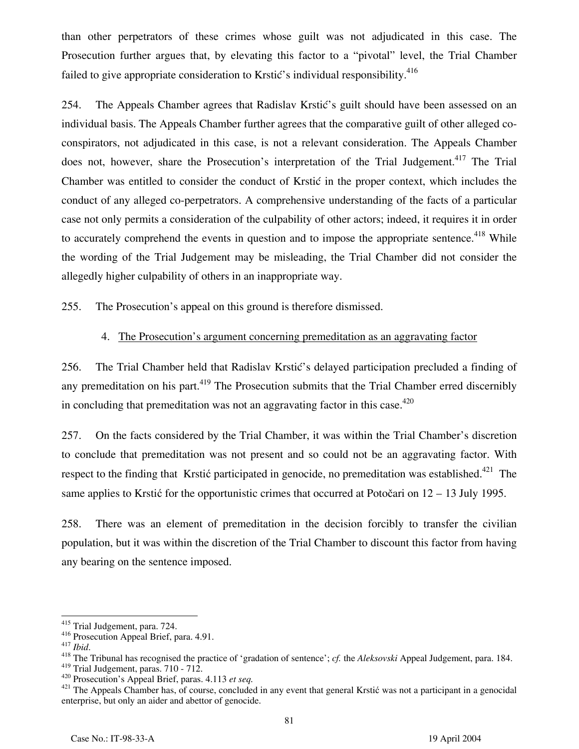than other perpetrators of these crimes whose guilt was not adjudicated in this case. The Prosecution further argues that, by elevating this factor to a "pivotal" level, the Trial Chamber failed to give appropriate consideration to Krstić's individual responsibility.[416]

254. The Appeals Chamber agrees that Radislav Krstić's guilt should have been assessed on an individual basis. The Appeals Chamber further agrees that the comparative guilt of other alleged co-conspirators, not adjudicated in this case, is not a relevant consideration. The Appeals Chamber does not, however, share the Prosecution's interpretation of the Trial Judgement.[417] The Trial Chamber was entitled to consider the conduct of Krstić in the proper context, which includes the conduct of any alleged co-perpetrators. A comprehensive understanding of the facts of a particular case not only permits a consideration of the culpability of other actors; indeed, it requires it in order to accurately comprehend the events in question and to impose the appropriate sentence.[418] While the wording of the Trial Judgement may be misleading, the Trial Chamber did not consider the allegedly higher culpability of others in an inappropriate way.

255. The Prosecution's appeal on this ground is therefore dismissed.

4. The Prosecution's argument concerning premeditation as an aggravating factor

256. The Trial Chamber held that Radislav Krstić's delayed participation precluded a finding of any premeditation on his part.[419] The Prosecution submits that the Trial Chamber erred discernibly in concluding that premeditation was not an aggravating factor in this case.[420]

257. On the facts considered by the Trial Chamber, it was within the Trial Chamber's discretion to conclude that premeditation was not present and so could not be an aggravating factor. With respect to the finding that Krstić participated in genocide, no premeditation was established.[421] The same applies to Krstić for the opportunistic crimes that occurred at Potočari on 12 – 13 July 1995.

258. There was an element of premeditation in the decision forcibly to transfer the civilian population, but it was within the discretion of the Trial Chamber to discount this factor from having any bearing on the sentence imposed.

---

[415] Trial Judgement, para. 724.

[416] Prosecution Appeal Brief, para. 4.91.

[417] *Ibid*.

[418] The Tribunal has recognised the practice of 'gradation of sentence'; *cf.* the *Aleksovski* Appeal Judgement, para. 184.

[419] Trial Judgement, paras. 710 - 712.

[420] Prosecution's Appeal Brief, paras. 4.113 *et seq.*

[421] The Appeals Chamber has, of course, concluded in any event that general Krstić was not a participant in a genocidal enterprise, but only an aider and abettor of genocide.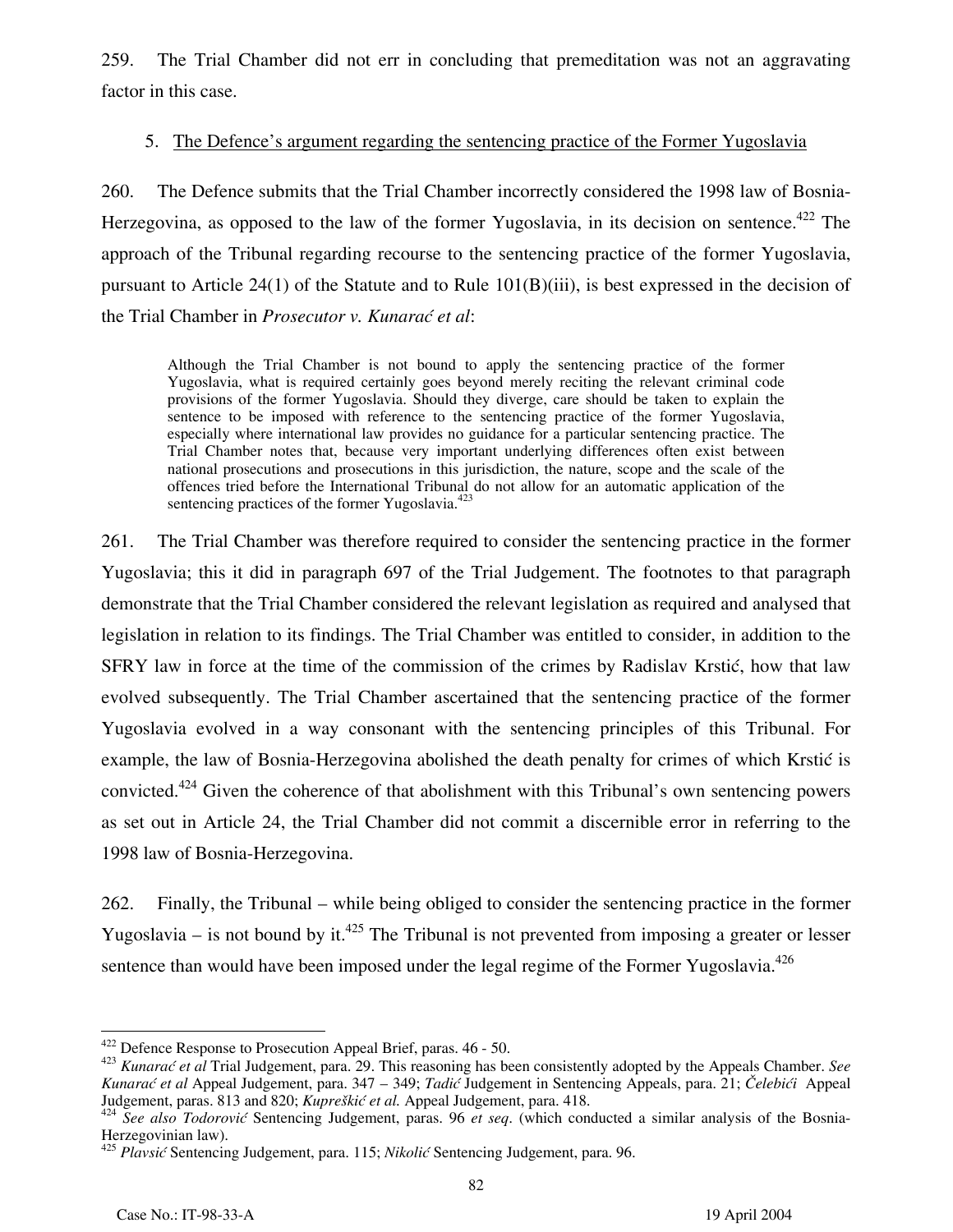259. The Trial Chamber did not err in concluding that premeditation was not an aggravating factor in this case.

5. The Defence's argument regarding the sentencing practice of the Former Yugoslavia

260. The Defence submits that the Trial Chamber incorrectly considered the 1998 law of Bosnia-Herzegovina, as opposed to the law of the former Yugoslavia, in its decision on sentence.[422] The approach of the Tribunal regarding recourse to the sentencing practice of the former Yugoslavia, pursuant to Article 24(1) of the Statute and to Rule 101(B)(iii), is best expressed in the decision of the Trial Chamber in *Prosecutor v. Kunarać et al*:

> Although the Trial Chamber is not bound to apply the sentencing practice of the former Yugoslavia, what is required certainly goes beyond merely reciting the relevant criminal code provisions of the former Yugoslavia. Should they diverge, care should be taken to explain the sentence to be imposed with reference to the sentencing practice of the former Yugoslavia, especially where international law provides no guidance for a particular sentencing practice. The Trial Chamber notes that, because very important underlying differences often exist between national prosecutions and prosecutions in this jurisdiction, the nature, scope and the scale of the offences tried before the International Tribunal do not allow for an automatic application of the sentencing practices of the former Yugoslavia.[423]

261. The Trial Chamber was therefore required to consider the sentencing practice in the former Yugoslavia; this it did in paragraph 697 of the Trial Judgement. The footnotes to that paragraph demonstrate that the Trial Chamber considered the relevant legislation as required and analysed that legislation in relation to its findings. The Trial Chamber was entitled to consider, in addition to the SFRY law in force at the time of the commission of the crimes by Radislav Krstić, how that law evolved subsequently. The Trial Chamber ascertained that the sentencing practice of the former Yugoslavia evolved in a way consonant with the sentencing principles of this Tribunal. For example, the law of Bosnia-Herzegovina abolished the death penalty for crimes of which Krstić is convicted.[424] Given the coherence of that abolishment with this Tribunal's own sentencing powers as set out in Article 24, the Trial Chamber did not commit a discernible error in referring to the 1998 law of Bosnia-Herzegovina.

262. Finally, the Tribunal – while being obliged to consider the sentencing practice in the former Yugoslavia – is not bound by it.[425] The Tribunal is not prevented from imposing a greater or lesser sentence than would have been imposed under the legal regime of the Former Yugoslavia.[426]

---

[422] Defence Response to Prosecution Appeal Brief, paras. 46 - 50.

[423] *Kunarać et al* Trial Judgement, para. 29. This reasoning has been consistently adopted by the Appeals Chamber. *See Kunarać et al* Appeal Judgement, para. 347 – 349; *Tadić* Judgement in Sentencing Appeals, para. 21; *Čelebići* Appeal Judgement, paras. 813 and 820; *Kupreškić et al.* Appeal Judgement, para. 418.

[424] *See also Todorović* Sentencing Judgement, paras. 96 *et seq*. (which conducted a similar analysis of the Bosnia-Herzegovinian law).

[425] *Plavsić* Sentencing Judgement, para. 115; *Nikolić* Sentencing Judgement, para. 96.

Case No.: IT-98-33-A 19 April 2004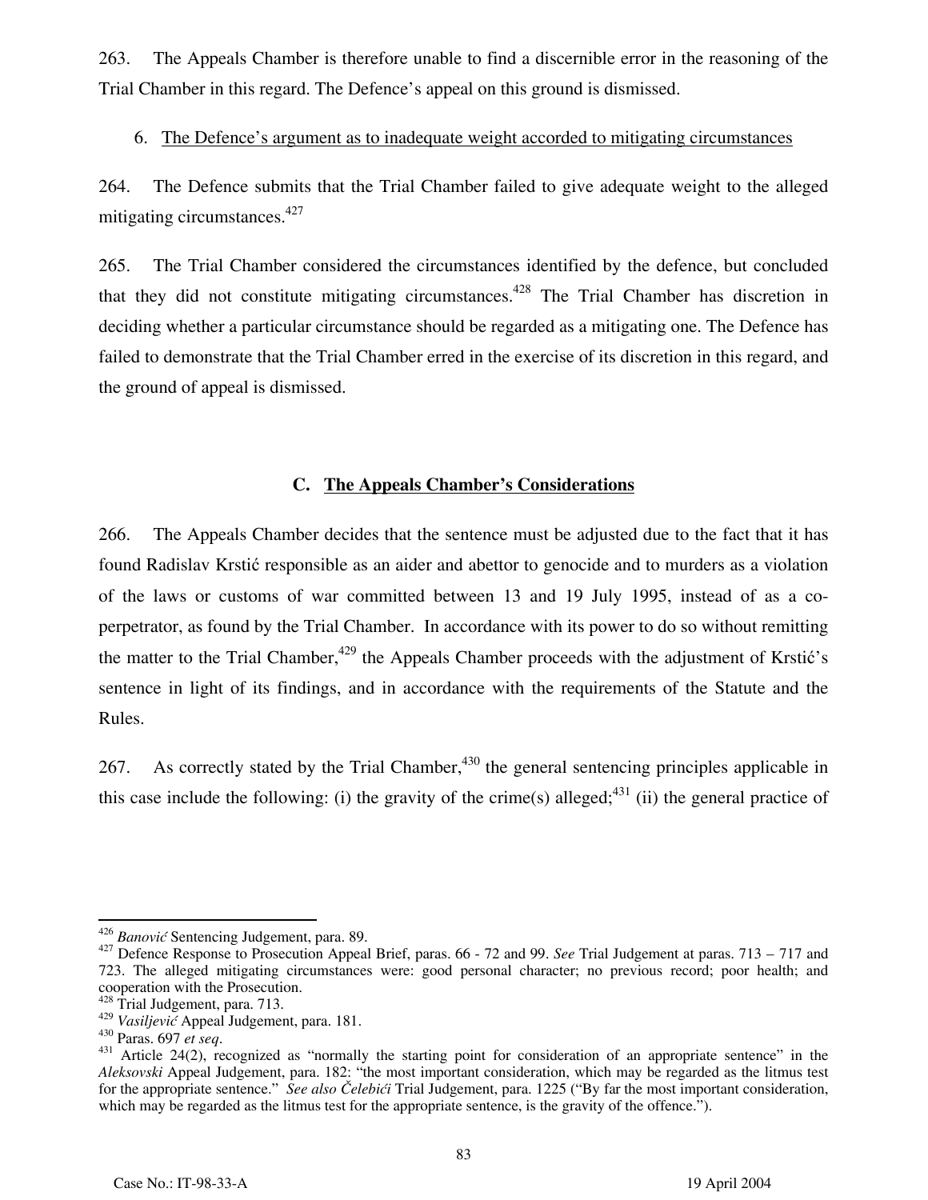263. The Appeals Chamber is therefore unable to find a discernible error in the reasoning of the Trial Chamber in this regard. The Defence's appeal on this ground is dismissed.

6. The Defence's argument as to inadequate weight accorded to mitigating circumstances

264. The Defence submits that the Trial Chamber failed to give adequate weight to the alleged mitigating circumstances.[427]

265. The Trial Chamber considered the circumstances identified by the defence, but concluded that they did not constitute mitigating circumstances.[428] The Trial Chamber has discretion in deciding whether a particular circumstance should be regarded as a mitigating one. The Defence has failed to demonstrate that the Trial Chamber erred in the exercise of its discretion in this regard, and the ground of appeal is dismissed.

### C. The Appeals Chamber's Considerations

266. The Appeals Chamber decides that the sentence must be adjusted due to the fact that it has found Radislav Krstić responsible as an aider and abettor to genocide and to murders as a violation of the laws or customs of war committed between 13 and 19 July 1995, instead of as a co-perpetrator, as found by the Trial Chamber. In accordance with its power to do so without remitting the matter to the Trial Chamber,[429] the Appeals Chamber proceeds with the adjustment of Krstić's sentence in light of its findings, and in accordance with the requirements of the Statute and the Rules.

267. As correctly stated by the Trial Chamber,[430] the general sentencing principles applicable in this case include the following: (i) the gravity of the crime(s) alleged;[431] (ii) the general practice of

---

[426] *Banović* Sentencing Judgement, para. 89.

[427] Defence Response to Prosecution Appeal Brief, paras. 66 - 72 and 99. *See* Trial Judgement at paras. 713 – 717 and 723. The alleged mitigating circumstances were: good personal character; no previous record; poor health; and cooperation with the Prosecution.

[428] Trial Judgement, para. 713.

[429] *Vasiljević* Appeal Judgement, para. 181.

[430] Paras. 697 *et seq*.

[431] Article 24(2), recognized as "normally the starting point for consideration of an appropriate sentence" in the *Aleksovski* Appeal Judgement, para. 182: "the most important consideration, which may be regarded as the litmus test for the appropriate sentence." *See also Čelebići* Trial Judgement, para. 1225 ("By far the most important consideration, which may be regarded as the litmus test for the appropriate sentence, is the gravity of the offence.").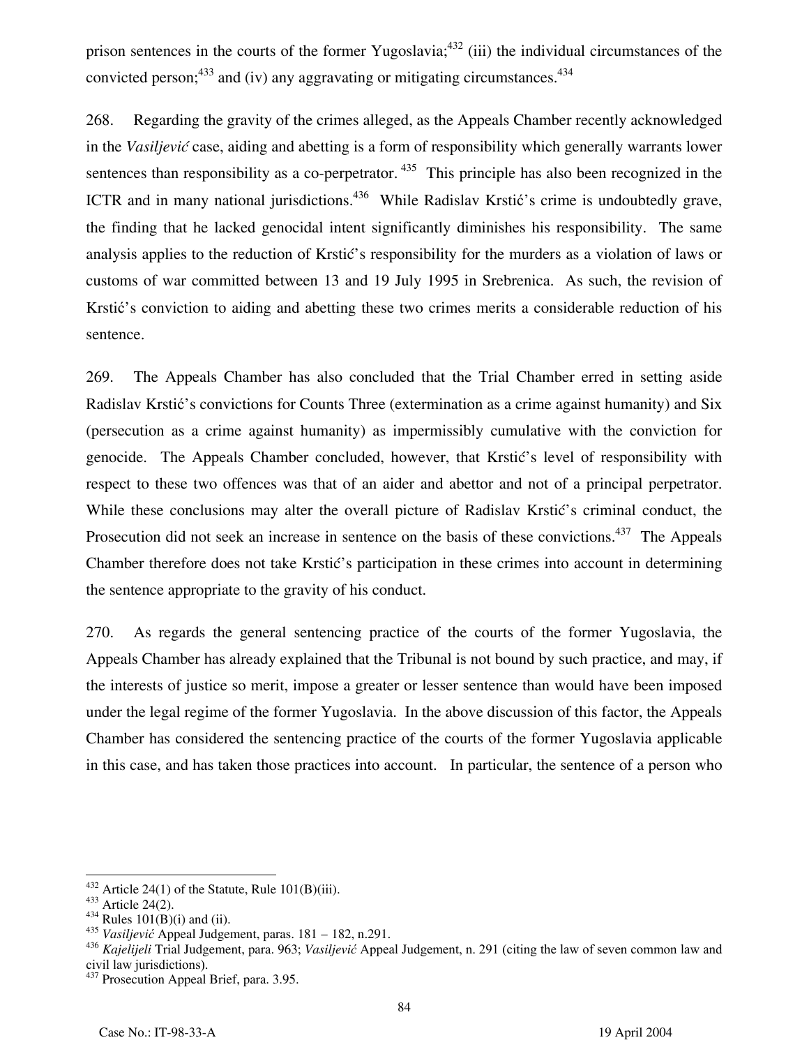prison sentences in the courts of the former Yugoslavia;[432] (iii) the individual circumstances of the convicted person;[433] and (iv) any aggravating or mitigating circumstances.[434]

268. Regarding the gravity of the crimes alleged, as the Appeals Chamber recently acknowledged in the *Vasiljević* case, aiding and abetting is a form of responsibility which generally warrants lower sentences than responsibility as a co-perpetrator.[435] This principle has also been recognized in the ICTR and in many national jurisdictions.[436] While Radislav Krstić's crime is undoubtedly grave, the finding that he lacked genocidal intent significantly diminishes his responsibility. The same analysis applies to the reduction of Krstić's responsibility for the murders as a violation of laws or customs of war committed between 13 and 19 July 1995 in Srebrenica. As such, the revision of Krstić's conviction to aiding and abetting these two crimes merits a considerable reduction of his sentence.

269. The Appeals Chamber has also concluded that the Trial Chamber erred in setting aside Radislav Krstić's convictions for Counts Three (extermination as a crime against humanity) and Six (persecution as a crime against humanity) as impermissibly cumulative with the conviction for genocide. The Appeals Chamber concluded, however, that Krstić's level of responsibility with respect to these two offences was that of an aider and abettor and not of a principal perpetrator. While these conclusions may alter the overall picture of Radislav Krstić's criminal conduct, the Prosecution did not seek an increase in sentence on the basis of these convictions.[437] The Appeals Chamber therefore does not take Krstić's participation in these crimes into account in determining the sentence appropriate to the gravity of his conduct.

270. As regards the general sentencing practice of the courts of the former Yugoslavia, the Appeals Chamber has already explained that the Tribunal is not bound by such practice, and may, if the interests of justice so merit, impose a greater or lesser sentence than would have been imposed under the legal regime of the former Yugoslavia. In the above discussion of this factor, the Appeals Chamber has considered the sentencing practice of the courts of the former Yugoslavia applicable in this case, and has taken those practices into account. In particular, the sentence of a person who

---

[432] Article 24(1) of the Statute, Rule 101(B)(iii).

[433] Article 24(2).

[434] Rules 101(B)(i) and (ii).

[435] *Vasiljević* Appeal Judgement, paras. 181 – 182, n.291.

[436] *Kajelijeli* Trial Judgement, para. 963; *Vasiljević* Appeal Judgement, n. 291 (citing the law of seven common law and civil law jurisdictions).

[437] Prosecution Appeal Brief, para. 3.95.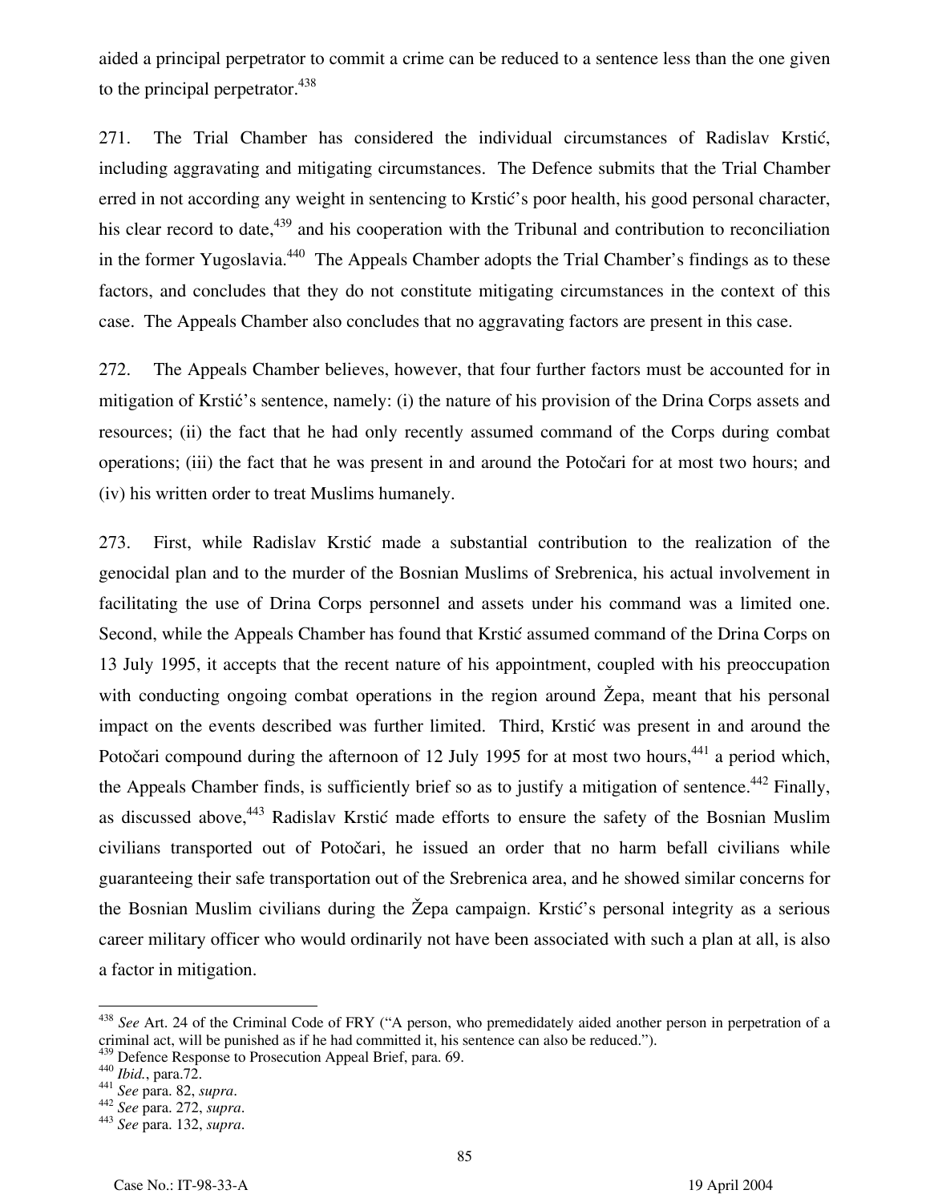aided a principal perpetrator to commit a crime can be reduced to a sentence less than the one given to the principal perpetrator.[438]

271. The Trial Chamber has considered the individual circumstances of Radislav Krstić, including aggravating and mitigating circumstances. The Defence submits that the Trial Chamber erred in not according any weight in sentencing to Krstić's poor health, his good personal character, his clear record to date,[439] and his cooperation with the Tribunal and contribution to reconciliation in the former Yugoslavia.[440] The Appeals Chamber adopts the Trial Chamber's findings as to these factors, and concludes that they do not constitute mitigating circumstances in the context of this case. The Appeals Chamber also concludes that no aggravating factors are present in this case.

272. The Appeals Chamber believes, however, that four further factors must be accounted for in mitigation of Krstić's sentence, namely: (i) the nature of his provision of the Drina Corps assets and resources; (ii) the fact that he had only recently assumed command of the Corps during combat operations; (iii) the fact that he was present in and around the Potočari for at most two hours; and (iv) his written order to treat Muslims humanely.

273. First, while Radislav Krstić made a substantial contribution to the realization of the genocidal plan and to the murder of the Bosnian Muslims of Srebrenica, his actual involvement in facilitating the use of Drina Corps personnel and assets under his command was a limited one. Second, while the Appeals Chamber has found that Krstić assumed command of the Drina Corps on 13 July 1995, it accepts that the recent nature of his appointment, coupled with his preoccupation with conducting ongoing combat operations in the region around Žepa, meant that his personal impact on the events described was further limited. Third, Krstić was present in and around the Potočari compound during the afternoon of 12 July 1995 for at most two hours,[441] a period which, the Appeals Chamber finds, is sufficiently brief so as to justify a mitigation of sentence.[442] Finally, as discussed above,[443] Radislav Krstić made efforts to ensure the safety of the Bosnian Muslim civilians transported out of Potočari, he issued an order that no harm befall civilians while guaranteeing their safe transportation out of the Srebrenica area, and he showed similar concerns for the Bosnian Muslim civilians during the Žepa campaign. Krstić's personal integrity as a serious career military officer who would ordinarily not have been associated with such a plan at all, is also a factor in mitigation.

---

[438] *See* Art. 24 of the Criminal Code of FRY ("A person, who premedidately aided another person in perpetration of a criminal act, will be punished as if he had committed it, his sentence can also be reduced.").
[439] Defence Response to Prosecution Appeal Brief, para. 69.
[440] *Ibid.*, para.72.
[441] *See* para. 82, *supra*.
[442] *See* para. 272, *supra*.
[443] *See* para. 132, *supra*.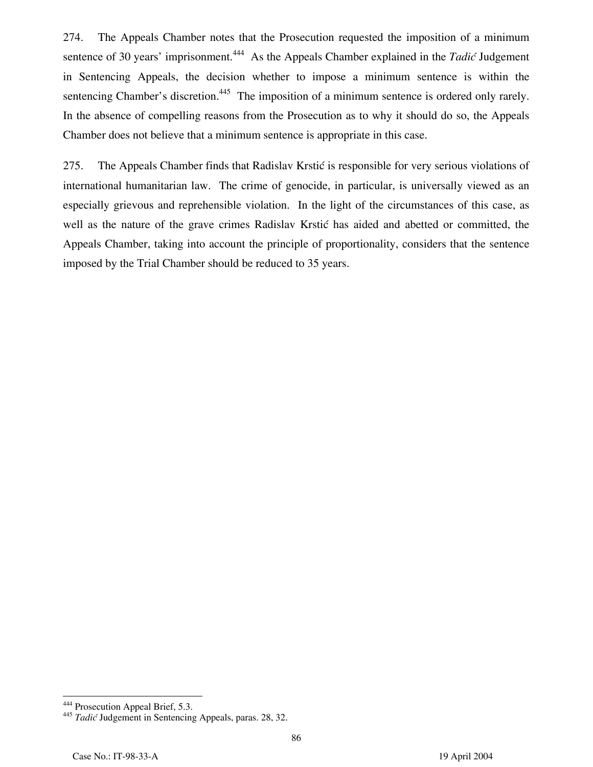274. The Appeals Chamber notes that the Prosecution requested the imposition of a minimum sentence of 30 years' imprisonment.[444] As the Appeals Chamber explained in the *Tadić* Judgement in Sentencing Appeals, the decision whether to impose a minimum sentence is within the sentencing Chamber's discretion.[445] The imposition of a minimum sentence is ordered only rarely. In the absence of compelling reasons from the Prosecution as to why it should do so, the Appeals Chamber does not believe that a minimum sentence is appropriate in this case.

275. The Appeals Chamber finds that Radislav Krstić is responsible for very serious violations of international humanitarian law. The crime of genocide, in particular, is universally viewed as an especially grievous and reprehensible violation. In the light of the circumstances of this case, as well as the nature of the grave crimes Radislav Krstić has aided and abetted or committed, the Appeals Chamber, taking into account the principle of proportionality, considers that the sentence imposed by the Trial Chamber should be reduced to 35 years.

---

[444] Prosecution Appeal Brief, 5.3.

[445] *Tadić* Judgement in Sentencing Appeals, paras. 28, 32.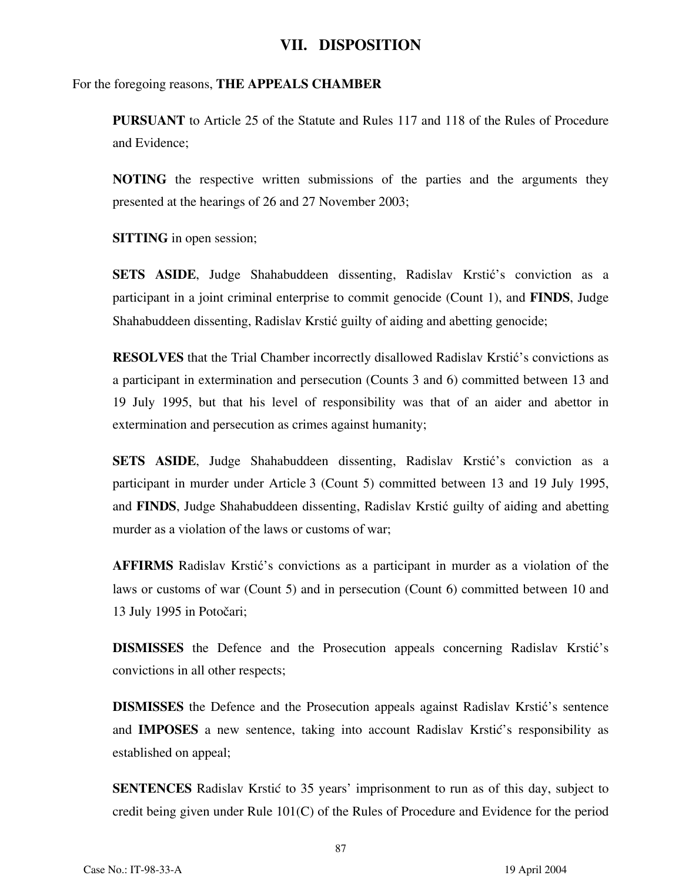## VII. DISPOSITION

For the foregoing reasons, **THE APPEALS CHAMBER**

**PURSUANT** to Article 25 of the Statute and Rules 117 and 118 of the Rules of Procedure and Evidence;

**NOTING** the respective written submissions of the parties and the arguments they presented at the hearings of 26 and 27 November 2003;

**SITTING** in open session;

**SETS ASIDE**, Judge Shahabuddeen dissenting, Radislav Krstić's conviction as a participant in a joint criminal enterprise to commit genocide (Count 1), and **FINDS**, Judge Shahabuddeen dissenting, Radislav Krstić guilty of aiding and abetting genocide;

**RESOLVES** that the Trial Chamber incorrectly disallowed Radislav Krstić's convictions as a participant in extermination and persecution (Counts 3 and 6) committed between 13 and 19 July 1995, but that his level of responsibility was that of an aider and abettor in extermination and persecution as crimes against humanity;

**SETS ASIDE**, Judge Shahabuddeen dissenting, Radislav Krstić's conviction as a participant in murder under Article 3 (Count 5) committed between 13 and 19 July 1995, and **FINDS**, Judge Shahabuddeen dissenting, Radislav Krstić guilty of aiding and abetting murder as a violation of the laws or customs of war;

**AFFIRMS** Radislav Krstić's convictions as a participant in murder as a violation of the laws or customs of war (Count 5) and in persecution (Count 6) committed between 10 and 13 July 1995 in Potočari;

**DISMISSES** the Defence and the Prosecution appeals concerning Radislav Krstić's convictions in all other respects;

**DISMISSES** the Defence and the Prosecution appeals against Radislav Krstić's sentence and **IMPOSES** a new sentence, taking into account Radislav Krstić's responsibility as established on appeal;

**SENTENCES** Radislav Krstić to 35 years' imprisonment to run as of this day, subject to credit being given under Rule 101(C) of the Rules of Procedure and Evidence for the period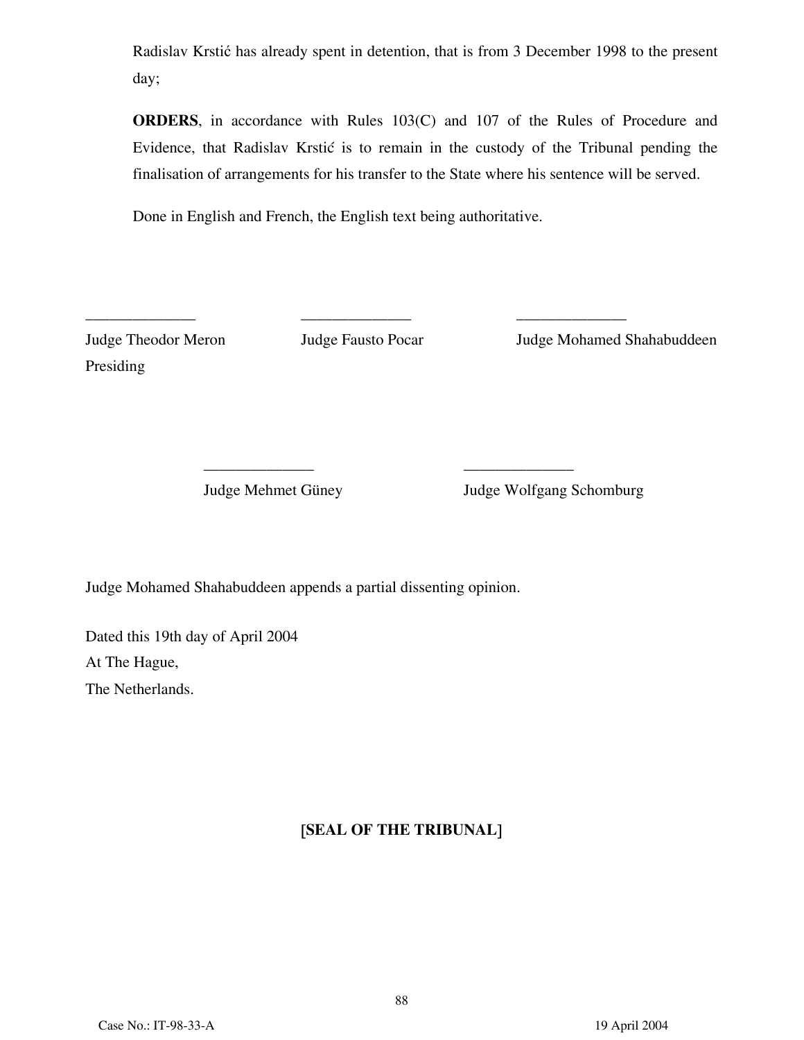Radislav Krstić has already spent in detention, that is from 3 December 1998 to the present day;

**ORDERS**, in accordance with Rules 103(C) and 107 of the Rules of Procedure and Evidence, that Radislav Krstić is to remain in the custody of the Tribunal pending the finalisation of arrangements for his transfer to the State where his sentence will be served.

Done in English and French, the English text being authoritative.

______________ ______________ ______________

Judge Theodor Meron, Presiding — Judge Fausto Pocar — Judge Mohamed Shahabuddeen

______________ ______________

Judge Mehmet Güney — Judge Wolfgang Schomburg

Judge Mohamed Shahabuddeen appends a partial dissenting opinion.

Dated this 19th day of April 2004
At The Hague,
The Netherlands.

**[SEAL OF THE TRIBUNAL]**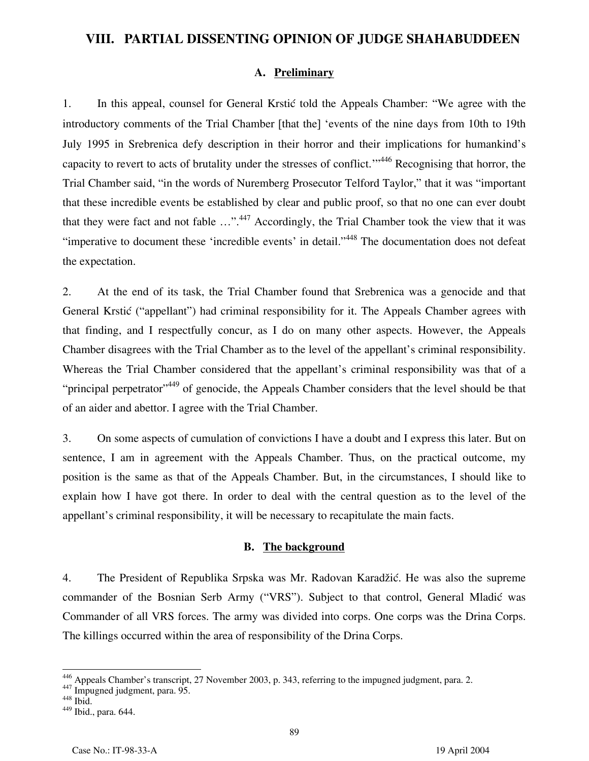## VIII. PARTIAL DISSENTING OPINION OF JUDGE SHAHABUDDEEN

### A. Preliminary

1. In this appeal, counsel for General Krstić told the Appeals Chamber: "We agree with the introductory comments of the Trial Chamber [that the] 'events of the nine days from 10th to 19th July 1995 in Srebrenica defy description in their horror and their implications for humankind's capacity to revert to acts of brutality under the stresses of conflict.'"[446] Recognising that horror, the Trial Chamber said, "in the words of Nuremberg Prosecutor Telford Taylor," that it was "important that these incredible events be established by clear and public proof, so that no one can ever doubt that they were fact and not fable …".[447] Accordingly, the Trial Chamber took the view that it was "imperative to document these 'incredible events' in detail."[448] The documentation does not defeat the expectation.

2. At the end of its task, the Trial Chamber found that Srebrenica was a genocide and that General Krstić ("appellant") had criminal responsibility for it. The Appeals Chamber agrees with that finding, and I respectfully concur, as I do on many other aspects. However, the Appeals Chamber disagrees with the Trial Chamber as to the level of the appellant's criminal responsibility. Whereas the Trial Chamber considered that the appellant's criminal responsibility was that of a "principal perpetrator"[449] of genocide, the Appeals Chamber considers that the level should be that of an aider and abettor. I agree with the Trial Chamber.

3. On some aspects of cumulation of convictions I have a doubt and I express this later. But on sentence, I am in agreement with the Appeals Chamber. Thus, on the practical outcome, my position is the same as that of the Appeals Chamber. But, in the circumstances, I should like to explain how I have got there. In order to deal with the central question as to the level of the appellant's criminal responsibility, it will be necessary to recapitulate the main facts.

### B. The background

4. The President of Republika Srpska was Mr. Radovan Karadžić. He was also the supreme commander of the Bosnian Serb Army ("VRS"). Subject to that control, General Mladić was Commander of all VRS forces. The army was divided into corps. One corps was the Drina Corps. The killings occurred within the area of responsibility of the Drina Corps.

---

[446] Appeals Chamber's transcript, 27 November 2003, p. 343, referring to the impugned judgment, para. 2.

[447] Impugned judgment, para. 95.

[448] Ibid.

[449] Ibid., para. 644.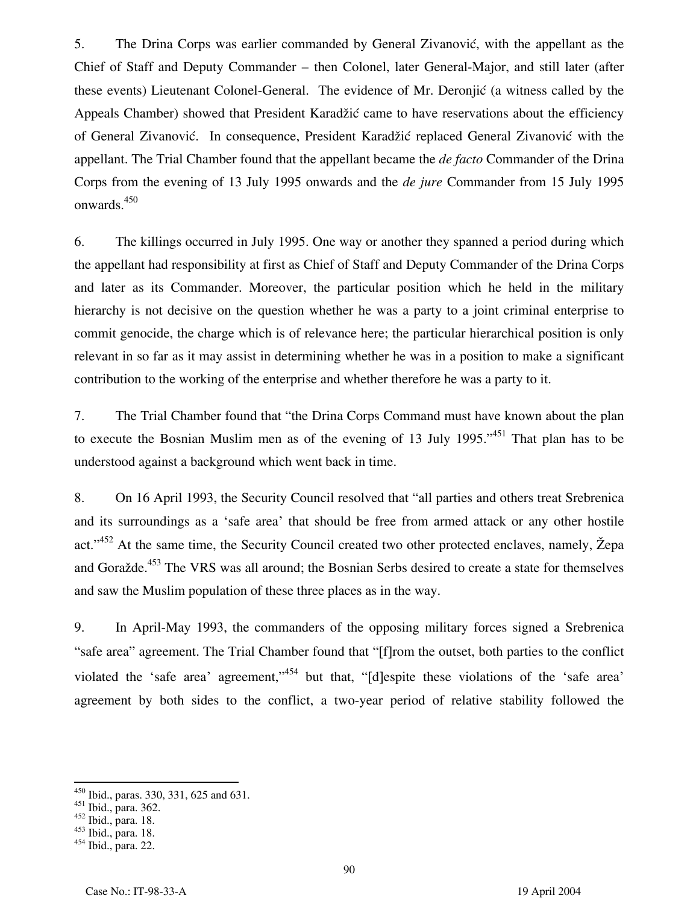5. The Drina Corps was earlier commanded by General Zivanović, with the appellant as the Chief of Staff and Deputy Commander – then Colonel, later General-Major, and still later (after these events) Lieutenant Colonel-General. The evidence of Mr. Deronjić (a witness called by the Appeals Chamber) showed that President Karadžić came to have reservations about the efficiency of General Zivanović. In consequence, President Karadžić replaced General Zivanović with the appellant. The Trial Chamber found that the appellant became the *de facto* Commander of the Drina Corps from the evening of 13 July 1995 onwards and the *de jure* Commander from 15 July 1995 onwards.[450]

6. The killings occurred in July 1995. One way or another they spanned a period during which the appellant had responsibility at first as Chief of Staff and Deputy Commander of the Drina Corps and later as its Commander. Moreover, the particular position which he held in the military hierarchy is not decisive on the question whether he was a party to a joint criminal enterprise to commit genocide, the charge which is of relevance here; the particular hierarchical position is only relevant in so far as it may assist in determining whether he was in a position to make a significant contribution to the working of the enterprise and whether therefore he was a party to it.

7. The Trial Chamber found that "the Drina Corps Command must have known about the plan to execute the Bosnian Muslim men as of the evening of 13 July 1995."[451] That plan has to be understood against a background which went back in time.

8. On 16 April 1993, the Security Council resolved that "all parties and others treat Srebrenica and its surroundings as a 'safe area' that should be free from armed attack or any other hostile act."[452] At the same time, the Security Council created two other protected enclaves, namely, Žepa and Goražde.[453] The VRS was all around; the Bosnian Serbs desired to create a state for themselves and saw the Muslim population of these three places as in the way.

9. In April-May 1993, the commanders of the opposing military forces signed a Srebrenica "safe area" agreement. The Trial Chamber found that "[f]rom the outset, both parties to the conflict violated the 'safe area' agreement,"[454] but that, "[d]espite these violations of the 'safe area' agreement by both sides to the conflict, a two-year period of relative stability followed the

---

[450] Ibid., paras. 330, 331, 625 and 631.
[451] Ibid., para. 362.
[452] Ibid., para. 18.
[453] Ibid., para. 18.
[454] Ibid., para. 22.

Case No.: IT-98-33-A 19 April 2004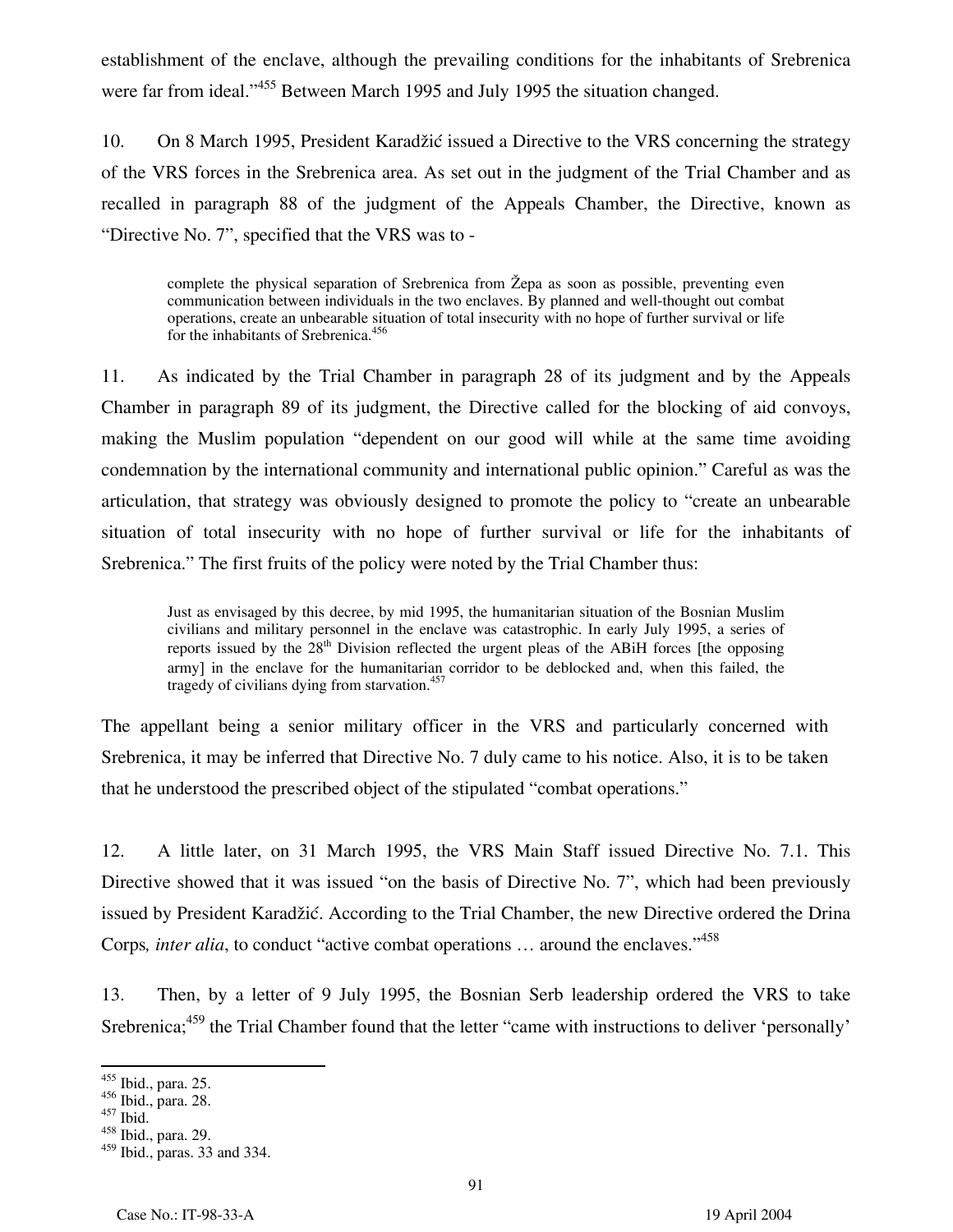establishment of the enclave, although the prevailing conditions for the inhabitants of Srebrenica were far from ideal."[455] Between March 1995 and July 1995 the situation changed.

10. On 8 March 1995, President Karadžić issued a Directive to the VRS concerning the strategy of the VRS forces in the Srebrenica area. As set out in the judgment of the Trial Chamber and as recalled in paragraph 88 of the judgment of the Appeals Chamber, the Directive, known as "Directive No. 7", specified that the VRS was to -

> complete the physical separation of Srebrenica from Žepa as soon as possible, preventing even communication between individuals in the two enclaves. By planned and well-thought out combat operations, create an unbearable situation of total insecurity with no hope of further survival or life for the inhabitants of Srebrenica.[456]

11. As indicated by the Trial Chamber in paragraph 28 of its judgment and by the Appeals Chamber in paragraph 89 of its judgment, the Directive called for the blocking of aid convoys, making the Muslim population "dependent on our good will while at the same time avoiding condemnation by the international community and international public opinion." Careful as was the articulation, that strategy was obviously designed to promote the policy to "create an unbearable situation of total insecurity with no hope of further survival or life for the inhabitants of Srebrenica." The first fruits of the policy were noted by the Trial Chamber thus:

> Just as envisaged by this decree, by mid 1995, the humanitarian situation of the Bosnian Muslim civilians and military personnel in the enclave was catastrophic. In early July 1995, a series of reports issued by the 28th Division reflected the urgent pleas of the ABiH forces [the opposing army] in the enclave for the humanitarian corridor to be deblocked and, when this failed, the tragedy of civilians dying from starvation.[457]

The appellant being a senior military officer in the VRS and particularly concerned with Srebrenica, it may be inferred that Directive No. 7 duly came to his notice. Also, it is to be taken that he understood the prescribed object of the stipulated "combat operations."

12. A little later, on 31 March 1995, the VRS Main Staff issued Directive No. 7.1. This Directive showed that it was issued "on the basis of Directive No. 7", which had been previously issued by President Karadžić. According to the Trial Chamber, the new Directive ordered the Drina Corps*, inter alia*, to conduct "active combat operations … around the enclaves."[458]

13. Then, by a letter of 9 July 1995, the Bosnian Serb leadership ordered the VRS to take Srebrenica;[459] the Trial Chamber found that the letter "came with instructions to deliver 'personally'

---

[455] Ibid., para. 25.
[456] Ibid., para. 28.
[457] Ibid.
[458] Ibid., para. 29.
[459] Ibid., paras. 33 and 334.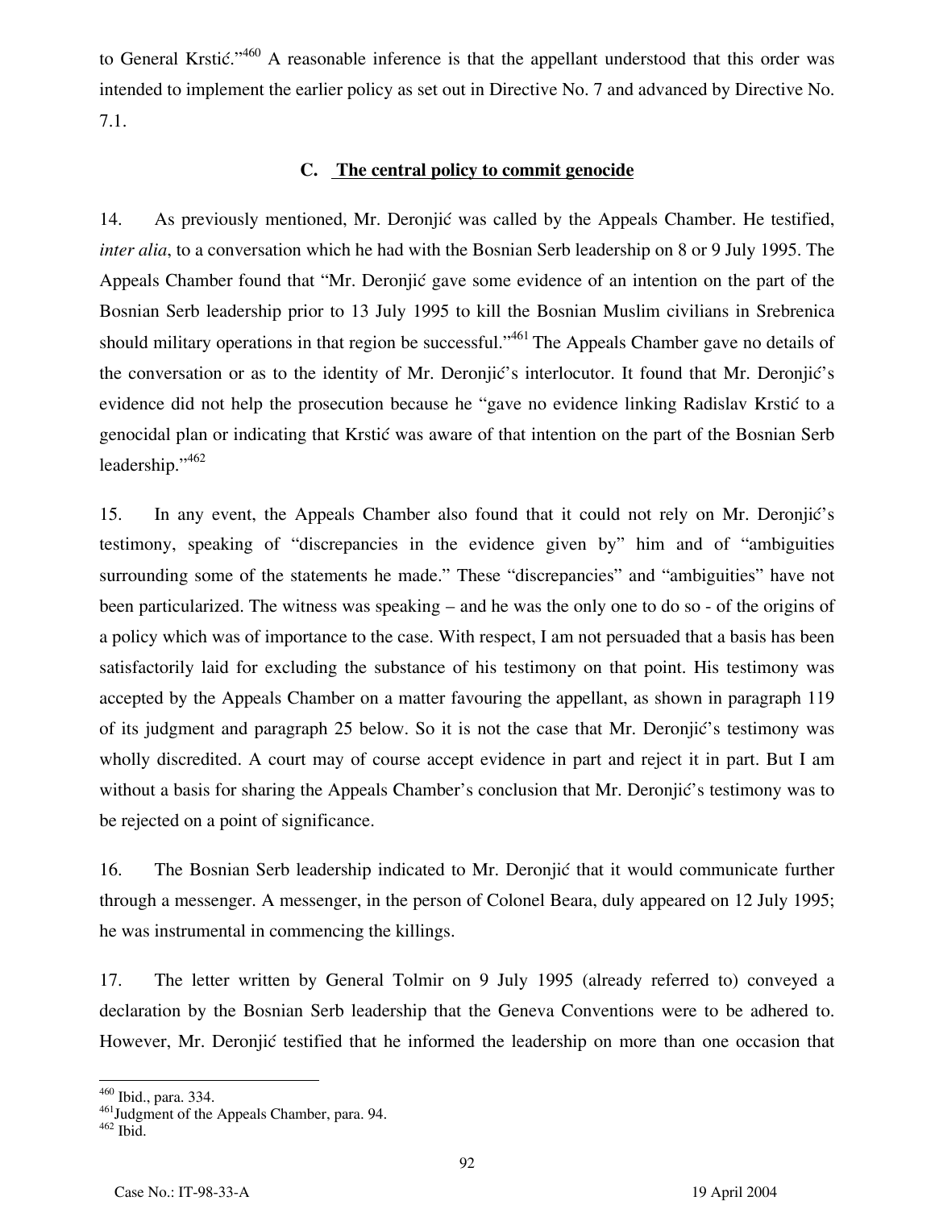to General Krstić."[460] A reasonable inference is that the appellant understood that this order was intended to implement the earlier policy as set out in Directive No. 7 and advanced by Directive No. 7.1.

### C. The central policy to commit genocide

14. As previously mentioned, Mr. Deronjić was called by the Appeals Chamber. He testified, *inter alia*, to a conversation which he had with the Bosnian Serb leadership on 8 or 9 July 1995. The Appeals Chamber found that "Mr. Deronjić gave some evidence of an intention on the part of the Bosnian Serb leadership prior to 13 July 1995 to kill the Bosnian Muslim civilians in Srebrenica should military operations in that region be successful."[461] The Appeals Chamber gave no details of the conversation or as to the identity of Mr. Deronjić's interlocutor. It found that Mr. Deronjić's evidence did not help the prosecution because he "gave no evidence linking Radislav Krstić to a genocidal plan or indicating that Krstić was aware of that intention on the part of the Bosnian Serb leadership."[462]

15. In any event, the Appeals Chamber also found that it could not rely on Mr. Deronjić's testimony, speaking of "discrepancies in the evidence given by" him and of "ambiguities surrounding some of the statements he made." These "discrepancies" and "ambiguities" have not been particularized. The witness was speaking – and he was the only one to do so - of the origins of a policy which was of importance to the case. With respect, I am not persuaded that a basis has been satisfactorily laid for excluding the substance of his testimony on that point. His testimony was accepted by the Appeals Chamber on a matter favouring the appellant, as shown in paragraph 119 of its judgment and paragraph 25 below. So it is not the case that Mr. Deronjić's testimony was wholly discredited. A court may of course accept evidence in part and reject it in part. But I am without a basis for sharing the Appeals Chamber's conclusion that Mr. Deronjić's testimony was to be rejected on a point of significance.

16. The Bosnian Serb leadership indicated to Mr. Deronjić that it would communicate further through a messenger. A messenger, in the person of Colonel Beara, duly appeared on 12 July 1995; he was instrumental in commencing the killings.

17. The letter written by General Tolmir on 9 July 1995 (already referred to) conveyed a declaration by the Bosnian Serb leadership that the Geneva Conventions were to be adhered to. However, Mr. Deronjić testified that he informed the leadership on more than one occasion that

---

[460] Ibid., para. 334.
[461] Judgment of the Appeals Chamber, para. 94.
[462] Ibid.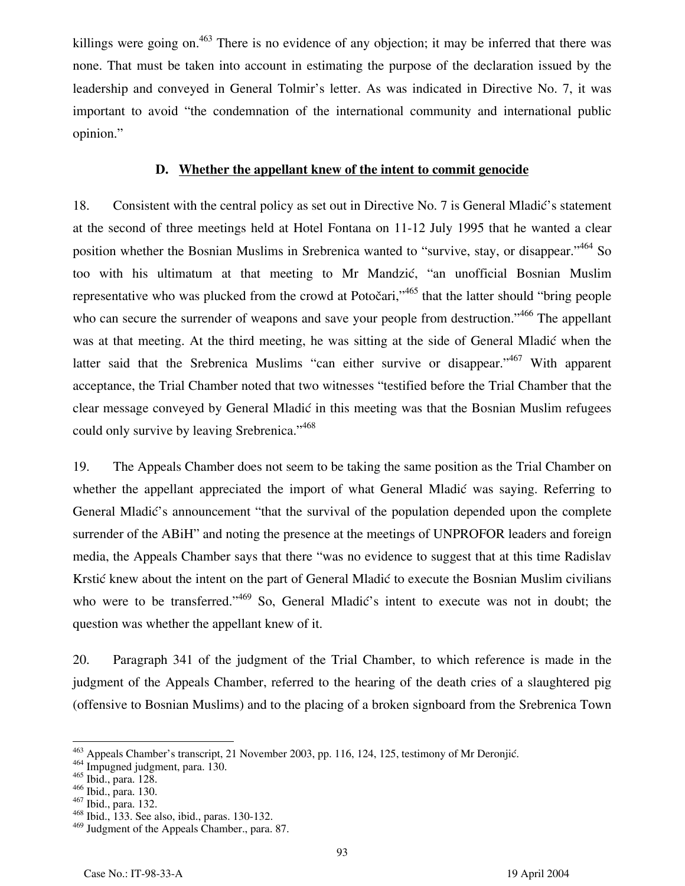killings were going on.[463] There is no evidence of any objection; it may be inferred that there was none. That must be taken into account in estimating the purpose of the declaration issued by the leadership and conveyed in General Tolmir's letter. As was indicated in Directive No. 7, it was important to avoid "the condemnation of the international community and international public opinion."

### D. Whether the appellant knew of the intent to commit genocide

18. Consistent with the central policy as set out in Directive No. 7 is General Mladić's statement at the second of three meetings held at Hotel Fontana on 11-12 July 1995 that he wanted a clear position whether the Bosnian Muslims in Srebrenica wanted to "survive, stay, or disappear."[464] So too with his ultimatum at that meeting to Mr Mandzić, "an unofficial Bosnian Muslim representative who was plucked from the crowd at Potočari,"[465] that the latter should "bring people who can secure the surrender of weapons and save your people from destruction."[466] The appellant was at that meeting. At the third meeting, he was sitting at the side of General Mladić when the latter said that the Srebrenica Muslims "can either survive or disappear."[467] With apparent acceptance, the Trial Chamber noted that two witnesses "testified before the Trial Chamber that the clear message conveyed by General Mladić in this meeting was that the Bosnian Muslim refugees could only survive by leaving Srebrenica."[468]

19. The Appeals Chamber does not seem to be taking the same position as the Trial Chamber on whether the appellant appreciated the import of what General Mladić was saying. Referring to General Mladić's announcement "that the survival of the population depended upon the complete surrender of the ABiH" and noting the presence at the meetings of UNPROFOR leaders and foreign media, the Appeals Chamber says that there "was no evidence to suggest that at this time Radislav Krstić knew about the intent on the part of General Mladić to execute the Bosnian Muslim civilians who were to be transferred."[469] So, General Mladić's intent to execute was not in doubt; the question was whether the appellant knew of it.

20. Paragraph 341 of the judgment of the Trial Chamber, to which reference is made in the judgment of the Appeals Chamber, referred to the hearing of the death cries of a slaughtered pig (offensive to Bosnian Muslims) and to the placing of a broken signboard from the Srebrenica Town

---

[463] Appeals Chamber's transcript, 21 November 2003, pp. 116, 124, 125, testimony of Mr Deronjić.
[464] Impugned judgment, para. 130.
[465] Ibid., para. 128.
[466] Ibid., para. 130.
[467] Ibid., para. 132.
[468] Ibid., 133. See also, ibid., paras. 130-132.
[469] Judgment of the Appeals Chamber., para. 87.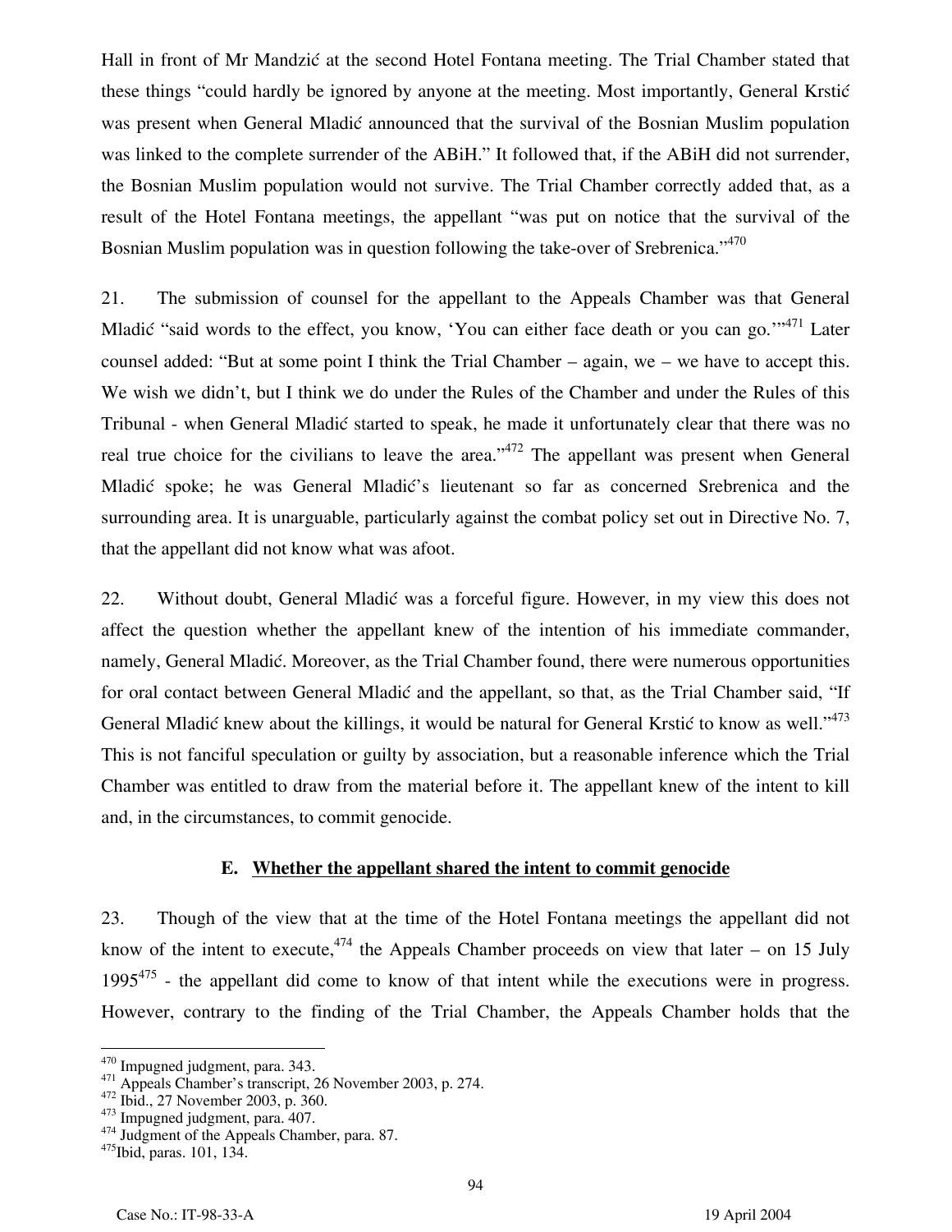Hall in front of Mr Mandzić at the second Hotel Fontana meeting. The Trial Chamber stated that these things "could hardly be ignored by anyone at the meeting. Most importantly, General Krstić was present when General Mladić announced that the survival of the Bosnian Muslim population was linked to the complete surrender of the ABiH." It followed that, if the ABiH did not surrender, the Bosnian Muslim population would not survive. The Trial Chamber correctly added that, as a result of the Hotel Fontana meetings, the appellant "was put on notice that the survival of the Bosnian Muslim population was in question following the take-over of Srebrenica."[470]

21. The submission of counsel for the appellant to the Appeals Chamber was that General Mladić "said words to the effect, you know, 'You can either face death or you can go.'"[471] Later counsel added: "But at some point I think the Trial Chamber – again, we – we have to accept this. We wish we didn't, but I think we do under the Rules of the Chamber and under the Rules of this Tribunal - when General Mladić started to speak, he made it unfortunately clear that there was no real true choice for the civilians to leave the area."[472] The appellant was present when General Mladić spoke; he was General Mladić's lieutenant so far as concerned Srebrenica and the surrounding area. It is unarguable, particularly against the combat policy set out in Directive No. 7, that the appellant did not know what was afoot.

22. Without doubt, General Mladić was a forceful figure. However, in my view this does not affect the question whether the appellant knew of the intention of his immediate commander, namely, General Mladić. Moreover, as the Trial Chamber found, there were numerous opportunities for oral contact between General Mladić and the appellant, so that, as the Trial Chamber said, "If General Mladić knew about the killings, it would be natural for General Krstić to know as well."[473] This is not fanciful speculation or guilty by association, but a reasonable inference which the Trial Chamber was entitled to draw from the material before it. The appellant knew of the intent to kill and, in the circumstances, to commit genocide.

### E. Whether the appellant shared the intent to commit genocide

23. Though of the view that at the time of the Hotel Fontana meetings the appellant did not know of the intent to execute,[474] the Appeals Chamber proceeds on view that later – on 15 July 1995[475] - the appellant did come to know of that intent while the executions were in progress. However, contrary to the finding of the Trial Chamber, the Appeals Chamber holds that the

---

[470] Impugned judgment, para. 343.
[471] Appeals Chamber's transcript, 26 November 2003, p. 274.
[472] Ibid., 27 November 2003, p. 360.
[473] Impugned judgment, para. 407.
[474] Judgment of the Appeals Chamber, para. 87.
[475] Ibid, paras. 101, 134.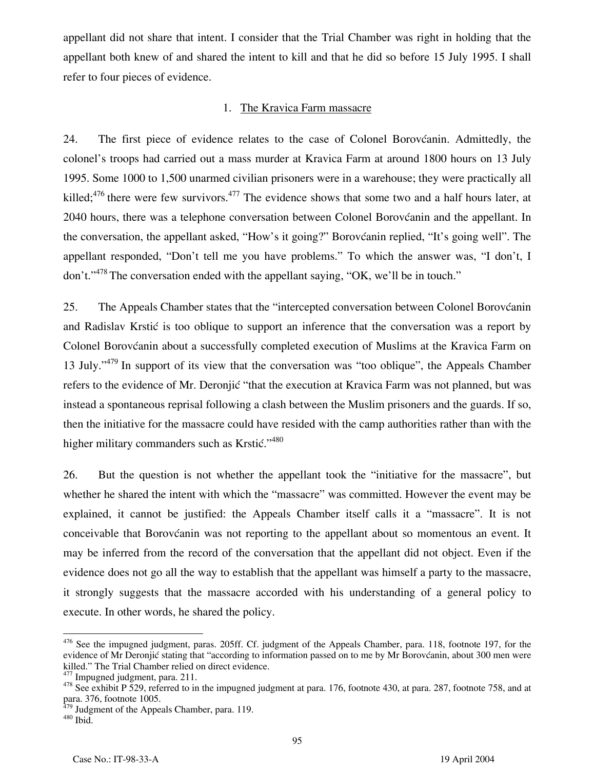appellant did not share that intent. I consider that the Trial Chamber was right in holding that the appellant both knew of and shared the intent to kill and that he did so before 15 July 1995. I shall refer to four pieces of evidence.

1. The Kravica Farm massacre

24. The first piece of evidence relates to the case of Colonel Borovćanin. Admittedly, the colonel's troops had carried out a mass murder at Kravica Farm at around 1800 hours on 13 July 1995. Some 1000 to 1,500 unarmed civilian prisoners were in a warehouse; they were practically all killed;[476] there were few survivors.[477] The evidence shows that some two and a half hours later, at 2040 hours, there was a telephone conversation between Colonel Borovćanin and the appellant. In the conversation, the appellant asked, "How's it going?" Borovćanin replied, "It's going well". The appellant responded, "Don't tell me you have problems." To which the answer was, "I don't, I don't."[478] The conversation ended with the appellant saying, "OK, we'll be in touch."

25. The Appeals Chamber states that the "intercepted conversation between Colonel Borovćanin and Radislav Krstić is too oblique to support an inference that the conversation was a report by Colonel Borovćanin about a successfully completed execution of Muslims at the Kravica Farm on 13 July."[479] In support of its view that the conversation was "too oblique", the Appeals Chamber refers to the evidence of Mr. Deronjić "that the execution at Kravica Farm was not planned, but was instead a spontaneous reprisal following a clash between the Muslim prisoners and the guards. If so, then the initiative for the massacre could have resided with the camp authorities rather than with the higher military commanders such as Krstić."[480]

26. But the question is not whether the appellant took the "initiative for the massacre", but whether he shared the intent with which the "massacre" was committed. However the event may be explained, it cannot be justified: the Appeals Chamber itself calls it a "massacre". It is not conceivable that Borovćanin was not reporting to the appellant about so momentous an event. It may be inferred from the record of the conversation that the appellant did not object. Even if the evidence does not go all the way to establish that the appellant was himself a party to the massacre, it strongly suggests that the massacre accorded with his understanding of a general policy to execute. In other words, he shared the policy.

---

[476] See the impugned judgment, paras. 205ff. Cf. judgment of the Appeals Chamber, para. 118, footnote 197, for the evidence of Mr Deronjić stating that "according to information passed on to me by Mr Borovćanin, about 300 men were killed." The Trial Chamber relied on direct evidence.

[477] Impugned judgment, para. 211.

[478] See exhibit P 529, referred to in the impugned judgment at para. 176, footnote 430, at para. 287, footnote 758, and at para. 376, footnote 1005.

[479] Judgment of the Appeals Chamber, para. 119.

[480] Ibid.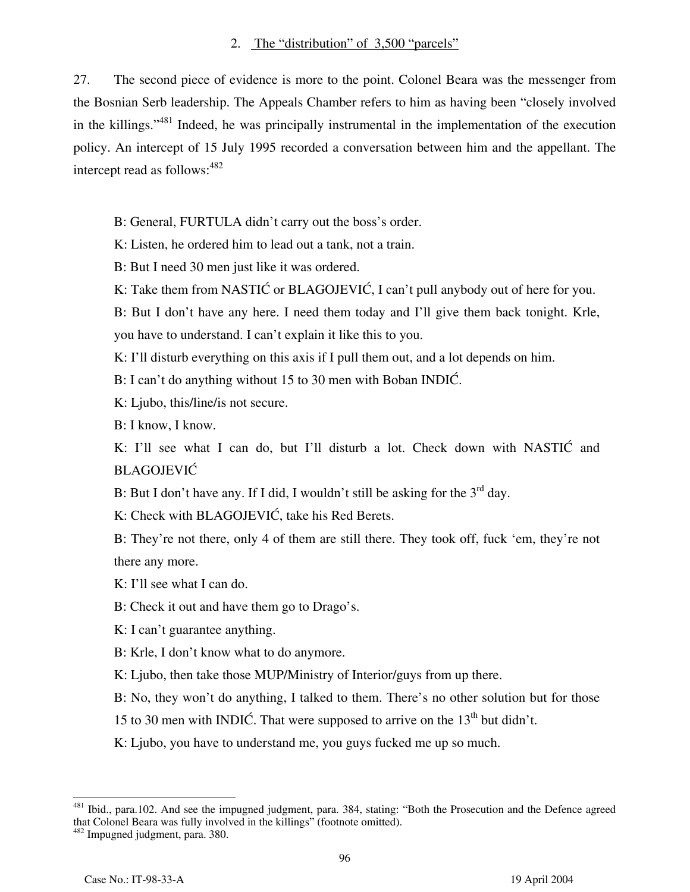### 2. The "distribution" of 3,500 "parcels"

27. The second piece of evidence is more to the point. Colonel Beara was the messenger from the Bosnian Serb leadership. The Appeals Chamber refers to him as having been "closely involved in the killings."[481] Indeed, he was principally instrumental in the implementation of the execution policy. An intercept of 15 July 1995 recorded a conversation between him and the appellant. The intercept read as follows:[482]

> B: General, FURTULA didn't carry out the boss's order.
>
> K: Listen, he ordered him to lead out a tank, not a train.
>
> B: But I need 30 men just like it was ordered.
>
> K: Take them from NASTIĆ or BLAGOJEVIĆ, I can't pull anybody out of here for you.
>
> B: But I don't have any here. I need them today and I'll give them back tonight. Krle, you have to understand. I can't explain it like this to you.
>
> K: I'll disturb everything on this axis if I pull them out, and a lot depends on him.
>
> B: I can't do anything without 15 to 30 men with Boban INDIĆ.
>
> K: Ljubo, this/line/is not secure.
>
> B: I know, I know.
>
> K: I'll see what I can do, but I'll disturb a lot. Check down with NASTIĆ and BLAGOJEVIĆ
>
> B: But I don't have any. If I did, I wouldn't still be asking for the 3rd day.
>
> K: Check with BLAGOJEVIĆ, take his Red Berets.
>
> B: They're not there, only 4 of them are still there. They took off, fuck 'em, they're not there any more.
>
> K: I'll see what I can do.
>
> B: Check it out and have them go to Drago's.
>
> K: I can't guarantee anything.
>
> B: Krle, I don't know what to do anymore.
>
> K: Ljubo, then take those MUP/Ministry of Interior/guys from up there.
>
> B: No, they won't do anything, I talked to them. There's no other solution but for those 15 to 30 men with INDIĆ. That were supposed to arrive on the 13th but didn't.
>
> K: Ljubo, you have to understand me, you guys fucked me up so much.

---

[481] Ibid., para.102. And see the impugned judgment, para. 384, stating: "Both the Prosecution and the Defence agreed that Colonel Beara was fully involved in the killings" (footnote omitted).

[482] Impugned judgment, para. 380.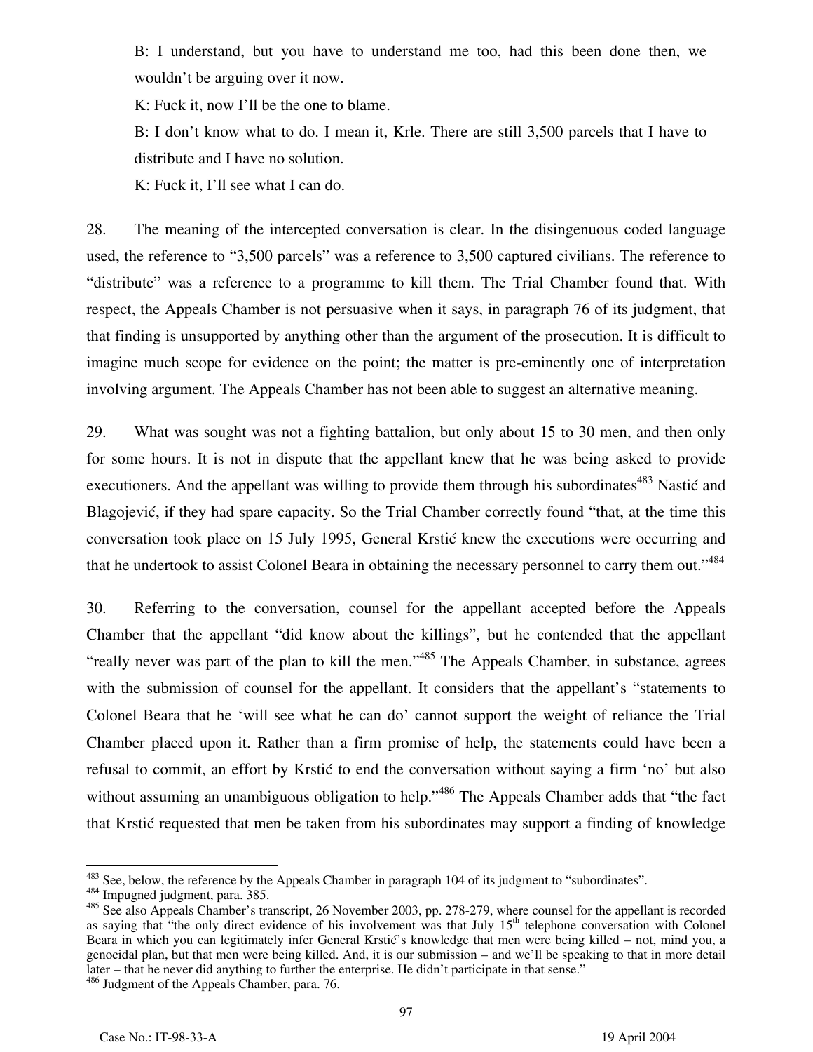B: I understand, but you have to understand me too, had this been done then, we wouldn't be arguing over it now.

K: Fuck it, now I'll be the one to blame.

B: I don't know what to do. I mean it, Krle. There are still 3,500 parcels that I have to distribute and I have no solution.

K: Fuck it, I'll see what I can do.

28. The meaning of the intercepted conversation is clear. In the disingenuous coded language used, the reference to "3,500 parcels" was a reference to 3,500 captured civilians. The reference to "distribute" was a reference to a programme to kill them. The Trial Chamber found that. With respect, the Appeals Chamber is not persuasive when it says, in paragraph 76 of its judgment, that that finding is unsupported by anything other than the argument of the prosecution. It is difficult to imagine much scope for evidence on the point; the matter is pre-eminently one of interpretation involving argument. The Appeals Chamber has not been able to suggest an alternative meaning.

29. What was sought was not a fighting battalion, but only about 15 to 30 men, and then only for some hours. It is not in dispute that the appellant knew that he was being asked to provide executioners. And the appellant was willing to provide them through his subordinates[483] Nastić and Blagojević, if they had spare capacity. So the Trial Chamber correctly found "that, at the time this conversation took place on 15 July 1995, General Krstić knew the executions were occurring and that he undertook to assist Colonel Beara in obtaining the necessary personnel to carry them out."[484]

30. Referring to the conversation, counsel for the appellant accepted before the Appeals Chamber that the appellant "did know about the killings", but he contended that the appellant "really never was part of the plan to kill the men."[485] The Appeals Chamber, in substance, agrees with the submission of counsel for the appellant. It considers that the appellant's "statements to Colonel Beara that he 'will see what he can do' cannot support the weight of reliance the Trial Chamber placed upon it. Rather than a firm promise of help, the statements could have been a refusal to commit, an effort by Krstić to end the conversation without saying a firm 'no' but also without assuming an unambiguous obligation to help."[486] The Appeals Chamber adds that "the fact that Krstić requested that men be taken from his subordinates may support a finding of knowledge

---

[483] See, below, the reference by the Appeals Chamber in paragraph 104 of its judgment to "subordinates".

[484] Impugned judgment, para. 385.

[485] See also Appeals Chamber's transcript, 26 November 2003, pp. 278-279, where counsel for the appellant is recorded as saying that "the only direct evidence of his involvement was that July 15th telephone conversation with Colonel Beara in which you can legitimately infer General Krstić's knowledge that men were being killed – not, mind you, a genocidal plan, but that men were being killed. And, it is our submission – and we'll be speaking to that in more detail later – that he never did anything to further the enterprise. He didn't participate in that sense."

[486] Judgment of the Appeals Chamber, para. 76.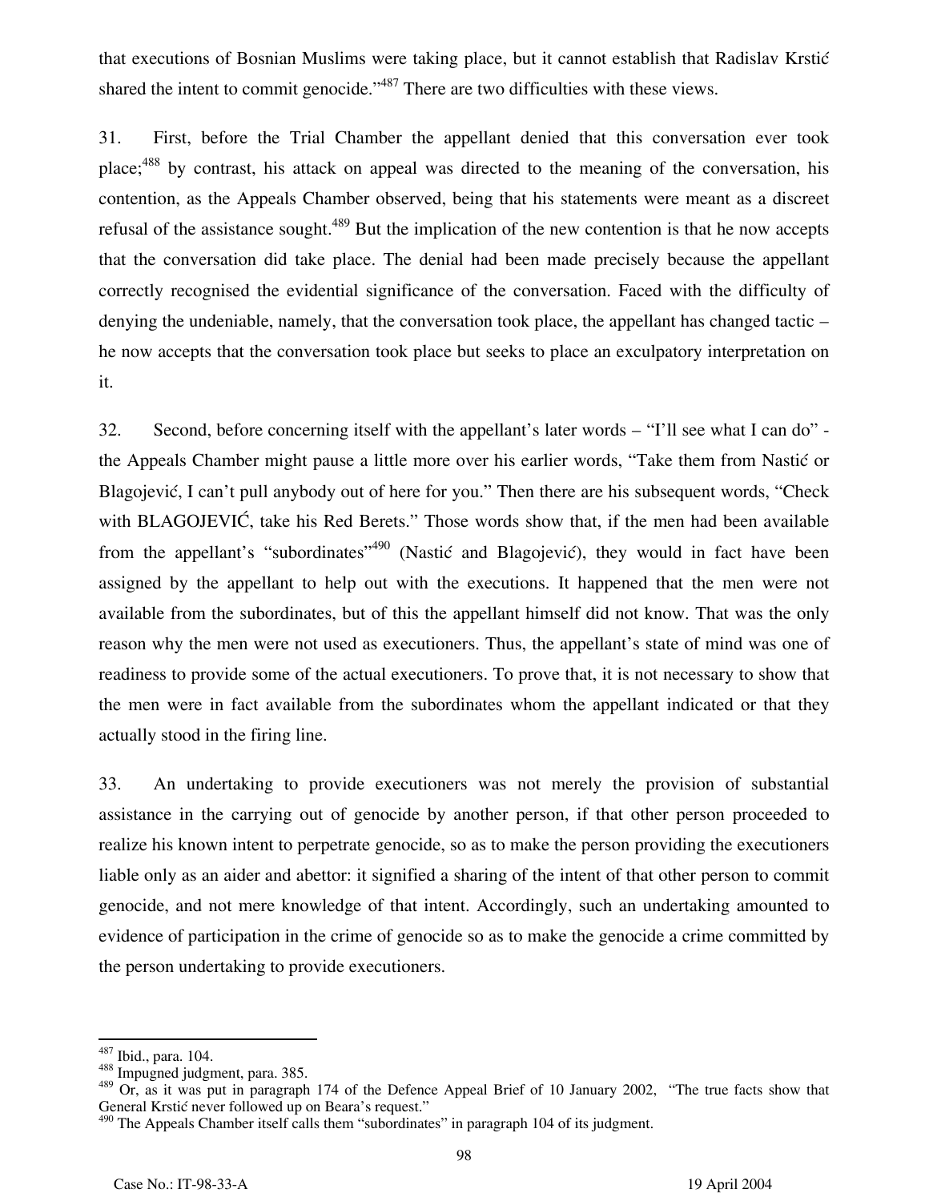that executions of Bosnian Muslims were taking place, but it cannot establish that Radislav Krstić shared the intent to commit genocide."[487] There are two difficulties with these views.

31. First, before the Trial Chamber the appellant denied that this conversation ever took place;[488] by contrast, his attack on appeal was directed to the meaning of the conversation, his contention, as the Appeals Chamber observed, being that his statements were meant as a discreet refusal of the assistance sought.[489] But the implication of the new contention is that he now accepts that the conversation did take place. The denial had been made precisely because the appellant correctly recognised the evidential significance of the conversation. Faced with the difficulty of denying the undeniable, namely, that the conversation took place, the appellant has changed tactic – he now accepts that the conversation took place but seeks to place an exculpatory interpretation on it.

32. Second, before concerning itself with the appellant's later words – "I'll see what I can do" - the Appeals Chamber might pause a little more over his earlier words, "Take them from Nastić or Blagojević, I can't pull anybody out of here for you." Then there are his subsequent words, "Check with BLAGOJEVIĆ, take his Red Berets." Those words show that, if the men had been available from the appellant's "subordinates"[490] (Nastić and Blagojević), they would in fact have been assigned by the appellant to help out with the executions. It happened that the men were not available from the subordinates, but of this the appellant himself did not know. That was the only reason why the men were not used as executioners. Thus, the appellant's state of mind was one of readiness to provide some of the actual executioners. To prove that, it is not necessary to show that the men were in fact available from the subordinates whom the appellant indicated or that they actually stood in the firing line.

33. An undertaking to provide executioners was not merely the provision of substantial assistance in the carrying out of genocide by another person, if that other person proceeded to realize his known intent to perpetrate genocide, so as to make the person providing the executioners liable only as an aider and abettor: it signified a sharing of the intent of that other person to commit genocide, and not mere knowledge of that intent. Accordingly, such an undertaking amounted to evidence of participation in the crime of genocide so as to make the genocide a crime committed by the person undertaking to provide executioners.

---

[487] Ibid., para. 104.

[488] Impugned judgment, para. 385.

[489] Or, as it was put in paragraph 174 of the Defence Appeal Brief of 10 January 2002, "The true facts show that General Krstić never followed up on Beara's request."

[490] The Appeals Chamber itself calls them "subordinates" in paragraph 104 of its judgment.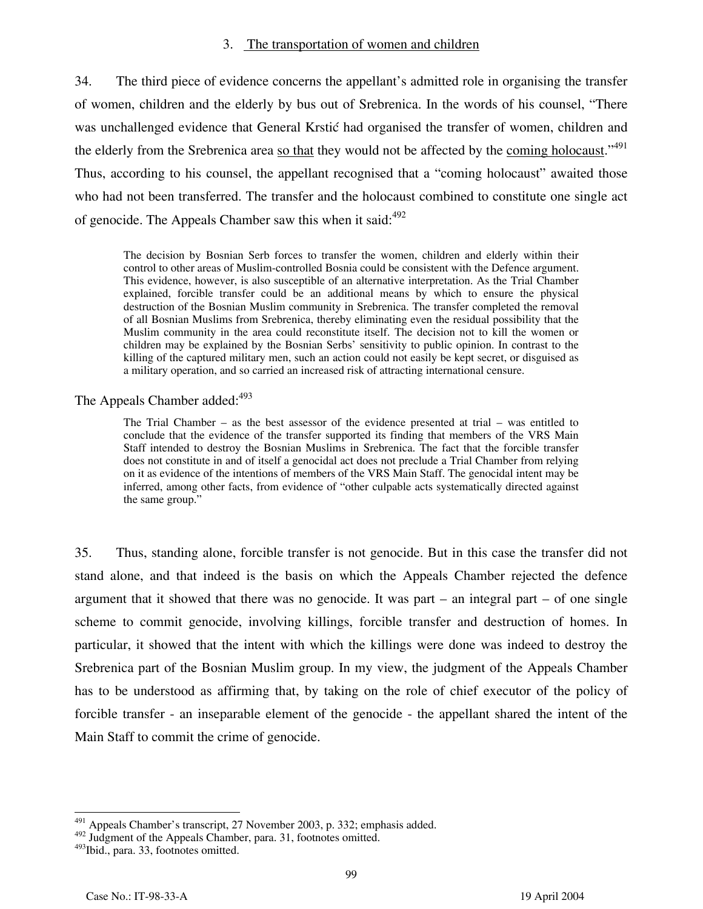### 3. The transportation of women and children

34. The third piece of evidence concerns the appellant's admitted role in organising the transfer of women, children and the elderly by bus out of Srebrenica. In the words of his counsel, "There was unchallenged evidence that General Krstić had organised the transfer of women, children and the elderly from the Srebrenica area <u>so that</u> they would not be affected by the <u>coming holocaust</u>."[491] Thus, according to his counsel, the appellant recognised that a "coming holocaust" awaited those who had not been transferred. The transfer and the holocaust combined to constitute one single act of genocide. The Appeals Chamber saw this when it said:[492]

> The decision by Bosnian Serb forces to transfer the women, children and elderly within their control to other areas of Muslim-controlled Bosnia could be consistent with the Defence argument. This evidence, however, is also susceptible of an alternative interpretation. As the Trial Chamber explained, forcible transfer could be an additional means by which to ensure the physical destruction of the Bosnian Muslim community in Srebrenica. The transfer completed the removal of all Bosnian Muslims from Srebrenica, thereby eliminating even the residual possibility that the Muslim community in the area could reconstitute itself. The decision not to kill the women or children may be explained by the Bosnian Serbs' sensitivity to public opinion. In contrast to the killing of the captured military men, such an action could not easily be kept secret, or disguised as a military operation, and so carried an increased risk of attracting international censure.

The Appeals Chamber added:[493]

> The Trial Chamber – as the best assessor of the evidence presented at trial – was entitled to conclude that the evidence of the transfer supported its finding that members of the VRS Main Staff intended to destroy the Bosnian Muslims in Srebrenica. The fact that the forcible transfer does not constitute in and of itself a genocidal act does not preclude a Trial Chamber from relying on it as evidence of the intentions of members of the VRS Main Staff. The genocidal intent may be inferred, among other facts, from evidence of "other culpable acts systematically directed against the same group."

35. Thus, standing alone, forcible transfer is not genocide. But in this case the transfer did not stand alone, and that indeed is the basis on which the Appeals Chamber rejected the defence argument that it showed that there was no genocide. It was part – an integral part – of one single scheme to commit genocide, involving killings, forcible transfer and destruction of homes. In particular, it showed that the intent with which the killings were done was indeed to destroy the Srebrenica part of the Bosnian Muslim group. In my view, the judgment of the Appeals Chamber has to be understood as affirming that, by taking on the role of chief executor of the policy of forcible transfer - an inseparable element of the genocide - the appellant shared the intent of the Main Staff to commit the crime of genocide.

---

[491] Appeals Chamber's transcript, 27 November 2003, p. 332; emphasis added.

[492] Judgment of the Appeals Chamber, para. 31, footnotes omitted.

[493] Ibid., para. 33, footnotes omitted.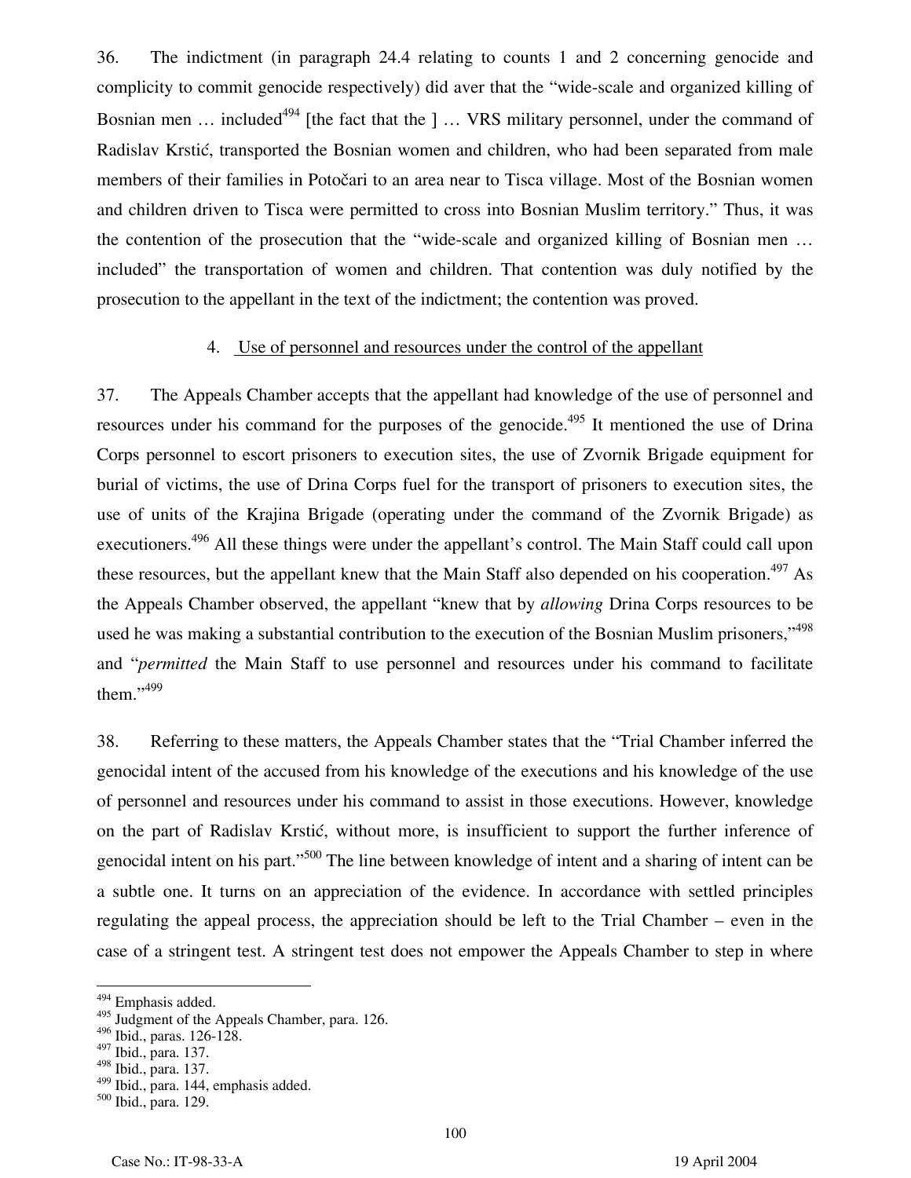36. The indictment (in paragraph 24.4 relating to counts 1 and 2 concerning genocide and complicity to commit genocide respectively) did aver that the "wide-scale and organized killing of Bosnian men … included[494] [the fact that the ] … VRS military personnel, under the command of Radislav Krstić, transported the Bosnian women and children, who had been separated from male members of their families in Potočari to an area near to Tisca village. Most of the Bosnian women and children driven to Tisca were permitted to cross into Bosnian Muslim territory." Thus, it was the contention of the prosecution that the "wide-scale and organized killing of Bosnian men … included" the transportation of women and children. That contention was duly notified by the prosecution to the appellant in the text of the indictment; the contention was proved.

4. Use of personnel and resources under the control of the appellant

37. The Appeals Chamber accepts that the appellant had knowledge of the use of personnel and resources under his command for the purposes of the genocide.[495] It mentioned the use of Drina Corps personnel to escort prisoners to execution sites, the use of Zvornik Brigade equipment for burial of victims, the use of Drina Corps fuel for the transport of prisoners to execution sites, the use of units of the Krajina Brigade (operating under the command of the Zvornik Brigade) as executioners.[496] All these things were under the appellant's control. The Main Staff could call upon these resources, but the appellant knew that the Main Staff also depended on his cooperation.[497] As the Appeals Chamber observed, the appellant "knew that by *allowing* Drina Corps resources to be used he was making a substantial contribution to the execution of the Bosnian Muslim prisoners,"[498] and "*permitted* the Main Staff to use personnel and resources under his command to facilitate them."[499]

38. Referring to these matters, the Appeals Chamber states that the "Trial Chamber inferred the genocidal intent of the accused from his knowledge of the executions and his knowledge of the use of personnel and resources under his command to assist in those executions. However, knowledge on the part of Radislav Krstić, without more, is insufficient to support the further inference of genocidal intent on his part."[500] The line between knowledge of intent and a sharing of intent can be a subtle one. It turns on an appreciation of the evidence. In accordance with settled principles regulating the appeal process, the appreciation should be left to the Trial Chamber – even in the case of a stringent test. A stringent test does not empower the Appeals Chamber to step in where

---

[494] Emphasis added.

[495] Judgment of the Appeals Chamber, para. 126.

[496] Ibid., paras. 126-128.

[497] Ibid., para. 137.

[498] Ibid., para. 137.

[499] Ibid., para. 144, emphasis added.

[500] Ibid., para. 129.

Case No.: IT-98-33-A 19 April 2004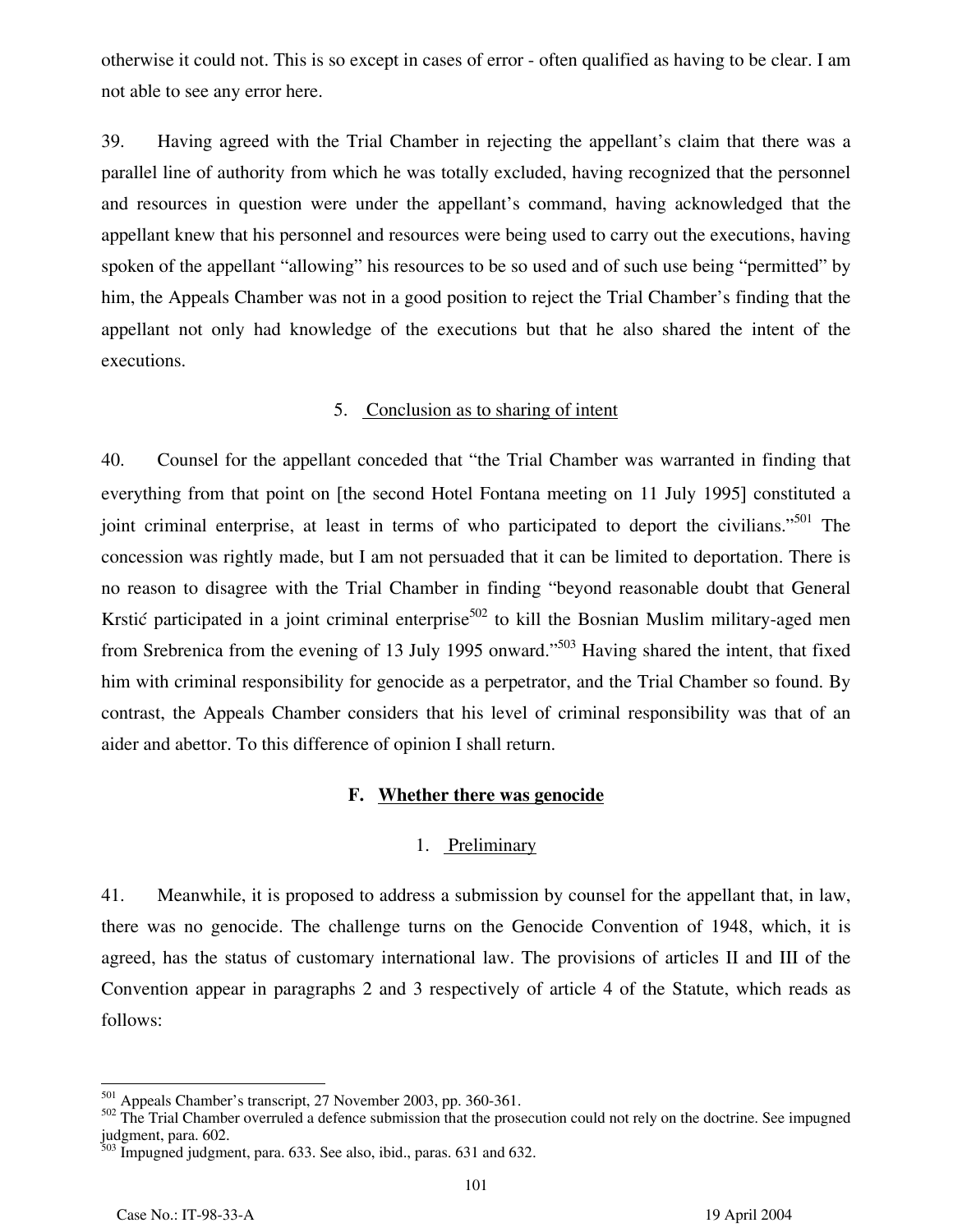otherwise it could not. This is so except in cases of error - often qualified as having to be clear. I am not able to see any error here.

39. Having agreed with the Trial Chamber in rejecting the appellant's claim that there was a parallel line of authority from which he was totally excluded, having recognized that the personnel and resources in question were under the appellant's command, having acknowledged that the appellant knew that his personnel and resources were being used to carry out the executions, having spoken of the appellant "allowing" his resources to be so used and of such use being "permitted" by him, the Appeals Chamber was not in a good position to reject the Trial Chamber's finding that the appellant not only had knowledge of the executions but that he also shared the intent of the executions.

### 5. Conclusion as to sharing of intent

40. Counsel for the appellant conceded that "the Trial Chamber was warranted in finding that everything from that point on [the second Hotel Fontana meeting on 11 July 1995] constituted a joint criminal enterprise, at least in terms of who participated to deport the civilians."[501] The concession was rightly made, but I am not persuaded that it can be limited to deportation. There is no reason to disagree with the Trial Chamber in finding "beyond reasonable doubt that General Krstić participated in a joint criminal enterprise[502] to kill the Bosnian Muslim military-aged men from Srebrenica from the evening of 13 July 1995 onward."[503] Having shared the intent, that fixed him with criminal responsibility for genocide as a perpetrator, and the Trial Chamber so found. By contrast, the Appeals Chamber considers that his level of criminal responsibility was that of an aider and abettor. To this difference of opinion I shall return.

## F. Whether there was genocide

### 1. Preliminary

41. Meanwhile, it is proposed to address a submission by counsel for the appellant that, in law, there was no genocide. The challenge turns on the Genocide Convention of 1948, which, it is agreed, has the status of customary international law. The provisions of articles II and III of the Convention appear in paragraphs 2 and 3 respectively of article 4 of the Statute, which reads as follows:

---

[501] Appeals Chamber's transcript, 27 November 2003, pp. 360-361.

[502] The Trial Chamber overruled a defence submission that the prosecution could not rely on the doctrine. See impugned judgment, para. 602.

[503] Impugned judgment, para. 633. See also, ibid., paras. 631 and 632.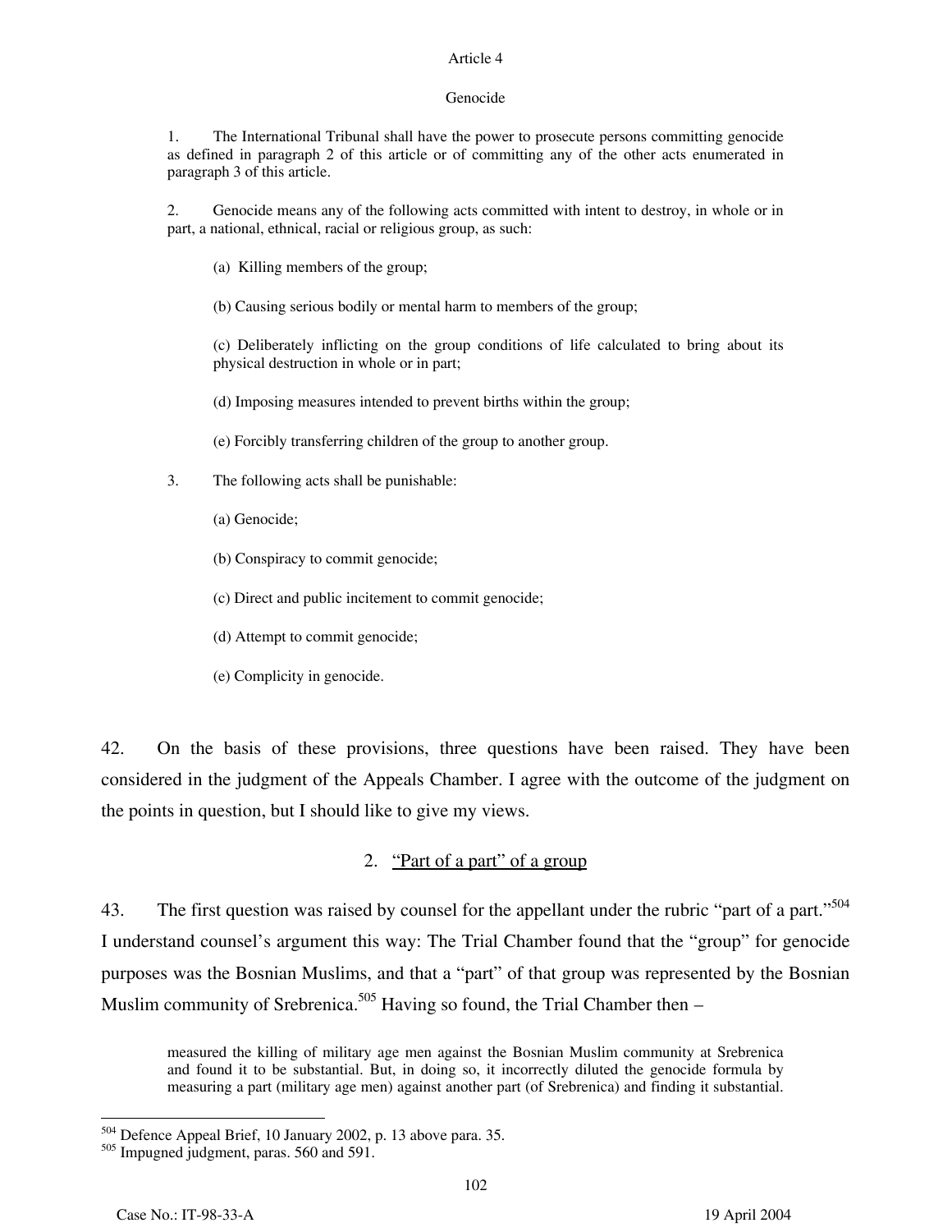Article 4

Genocide

1. The International Tribunal shall have the power to prosecute persons committing genocide as defined in paragraph 2 of this article or of committing any of the other acts enumerated in paragraph 3 of this article.

2. Genocide means any of the following acts committed with intent to destroy, in whole or in part, a national, ethnical, racial or religious group, as such:

(a) Killing members of the group;

(b) Causing serious bodily or mental harm to members of the group;

(c) Deliberately inflicting on the group conditions of life calculated to bring about its physical destruction in whole or in part;

(d) Imposing measures intended to prevent births within the group;

(e) Forcibly transferring children of the group to another group.

3. The following acts shall be punishable:

(a) Genocide;

(b) Conspiracy to commit genocide;

(c) Direct and public incitement to commit genocide;

(d) Attempt to commit genocide;

(e) Complicity in genocide.

42. On the basis of these provisions, three questions have been raised. They have been considered in the judgment of the Appeals Chamber. I agree with the outcome of the judgment on the points in question, but I should like to give my views.

## 2. "Part of a part" of a group

43. The first question was raised by counsel for the appellant under the rubric "part of a part."[504] I understand counsel's argument this way: The Trial Chamber found that the "group" for genocide purposes was the Bosnian Muslims, and that a "part" of that group was represented by the Bosnian Muslim community of Srebrenica.[505] Having so found, the Trial Chamber then –

> measured the killing of military age men against the Bosnian Muslim community at Srebrenica and found it to be substantial. But, in doing so, it incorrectly diluted the genocide formula by measuring a part (military age men) against another part (of Srebrenica) and finding it substantial.

---

[504] Defence Appeal Brief, 10 January 2002, p. 13 above para. 35.

[505] Impugned judgment, paras. 560 and 591.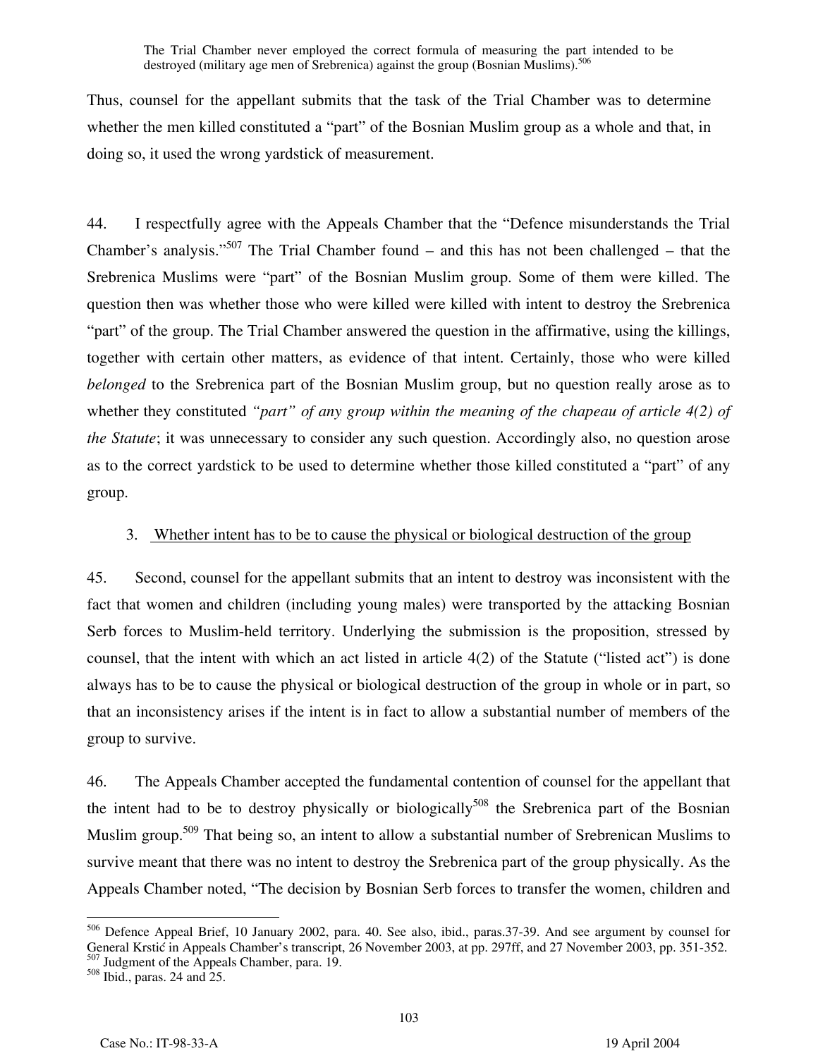> The Trial Chamber never employed the correct formula of measuring the part intended to be destroyed (military age men of Srebrenica) against the group (Bosnian Muslims).[506]

Thus, counsel for the appellant submits that the task of the Trial Chamber was to determine whether the men killed constituted a "part" of the Bosnian Muslim group as a whole and that, in doing so, it used the wrong yardstick of measurement.

44. I respectfully agree with the Appeals Chamber that the "Defence misunderstands the Trial Chamber's analysis."[507] The Trial Chamber found – and this has not been challenged – that the Srebrenica Muslims were "part" of the Bosnian Muslim group. Some of them were killed. The question then was whether those who were killed were killed with intent to destroy the Srebrenica "part" of the group. The Trial Chamber answered the question in the affirmative, using the killings, together with certain other matters, as evidence of that intent. Certainly, those who were killed *belonged* to the Srebrenica part of the Bosnian Muslim group, but no question really arose as to whether they constituted *"part" of any group within the meaning of the chapeau of article 4(2) of the Statute*; it was unnecessary to consider any such question. Accordingly also, no question arose as to the correct yardstick to be used to determine whether those killed constituted a "part" of any group.

3. Whether intent has to be to cause the physical or biological destruction of the group

45. Second, counsel for the appellant submits that an intent to destroy was inconsistent with the fact that women and children (including young males) were transported by the attacking Bosnian Serb forces to Muslim-held territory. Underlying the submission is the proposition, stressed by counsel, that the intent with which an act listed in article 4(2) of the Statute ("listed act") is done always has to be to cause the physical or biological destruction of the group in whole or in part, so that an inconsistency arises if the intent is in fact to allow a substantial number of members of the group to survive.

46. The Appeals Chamber accepted the fundamental contention of counsel for the appellant that the intent had to be to destroy physically or biologically[508] the Srebrenica part of the Bosnian Muslim group.[509] That being so, an intent to allow a substantial number of Srebrenican Muslims to survive meant that there was no intent to destroy the Srebrenica part of the group physically. As the Appeals Chamber noted, "The decision by Bosnian Serb forces to transfer the women, children and

---

[506] Defence Appeal Brief, 10 January 2002, para. 40. See also, ibid., paras.37-39. And see argument by counsel for General Krstić in Appeals Chamber's transcript, 26 November 2003, at pp. 297ff, and 27 November 2003, pp. 351-352.

[507] Judgment of the Appeals Chamber, para. 19.

[508] Ibid., paras. 24 and 25.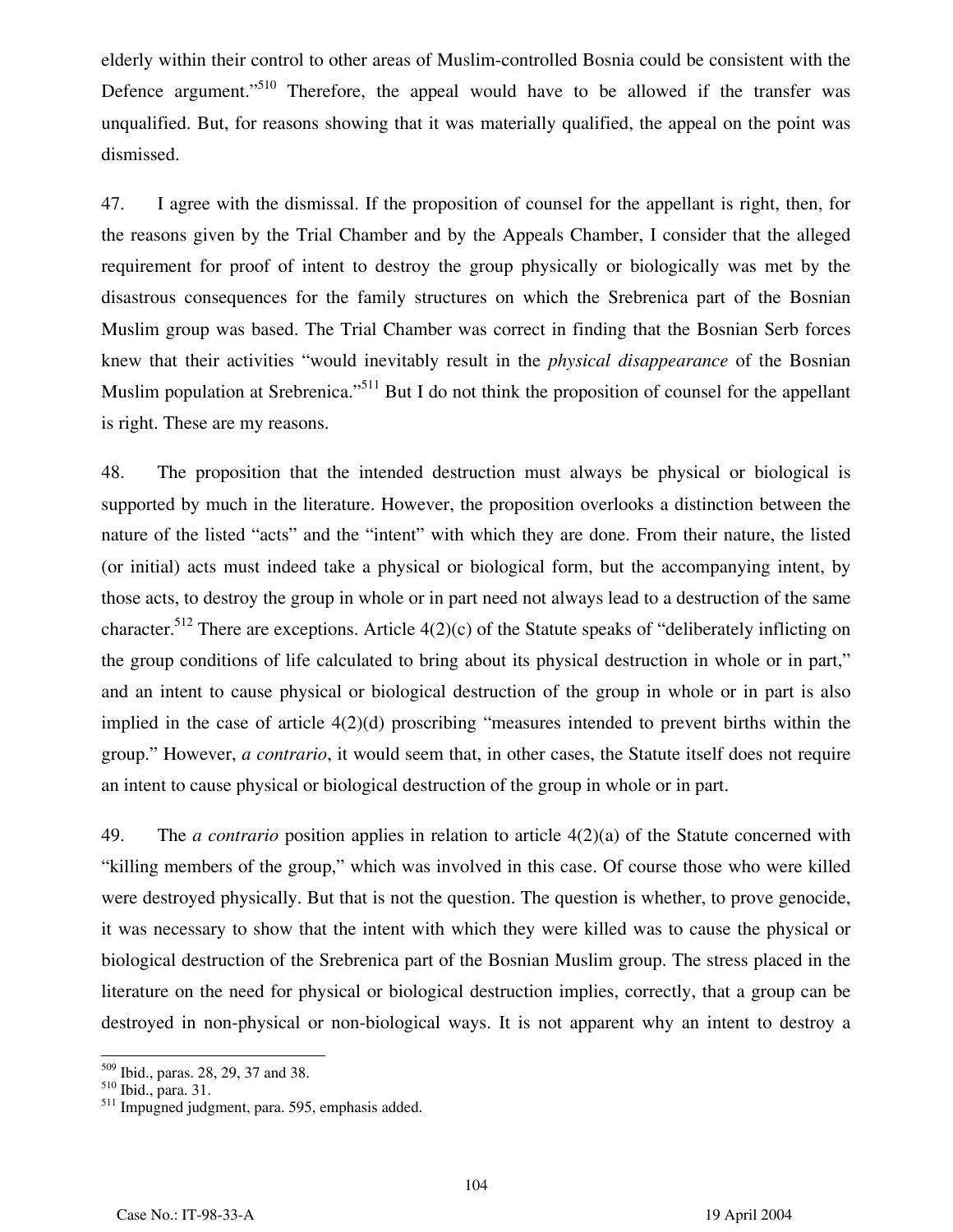elderly within their control to other areas of Muslim-controlled Bosnia could be consistent with the Defence argument."[510] Therefore, the appeal would have to be allowed if the transfer was unqualified. But, for reasons showing that it was materially qualified, the appeal on the point was dismissed.

47. I agree with the dismissal. If the proposition of counsel for the appellant is right, then, for the reasons given by the Trial Chamber and by the Appeals Chamber, I consider that the alleged requirement for proof of intent to destroy the group physically or biologically was met by the disastrous consequences for the family structures on which the Srebrenica part of the Bosnian Muslim group was based. The Trial Chamber was correct in finding that the Bosnian Serb forces knew that their activities "would inevitably result in the *physical disappearance* of the Bosnian Muslim population at Srebrenica."[511] But I do not think the proposition of counsel for the appellant is right. These are my reasons.

48. The proposition that the intended destruction must always be physical or biological is supported by much in the literature. However, the proposition overlooks a distinction between the nature of the listed "acts" and the "intent" with which they are done. From their nature, the listed (or initial) acts must indeed take a physical or biological form, but the accompanying intent, by those acts, to destroy the group in whole or in part need not always lead to a destruction of the same character.[512] There are exceptions. Article 4(2)(c) of the Statute speaks of "deliberately inflicting on the group conditions of life calculated to bring about its physical destruction in whole or in part," and an intent to cause physical or biological destruction of the group in whole or in part is also implied in the case of article 4(2)(d) proscribing "measures intended to prevent births within the group." However, *a contrario*, it would seem that, in other cases, the Statute itself does not require an intent to cause physical or biological destruction of the group in whole or in part.

49. The *a contrario* position applies in relation to article 4(2)(a) of the Statute concerned with "killing members of the group," which was involved in this case. Of course those who were killed were destroyed physically. But that is not the question. The question is whether, to prove genocide, it was necessary to show that the intent with which they were killed was to cause the physical or biological destruction of the Srebrenica part of the Bosnian Muslim group. The stress placed in the literature on the need for physical or biological destruction implies, correctly, that a group can be destroyed in non-physical or non-biological ways. It is not apparent why an intent to destroy a

---

[509] Ibid., paras. 28, 29, 37 and 38.
[510] Ibid., para. 31.
[511] Impugned judgment, para. 595, emphasis added.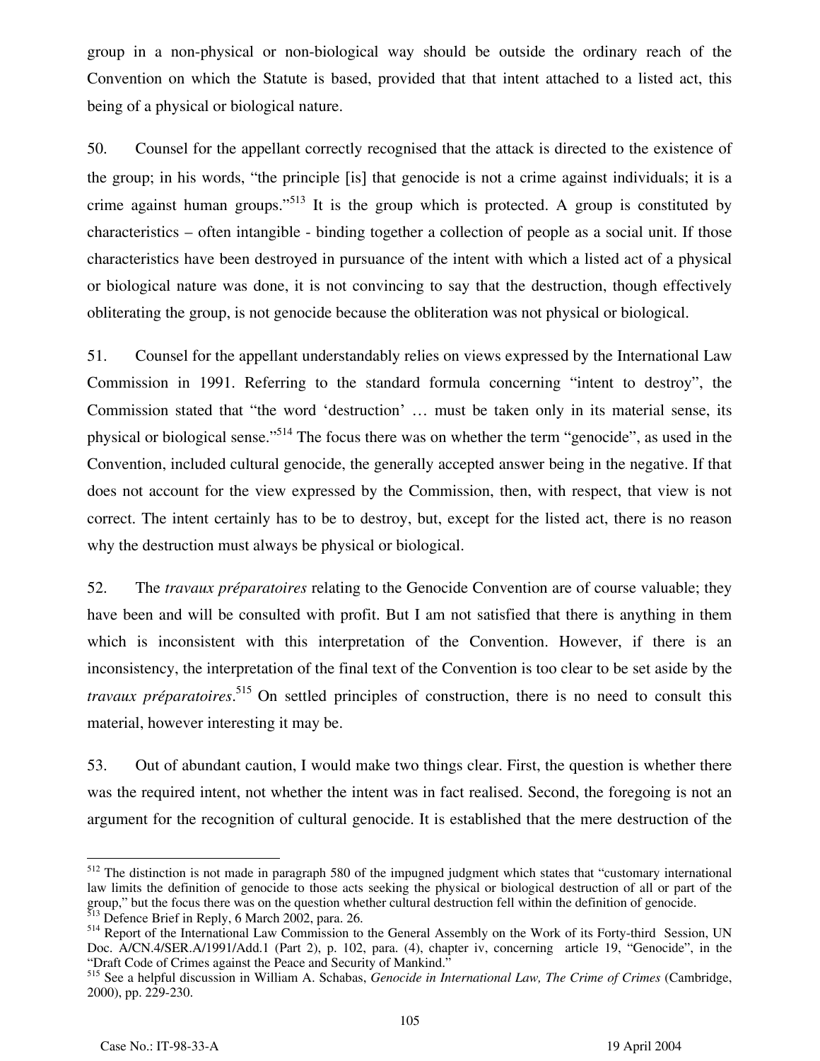group in a non-physical or non-biological way should be outside the ordinary reach of the Convention on which the Statute is based, provided that that intent attached to a listed act, this being of a physical or biological nature.

50. Counsel for the appellant correctly recognised that the attack is directed to the existence of the group; in his words, "the principle [is] that genocide is not a crime against individuals; it is a crime against human groups."[513] It is the group which is protected. A group is constituted by characteristics – often intangible - binding together a collection of people as a social unit. If those characteristics have been destroyed in pursuance of the intent with which a listed act of a physical or biological nature was done, it is not convincing to say that the destruction, though effectively obliterating the group, is not genocide because the obliteration was not physical or biological.

51. Counsel for the appellant understandably relies on views expressed by the International Law Commission in 1991. Referring to the standard formula concerning "intent to destroy", the Commission stated that "the word 'destruction' … must be taken only in its material sense, its physical or biological sense."[514] The focus there was on whether the term "genocide", as used in the Convention, included cultural genocide, the generally accepted answer being in the negative. If that does not account for the view expressed by the Commission, then, with respect, that view is not correct. The intent certainly has to be to destroy, but, except for the listed act, there is no reason why the destruction must always be physical or biological.

52. The *travaux préparatoires* relating to the Genocide Convention are of course valuable; they have been and will be consulted with profit. But I am not satisfied that there is anything in them which is inconsistent with this interpretation of the Convention. However, if there is an inconsistency, the interpretation of the final text of the Convention is too clear to be set aside by the *travaux préparatoires*.[515] On settled principles of construction, there is no need to consult this material, however interesting it may be.

53. Out of abundant caution, I would make two things clear. First, the question is whether there was the required intent, not whether the intent was in fact realised. Second, the foregoing is not an argument for the recognition of cultural genocide. It is established that the mere destruction of the

---

[512] The distinction is not made in paragraph 580 of the impugned judgment which states that "customary international law limits the definition of genocide to those acts seeking the physical or biological destruction of all or part of the group," but the focus there was on the question whether cultural destruction fell within the definition of genocide.

[513] Defence Brief in Reply, 6 March 2002, para. 26.

[514] Report of the International Law Commission to the General Assembly on the Work of its Forty-third Session, UN Doc. A/CN.4/SER.A/1991/Add.1 (Part 2), p. 102, para. (4), chapter iv, concerning article 19, "Genocide", in the "Draft Code of Crimes against the Peace and Security of Mankind."

[515] See a helpful discussion in William A. Schabas, *Genocide in International Law, The Crime of Crimes* (Cambridge, 2000), pp. 229-230.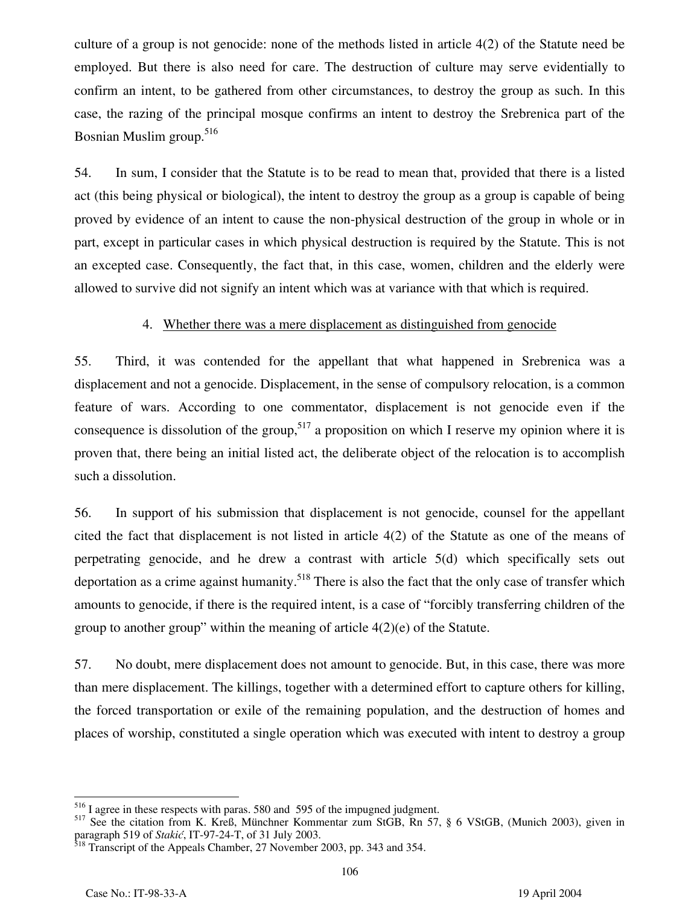culture of a group is not genocide: none of the methods listed in article 4(2) of the Statute need be employed. But there is also need for care. The destruction of culture may serve evidentially to confirm an intent, to be gathered from other circumstances, to destroy the group as such. In this case, the razing of the principal mosque confirms an intent to destroy the Srebrenica part of the Bosnian Muslim group.[516]

54. In sum, I consider that the Statute is to be read to mean that, provided that there is a listed act (this being physical or biological), the intent to destroy the group as a group is capable of being proved by evidence of an intent to cause the non-physical destruction of the group in whole or in part, except in particular cases in which physical destruction is required by the Statute. This is not an excepted case. Consequently, the fact that, in this case, women, children and the elderly were allowed to survive did not signify an intent which was at variance with that which is required.

### 4. Whether there was a mere displacement as distinguished from genocide

55. Third, it was contended for the appellant that what happened in Srebrenica was a displacement and not a genocide. Displacement, in the sense of compulsory relocation, is a common feature of wars. According to one commentator, displacement is not genocide even if the consequence is dissolution of the group,[517] a proposition on which I reserve my opinion where it is proven that, there being an initial listed act, the deliberate object of the relocation is to accomplish such a dissolution.

56. In support of his submission that displacement is not genocide, counsel for the appellant cited the fact that displacement is not listed in article 4(2) of the Statute as one of the means of perpetrating genocide, and he drew a contrast with article 5(d) which specifically sets out deportation as a crime against humanity.[518] There is also the fact that the only case of transfer which amounts to genocide, if there is the required intent, is a case of "forcibly transferring children of the group to another group" within the meaning of article 4(2)(e) of the Statute.

57. No doubt, mere displacement does not amount to genocide. But, in this case, there was more than mere displacement. The killings, together with a determined effort to capture others for killing, the forced transportation or exile of the remaining population, and the destruction of homes and places of worship, constituted a single operation which was executed with intent to destroy a group

---

[516] I agree in these respects with paras. 580 and 595 of the impugned judgment.

[517] See the citation from K. Kreß, Münchner Kommentar zum StGB, Rn 57, § 6 VStGB, (Munich 2003), given in paragraph 519 of *Stakić*, IT-97-24-T, of 31 July 2003.

[518] Transcript of the Appeals Chamber, 27 November 2003, pp. 343 and 354.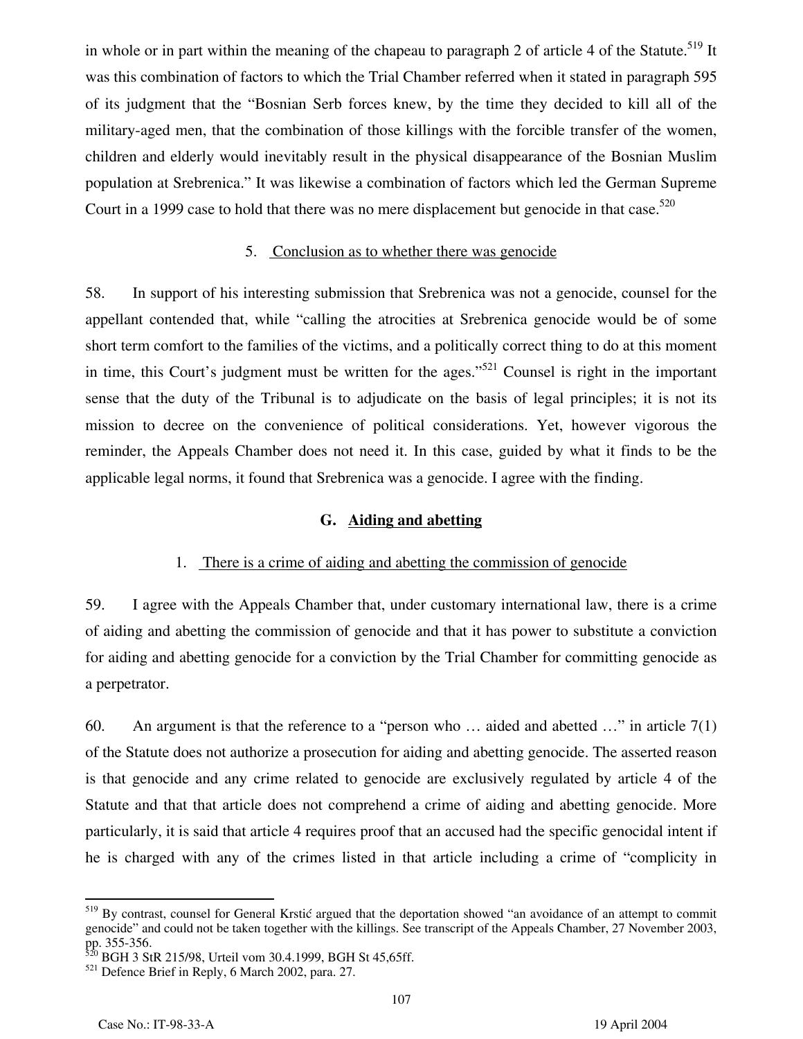in whole or in part within the meaning of the chapeau to paragraph 2 of article 4 of the Statute.[519] It was this combination of factors to which the Trial Chamber referred when it stated in paragraph 595 of its judgment that the "Bosnian Serb forces knew, by the time they decided to kill all of the military-aged men, that the combination of those killings with the forcible transfer of the women, children and elderly would inevitably result in the physical disappearance of the Bosnian Muslim population at Srebrenica." It was likewise a combination of factors which led the German Supreme Court in a 1999 case to hold that there was no mere displacement but genocide in that case.[520]

5. Conclusion as to whether there was genocide

58. In support of his interesting submission that Srebrenica was not a genocide, counsel for the appellant contended that, while "calling the atrocities at Srebrenica genocide would be of some short term comfort to the families of the victims, and a politically correct thing to do at this moment in time, this Court's judgment must be written for the ages."[521] Counsel is right in the important sense that the duty of the Tribunal is to adjudicate on the basis of legal principles; it is not its mission to decree on the convenience of political considerations. Yet, however vigorous the reminder, the Appeals Chamber does not need it. In this case, guided by what it finds to be the applicable legal norms, it found that Srebrenica was a genocide. I agree with the finding.

### G. Aiding and abetting

1. There is a crime of aiding and abetting the commission of genocide

59. I agree with the Appeals Chamber that, under customary international law, there is a crime of aiding and abetting the commission of genocide and that it has power to substitute a conviction for aiding and abetting genocide for a conviction by the Trial Chamber for committing genocide as a perpetrator.

60. An argument is that the reference to a "person who … aided and abetted …" in article 7(1) of the Statute does not authorize a prosecution for aiding and abetting genocide. The asserted reason is that genocide and any crime related to genocide are exclusively regulated by article 4 of the Statute and that that article does not comprehend a crime of aiding and abetting genocide. More particularly, it is said that article 4 requires proof that an accused had the specific genocidal intent if he is charged with any of the crimes listed in that article including a crime of "complicity in

---

[519] By contrast, counsel for General Krstić argued that the deportation showed "an avoidance of an attempt to commit genocide" and could not be taken together with the killings. See transcript of the Appeals Chamber, 27 November 2003, pp. 355-356.

[520] BGH 3 StR 215/98, Urteil vom 30.4.1999, BGH St 45,65ff.

[521] Defence Brief in Reply, 6 March 2002, para. 27.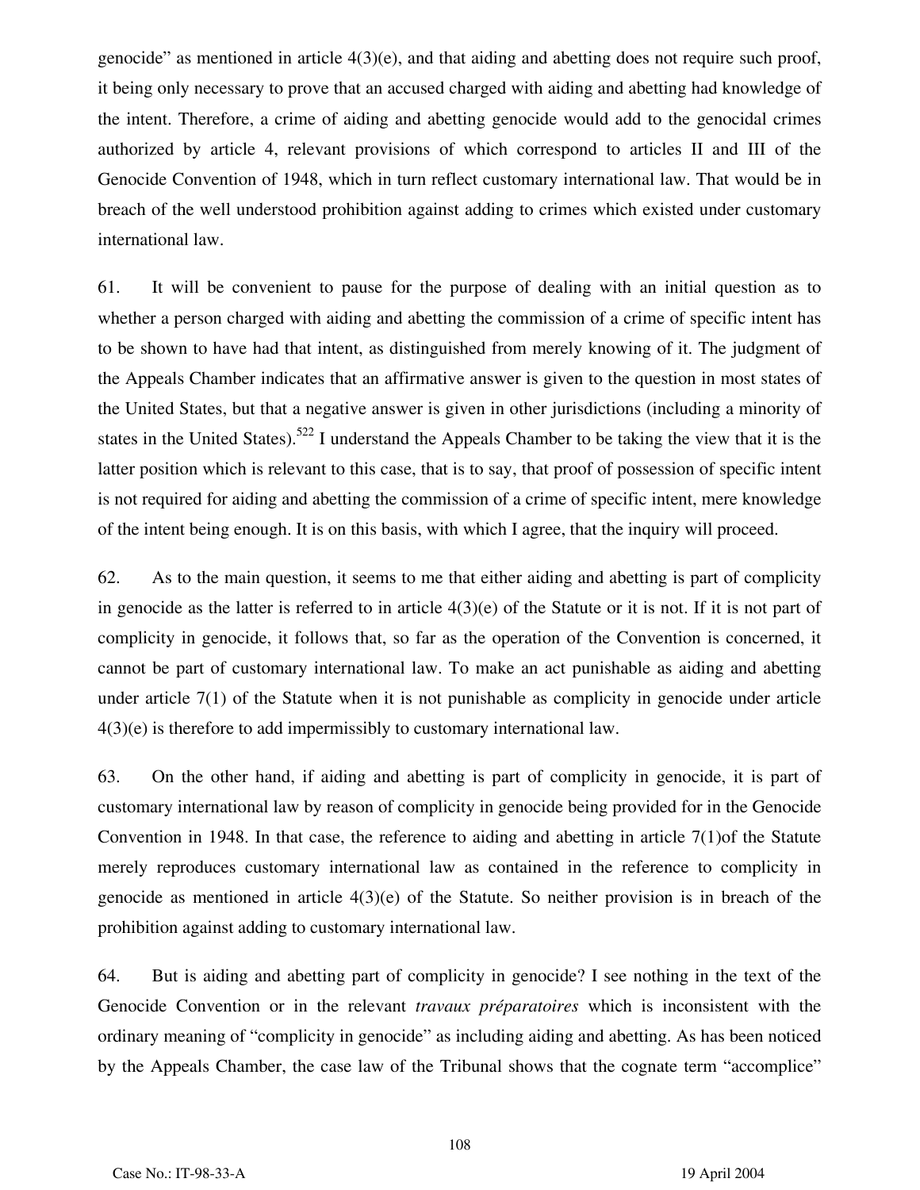genocide" as mentioned in article 4(3)(e), and that aiding and abetting does not require such proof, it being only necessary to prove that an accused charged with aiding and abetting had knowledge of the intent. Therefore, a crime of aiding and abetting genocide would add to the genocidal crimes authorized by article 4, relevant provisions of which correspond to articles II and III of the Genocide Convention of 1948, which in turn reflect customary international law. That would be in breach of the well understood prohibition against adding to crimes which existed under customary international law.

61. It will be convenient to pause for the purpose of dealing with an initial question as to whether a person charged with aiding and abetting the commission of a crime of specific intent has to be shown to have had that intent, as distinguished from merely knowing of it. The judgment of the Appeals Chamber indicates that an affirmative answer is given to the question in most states of the United States, but that a negative answer is given in other jurisdictions (including a minority of states in the United States).[522] I understand the Appeals Chamber to be taking the view that it is the latter position which is relevant to this case, that is to say, that proof of possession of specific intent is not required for aiding and abetting the commission of a crime of specific intent, mere knowledge of the intent being enough. It is on this basis, with which I agree, that the inquiry will proceed.

62. As to the main question, it seems to me that either aiding and abetting is part of complicity in genocide as the latter is referred to in article 4(3)(e) of the Statute or it is not. If it is not part of complicity in genocide, it follows that, so far as the operation of the Convention is concerned, it cannot be part of customary international law. To make an act punishable as aiding and abetting under article 7(1) of the Statute when it is not punishable as complicity in genocide under article 4(3)(e) is therefore to add impermissibly to customary international law.

63. On the other hand, if aiding and abetting is part of complicity in genocide, it is part of customary international law by reason of complicity in genocide being provided for in the Genocide Convention in 1948. In that case, the reference to aiding and abetting in article 7(1)of the Statute merely reproduces customary international law as contained in the reference to complicity in genocide as mentioned in article 4(3)(e) of the Statute. So neither provision is in breach of the prohibition against adding to customary international law.

64. But is aiding and abetting part of complicity in genocide? I see nothing in the text of the Genocide Convention or in the relevant *travaux préparatoires* which is inconsistent with the ordinary meaning of "complicity in genocide" as including aiding and abetting. As has been noticed by the Appeals Chamber, the case law of the Tribunal shows that the cognate term "accomplice"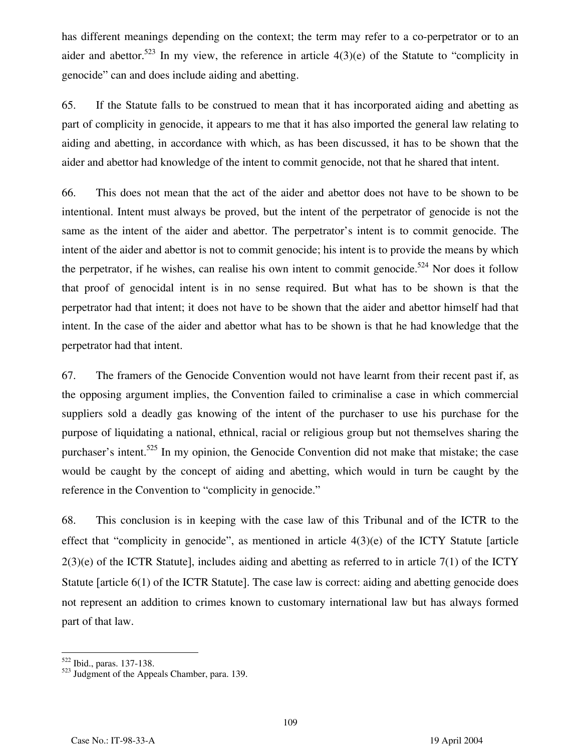has different meanings depending on the context; the term may refer to a co-perpetrator or to an aider and abettor.[523] In my view, the reference in article 4(3)(e) of the Statute to "complicity in genocide" can and does include aiding and abetting.

65. If the Statute falls to be construed to mean that it has incorporated aiding and abetting as part of complicity in genocide, it appears to me that it has also imported the general law relating to aiding and abetting, in accordance with which, as has been discussed, it has to be shown that the aider and abettor had knowledge of the intent to commit genocide, not that he shared that intent.

66. This does not mean that the act of the aider and abettor does not have to be shown to be intentional. Intent must always be proved, but the intent of the perpetrator of genocide is not the same as the intent of the aider and abettor. The perpetrator's intent is to commit genocide. The intent of the aider and abettor is not to commit genocide; his intent is to provide the means by which the perpetrator, if he wishes, can realise his own intent to commit genocide.[524] Nor does it follow that proof of genocidal intent is in no sense required. But what has to be shown is that the perpetrator had that intent; it does not have to be shown that the aider and abettor himself had that intent. In the case of the aider and abettor what has to be shown is that he had knowledge that the perpetrator had that intent.

67. The framers of the Genocide Convention would not have learnt from their recent past if, as the opposing argument implies, the Convention failed to criminalise a case in which commercial suppliers sold a deadly gas knowing of the intent of the purchaser to use his purchase for the purpose of liquidating a national, ethnical, racial or religious group but not themselves sharing the purchaser's intent.[525] In my opinion, the Genocide Convention did not make that mistake; the case would be caught by the concept of aiding and abetting, which would in turn be caught by the reference in the Convention to "complicity in genocide."

68. This conclusion is in keeping with the case law of this Tribunal and of the ICTR to the effect that "complicity in genocide", as mentioned in article 4(3)(e) of the ICTY Statute [article 2(3)(e) of the ICTR Statute], includes aiding and abetting as referred to in article 7(1) of the ICTY Statute [article 6(1) of the ICTR Statute]. The case law is correct: aiding and abetting genocide does not represent an addition to crimes known to customary international law but has always formed part of that law.

---

[522] Ibid., paras. 137-138.

[523] Judgment of the Appeals Chamber, para. 139.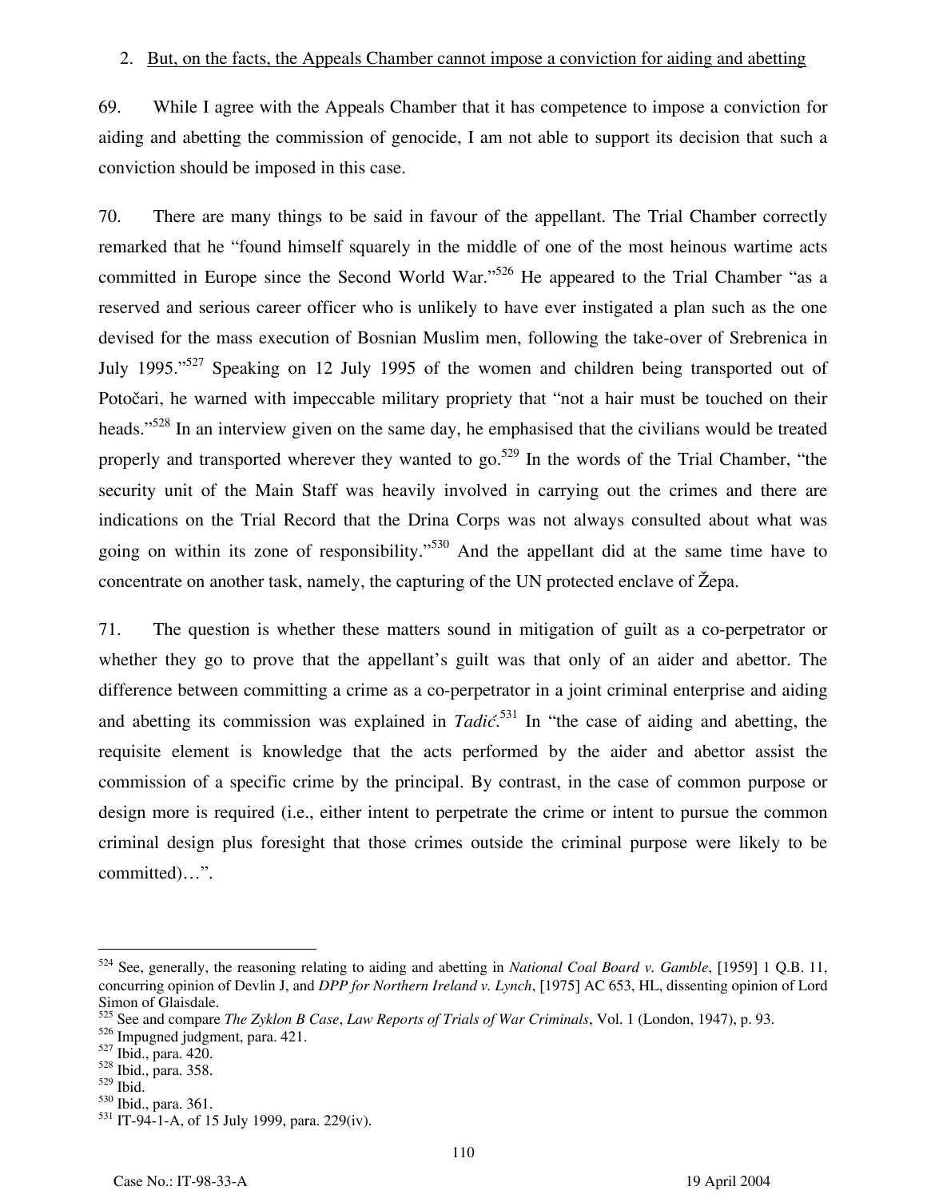2. <u>But, on the facts, the Appeals Chamber cannot impose a conviction for aiding and abetting</u>

69. While I agree with the Appeals Chamber that it has competence to impose a conviction for aiding and abetting the commission of genocide, I am not able to support its decision that such a conviction should be imposed in this case.

70. There are many things to be said in favour of the appellant. The Trial Chamber correctly remarked that he "found himself squarely in the middle of one of the most heinous wartime acts committed in Europe since the Second World War."[526] He appeared to the Trial Chamber "as a reserved and serious career officer who is unlikely to have ever instigated a plan such as the one devised for the mass execution of Bosnian Muslim men, following the take-over of Srebrenica in July 1995."[527] Speaking on 12 July 1995 of the women and children being transported out of Potočari, he warned with impeccable military propriety that "not a hair must be touched on their heads."[528] In an interview given on the same day, he emphasised that the civilians would be treated properly and transported wherever they wanted to go.[529] In the words of the Trial Chamber, "the security unit of the Main Staff was heavily involved in carrying out the crimes and there are indications on the Trial Record that the Drina Corps was not always consulted about what was going on within its zone of responsibility."[530] And the appellant did at the same time have to concentrate on another task, namely, the capturing of the UN protected enclave of Žepa.

71. The question is whether these matters sound in mitigation of guilt as a co-perpetrator or whether they go to prove that the appellant's guilt was that only of an aider and abettor. The difference between committing a crime as a co-perpetrator in a joint criminal enterprise and aiding and abetting its commission was explained in *Tadić*.[531] In "the case of aiding and abetting, the requisite element is knowledge that the acts performed by the aider and abettor assist the commission of a specific crime by the principal. By contrast, in the case of common purpose or design more is required (i.e., either intent to perpetrate the crime or intent to pursue the common criminal design plus foresight that those crimes outside the criminal purpose were likely to be committed)…".

---

[524] See, generally, the reasoning relating to aiding and abetting in *National Coal Board v. Gamble*, [1959] 1 Q.B. 11, concurring opinion of Devlin J, and *DPP for Northern Ireland v. Lynch*, [1975] AC 653, HL, dissenting opinion of Lord Simon of Glaisdale.

[525] See and compare *The Zyklon B Case*, *Law Reports of Trials of War Criminals*, Vol. 1 (London, 1947), p. 93.

[526] Impugned judgment, para. 421.

[527] Ibid., para. 420.

[528] Ibid., para. 358.

[529] Ibid.

[530] Ibid., para. 361.

[531] IT-94-1-A, of 15 July 1999, para. 229(iv).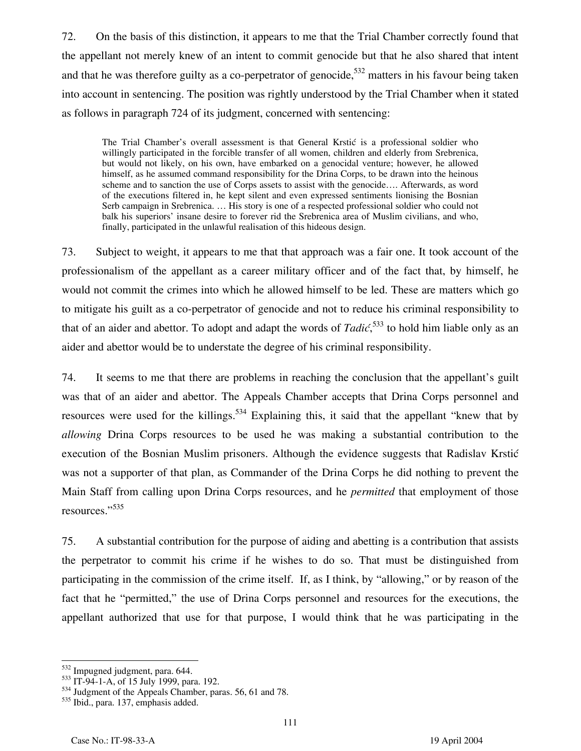72. On the basis of this distinction, it appears to me that the Trial Chamber correctly found that the appellant not merely knew of an intent to commit genocide but that he also shared that intent and that he was therefore guilty as a co-perpetrator of genocide,[532] matters in his favour being taken into account in sentencing. The position was rightly understood by the Trial Chamber when it stated as follows in paragraph 724 of its judgment, concerned with sentencing:

> The Trial Chamber's overall assessment is that General Krstić is a professional soldier who willingly participated in the forcible transfer of all women, children and elderly from Srebrenica, but would not likely, on his own, have embarked on a genocidal venture; however, he allowed himself, as he assumed command responsibility for the Drina Corps, to be drawn into the heinous scheme and to sanction the use of Corps assets to assist with the genocide…. Afterwards, as word of the executions filtered in, he kept silent and even expressed sentiments lionising the Bosnian Serb campaign in Srebrenica. … His story is one of a respected professional soldier who could not balk his superiors' insane desire to forever rid the Srebrenica area of Muslim civilians, and who, finally, participated in the unlawful realisation of this hideous design.

73. Subject to weight, it appears to me that that approach was a fair one. It took account of the professionalism of the appellant as a career military officer and of the fact that, by himself, he would not commit the crimes into which he allowed himself to be led. These are matters which go to mitigate his guilt as a co-perpetrator of genocide and not to reduce his criminal responsibility to that of an aider and abettor. To adopt and adapt the words of *Tadić*,[533] to hold him liable only as an aider and abettor would be to understate the degree of his criminal responsibility.

74. It seems to me that there are problems in reaching the conclusion that the appellant's guilt was that of an aider and abettor. The Appeals Chamber accepts that Drina Corps personnel and resources were used for the killings.[534] Explaining this, it said that the appellant "knew that by *allowing* Drina Corps resources to be used he was making a substantial contribution to the execution of the Bosnian Muslim prisoners. Although the evidence suggests that Radislav Krstić was not a supporter of that plan, as Commander of the Drina Corps he did nothing to prevent the Main Staff from calling upon Drina Corps resources, and he *permitted* that employment of those resources."[535]

75. A substantial contribution for the purpose of aiding and abetting is a contribution that assists the perpetrator to commit his crime if he wishes to do so. That must be distinguished from participating in the commission of the crime itself. If, as I think, by "allowing," or by reason of the fact that he "permitted," the use of Drina Corps personnel and resources for the executions, the appellant authorized that use for that purpose, I would think that he was participating in the

---

[532] Impugned judgment, para. 644.

[533] IT-94-1-A, of 15 July 1999, para. 192.

[534] Judgment of the Appeals Chamber, paras. 56, 61 and 78.

[535] Ibid., para. 137, emphasis added.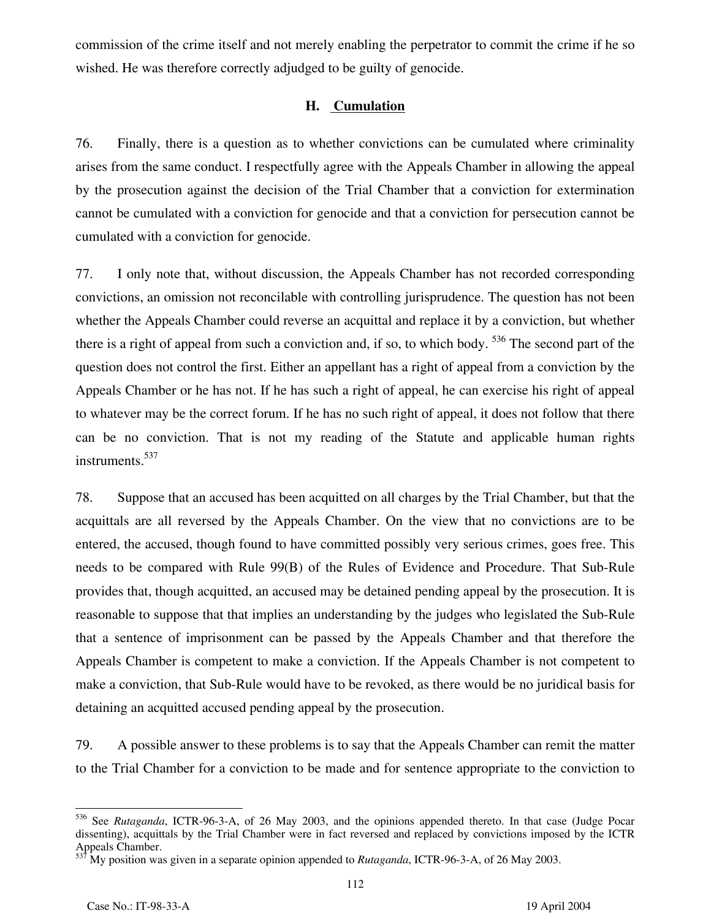commission of the crime itself and not merely enabling the perpetrator to commit the crime if he so wished. He was therefore correctly adjudged to be guilty of genocide.

### H. Cumulation

76. Finally, there is a question as to whether convictions can be cumulated where criminality arises from the same conduct. I respectfully agree with the Appeals Chamber in allowing the appeal by the prosecution against the decision of the Trial Chamber that a conviction for extermination cannot be cumulated with a conviction for genocide and that a conviction for persecution cannot be cumulated with a conviction for genocide.

77. I only note that, without discussion, the Appeals Chamber has not recorded corresponding convictions, an omission not reconcilable with controlling jurisprudence. The question has not been whether the Appeals Chamber could reverse an acquittal and replace it by a conviction, but whether there is a right of appeal from such a conviction and, if so, to which body. [536] The second part of the question does not control the first. Either an appellant has a right of appeal from a conviction by the Appeals Chamber or he has not. If he has such a right of appeal, he can exercise his right of appeal to whatever may be the correct forum. If he has no such right of appeal, it does not follow that there can be no conviction. That is not my reading of the Statute and applicable human rights instruments.[537]

78. Suppose that an accused has been acquitted on all charges by the Trial Chamber, but that the acquittals are all reversed by the Appeals Chamber. On the view that no convictions are to be entered, the accused, though found to have committed possibly very serious crimes, goes free. This needs to be compared with Rule 99(B) of the Rules of Evidence and Procedure. That Sub-Rule provides that, though acquitted, an accused may be detained pending appeal by the prosecution. It is reasonable to suppose that that implies an understanding by the judges who legislated the Sub-Rule that a sentence of imprisonment can be passed by the Appeals Chamber and that therefore the Appeals Chamber is competent to make a conviction. If the Appeals Chamber is not competent to make a conviction, that Sub-Rule would have to be revoked, as there would be no juridical basis for detaining an acquitted accused pending appeal by the prosecution.

79. A possible answer to these problems is to say that the Appeals Chamber can remit the matter to the Trial Chamber for a conviction to be made and for sentence appropriate to the conviction to

---

[536] See *Rutaganda*, ICTR-96-3-A, of 26 May 2003, and the opinions appended thereto. In that case (Judge Pocar dissenting), acquittals by the Trial Chamber were in fact reversed and replaced by convictions imposed by the ICTR Appeals Chamber.

[537] My position was given in a separate opinion appended to *Rutaganda*, ICTR-96-3-A, of 26 May 2003.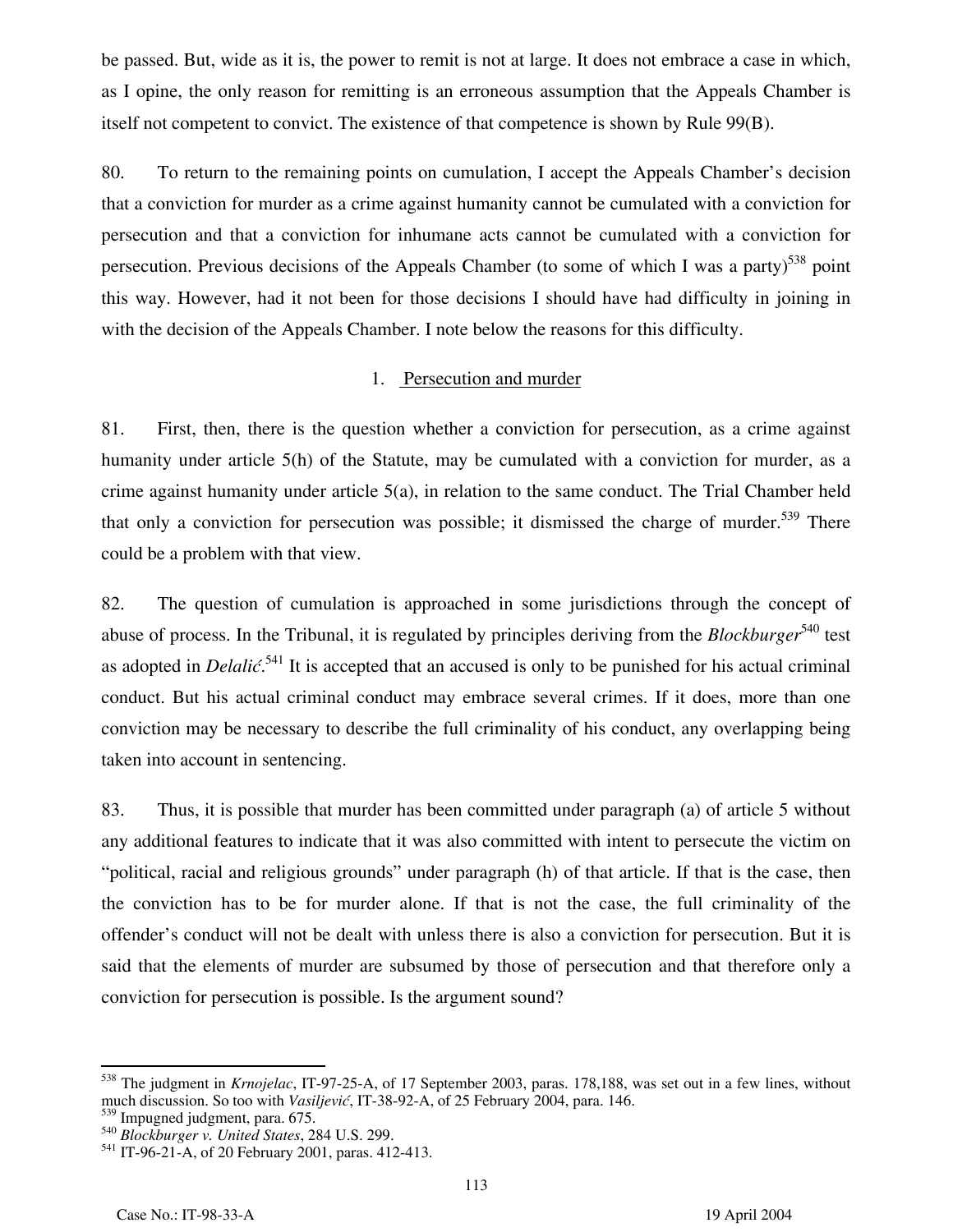be passed. But, wide as it is, the power to remit is not at large. It does not embrace a case in which, as I opine, the only reason for remitting is an erroneous assumption that the Appeals Chamber is itself not competent to convict. The existence of that competence is shown by Rule 99(B).

80. To return to the remaining points on cumulation, I accept the Appeals Chamber's decision that a conviction for murder as a crime against humanity cannot be cumulated with a conviction for persecution and that a conviction for inhumane acts cannot be cumulated with a conviction for persecution. Previous decisions of the Appeals Chamber (to some of which I was a party)[538] point this way. However, had it not been for those decisions I should have had difficulty in joining in with the decision of the Appeals Chamber. I note below the reasons for this difficulty.

### 1. Persecution and murder

81. First, then, there is the question whether a conviction for persecution, as a crime against humanity under article 5(h) of the Statute, may be cumulated with a conviction for murder, as a crime against humanity under article 5(a), in relation to the same conduct. The Trial Chamber held that only a conviction for persecution was possible; it dismissed the charge of murder.[539] There could be a problem with that view.

82. The question of cumulation is approached in some jurisdictions through the concept of abuse of process. In the Tribunal, it is regulated by principles deriving from the *Blockburger*[540] test as adopted in *Delalić*.[541] It is accepted that an accused is only to be punished for his actual criminal conduct. But his actual criminal conduct may embrace several crimes. If it does, more than one conviction may be necessary to describe the full criminality of his conduct, any overlapping being taken into account in sentencing.

83. Thus, it is possible that murder has been committed under paragraph (a) of article 5 without any additional features to indicate that it was also committed with intent to persecute the victim on "political, racial and religious grounds" under paragraph (h) of that article. If that is the case, then the conviction has to be for murder alone. If that is not the case, the full criminality of the offender's conduct will not be dealt with unless there is also a conviction for persecution. But it is said that the elements of murder are subsumed by those of persecution and that therefore only a conviction for persecution is possible. Is the argument sound?

---

[538] The judgment in *Krnojelac*, IT-97-25-A, of 17 September 2003, paras. 178,188, was set out in a few lines, without much discussion. So too with *Vasiljević*, IT-38-92-A, of 25 February 2004, para. 146.

[539] Impugned judgment, para. 675.

[540] *Blockburger v. United States*, 284 U.S. 299.

[541] IT-96-21-A, of 20 February 2001, paras. 412-413.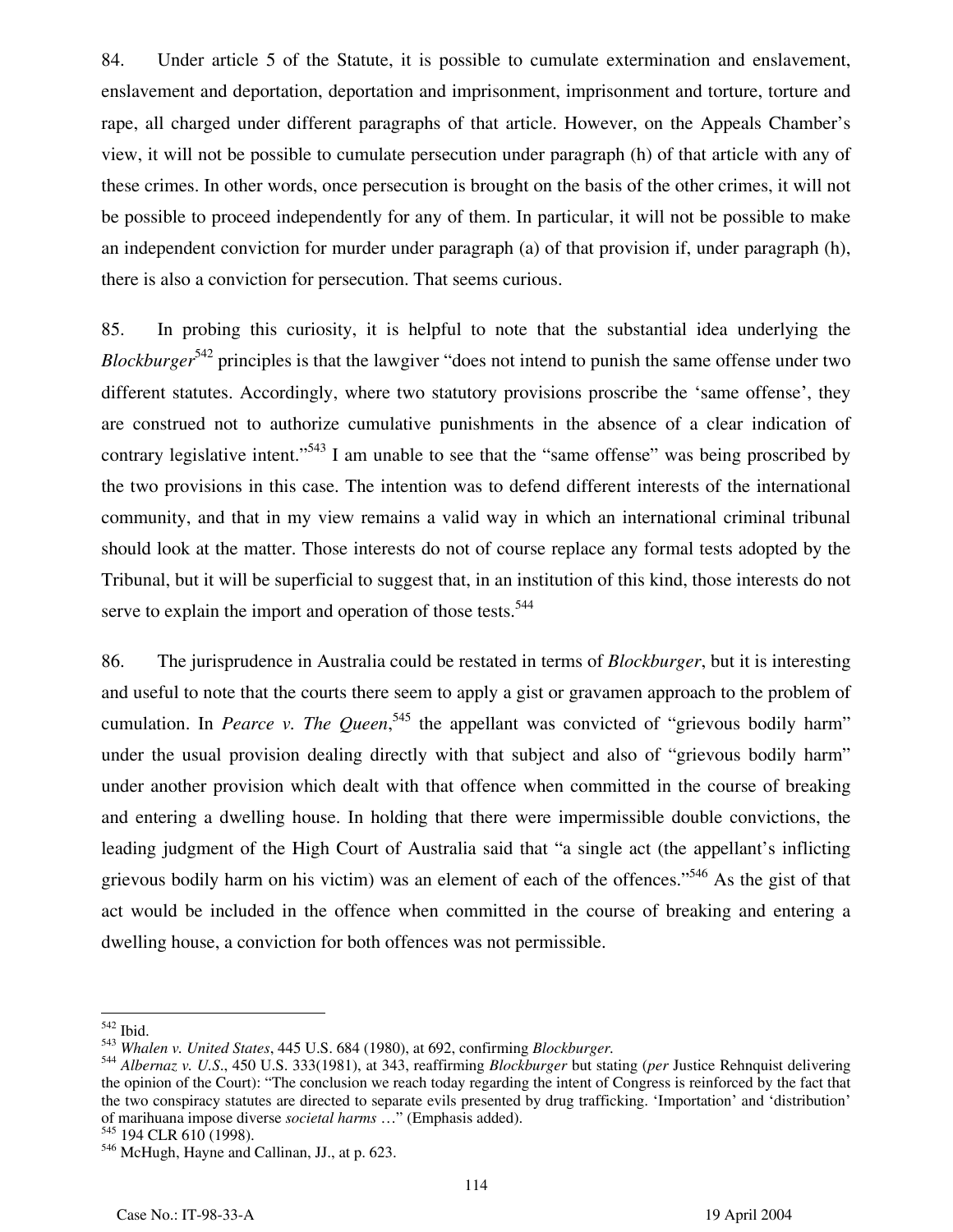84. Under article 5 of the Statute, it is possible to cumulate extermination and enslavement, enslavement and deportation, deportation and imprisonment, imprisonment and torture, torture and rape, all charged under different paragraphs of that article. However, on the Appeals Chamber's view, it will not be possible to cumulate persecution under paragraph (h) of that article with any of these crimes. In other words, once persecution is brought on the basis of the other crimes, it will not be possible to proceed independently for any of them. In particular, it will not be possible to make an independent conviction for murder under paragraph (a) of that provision if, under paragraph (h), there is also a conviction for persecution. That seems curious.

85. In probing this curiosity, it is helpful to note that the substantial idea underlying the *Blockburger*[542] principles is that the lawgiver "does not intend to punish the same offense under two different statutes. Accordingly, where two statutory provisions proscribe the 'same offense', they are construed not to authorize cumulative punishments in the absence of a clear indication of contrary legislative intent."[543] I am unable to see that the "same offense" was being proscribed by the two provisions in this case. The intention was to defend different interests of the international community, and that in my view remains a valid way in which an international criminal tribunal should look at the matter. Those interests do not of course replace any formal tests adopted by the Tribunal, but it will be superficial to suggest that, in an institution of this kind, those interests do not serve to explain the import and operation of those tests.[544]

86. The jurisprudence in Australia could be restated in terms of *Blockburger*, but it is interesting and useful to note that the courts there seem to apply a gist or gravamen approach to the problem of cumulation. In *Pearce v. The Queen*,[545] the appellant was convicted of "grievous bodily harm" under the usual provision dealing directly with that subject and also of "grievous bodily harm" under another provision which dealt with that offence when committed in the course of breaking and entering a dwelling house. In holding that there were impermissible double convictions, the leading judgment of the High Court of Australia said that "a single act (the appellant's inflicting grievous bodily harm on his victim) was an element of each of the offences."[546] As the gist of that act would be included in the offence when committed in the course of breaking and entering a dwelling house, a conviction for both offences was not permissible.

---

[542] Ibid.

[543] *Whalen v. United States*, 445 U.S. 684 (1980), at 692, confirming *Blockburger*.

[544] *Albernaz v. U.S.*, 450 U.S. 333(1981), at 343, reaffirming *Blockburger* but stating (*per* Justice Rehnquist delivering the opinion of the Court): "The conclusion we reach today regarding the intent of Congress is reinforced by the fact that the two conspiracy statutes are directed to separate evils presented by drug trafficking. 'Importation' and 'distribution' of marihuana impose diverse *societal harms* …" (Emphasis added).

[545] 194 CLR 610 (1998).

[546] McHugh, Hayne and Callinan, JJ., at p. 623.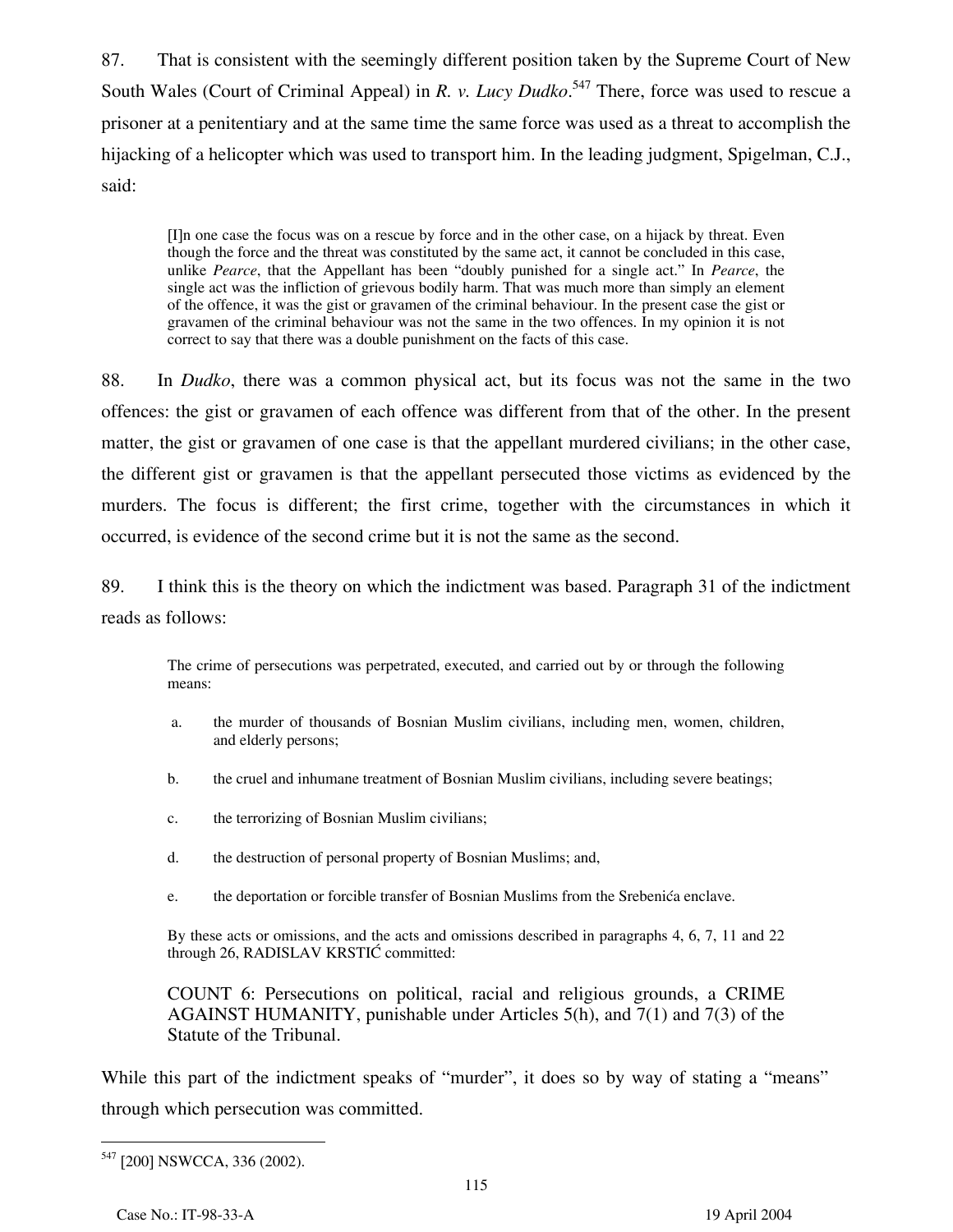87. That is consistent with the seemingly different position taken by the Supreme Court of New South Wales (Court of Criminal Appeal) in *R. v. Lucy Dudko*.[547] There, force was used to rescue a prisoner at a penitentiary and at the same time the same force was used as a threat to accomplish the hijacking of a helicopter which was used to transport him. In the leading judgment, Spigelman, C.J., said:

> [I]n one case the focus was on a rescue by force and in the other case, on a hijack by threat. Even though the force and the threat was constituted by the same act, it cannot be concluded in this case, unlike *Pearce*, that the Appellant has been "doubly punished for a single act." In *Pearce*, the single act was the infliction of grievous bodily harm. That was much more than simply an element of the offence, it was the gist or gravamen of the criminal behaviour. In the present case the gist or gravamen of the criminal behaviour was not the same in the two offences. In my opinion it is not correct to say that there was a double punishment on the facts of this case.

88. In *Dudko*, there was a common physical act, but its focus was not the same in the two offences: the gist or gravamen of each offence was different from that of the other. In the present matter, the gist or gravamen of one case is that the appellant murdered civilians; in the other case, the different gist or gravamen is that the appellant persecuted those victims as evidenced by the murders. The focus is different; the first crime, together with the circumstances in which it occurred, is evidence of the second crime but it is not the same as the second.

89. I think this is the theory on which the indictment was based. Paragraph 31 of the indictment reads as follows:

> The crime of persecutions was perpetrated, executed, and carried out by or through the following means:
>
> a. the murder of thousands of Bosnian Muslim civilians, including men, women, children, and elderly persons;
>
> b. the cruel and inhumane treatment of Bosnian Muslim civilians, including severe beatings;
>
> c. the terrorizing of Bosnian Muslim civilians;
>
> d. the destruction of personal property of Bosnian Muslims; and,
>
> e. the deportation or forcible transfer of Bosnian Muslims from the Srebenića enclave.
>
> By these acts or omissions, and the acts and omissions described in paragraphs 4, 6, 7, 11 and 22 through 26, RADISLAV KRSTIĆ committed:
>
> COUNT 6: Persecutions on political, racial and religious grounds, a CRIME AGAINST HUMANITY, punishable under Articles 5(h), and 7(1) and 7(3) of the Statute of the Tribunal.

While this part of the indictment speaks of "murder", it does so by way of stating a "means" through which persecution was committed.

---

[547] [200] NSWCCA, 336 (2002).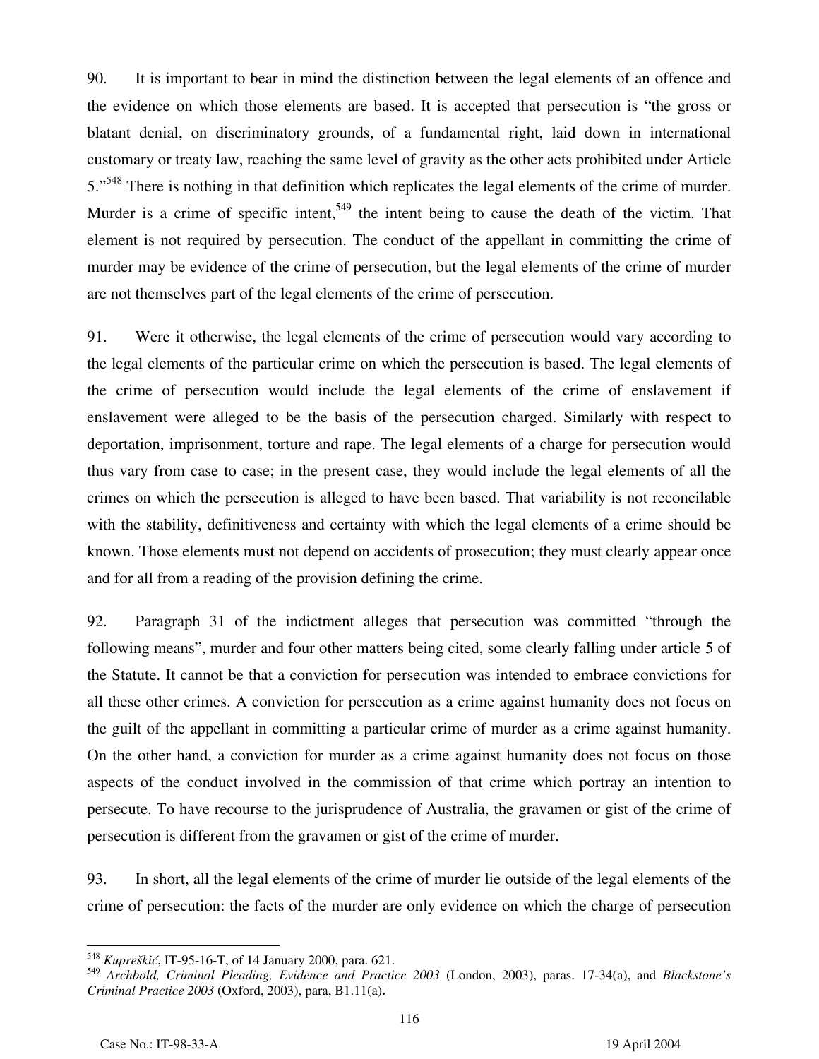90. It is important to bear in mind the distinction between the legal elements of an offence and the evidence on which those elements are based. It is accepted that persecution is "the gross or blatant denial, on discriminatory grounds, of a fundamental right, laid down in international customary or treaty law, reaching the same level of gravity as the other acts prohibited under Article 5."[548] There is nothing in that definition which replicates the legal elements of the crime of murder. Murder is a crime of specific intent,[549] the intent being to cause the death of the victim. That element is not required by persecution. The conduct of the appellant in committing the crime of murder may be evidence of the crime of persecution, but the legal elements of the crime of murder are not themselves part of the legal elements of the crime of persecution.

91. Were it otherwise, the legal elements of the crime of persecution would vary according to the legal elements of the particular crime on which the persecution is based. The legal elements of the crime of persecution would include the legal elements of the crime of enslavement if enslavement were alleged to be the basis of the persecution charged. Similarly with respect to deportation, imprisonment, torture and rape. The legal elements of a charge for persecution would thus vary from case to case; in the present case, they would include the legal elements of all the crimes on which the persecution is alleged to have been based. That variability is not reconcilable with the stability, definitiveness and certainty with which the legal elements of a crime should be known. Those elements must not depend on accidents of prosecution; they must clearly appear once and for all from a reading of the provision defining the crime.

92. Paragraph 31 of the indictment alleges that persecution was committed "through the following means", murder and four other matters being cited, some clearly falling under article 5 of the Statute. It cannot be that a conviction for persecution was intended to embrace convictions for all these other crimes. A conviction for persecution as a crime against humanity does not focus on the guilt of the appellant in committing a particular crime of murder as a crime against humanity. On the other hand, a conviction for murder as a crime against humanity does not focus on those aspects of the conduct involved in the commission of that crime which portray an intention to persecute. To have recourse to the jurisprudence of Australia, the gravamen or gist of the crime of persecution is different from the gravamen or gist of the crime of murder.

93. In short, all the legal elements of the crime of murder lie outside of the legal elements of the crime of persecution: the facts of the murder are only evidence on which the charge of persecution

---

[548] *Kupreškić*, IT-95-16-T, of 14 January 2000, para. 621.

[549] *Archbold, Criminal Pleading, Evidence and Practice 2003* (London, 2003), paras. 17-34(a), and *Blackstone's Criminal Practice 2003* (Oxford, 2003), para, B1.11(a)**.**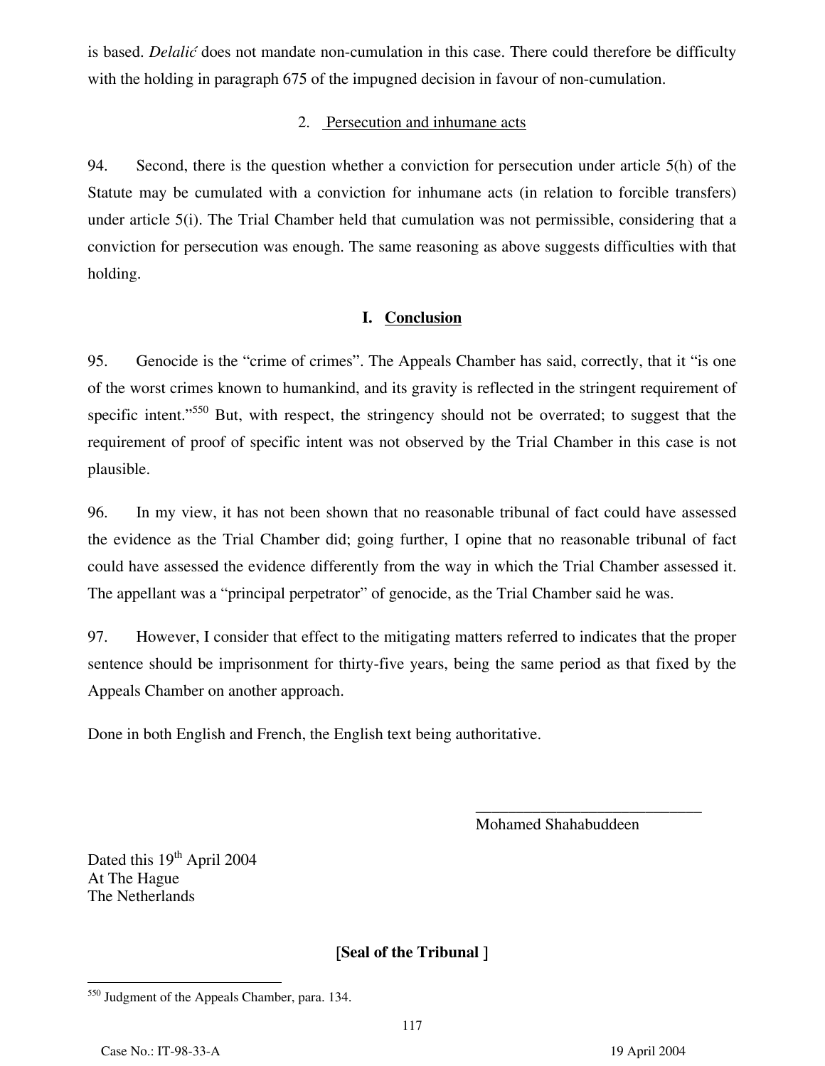is based. *Delalić* does not mandate non-cumulation in this case. There could therefore be difficulty with the holding in paragraph 675 of the impugned decision in favour of non-cumulation.

### 2. Persecution and inhumane acts

94. Second, there is the question whether a conviction for persecution under article 5(h) of the Statute may be cumulated with a conviction for inhumane acts (in relation to forcible transfers) under article 5(i). The Trial Chamber held that cumulation was not permissible, considering that a conviction for persecution was enough. The same reasoning as above suggests difficulties with that holding.

## I. Conclusion

95. Genocide is the "crime of crimes". The Appeals Chamber has said, correctly, that it "is one of the worst crimes known to humankind, and its gravity is reflected in the stringent requirement of specific intent."[550] But, with respect, the stringency should not be overrated; to suggest that the requirement of proof of specific intent was not observed by the Trial Chamber in this case is not plausible.

96. In my view, it has not been shown that no reasonable tribunal of fact could have assessed the evidence as the Trial Chamber did; going further, I opine that no reasonable tribunal of fact could have assessed the evidence differently from the way in which the Trial Chamber assessed it. The appellant was a "principal perpetrator" of genocide, as the Trial Chamber said he was.

97. However, I consider that effect to the mitigating matters referred to indicates that the proper sentence should be imprisonment for thirty-five years, being the same period as that fixed by the Appeals Chamber on another approach.

Done in both English and French, the English text being authoritative.

\_\_\_\_\_\_\_\_\_\_\_\_\_\_\_\_\_\_\_\_\_\_\_\_\_\_\_\_

Mohamed Shahabuddeen

Dated this 19th April 2004
At The Hague
The Netherlands

**[Seal of the Tribunal ]**

---

[550] Judgment of the Appeals Chamber, para. 134.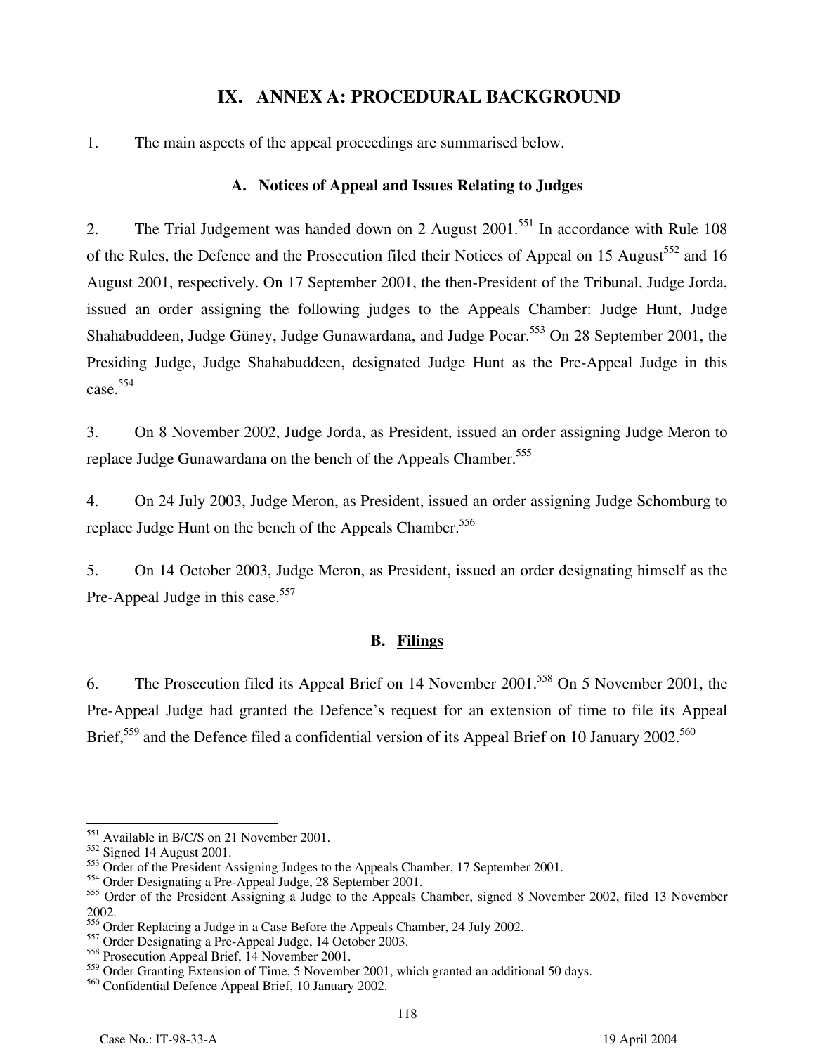# IX. ANNEX A: PROCEDURAL BACKGROUND

1. The main aspects of the appeal proceedings are summarised below.

## A. Notices of Appeal and Issues Relating to Judges

2. The Trial Judgement was handed down on 2 August 2001.[551] In accordance with Rule 108 of the Rules, the Defence and the Prosecution filed their Notices of Appeal on 15 August[552] and 16 August 2001, respectively. On 17 September 2001, the then-President of the Tribunal, Judge Jorda, issued an order assigning the following judges to the Appeals Chamber: Judge Hunt, Judge Shahabuddeen, Judge Güney, Judge Gunawardana, and Judge Pocar.[553] On 28 September 2001, the Presiding Judge, Judge Shahabuddeen, designated Judge Hunt as the Pre-Appeal Judge in this case.[554]

3. On 8 November 2002, Judge Jorda, as President, issued an order assigning Judge Meron to replace Judge Gunawardana on the bench of the Appeals Chamber.[555]

4. On 24 July 2003, Judge Meron, as President, issued an order assigning Judge Schomburg to replace Judge Hunt on the bench of the Appeals Chamber.[556]

5. On 14 October 2003, Judge Meron, as President, issued an order designating himself as the Pre-Appeal Judge in this case.[557]

## B. Filings

6. The Prosecution filed its Appeal Brief on 14 November 2001.[558] On 5 November 2001, the Pre-Appeal Judge had granted the Defence's request for an extension of time to file its Appeal Brief,[559] and the Defence filed a confidential version of its Appeal Brief on 10 January 2002.[560]

---

[551] Available in B/C/S on 21 November 2001.

[552] Signed 14 August 2001.

[553] Order of the President Assigning Judges to the Appeals Chamber, 17 September 2001.

[554] Order Designating a Pre-Appeal Judge, 28 September 2001.

[555] Order of the President Assigning a Judge to the Appeals Chamber, signed 8 November 2002, filed 13 November 2002.

[556] Order Replacing a Judge in a Case Before the Appeals Chamber, 24 July 2002.

[557] Order Designating a Pre-Appeal Judge, 14 October 2003.

[558] Prosecution Appeal Brief, 14 November 2001.

[559] Order Granting Extension of Time, 5 November 2001, which granted an additional 50 days.

[560] Confidential Defence Appeal Brief, 10 January 2002.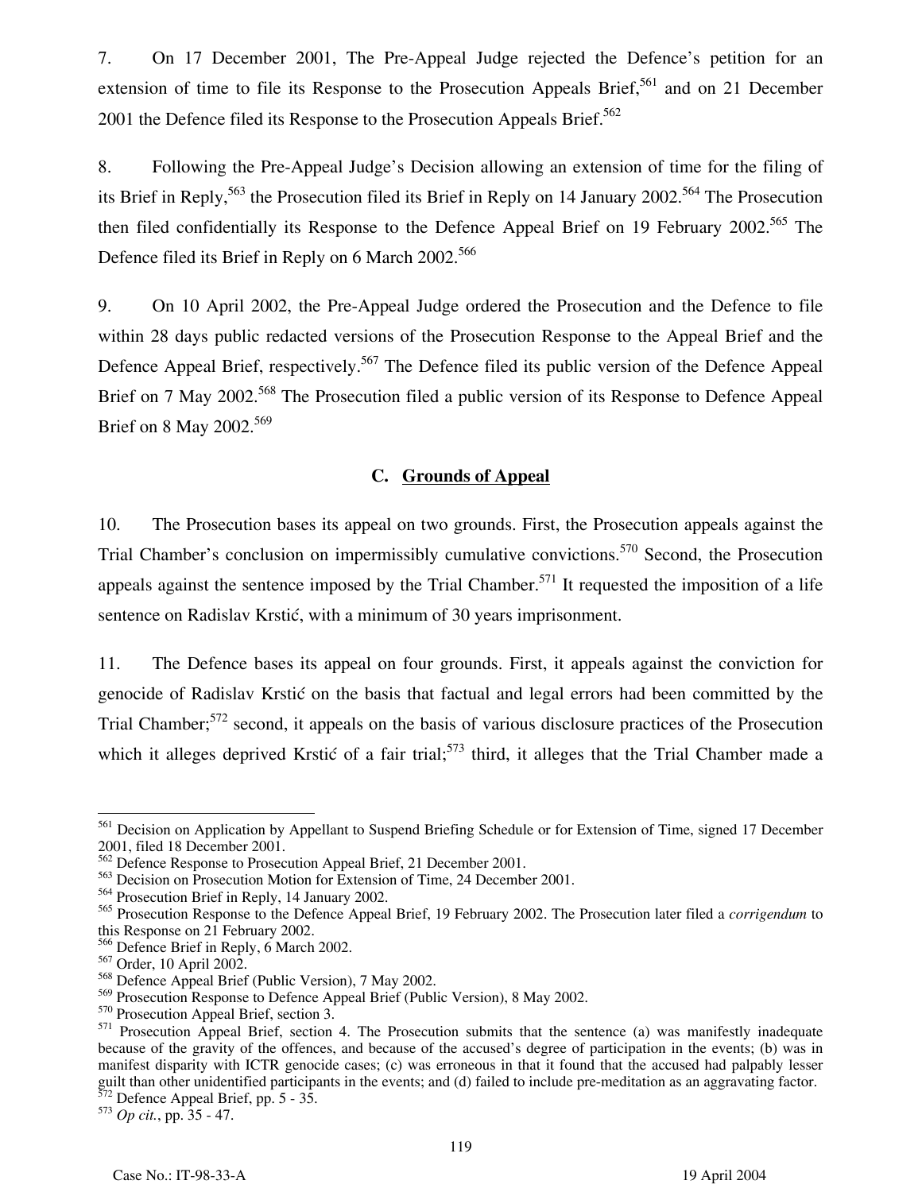7. On 17 December 2001, The Pre-Appeal Judge rejected the Defence's petition for an extension of time to file its Response to the Prosecution Appeals Brief,[561] and on 21 December 2001 the Defence filed its Response to the Prosecution Appeals Brief.[562]

8. Following the Pre-Appeal Judge's Decision allowing an extension of time for the filing of its Brief in Reply,[563] the Prosecution filed its Brief in Reply on 14 January 2002.[564] The Prosecution then filed confidentially its Response to the Defence Appeal Brief on 19 February 2002.[565] The Defence filed its Brief in Reply on 6 March 2002.[566]

9. On 10 April 2002, the Pre-Appeal Judge ordered the Prosecution and the Defence to file within 28 days public redacted versions of the Prosecution Response to the Appeal Brief and the Defence Appeal Brief, respectively.[567] The Defence filed its public version of the Defence Appeal Brief on 7 May 2002.[568] The Prosecution filed a public version of its Response to Defence Appeal Brief on 8 May 2002.[569]

### C. Grounds of Appeal

10. The Prosecution bases its appeal on two grounds. First, the Prosecution appeals against the Trial Chamber's conclusion on impermissibly cumulative convictions.[570] Second, the Prosecution appeals against the sentence imposed by the Trial Chamber.[571] It requested the imposition of a life sentence on Radislav Krstić, with a minimum of 30 years imprisonment.

11. The Defence bases its appeal on four grounds. First, it appeals against the conviction for genocide of Radislav Krstić on the basis that factual and legal errors had been committed by the Trial Chamber;[572] second, it appeals on the basis of various disclosure practices of the Prosecution which it alleges deprived Krstić of a fair trial;[573] third, it alleges that the Trial Chamber made a

---

[561] Decision on Application by Appellant to Suspend Briefing Schedule or for Extension of Time, signed 17 December 2001, filed 18 December 2001.
[562] Defence Response to Prosecution Appeal Brief, 21 December 2001.
[563] Decision on Prosecution Motion for Extension of Time, 24 December 2001.
[564] Prosecution Brief in Reply, 14 January 2002.
[565] Prosecution Response to the Defence Appeal Brief, 19 February 2002. The Prosecution later filed a *corrigendum* to this Response on 21 February 2002.
[566] Defence Brief in Reply, 6 March 2002.
[567] Order, 10 April 2002.
[568] Defence Appeal Brief (Public Version), 7 May 2002.
[569] Prosecution Response to Defence Appeal Brief (Public Version), 8 May 2002.
[570] Prosecution Appeal Brief, section 3.
[571] Prosecution Appeal Brief, section 4. The Prosecution submits that the sentence (a) was manifestly inadequate because of the gravity of the offences, and because of the accused's degree of participation in the events; (b) was in manifest disparity with ICTR genocide cases; (c) was erroneous in that it found that the accused had palpably lesser guilt than other unidentified participants in the events; and (d) failed to include pre-meditation as an aggravating factor.
[572] Defence Appeal Brief, pp. 5 - 35.
[573] *Op cit.*, pp. 35 - 47.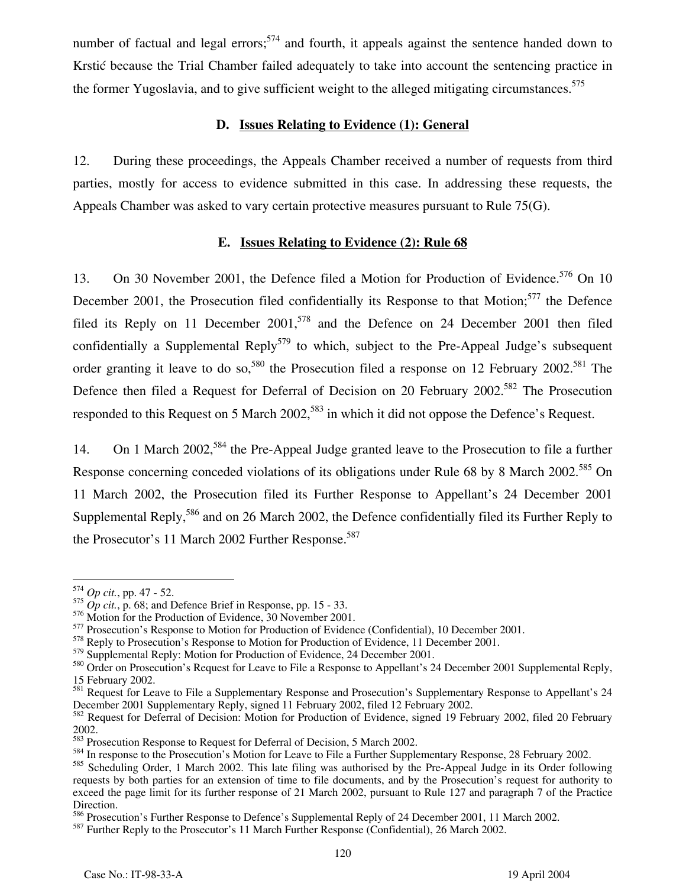number of factual and legal errors;[574] and fourth, it appeals against the sentence handed down to Krstić because the Trial Chamber failed adequately to take into account the sentencing practice in the former Yugoslavia, and to give sufficient weight to the alleged mitigating circumstances.[575]

### D. Issues Relating to Evidence (1): General

12. During these proceedings, the Appeals Chamber received a number of requests from third parties, mostly for access to evidence submitted in this case. In addressing these requests, the Appeals Chamber was asked to vary certain protective measures pursuant to Rule 75(G).

### E. Issues Relating to Evidence (2): Rule 68

13. On 30 November 2001, the Defence filed a Motion for Production of Evidence.[576] On 10 December 2001, the Prosecution filed confidentially its Response to that Motion;[577] the Defence filed its Reply on 11 December 2001,[578] and the Defence on 24 December 2001 then filed confidentially a Supplemental Reply[579] to which, subject to the Pre-Appeal Judge's subsequent order granting it leave to do so,[580] the Prosecution filed a response on 12 February 2002.[581] The Defence then filed a Request for Deferral of Decision on 20 February 2002.[582] The Prosecution responded to this Request on 5 March 2002,[583] in which it did not oppose the Defence's Request.

14. On 1 March 2002,[584] the Pre-Appeal Judge granted leave to the Prosecution to file a further Response concerning conceded violations of its obligations under Rule 68 by 8 March 2002.[585] On 11 March 2002, the Prosecution filed its Further Response to Appellant's 24 December 2001 Supplemental Reply,[586] and on 26 March 2002, the Defence confidentially filed its Further Reply to the Prosecutor's 11 March 2002 Further Response.[587]

---

[574] *Op cit.*, pp. 47 - 52.

[575] *Op cit.*, p. 68; and Defence Brief in Response, pp. 15 - 33.

[576] Motion for the Production of Evidence, 30 November 2001.

[577] Prosecution's Response to Motion for Production of Evidence (Confidential), 10 December 2001.

[578] Reply to Prosecution's Response to Motion for Production of Evidence, 11 December 2001.

[579] Supplemental Reply: Motion for Production of Evidence, 24 December 2001.

[580] Order on Prosecution's Request for Leave to File a Response to Appellant's 24 December 2001 Supplemental Reply, 15 February 2002.

[581] Request for Leave to File a Supplementary Response and Prosecution's Supplementary Response to Appellant's 24 December 2001 Supplementary Reply, signed 11 February 2002, filed 12 February 2002.

[582] Request for Deferral of Decision: Motion for Production of Evidence, signed 19 February 2002, filed 20 February 2002.

[583] Prosecution Response to Request for Deferral of Decision, 5 March 2002.

[584] In response to the Prosecution's Motion for Leave to File a Further Supplementary Response, 28 February 2002.

[585] Scheduling Order, 1 March 2002. This late filing was authorised by the Pre-Appeal Judge in its Order following requests by both parties for an extension of time to file documents, and by the Prosecution's request for authority to exceed the page limit for its further response of 21 March 2002, pursuant to Rule 127 and paragraph 7 of the Practice Direction.

[586] Prosecution's Further Response to Defence's Supplemental Reply of 24 December 2001, 11 March 2002.

[587] Further Reply to the Prosecutor's 11 March Further Response (Confidential), 26 March 2002.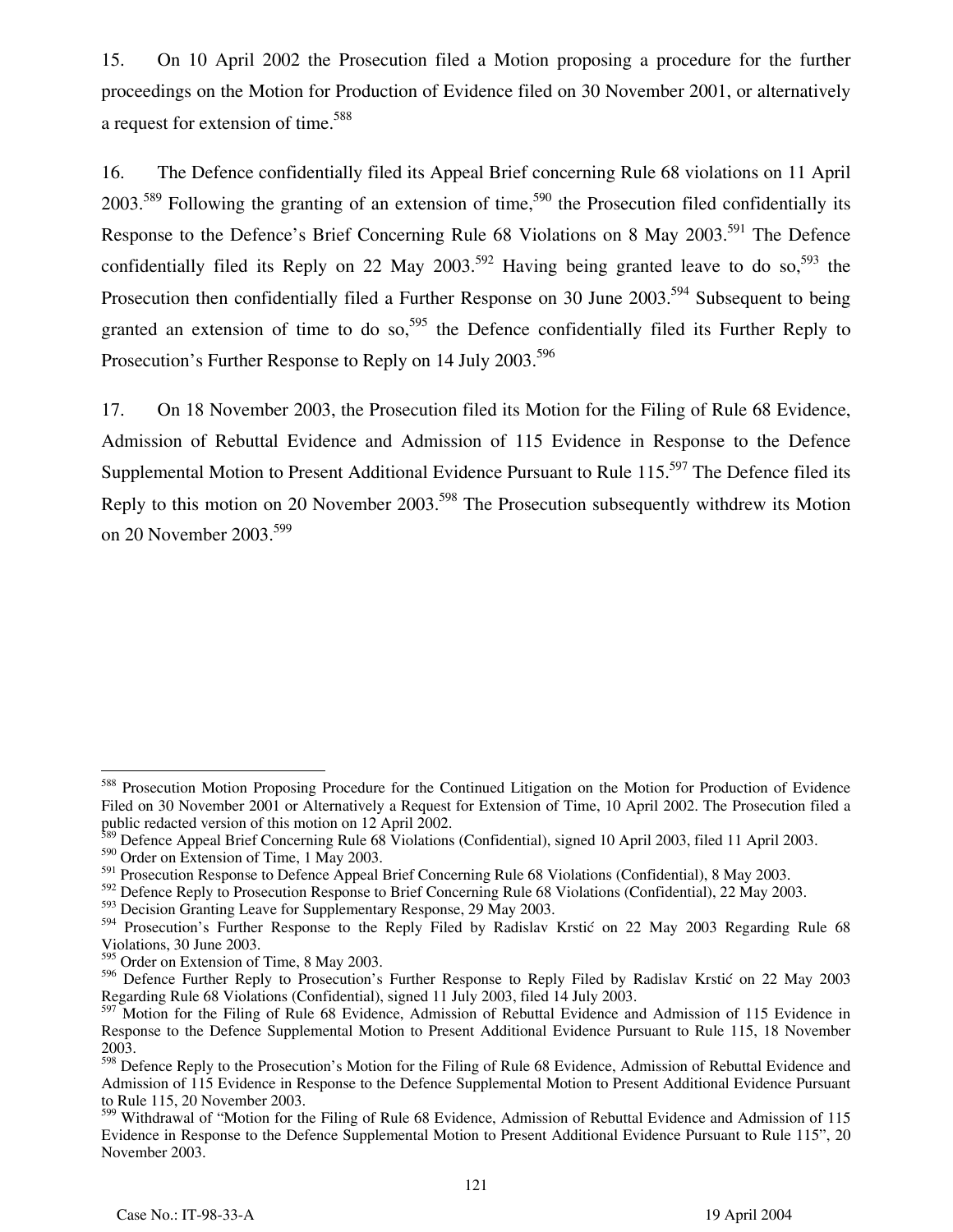15. On 10 April 2002 the Prosecution filed a Motion proposing a procedure for the further proceedings on the Motion for Production of Evidence filed on 30 November 2001, or alternatively a request for extension of time.[588]

16. The Defence confidentially filed its Appeal Brief concerning Rule 68 violations on 11 April 2003.[589] Following the granting of an extension of time,[590] the Prosecution filed confidentially its Response to the Defence's Brief Concerning Rule 68 Violations on 8 May 2003.[591] The Defence confidentially filed its Reply on 22 May 2003.[592] Having being granted leave to do so,[593] the Prosecution then confidentially filed a Further Response on 30 June 2003.[594] Subsequent to being granted an extension of time to do so,[595] the Defence confidentially filed its Further Reply to Prosecution's Further Response to Reply on 14 July 2003.[596]

17. On 18 November 2003, the Prosecution filed its Motion for the Filing of Rule 68 Evidence, Admission of Rebuttal Evidence and Admission of 115 Evidence in Response to the Defence Supplemental Motion to Present Additional Evidence Pursuant to Rule 115.[597] The Defence filed its Reply to this motion on 20 November 2003.[598] The Prosecution subsequently withdrew its Motion on 20 November 2003.[599]

---

[588] Prosecution Motion Proposing Procedure for the Continued Litigation on the Motion for Production of Evidence Filed on 30 November 2001 or Alternatively a Request for Extension of Time, 10 April 2002. The Prosecution filed a public redacted version of this motion on 12 April 2002.

[589] Defence Appeal Brief Concerning Rule 68 Violations (Confidential), signed 10 April 2003, filed 11 April 2003.

[590] Order on Extension of Time, 1 May 2003.

[591] Prosecution Response to Defence Appeal Brief Concerning Rule 68 Violations (Confidential), 8 May 2003.

[592] Defence Reply to Prosecution Response to Brief Concerning Rule 68 Violations (Confidential), 22 May 2003.

[593] Decision Granting Leave for Supplementary Response, 29 May 2003.

[594] Prosecution's Further Response to the Reply Filed by Radislav Krstić on 22 May 2003 Regarding Rule 68 Violations, 30 June 2003.

[595] Order on Extension of Time, 8 May 2003.

[596] Defence Further Reply to Prosecution's Further Response to Reply Filed by Radislav Krstić on 22 May 2003 Regarding Rule 68 Violations (Confidential), signed 11 July 2003, filed 14 July 2003.

[597] Motion for the Filing of Rule 68 Evidence, Admission of Rebuttal Evidence and Admission of 115 Evidence in Response to the Defence Supplemental Motion to Present Additional Evidence Pursuant to Rule 115, 18 November 2003.

[598] Defence Reply to the Prosecution's Motion for the Filing of Rule 68 Evidence, Admission of Rebuttal Evidence and Admission of 115 Evidence in Response to the Defence Supplemental Motion to Present Additional Evidence Pursuant to Rule 115, 20 November 2003.

[599] Withdrawal of "Motion for the Filing of Rule 68 Evidence, Admission of Rebuttal Evidence and Admission of 115 Evidence in Response to the Defence Supplemental Motion to Present Additional Evidence Pursuant to Rule 115", 20 November 2003.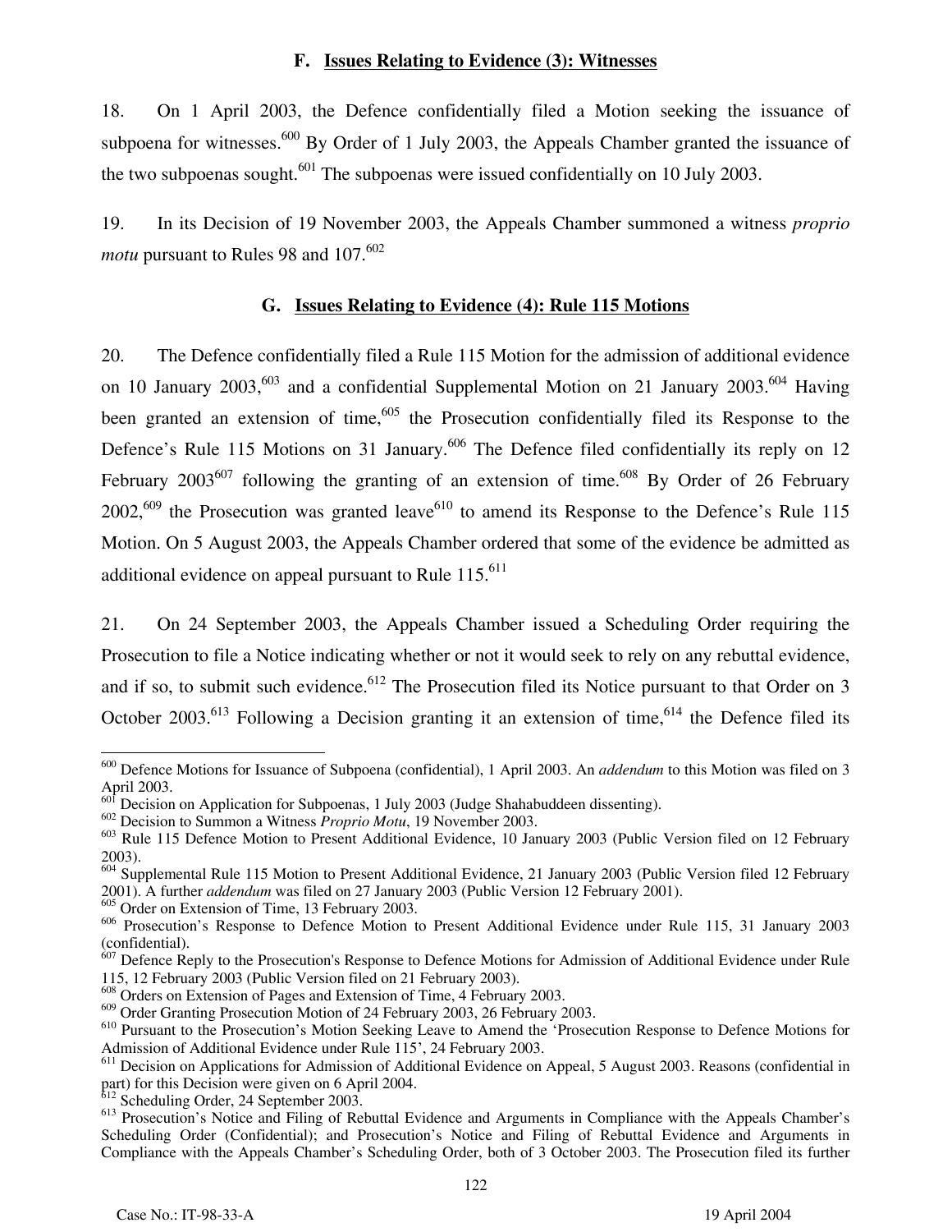### F. Issues Relating to Evidence (3): Witnesses

18. On 1 April 2003, the Defence confidentially filed a Motion seeking the issuance of subpoena for witnesses.[600] By Order of 1 July 2003, the Appeals Chamber granted the issuance of the two subpoenas sought.[601] The subpoenas were issued confidentially on 10 July 2003.

19. In its Decision of 19 November 2003, the Appeals Chamber summoned a witness *proprio motu* pursuant to Rules 98 and 107.[602]

### G. Issues Relating to Evidence (4): Rule 115 Motions

20. The Defence confidentially filed a Rule 115 Motion for the admission of additional evidence on 10 January 2003,[603] and a confidential Supplemental Motion on 21 January 2003.[604] Having been granted an extension of time,[605] the Prosecution confidentially filed its Response to the Defence's Rule 115 Motions on 31 January.[606] The Defence filed confidentially its reply on 12 February 2003[607] following the granting of an extension of time.[608] By Order of 26 February 2002,[609] the Prosecution was granted leave[610] to amend its Response to the Defence's Rule 115 Motion. On 5 August 2003, the Appeals Chamber ordered that some of the evidence be admitted as additional evidence on appeal pursuant to Rule 115.[611]

21. On 24 September 2003, the Appeals Chamber issued a Scheduling Order requiring the Prosecution to file a Notice indicating whether or not it would seek to rely on any rebuttal evidence, and if so, to submit such evidence.[612] The Prosecution filed its Notice pursuant to that Order on 3 October 2003.[613] Following a Decision granting it an extension of time,[614] the Defence filed its

---

[600] Defence Motions for Issuance of Subpoena (confidential), 1 April 2003. An *addendum* to this Motion was filed on 3 April 2003.

[601] Decision on Application for Subpoenas, 1 July 2003 (Judge Shahabuddeen dissenting).

[602] Decision to Summon a Witness *Proprio Motu*, 19 November 2003.

[603] Rule 115 Defence Motion to Present Additional Evidence, 10 January 2003 (Public Version filed on 12 February 2003).

[604] Supplemental Rule 115 Motion to Present Additional Evidence, 21 January 2003 (Public Version filed 12 February 2001). A further *addendum* was filed on 27 January 2003 (Public Version 12 February 2001).

[605] Order on Extension of Time, 13 February 2003.

[606] Prosecution's Response to Defence Motion to Present Additional Evidence under Rule 115, 31 January 2003 (confidential).

[607] Defence Reply to the Prosecution's Response to Defence Motions for Admission of Additional Evidence under Rule 115, 12 February 2003 (Public Version filed on 21 February 2003).

[608] Orders on Extension of Pages and Extension of Time, 4 February 2003.

[609] Order Granting Prosecution Motion of 24 February 2003, 26 February 2003.

[610] Pursuant to the Prosecution's Motion Seeking Leave to Amend the 'Prosecution Response to Defence Motions for Admission of Additional Evidence under Rule 115', 24 February 2003.

[611] Decision on Applications for Admission of Additional Evidence on Appeal, 5 August 2003. Reasons (confidential in part) for this Decision were given on 6 April 2004.

[612] Scheduling Order, 24 September 2003.

[613] Prosecution's Notice and Filing of Rebuttal Evidence and Arguments in Compliance with the Appeals Chamber's Scheduling Order (Confidential); and Prosecution's Notice and Filing of Rebuttal Evidence and Arguments in Compliance with the Appeals Chamber's Scheduling Order, both of 3 October 2003. The Prosecution filed its further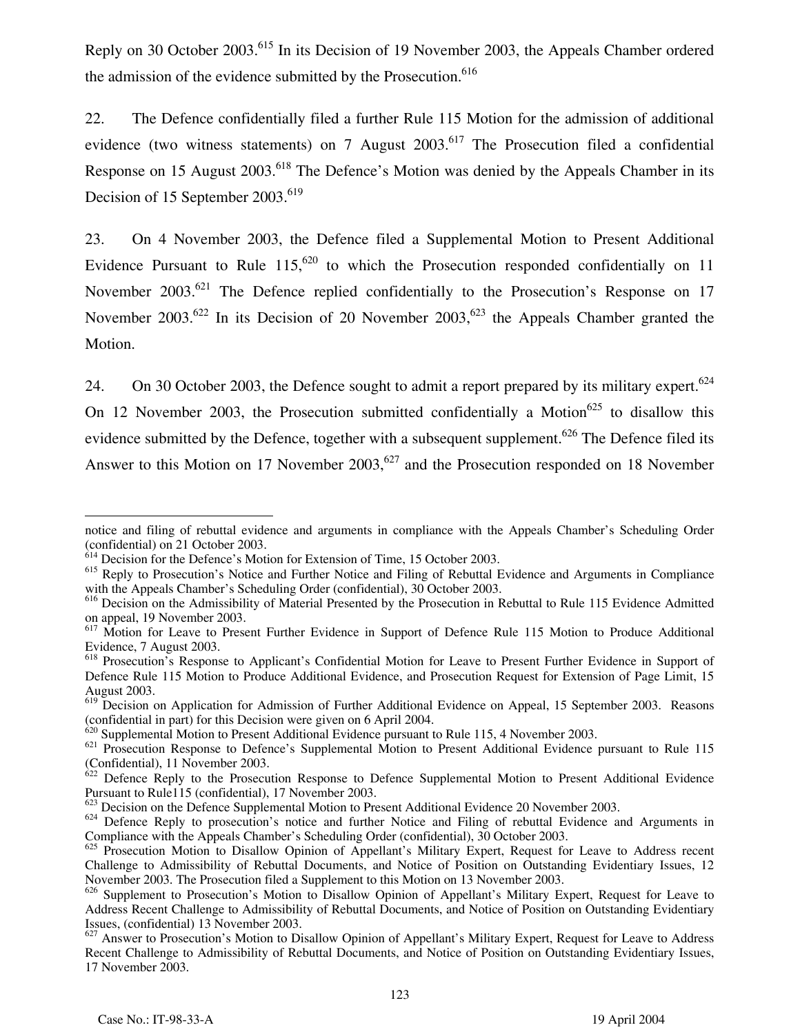Reply on 30 October 2003.[615] In its Decision of 19 November 2003, the Appeals Chamber ordered the admission of the evidence submitted by the Prosecution.[616]

22. The Defence confidentially filed a further Rule 115 Motion for the admission of additional evidence (two witness statements) on 7 August 2003.[617] The Prosecution filed a confidential Response on 15 August 2003.[618] The Defence's Motion was denied by the Appeals Chamber in its Decision of 15 September 2003.[619]

23. On 4 November 2003, the Defence filed a Supplemental Motion to Present Additional Evidence Pursuant to Rule 115,[620] to which the Prosecution responded confidentially on 11 November 2003.[621] The Defence replied confidentially to the Prosecution's Response on 17 November 2003.[622] In its Decision of 20 November 2003,[623] the Appeals Chamber granted the Motion.

24. On 30 October 2003, the Defence sought to admit a report prepared by its military expert.[624] On 12 November 2003, the Prosecution submitted confidentially a Motion[625] to disallow this evidence submitted by the Defence, together with a subsequent supplement.[626] The Defence filed its Answer to this Motion on 17 November 2003,[627] and the Prosecution responded on 18 November

---

notice and filing of rebuttal evidence and arguments in compliance with the Appeals Chamber's Scheduling Order (confidential) on 21 October 2003.

[614] Decision for the Defence's Motion for Extension of Time, 15 October 2003.

[615] Reply to Prosecution's Notice and Further Notice and Filing of Rebuttal Evidence and Arguments in Compliance with the Appeals Chamber's Scheduling Order (confidential), 30 October 2003.

[616] Decision on the Admissibility of Material Presented by the Prosecution in Rebuttal to Rule 115 Evidence Admitted on appeal, 19 November 2003.

[617] Motion for Leave to Present Further Evidence in Support of Defence Rule 115 Motion to Produce Additional Evidence, 7 August 2003.

[618] Prosecution's Response to Applicant's Confidential Motion for Leave to Present Further Evidence in Support of Defence Rule 115 Motion to Produce Additional Evidence, and Prosecution Request for Extension of Page Limit, 15 August 2003.

[619] Decision on Application for Admission of Further Additional Evidence on Appeal, 15 September 2003. Reasons (confidential in part) for this Decision were given on 6 April 2004.

[620] Supplemental Motion to Present Additional Evidence pursuant to Rule 115, 4 November 2003.

[621] Prosecution Response to Defence's Supplemental Motion to Present Additional Evidence pursuant to Rule 115 (Confidential), 11 November 2003.

[622] Defence Reply to the Prosecution Response to Defence Supplemental Motion to Present Additional Evidence Pursuant to Rule115 (confidential), 17 November 2003.

[623] Decision on the Defence Supplemental Motion to Present Additional Evidence 20 November 2003.

[624] Defence Reply to prosecution's notice and further Notice and Filing of rebuttal Evidence and Arguments in Compliance with the Appeals Chamber's Scheduling Order (confidential), 30 October 2003.

[625] Prosecution Motion to Disallow Opinion of Appellant's Military Expert, Request for Leave to Address recent Challenge to Admissibility of Rebuttal Documents, and Notice of Position on Outstanding Evidentiary Issues, 12 November 2003. The Prosecution filed a Supplement to this Motion on 13 November 2003.

[626] Supplement to Prosecution's Motion to Disallow Opinion of Appellant's Military Expert, Request for Leave to Address Recent Challenge to Admissibility of Rebuttal Documents, and Notice of Position on Outstanding Evidentiary Issues, (confidential) 13 November 2003.

[627] Answer to Prosecution's Motion to Disallow Opinion of Appellant's Military Expert, Request for Leave to Address Recent Challenge to Admissibility of Rebuttal Documents, and Notice of Position on Outstanding Evidentiary Issues, 17 November 2003.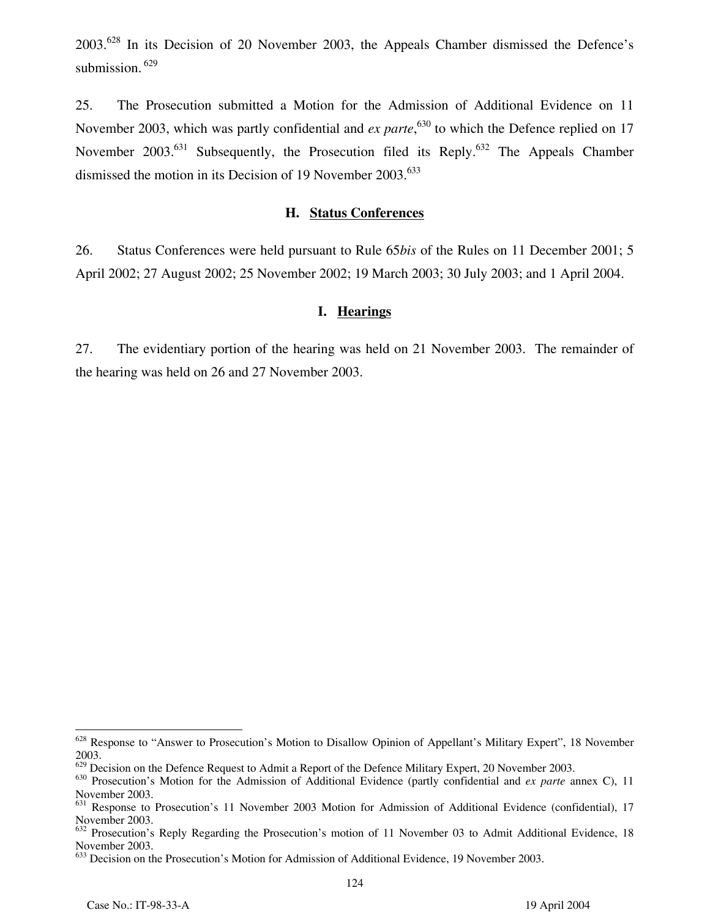2003.[628] In its Decision of 20 November 2003, the Appeals Chamber dismissed the Defence's submission. [629]

25. The Prosecution submitted a Motion for the Admission of Additional Evidence on 11 November 2003, which was partly confidential and *ex parte*,[630] to which the Defence replied on 17 November 2003.[631] Subsequently, the Prosecution filed its Reply.[632] The Appeals Chamber dismissed the motion in its Decision of 19 November 2003.[633]

### H. Status Conferences

26. Status Conferences were held pursuant to Rule 65*bis* of the Rules on 11 December 2001; 5 April 2002; 27 August 2002; 25 November 2002; 19 March 2003; 30 July 2003; and 1 April 2004.

### I. Hearings

27. The evidentiary portion of the hearing was held on 21 November 2003. The remainder of the hearing was held on 26 and 27 November 2003.

---

[628] Response to "Answer to Prosecution's Motion to Disallow Opinion of Appellant's Military Expert", 18 November 2003.

[629] Decision on the Defence Request to Admit a Report of the Defence Military Expert, 20 November 2003.

[630] Prosecution's Motion for the Admission of Additional Evidence (partly confidential and *ex parte* annex C), 11 November 2003.

[631] Response to Prosecution's 11 November 2003 Motion for Admission of Additional Evidence (confidential), 17 November 2003.

[632] Prosecution's Reply Regarding the Prosecution's motion of 11 November 03 to Admit Additional Evidence, 18 November 2003.

[633] Decision on the Prosecution's Motion for Admission of Additional Evidence, 19 November 2003.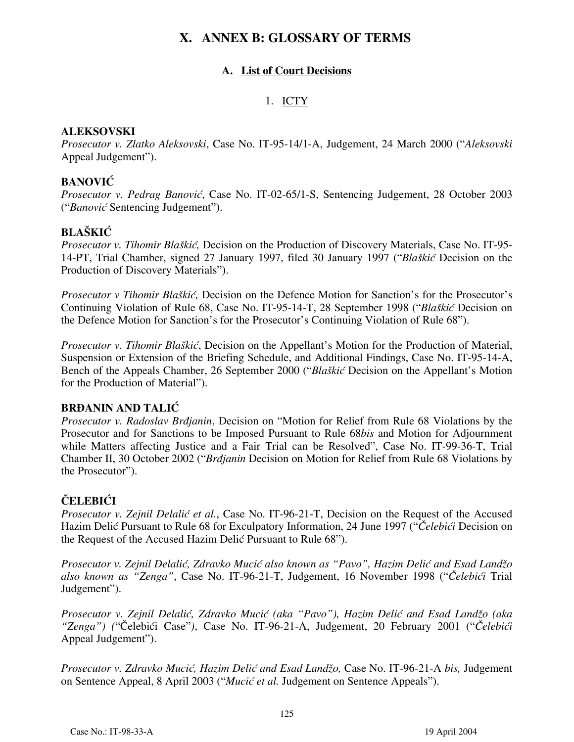# X. ANNEX B: GLOSSARY OF TERMS

## A. List of Court Decisions

### 1. ICTY

**ALEKSOVSKI**
*Prosecutor v. Zlatko Aleksovski*, Case No. IT-95-14/1-A, Judgement, 24 March 2000 ("*Aleksovski* Appeal Judgement").

**BANOVIĆ**
*Prosecutor v. Pedrag Banović*, Case No. IT-02-65/1-S, Sentencing Judgement, 28 October 2003 ("*Banović* Sentencing Judgement").

**BLAŠKIĆ**
*Prosecutor v. Tihomir Blaškić,* Decision on the Production of Discovery Materials, Case No. IT-95-14-PT, Trial Chamber, signed 27 January 1997, filed 30 January 1997 ("*Blaškić* Decision on the Production of Discovery Materials").

*Prosecutor v Tihomir Blaškić,* Decision on the Defence Motion for Sanction's for the Prosecutor's Continuing Violation of Rule 68, Case No. IT-95-14-T, 28 September 1998 ("*Blaškić* Decision on the Defence Motion for Sanction's for the Prosecutor's Continuing Violation of Rule 68").

*Prosecutor v. Tihomir Blaškić*, Decision on the Appellant's Motion for the Production of Material, Suspension or Extension of the Briefing Schedule, and Additional Findings, Case No. IT-95-14-A, Bench of the Appeals Chamber, 26 September 2000 ("*Blaškić* Decision on the Appellant's Motion for the Production of Material").

**BRĐANIN AND TALIĆ**
*Prosecutor v. Radoslav Brdjanin*, Decision on "Motion for Relief from Rule 68 Violations by the Prosecutor and for Sanctions to be Imposed Pursuant to Rule 68*bis* and Motion for Adjournment while Matters affecting Justice and a Fair Trial can be Resolved", Case No. IT-99-36-T, Trial Chamber II, 30 October 2002 ("*Brdjanin* Decision on Motion for Relief from Rule 68 Violations by the Prosecutor").

**ČELEBIĆI**
*Prosecutor v. Zejnil Delalić et al.*, Case No. IT-96-21-T, Decision on the Request of the Accused Hazim Delić Pursuant to Rule 68 for Exculpatory Information, 24 June 1997 ("*Čelebići* Decision on the Request of the Accused Hazim Delić Pursuant to Rule 68").

*Prosecutor v. Zejnil Delalić, Zdravko Mucić also known as "Pavo", Hazim Delić and Esad Landžo also known as "Zenga"*, Case No. IT-96-21-T, Judgement, 16 November 1998 ("*Čelebići* Trial Judgement").

*Prosecutor v. Zejnil Delalić, Zdravko Mucić (aka "Pavo"), Hazim Delić and Esad Landžo (aka "Zenga") (*"Čelebići Case"*)*, Case No. IT-96-21-A, Judgement, 20 February 2001 ("*Čelebići* Appeal Judgement").

*Prosecutor v. Zdravko Mucić, Hazim Delić and Esad Landžo,* Case No. IT-96-21-A *bis,* Judgement on Sentence Appeal, 8 April 2003 ("*Mucić et al.* Judgement on Sentence Appeals").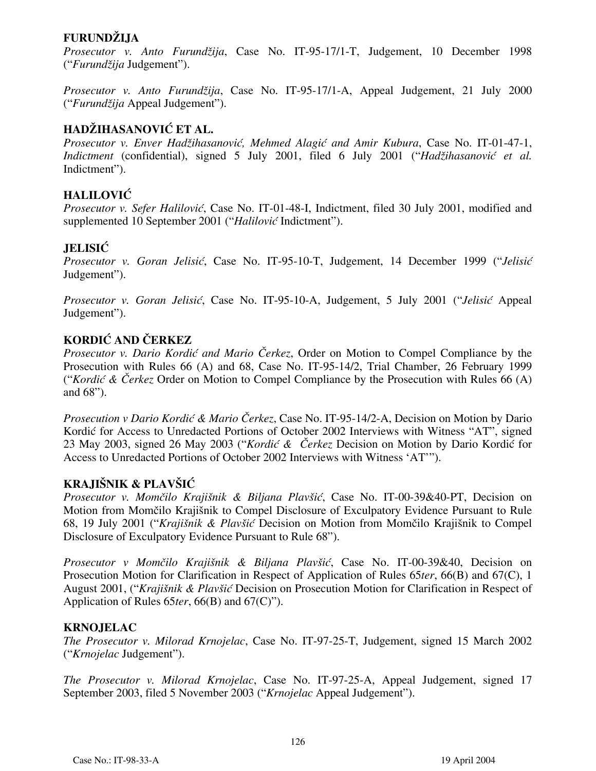**FURUNDŽIJA**

*Prosecutor v. Anto Furundžija*, Case No. IT-95-17/1-T, Judgement, 10 December 1998 ("*Furundžija* Judgement").

*Prosecutor v. Anto Furundžija*, Case No. IT-95-17/1-A, Appeal Judgement, 21 July 2000 ("*Furundžija* Appeal Judgement").

**HADŽIHASANOVIĆ ET AL.**

*Prosecutor v. Enver Hadžihasanović, Mehmed Alagić and Amir Kubura*, Case No. IT-01-47-1, *Indictment* (confidential), signed 5 July 2001, filed 6 July 2001 ("*Hadžihasanović et al.* Indictment").

**HALILOVIĆ**

*Prosecutor v. Sefer Halilović*, Case No. IT-01-48-I, Indictment, filed 30 July 2001, modified and supplemented 10 September 2001 ("*Halilović* Indictment").

**JELISIĆ**

*Prosecutor v. Goran Jelisić*, Case No. IT-95-10-T, Judgement, 14 December 1999 ("*Jelisić* Judgement").

*Prosecutor v. Goran Jelisić*, Case No. IT-95-10-A, Judgement, 5 July 2001 ("*Jelisić* Appeal Judgement").

**KORDIĆ AND ČERKEZ**

*Prosecutor v. Dario Kordić and Mario Čerkez*, Order on Motion to Compel Compliance by the Prosecution with Rules 66 (A) and 68, Case No. IT-95-14/2, Trial Chamber, 26 February 1999 ("*Kordić & Čerkez* Order on Motion to Compel Compliance by the Prosecution with Rules 66 (A) and 68").

*Prosecution v Dario Kordić & Mario Čerkez*, Case No. IT-95-14/2-A, Decision on Motion by Dario Kordić for Access to Unredacted Portions of October 2002 Interviews with Witness "AT", signed 23 May 2003, signed 26 May 2003 ("*Kordić & Čerkez* Decision on Motion by Dario Kordić for Access to Unredacted Portions of October 2002 Interviews with Witness 'AT'").

**KRAJIŠNIK & PLAVŠIĆ**

*Prosecutor v. Momčilo Krajišnik & Biljana Plavšić*, Case No. IT-00-39&40-PT, Decision on Motion from Momčilo Krajišnik to Compel Disclosure of Exculpatory Evidence Pursuant to Rule 68, 19 July 2001 ("*Krajišnik & Plavšić* Decision on Motion from Momčilo Krajišnik to Compel Disclosure of Exculpatory Evidence Pursuant to Rule 68").

*Prosecutor v Momčilo Krajišnik & Biljana Plavšić*, Case No. IT-00-39&40, Decision on Prosecution Motion for Clarification in Respect of Application of Rules 65*ter*, 66(B) and 67(C), 1 August 2001, ("*Krajišnik & Plavšić* Decision on Prosecution Motion for Clarification in Respect of Application of Rules 65*ter*, 66(B) and 67(C)").

**KRNOJELAC**

*The Prosecutor v. Milorad Krnojelac*, Case No. IT-97-25-T, Judgement, signed 15 March 2002 ("*Krnojelac* Judgement").

*The Prosecutor v. Milorad Krnojelac*, Case No. IT-97-25-A, Appeal Judgement, signed 17 September 2003, filed 5 November 2003 ("*Krnojelac* Appeal Judgement").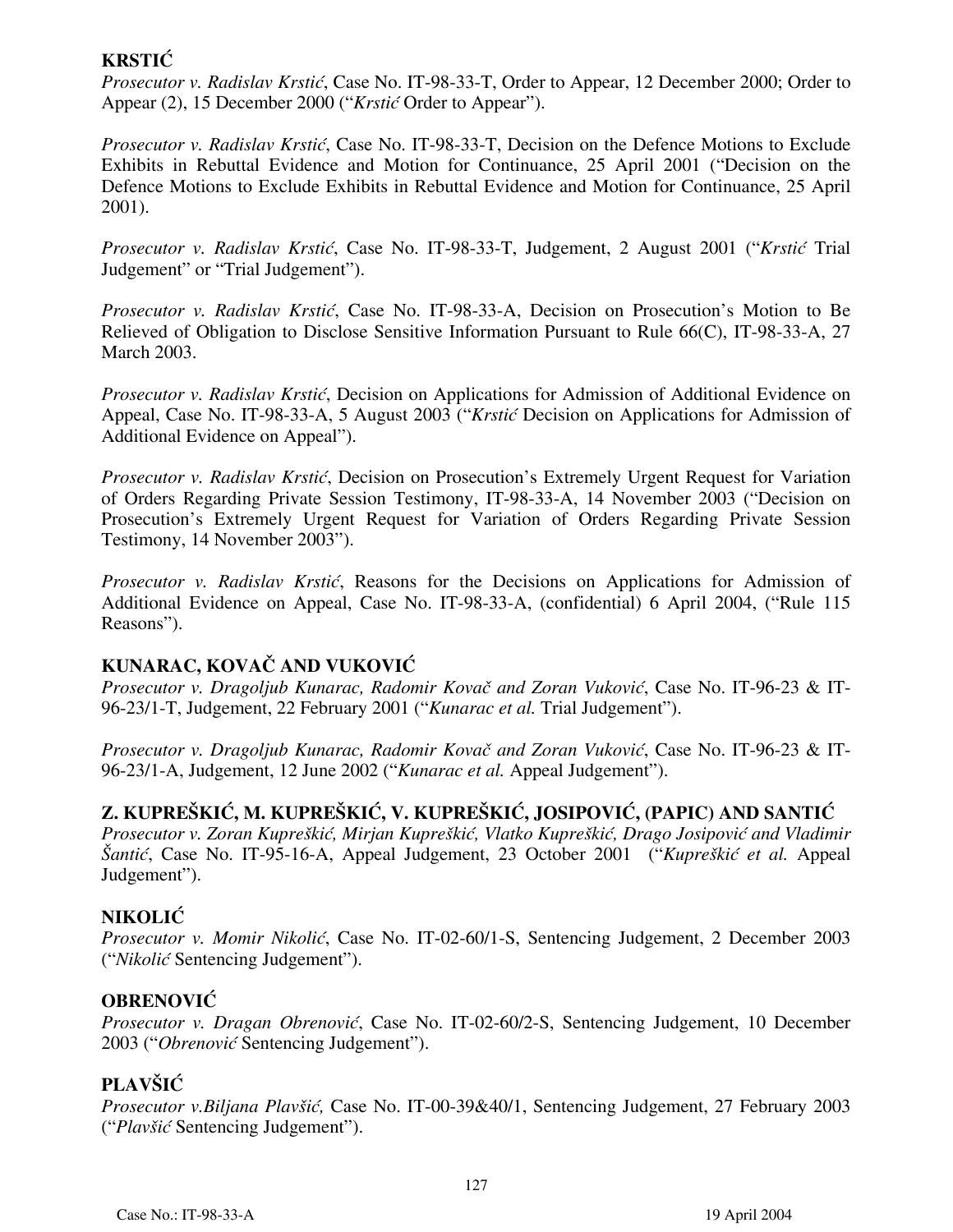**KRSTIĆ**

*Prosecutor v. Radislav Krstić*, Case No. IT-98-33-T, Order to Appear, 12 December 2000; Order to Appear (2), 15 December 2000 ("*Krstić* Order to Appear").

*Prosecutor v. Radislav Krstić*, Case No. IT-98-33-T, Decision on the Defence Motions to Exclude Exhibits in Rebuttal Evidence and Motion for Continuance, 25 April 2001 ("Decision on the Defence Motions to Exclude Exhibits in Rebuttal Evidence and Motion for Continuance, 25 April 2001).

*Prosecutor v. Radislav Krstić*, Case No. IT-98-33-T, Judgement, 2 August 2001 ("*Krstić* Trial Judgement" or "Trial Judgement").

*Prosecutor v. Radislav Krstić*, Case No. IT-98-33-A, Decision on Prosecution's Motion to Be Relieved of Obligation to Disclose Sensitive Information Pursuant to Rule 66(C), IT-98-33-A, 27 March 2003.

*Prosecutor v. Radislav Krstić*, Decision on Applications for Admission of Additional Evidence on Appeal, Case No. IT-98-33-A, 5 August 2003 ("*Krstić* Decision on Applications for Admission of Additional Evidence on Appeal").

*Prosecutor v. Radislav Krstić*, Decision on Prosecution's Extremely Urgent Request for Variation of Orders Regarding Private Session Testimony, IT-98-33-A, 14 November 2003 ("Decision on Prosecution's Extremely Urgent Request for Variation of Orders Regarding Private Session Testimony, 14 November 2003").

*Prosecutor v. Radislav Krstić*, Reasons for the Decisions on Applications for Admission of Additional Evidence on Appeal, Case No. IT-98-33-A, (confidential) 6 April 2004, ("Rule 115 Reasons").

**KUNARAC, KOVAČ AND VUKOVIĆ**

*Prosecutor v. Dragoljub Kunarac, Radomir Kovač and Zoran Vuković*, Case No. IT-96-23 & IT-96-23/1-T, Judgement, 22 February 2001 ("*Kunarac et al.* Trial Judgement").

*Prosecutor v. Dragoljub Kunarac, Radomir Kovač and Zoran Vuković*, Case No. IT-96-23 & IT-96-23/1-A, Judgement, 12 June 2002 ("*Kunarac et al.* Appeal Judgement").

**Z. KUPREŠKIĆ, M. KUPREŠKIĆ, V. KUPREŠKIĆ, JOSIPOVIĆ, (PAPIC) AND SANTIĆ**

*Prosecutor v. Zoran Kupreškić, Mirjan Kupreškić, Vlatko Kupreškić, Drago Josipović and Vladimir Šantić*, Case No. IT-95-16-A, Appeal Judgement, 23 October 2001 ("*Kupreškić et al.* Appeal Judgement").

**NIKOLIĆ**

*Prosecutor v. Momir Nikolić*, Case No. IT-02-60/1-S, Sentencing Judgement, 2 December 2003 ("*Nikolić* Sentencing Judgement").

**OBRENOVIĆ**

*Prosecutor v. Dragan Obrenović*, Case No. IT-02-60/2-S, Sentencing Judgement, 10 December 2003 ("*Obrenović* Sentencing Judgement").

**PLAVŠIĆ**

*Prosecutor v.Biljana Plavšić,* Case No. IT-00-39&40/1, Sentencing Judgement, 27 February 2003 ("*Plavšić* Sentencing Judgement").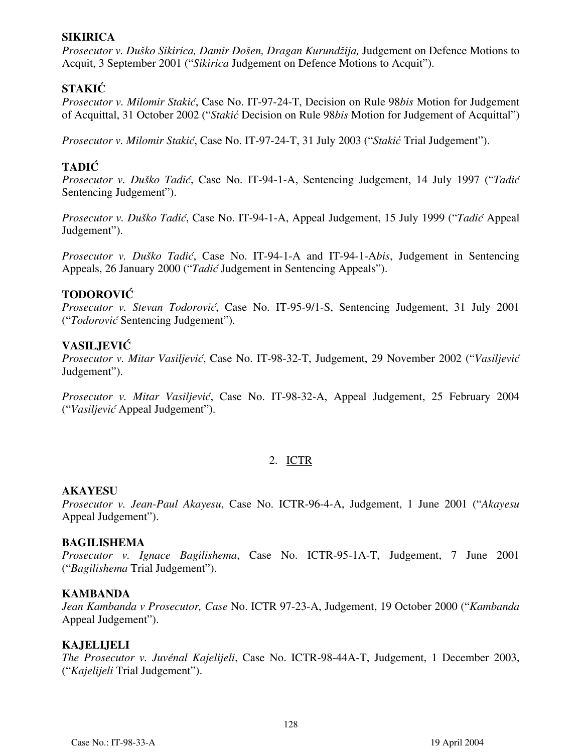**SIKIRICA**

*Prosecutor v. Duško Sikirica, Damir Došen, Dragan Kurundžija,* Judgement on Defence Motions to Acquit, 3 September 2001 ("*Sikirica* Judgement on Defence Motions to Acquit").

**STAKIĆ**

*Prosecutor v. Milomir Stakić*, Case No. IT-97-24-T, Decision on Rule 98*bis* Motion for Judgement of Acquittal, 31 October 2002 ("*Stakić* Decision on Rule 98*bis* Motion for Judgement of Acquittal")

*Prosecutor v. Milomir Stakić*, Case No. IT-97-24-T, 31 July 2003 ("*Stakić* Trial Judgement").

**TADIĆ**

*Prosecutor v. Duško Tadić*, Case No. IT-94-1-A, Sentencing Judgement, 14 July 1997 ("*Tadić* Sentencing Judgement").

*Prosecutor v. Duško Tadić*, Case No. IT-94-1-A, Appeal Judgement, 15 July 1999 ("*Tadić* Appeal Judgement").

*Prosecutor v. Duško Tadić*, Case No. IT-94-1-A and IT-94-1-A*bis*, Judgement in Sentencing Appeals, 26 January 2000 ("*Tadić* Judgement in Sentencing Appeals").

**TODOROVIĆ**

*Prosecutor v. Stevan Todorović*, Case No. IT-95-9/1-S, Sentencing Judgement, 31 July 2001 ("*Todorović* Sentencing Judgement").

**VASILJEVIĆ**

*Prosecutor v. Mitar Vasiljević*, Case No. IT-98-32-T, Judgement, 29 November 2002 ("*Vasiljević* Judgement").

*Prosecutor v. Mitar Vasiljević*, Case No. IT-98-32-A, Appeal Judgement, 25 February 2004 ("*Vasiljević* Appeal Judgement").

2. ICTR

**AKAYESU**

*Prosecutor v. Jean-Paul Akayesu*, Case No. ICTR-96-4-A, Judgement, 1 June 2001 ("*Akayesu* Appeal Judgement").

**BAGILISHEMA**

*Prosecutor v. Ignace Bagilishema*, Case No. ICTR-95-1A-T, Judgement, 7 June 2001 ("*Bagilishema* Trial Judgement").

**KAMBANDA**

*Jean Kambanda v Prosecutor, Case* No. ICTR 97-23-A, Judgement, 19 October 2000 ("*Kambanda* Appeal Judgement").

**KAJELIJELI**

*The Prosecutor v. Juvénal Kajelijeli*, Case No. ICTR-98-44A-T, Judgement, 1 December 2003, ("*Kajelijeli* Trial Judgement").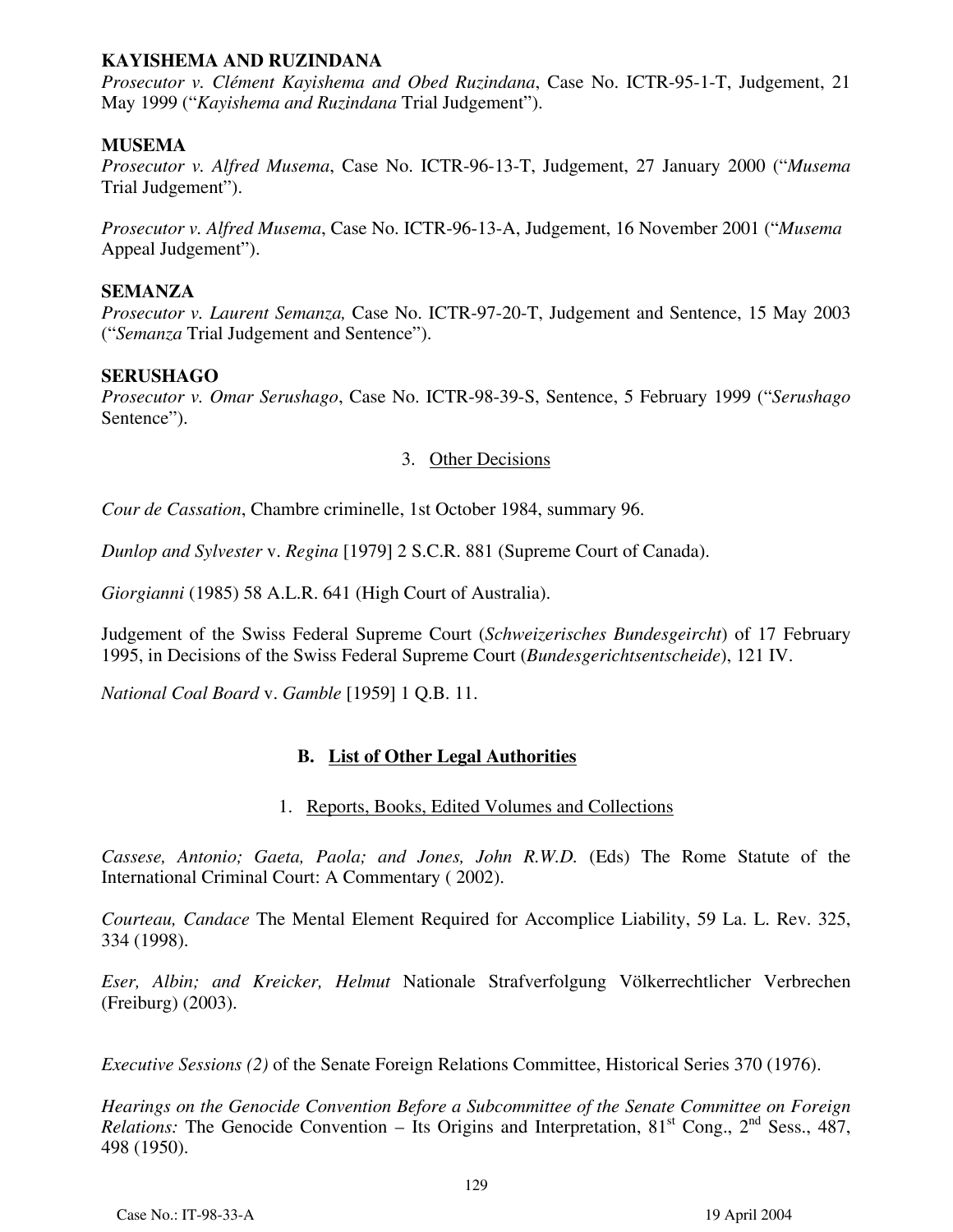**KAYISHEMA AND RUZINDANA**

*Prosecutor v. Clément Kayishema and Obed Ruzindana*, Case No. ICTR-95-1-T, Judgement, 21 May 1999 ("*Kayishema and Ruzindana* Trial Judgement").

**MUSEMA**

*Prosecutor v. Alfred Musema*, Case No. ICTR-96-13-T, Judgement, 27 January 2000 ("*Musema* Trial Judgement").

*Prosecutor v. Alfred Musema*, Case No. ICTR-96-13-A, Judgement, 16 November 2001 ("*Musema* Appeal Judgement").

**SEMANZA**

*Prosecutor v. Laurent Semanza,* Case No. ICTR-97-20-T, Judgement and Sentence, 15 May 2003 ("*Semanza* Trial Judgement and Sentence").

**SERUSHAGO**

*Prosecutor v. Omar Serushago*, Case No. ICTR-98-39-S, Sentence, 5 February 1999 ("*Serushago* Sentence").

3. Other Decisions

*Cour de Cassation*, Chambre criminelle, 1st October 1984, summary 96.

*Dunlop and Sylvester* v. *Regina* [1979] 2 S.C.R. 881 (Supreme Court of Canada).

*Giorgianni* (1985) 58 A.L.R. 641 (High Court of Australia).

Judgement of the Swiss Federal Supreme Court (*Schweizerisches Bundesgeircht*) of 17 February 1995, in Decisions of the Swiss Federal Supreme Court (*Bundesgerichtsentscheide*), 121 IV.

*National Coal Board* v. *Gamble* [1959] 1 Q.B. 11.

## B. List of Other Legal Authorities

1. Reports, Books, Edited Volumes and Collections

*Cassese, Antonio; Gaeta, Paola; and Jones, John R.W.D.* (Eds) The Rome Statute of the International Criminal Court: A Commentary ( 2002).

*Courteau, Candace* The Mental Element Required for Accomplice Liability, 59 La. L. Rev. 325, 334 (1998).

*Eser, Albin; and Kreicker, Helmut* Nationale Strafverfolgung Völkerrechtlicher Verbrechen (Freiburg) (2003).

*Executive Sessions (2)* of the Senate Foreign Relations Committee, Historical Series 370 (1976).

*Hearings on the Genocide Convention Before a Subcommittee of the Senate Committee on Foreign Relations:* The Genocide Convention – Its Origins and Interpretation, 81st Cong., 2nd Sess., 487, 498 (1950).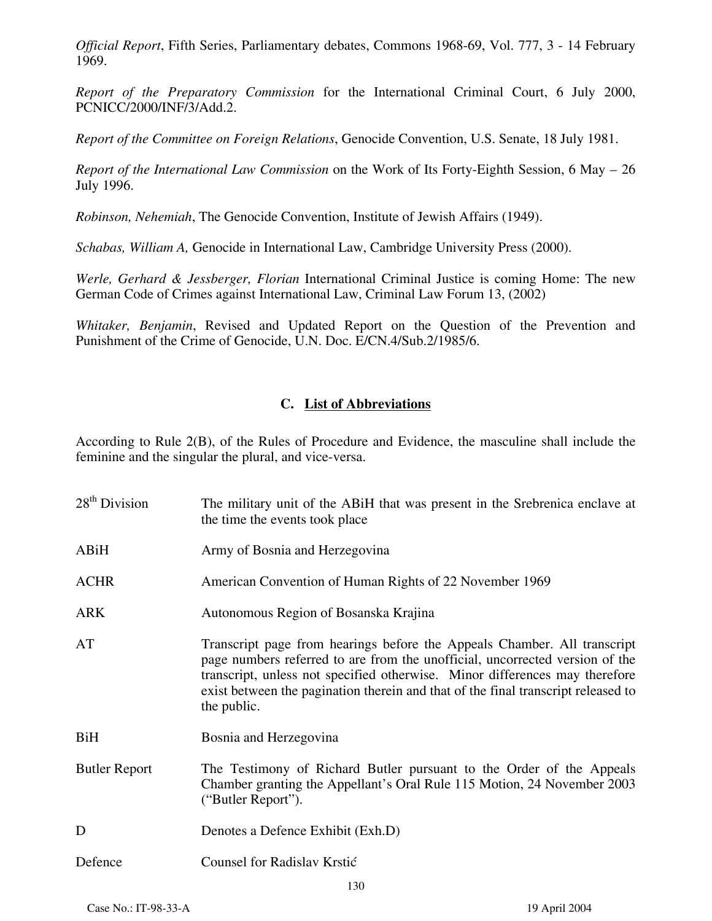*Official Report*, Fifth Series, Parliamentary debates, Commons 1968-69, Vol. 777, 3 - 14 February 1969.

*Report of the Preparatory Commission* for the International Criminal Court, 6 July 2000, PCNICC/2000/INF/3/Add.2.

*Report of the Committee on Foreign Relations*, Genocide Convention, U.S. Senate, 18 July 1981.

*Report of the International Law Commission* on the Work of Its Forty-Eighth Session, 6 May – 26 July 1996.

*Robinson, Nehemiah*, The Genocide Convention, Institute of Jewish Affairs (1949).

*Schabas, William A,* Genocide in International Law, Cambridge University Press (2000).

*Werle, Gerhard & Jessberger, Florian* International Criminal Justice is coming Home: The new German Code of Crimes against International Law, Criminal Law Forum 13, (2002)

*Whitaker, Benjamin*, Revised and Updated Report on the Question of the Prevention and Punishment of the Crime of Genocide, U.N. Doc. E/CN.4/Sub.2/1985/6.

## C. List of Abbreviations

According to Rule 2(B), of the Rules of Procedure and Evidence, the masculine shall include the feminine and the singular the plural, and vice-versa.

| | |
|---|---|
| 28th Division | The military unit of the ABiH that was present in the Srebrenica enclave at the time the events took place |
| ABiH | Army of Bosnia and Herzegovina |
| ACHR | American Convention of Human Rights of 22 November 1969 |
| ARK | Autonomous Region of Bosanska Krajina |
| AT | Transcript page from hearings before the Appeals Chamber. All transcript page numbers referred to are from the unofficial, uncorrected version of the transcript, unless not specified otherwise. Minor differences may therefore exist between the pagination therein and that of the final transcript released to the public. |
| BiH | Bosnia and Herzegovina |
| Butler Report | The Testimony of Richard Butler pursuant to the Order of the Appeals Chamber granting the Appellant's Oral Rule 115 Motion, 24 November 2003 ("Butler Report"). |
| D | Denotes a Defence Exhibit (Exh.D) |
| Defence | Counsel for Radislav Krstić |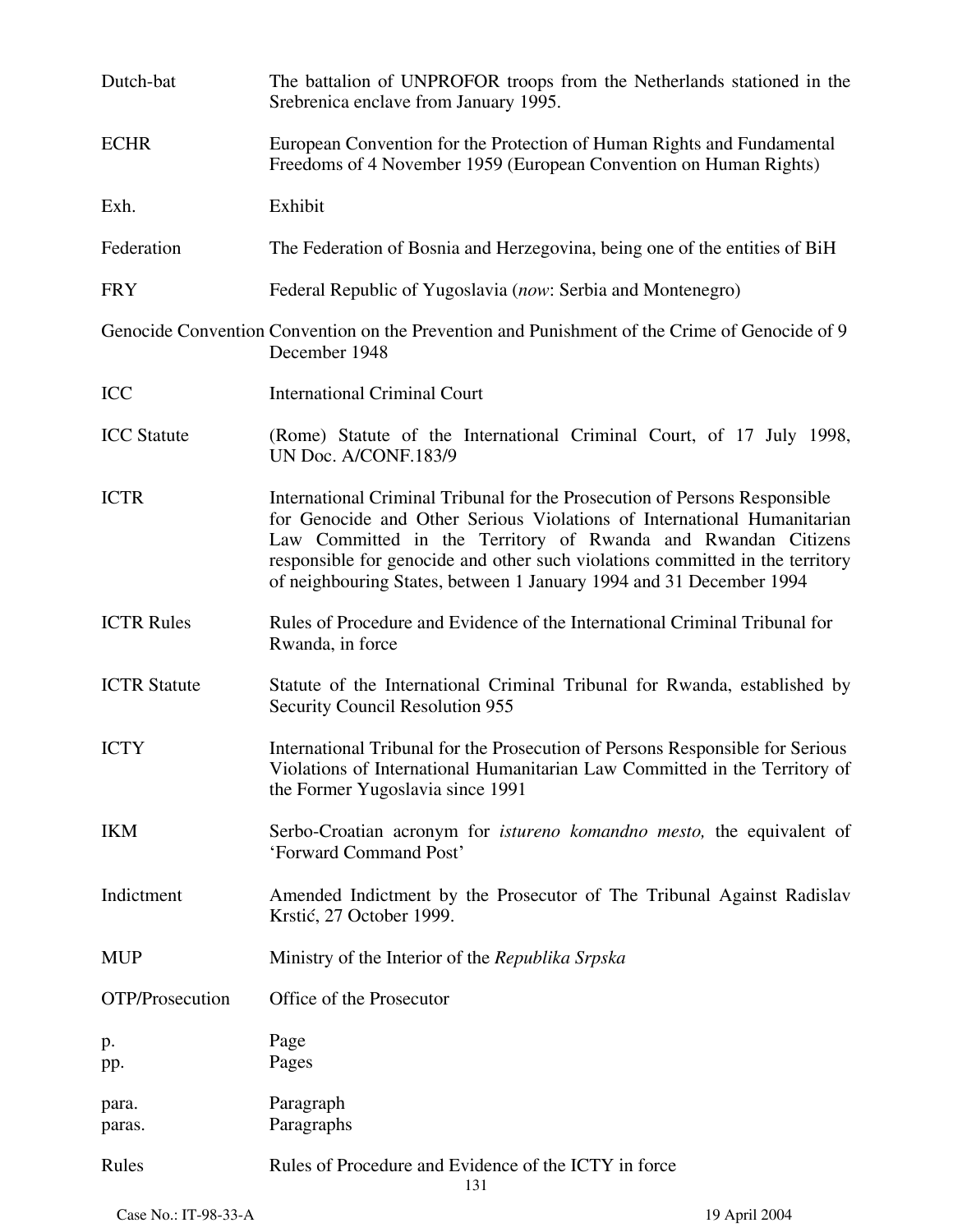| | |
|---|---|
| Dutch-bat | The battalion of UNPROFOR troops from the Netherlands stationed in the Srebrenica enclave from January 1995. |
| ECHR | European Convention for the Protection of Human Rights and Fundamental Freedoms of 4 November 1959 (European Convention on Human Rights) |
| Exh. | Exhibit |
| Federation | The Federation of Bosnia and Herzegovina, being one of the entities of BiH |
| FRY | Federal Republic of Yugoslavia (*now*: Serbia and Montenegro) |
| Genocide Convention | Convention on the Prevention and Punishment of the Crime of Genocide of 9 December 1948 |
| ICC | International Criminal Court |
| ICC Statute | (Rome) Statute of the International Criminal Court, of 17 July 1998, UN Doc. A/CONF.183/9 |
| ICTR | International Criminal Tribunal for the Prosecution of Persons Responsible for Genocide and Other Serious Violations of International Humanitarian Law Committed in the Territory of Rwanda and Rwandan Citizens responsible for genocide and other such violations committed in the territory of neighbouring States, between 1 January 1994 and 31 December 1994 |
| ICTR Rules | Rules of Procedure and Evidence of the International Criminal Tribunal for Rwanda, in force |
| ICTR Statute | Statute of the International Criminal Tribunal for Rwanda, established by Security Council Resolution 955 |
| ICTY | International Tribunal for the Prosecution of Persons Responsible for Serious Violations of International Humanitarian Law Committed in the Territory of the Former Yugoslavia since 1991 |
| IKM | Serbo-Croatian acronym for *istureno komandno mesto,* the equivalent of 'Forward Command Post' |
| Indictment | Amended Indictment by the Prosecutor of The Tribunal Against Radislav Krstić, 27 October 1999. |
| MUP | Ministry of the Interior of the *Republika Srpska* |
| OTP/Prosecution | Office of the Prosecutor |
| p. | Page |
| pp. | Pages |
| para. | Paragraph |
| paras. | Paragraphs |
| Rules | Rules of Procedure and Evidence of the ICTY in force |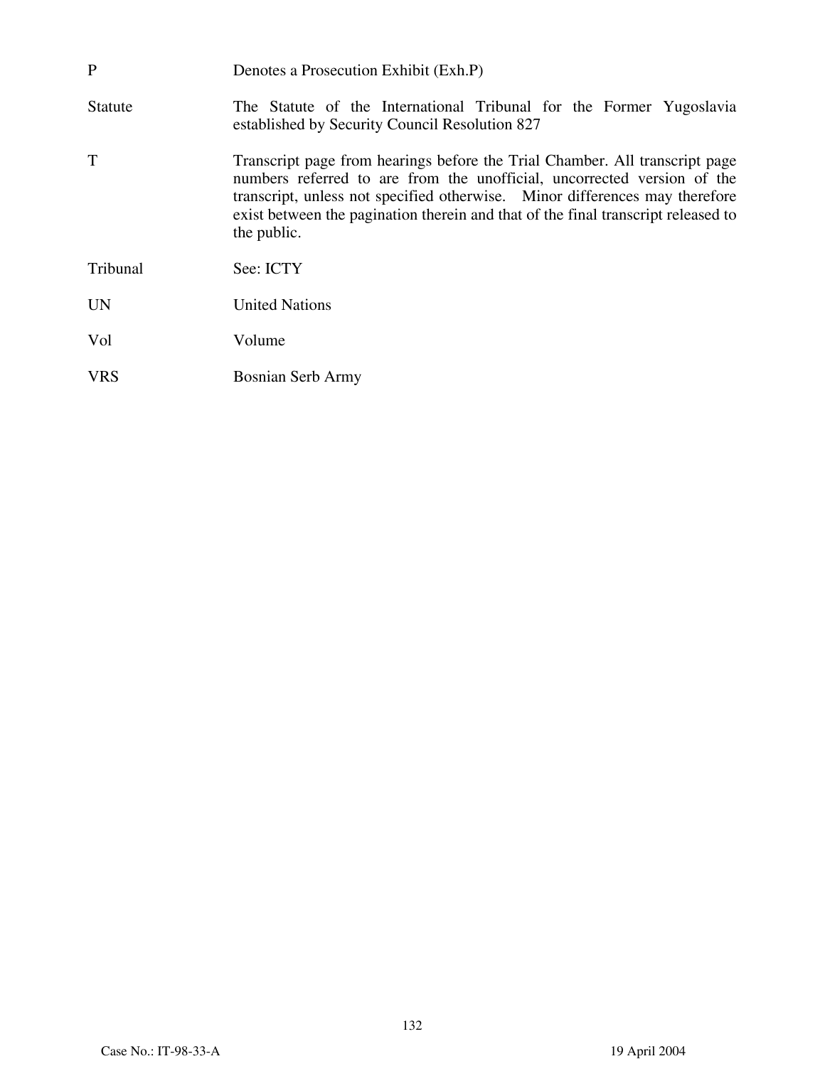| | |
|---|---|
| P | Denotes a Prosecution Exhibit (Exh.P) |
| Statute | The Statute of the International Tribunal for the Former Yugoslavia established by Security Council Resolution 827 |
| T | Transcript page from hearings before the Trial Chamber. All transcript page numbers referred to are from the unofficial, uncorrected version of the transcript, unless not specified otherwise. Minor differences may therefore exist between the pagination therein and that of the final transcript released to the public. |
| Tribunal | See: ICTY |
| UN | United Nations |
| Vol | Volume |
| VRS | Bosnian Serb Army |